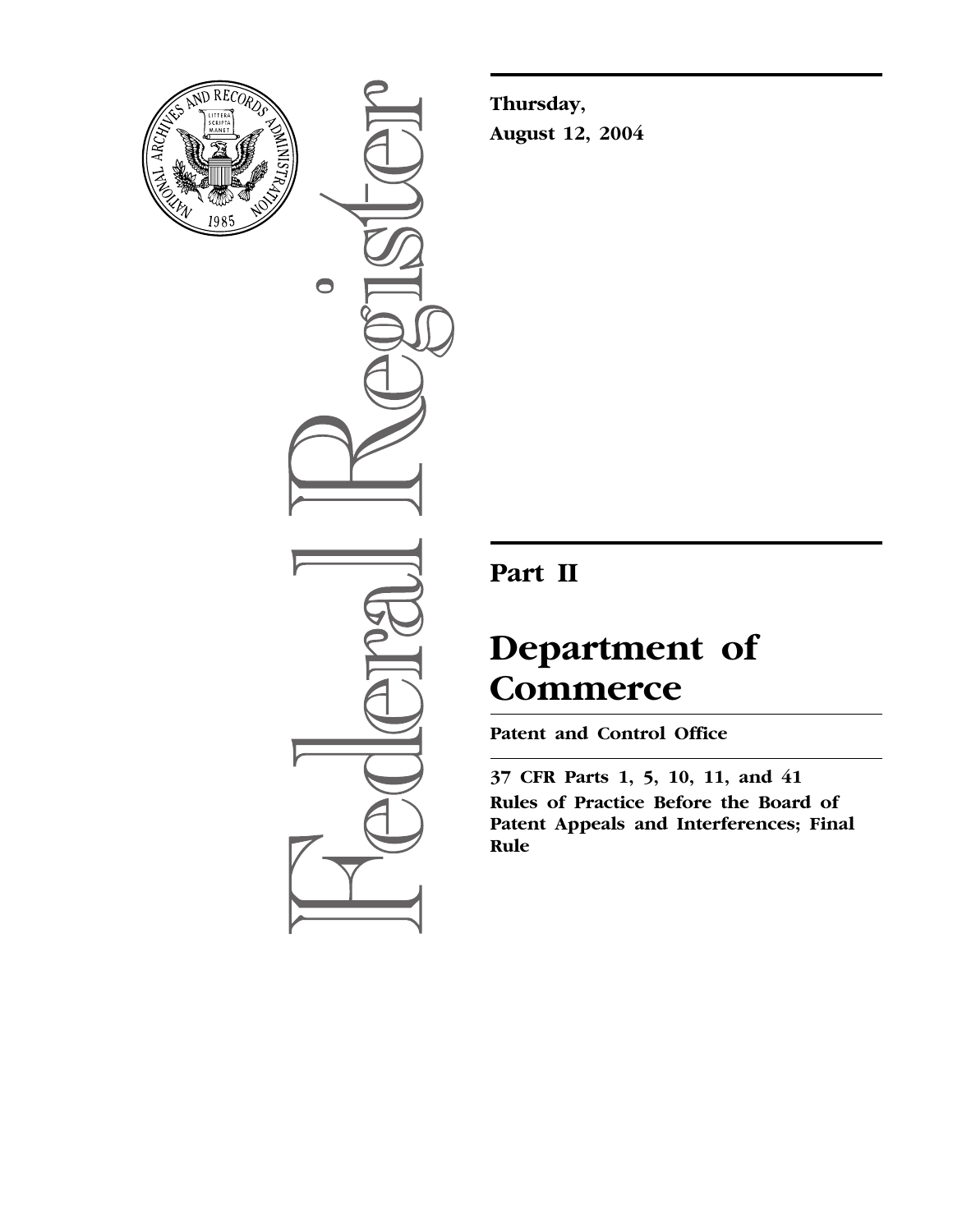**Thursday,**

**August 12, 2004**

---

# Part II

# Department of Commerce

**Patent and Control Office**

---

**37 CFR Parts 1, 5, 10, 11, and 41**

**Rules of Practice Before the Board of Patent Appeals and Interferences; Final Rule**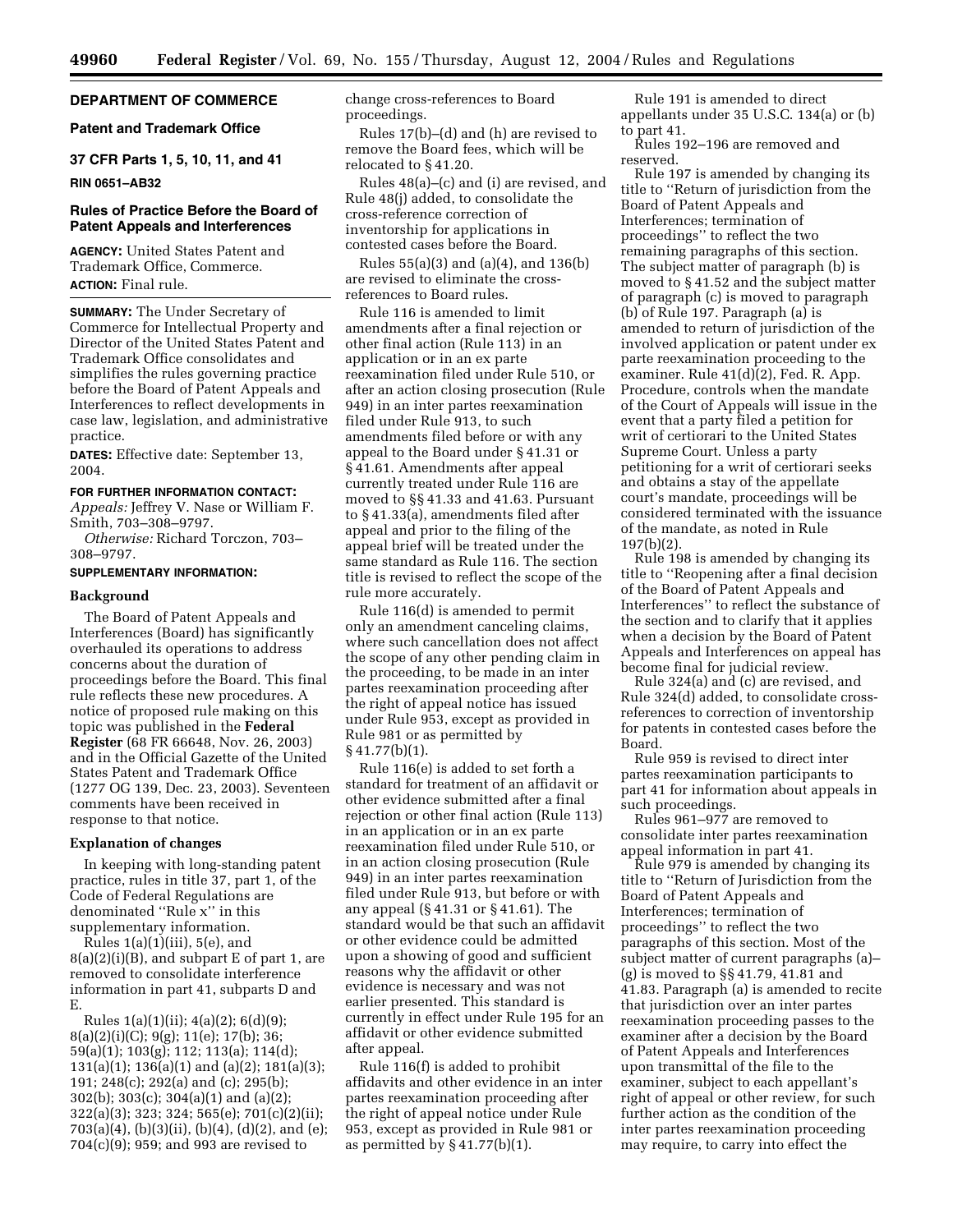## DEPARTMENT OF COMMERCE

### Patent and Trademark Office

### 37 CFR Parts 1, 5, 10, 11, and 41

### RIN 0651–AB32

## Rules of Practice Before the Board of Patent Appeals and Interferences

**AGENCY:** United States Patent and Trademark Office, Commerce.

**ACTION:** Final rule.

**SUMMARY:** The Under Secretary of Commerce for Intellectual Property and Director of the United States Patent and Trademark Office consolidates and simplifies the rules governing practice before the Board of Patent Appeals and Interferences to reflect developments in case law, legislation, and administrative practice.

**DATES:** Effective date: September 13, 2004.

**FOR FURTHER INFORMATION CONTACT:**
*Appeals:* Jeffrey V. Nase or William F. Smith, 703–308–9797.
*Otherwise:* Richard Torczon, 703–308–9797.

**SUPPLEMENTARY INFORMATION:**

### Background

The Board of Patent Appeals and Interferences (Board) has significantly overhauled its operations to address concerns about the duration of proceedings before the Board. This final rule reflects these new procedures. A notice of proposed rule making on this topic was published in the **Federal Register** (68 FR 66648, Nov. 26, 2003) and in the Official Gazette of the United States Patent and Trademark Office (1277 OG 139, Dec. 23, 2003). Seventeen comments have been received in response to that notice.

### Explanation of changes

In keeping with long-standing patent practice, rules in title 37, part 1, of the Code of Federal Regulations are denominated ''Rule x'' in this supplementary information.

Rules 1(a)(1)(iii), 5(e), and 8(a)(2)(i)(B), and subpart E of part 1, are removed to consolidate interference information in part 41, subparts D and E.

Rules 1(a)(1)(ii); 4(a)(2); 6(d)(9); 8(a)(2)(i)(C); 9(g); 11(e); 17(b); 36; 59(a)(1); 103(g); 112; 113(a); 114(d); 131(a)(1); 136(a)(1) and (a)(2); 181(a)(3); 191; 248(c); 292(a) and (c); 295(b); 302(b); 303(c); 304(a)(1) and (a)(2); 322(a)(3); 323; 324; 565(e); 701(c)(2)(ii); 703(a)(4), (b)(3)(ii), (b)(4), (d)(2), and (e); 704(c)(9); 959; and 993 are revised to change cross-references to Board proceedings.

Rules 17(b)–(d) and (h) are revised to remove the Board fees, which will be relocated to § 41.20.

Rules 48(a)–(c) and (i) are revised, and Rule 48(j) added, to consolidate the cross-reference correction of inventorship for applications in contested cases before the Board.

Rules 55(a)(3) and (a)(4), and 136(b) are revised to eliminate the cross-references to Board rules.

Rule 116 is amended to limit amendments after a final rejection or other final action (Rule 113) in an application or in an ex parte reexamination filed under Rule 510, or after an action closing prosecution (Rule 949) in an inter partes reexamination filed under Rule 913, to such amendments filed before or with any appeal to the Board under § 41.31 or § 41.61. Amendments after appeal currently treated under Rule 116 are moved to §§ 41.33 and 41.63. Pursuant to § 41.33(a), amendments filed after appeal and prior to the filing of the appeal brief will be treated under the same standard as Rule 116. The section title is revised to reflect the scope of the rule more accurately.

Rule 116(d) is amended to permit only an amendment canceling claims, where such cancellation does not affect the scope of any other pending claim in the proceeding, to be made in an inter partes reexamination proceeding after the right of appeal notice has issued under Rule 953, except as provided in Rule 981 or as permitted by § 41.77(b)(1).

Rule 116(e) is added to set forth a standard for treatment of an affidavit or other evidence submitted after a final rejection or other final action (Rule 113) in an application or in an ex parte reexamination filed under Rule 510, or in an action closing prosecution (Rule 949) in an inter partes reexamination filed under Rule 913, but before or with any appeal (§ 41.31 or § 41.61). The standard would be that such an affidavit or other evidence could be admitted upon a showing of good and sufficient reasons why the affidavit or other evidence is necessary and was not earlier presented. This standard is currently in effect under Rule 195 for an affidavit or other evidence submitted after appeal.

Rule 116(f) is added to prohibit affidavits and other evidence in an inter partes reexamination proceeding after the right of appeal notice under Rule 953, except as provided in Rule 981 or as permitted by § 41.77(b)(1).

Rule 191 is amended to direct appellants under 35 U.S.C. 134(a) or (b) to part 41.

Rules 192–196 are removed and reserved.

Rule 197 is amended by changing its title to ''Return of jurisdiction from the Board of Patent Appeals and Interferences; termination of proceedings'' to reflect the two remaining paragraphs of this section. The subject matter of paragraph (b) is moved to § 41.52 and the subject matter of paragraph (c) is moved to paragraph (b) of Rule 197. Paragraph (a) is amended to return of jurisdiction of the involved application or patent under ex parte reexamination proceeding to the examiner. Rule 41(d)(2), Fed. R. App. Procedure, controls when the mandate of the Court of Appeals will issue in the event that a party filed a petition for writ of certiorari to the United States Supreme Court. Unless a party petitioning for a writ of certiorari seeks and obtains a stay of the appellate court's mandate, proceedings will be considered terminated with the issuance of the mandate, as noted in Rule 197(b)(2).

Rule 198 is amended by changing its title to ''Reopening after a final decision of the Board of Patent Appeals and Interferences'' to reflect the substance of the section and to clarify that it applies when a decision by the Board of Patent Appeals and Interferences on appeal has become final for judicial review.

Rule 324(a) and (c) are revised, and Rule 324(d) added, to consolidate cross-references to correction of inventorship for patents in contested cases before the Board.

Rule 959 is revised to direct inter partes reexamination participants to part 41 for information about appeals in such proceedings.

Rules 961–977 are removed to consolidate inter partes reexamination appeal information in part 41.

Rule 979 is amended by changing its title to ''Return of Jurisdiction from the Board of Patent Appeals and Interferences; termination of proceedings'' to reflect the two paragraphs of this section. Most of the subject matter of current paragraphs (a)–(g) is moved to §§ 41.79, 41.81 and 41.83. Paragraph (a) is amended to recite that jurisdiction over an inter partes reexamination proceeding passes to the examiner after a decision by the Board of Patent Appeals and Interferences upon transmittal of the file to the examiner, subject to each appellant's right of appeal or other review, for such further action as the condition of the inter partes reexamination proceeding may require, to carry into effect the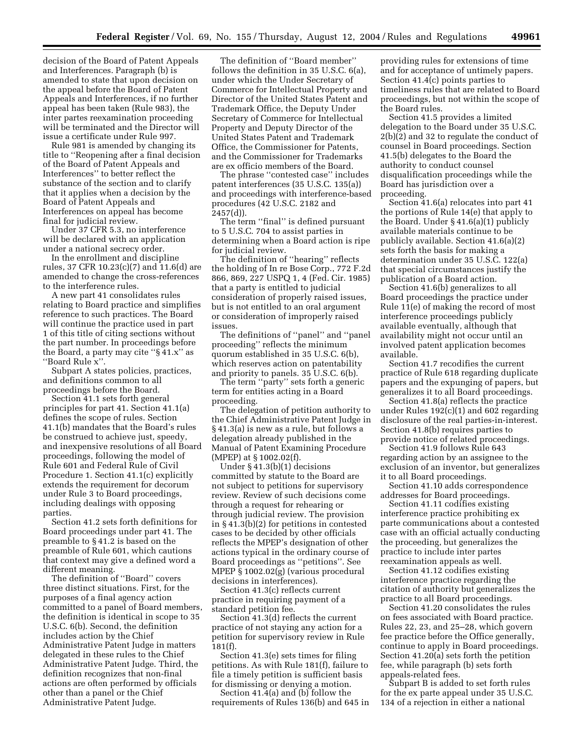decision of the Board of Patent Appeals and Interferences. Paragraph (b) is amended to state that upon decision on the appeal before the Board of Patent Appeals and Interferences, if no further appeal has been taken (Rule 983), the inter partes reexamination proceeding will be terminated and the Director will issue a certificate under Rule 997.

Rule 981 is amended by changing its title to ''Reopening after a final decision of the Board of Patent Appeals and Interferences'' to better reflect the substance of the section and to clarify that it applies when a decision by the Board of Patent Appeals and Interferences on appeal has become final for judicial review.

Under 37 CFR 5.3, no interference will be declared with an application under a national secrecy order.

In the enrollment and discipline rules, 37 CFR 10.23(c)(7) and 11.6(d) are amended to change the cross-references to the interference rules.

A new part 41 consolidates rules relating to Board practice and simplifies reference to such practices. The Board will continue the practice used in part 1 of this title of citing sections without the part number. In proceedings before the Board, a party may cite ''§ 41.x'' as ''Board Rule x''.

Subpart A states policies, practices, and definitions common to all proceedings before the Board.

Section 41.1 sets forth general principles for part 41. Section 41.1(a) defines the scope of rules. Section 41.1(b) mandates that the Board's rules be construed to achieve just, speedy, and inexpensive resolutions of all Board proceedings, following the model of Rule 601 and Federal Rule of Civil Procedure 1. Section 41.1(c) explicitly extends the requirement for decorum under Rule 3 to Board proceedings, including dealings with opposing parties.

Section 41.2 sets forth definitions for Board proceedings under part 41. The preamble to § 41.2 is based on the preamble of Rule 601, which cautions that context may give a defined word a different meaning.

The definition of ''Board'' covers three distinct situations. First, for the purposes of a final agency action committed to a panel of Board members, the definition is identical in scope to 35 U.S.C. 6(b). Second, the definition includes action by the Chief Administrative Patent Judge in matters delegated in these rules to the Chief Administrative Patent Judge. Third, the definition recognizes that non-final actions are often performed by officials other than a panel or the Chief Administrative Patent Judge.

The definition of ''Board member'' follows the definition in 35 U.S.C. 6(a), under which the Under Secretary of Commerce for Intellectual Property and Director of the United States Patent and Trademark Office, the Deputy Under Secretary of Commerce for Intellectual Property and Deputy Director of the United States Patent and Trademark Office, the Commissioner for Patents, and the Commissioner for Trademarks are ex officio members of the Board.

The phrase ''contested case'' includes patent interferences (35 U.S.C. 135(a)) and proceedings with interference-based procedures (42 U.S.C. 2182 and 2457(d)).

The term ''final'' is defined pursuant to 5 U.S.C. 704 to assist parties in determining when a Board action is ripe for judicial review.

The definition of ''hearing'' reflects the holding of In re Bose Corp., 772 F.2d 866, 869, 227 USPQ 1, 4 (Fed. Cir. 1985) that a party is entitled to judicial consideration of properly raised issues, but is not entitled to an oral argument or consideration of improperly raised issues.

The definitions of ''panel'' and ''panel proceeding'' reflects the minimum quorum established in 35 U.S.C. 6(b), which reserves action on patentability and priority to panels. 35 U.S.C. 6(b).

The term ''party'' sets forth a generic term for entities acting in a Board proceeding.

The delegation of petition authority to the Chief Administrative Patent Judge in § 41.3(a) is new as a rule, but follows a delegation already published in the Manual of Patent Examining Procedure (MPEP) at § 1002.02(f).

Under § 41.3(b)(1) decisions committed by statute to the Board are not subject to petitions for supervisory review. Review of such decisions come through a request for rehearing or through judicial review. The provision in § 41.3(b)(2) for petitions in contested cases to be decided by other officials reflects the MPEP's designation of other actions typical in the ordinary course of Board proceedings as ''petitions''. See MPEP § 1002.02(g) (various procedural decisions in interferences).

Section 41.3(c) reflects current practice in requiring payment of a standard petition fee.

Section 41.3(d) reflects the current practice of not staying any action for a petition for supervisory review in Rule 181(f).

Section 41.3(e) sets times for filing petitions. As with Rule 181(f), failure to file a timely petition is sufficient basis for dismissing or denying a motion.

Section 41.4(a) and (b) follow the requirements of Rules 136(b) and 645 in providing rules for extensions of time and for acceptance of untimely papers. Section 41.4(c) points parties to timeliness rules that are related to Board proceedings, but not within the scope of the Board rules.

Section 41.5 provides a limited delegation to the Board under 35 U.S.C. 2(b)(2) and 32 to regulate the conduct of counsel in Board proceedings. Section 41.5(b) delegates to the Board the authority to conduct counsel disqualification proceedings while the Board has jurisdiction over a proceeding.

Section 41.6(a) relocates into part 41 the portions of Rule 14(e) that apply to the Board. Under § 41.6(a)(1) publicly available materials continue to be publicly available. Section 41.6(a)(2) sets forth the basis for making a determination under 35 U.S.C. 122(a) that special circumstances justify the publication of a Board action.

Section 41.6(b) generalizes to all Board proceedings the practice under Rule 11(e) of making the record of most interference proceedings publicly available eventually, although that availability might not occur until an involved patent application becomes available.

Section 41.7 recodifies the current practice of Rule 618 regarding duplicate papers and the expunging of papers, but generalizes it to all Board proceedings.

Section 41.8(a) reflects the practice under Rules 192(c)(1) and 602 regarding disclosure of the real parties-in-interest. Section 41.8(b) requires parties to provide notice of related proceedings.

Section 41.9 follows Rule 643 regarding action by an assignee to the exclusion of an inventor, but generalizes it to all Board proceedings.

Section 41.10 adds correspondence addresses for Board proceedings.

Section 41.11 codifies existing interference practice prohibiting ex parte communications about a contested case with an official actually conducting the proceeding, but generalizes the practice to include inter partes reexamination appeals as well.

Section 41.12 codifies existing interference practice regarding the citation of authority but generalizes the practice to all Board proceedings.

Section 41.20 consolidates the rules on fees associated with Board practice. Rules 22, 23, and 25–28, which govern fee practice before the Office generally, continue to apply in Board proceedings. Section 41.20(a) sets forth the petition fee, while paragraph (b) sets forth appeals-related fees.

Subpart B is added to set forth rules for the ex parte appeal under 35 U.S.C. 134 of a rejection in either a national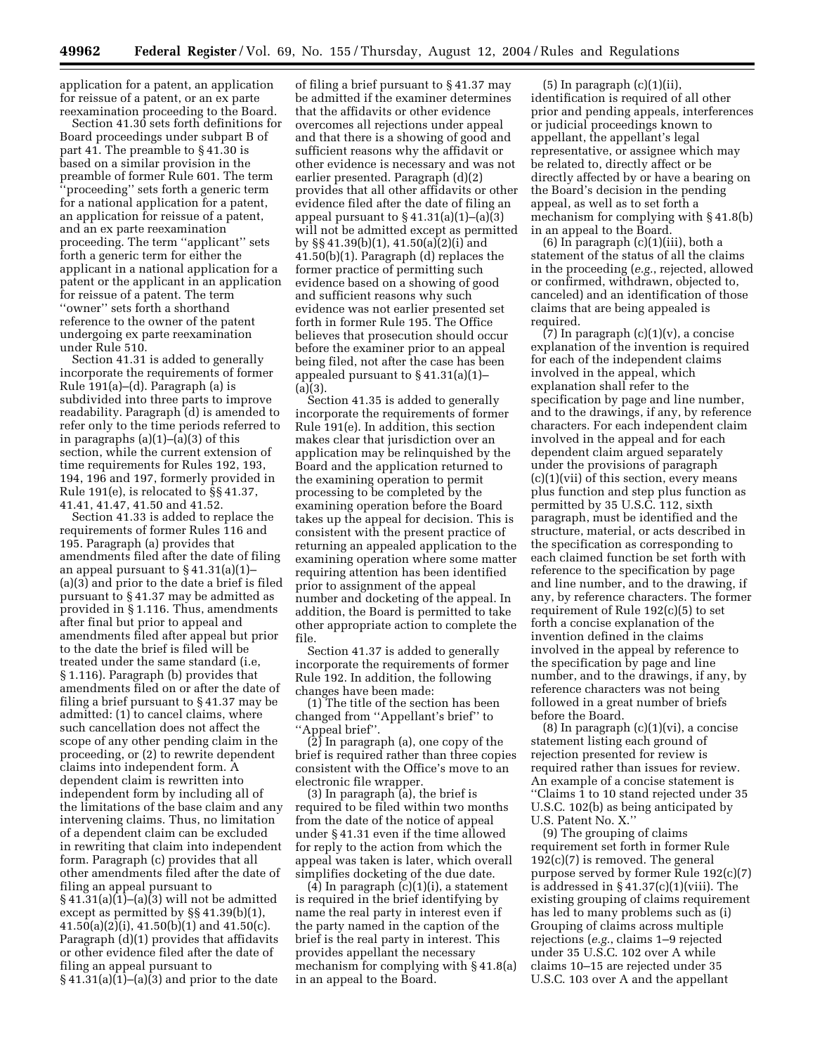application for a patent, an application for reissue of a patent, or an ex parte reexamination proceeding to the Board.

Section 41.30 sets forth definitions for Board proceedings under subpart B of part 41. The preamble to § 41.30 is based on a similar provision in the preamble of former Rule 601. The term ''proceeding'' sets forth a generic term for a national application for a patent, an application for reissue of a patent, and an ex parte reexamination proceeding. The term ''applicant'' sets forth a generic term for either the applicant in a national application for a patent or the applicant in an application for reissue of a patent. The term ''owner'' sets forth a shorthand reference to the owner of the patent undergoing ex parte reexamination under Rule 510.

Section 41.31 is added to generally incorporate the requirements of former Rule 191(a)–(d). Paragraph (a) is subdivided into three parts to improve readability. Paragraph (d) is amended to refer only to the time periods referred to in paragraphs (a)(1)–(a)(3) of this section, while the current extension of time requirements for Rules 192, 193, 194, 196 and 197, formerly provided in Rule 191(e), is relocated to §§ 41.37, 41.41, 41.47, 41.50 and 41.52.

Section 41.33 is added to replace the requirements of former Rules 116 and 195. Paragraph (a) provides that amendments filed after the date of filing an appeal pursuant to § 41.31(a)(1)–(a)(3) and prior to the date a brief is filed pursuant to § 41.37 may be admitted as provided in § 1.116. Thus, amendments after final but prior to appeal and amendments filed after appeal but prior to the date the brief is filed will be treated under the same standard (i.e, § 1.116). Paragraph (b) provides that amendments filed on or after the date of filing a brief pursuant to § 41.37 may be admitted: (1) to cancel claims, where such cancellation does not affect the scope of any other pending claim in the proceeding, or (2) to rewrite dependent claims into independent form. A dependent claim is rewritten into independent form by including all of the limitations of the base claim and any intervening claims. Thus, no limitation of a dependent claim can be excluded in rewriting that claim into independent form. Paragraph (c) provides that all other amendments filed after the date of filing an appeal pursuant to § 41.31(a)(1)–(a)(3) will not be admitted except as permitted by §§ 41.39(b)(1), 41.50(a)(2)(i), 41.50(b)(1) and 41.50(c). Paragraph (d)(1) provides that affidavits or other evidence filed after the date of filing an appeal pursuant to § 41.31(a)(1)–(a)(3) and prior to the date of filing a brief pursuant to § 41.37 may be admitted if the examiner determines that the affidavits or other evidence overcomes all rejections under appeal and that there is a showing of good and sufficient reasons why the affidavit or other evidence is necessary and was not earlier presented. Paragraph (d)(2) provides that all other affidavits or other evidence filed after the date of filing an appeal pursuant to § 41.31(a)(1)–(a)(3) will not be admitted except as permitted by §§ 41.39(b)(1), 41.50(a)(2)(i) and 41.50(b)(1). Paragraph (d) replaces the former practice of permitting such evidence based on a showing of good and sufficient reasons why such evidence was not earlier presented set forth in former Rule 195. The Office believes that prosecution should occur before the examiner prior to an appeal being filed, not after the case has been appealed pursuant to § 41.31(a)(1)–(a)(3).

Section 41.35 is added to generally incorporate the requirements of former Rule 191(e). In addition, this section makes clear that jurisdiction over an application may be relinquished by the Board and the application returned to the examining operation to permit processing to be completed by the examining operation before the Board takes up the appeal for decision. This is consistent with the present practice of returning an appealed application to the examining operation where some matter requiring attention has been identified prior to assignment of the appeal number and docketing of the appeal. In addition, the Board is permitted to take other appropriate action to complete the file.

Section 41.37 is added to generally incorporate the requirements of former Rule 192. In addition, the following changes have been made:

(1) The title of the section has been changed from ''Appellant's brief'' to ''Appeal brief''.

(2) In paragraph (a), one copy of the brief is required rather than three copies consistent with the Office's move to an electronic file wrapper.

(3) In paragraph (a), the brief is required to be filed within two months from the date of the notice of appeal under § 41.31 even if the time allowed for reply to the action from which the appeal was taken is later, which overall simplifies docketing of the due date.

(4) In paragraph (c)(1)(i), a statement is required in the brief identifying by name the real party in interest even if the party named in the caption of the brief is the real party in interest. This provides appellant the necessary mechanism for complying with § 41.8(a) in an appeal to the Board.

(5) In paragraph (c)(1)(ii), identification is required of all other prior and pending appeals, interferences or judicial proceedings known to appellant, the appellant's legal representative, or assignee which may be related to, directly affect or be directly affected by or have a bearing on the Board's decision in the pending appeal, as well as to set forth a mechanism for complying with § 41.8(b) in an appeal to the Board.

(6) In paragraph (c)(1)(iii), both a statement of the status of all the claims in the proceeding (*e.g.*, rejected, allowed or confirmed, withdrawn, objected to, canceled) and an identification of those claims that are being appealed is required.

(7) In paragraph (c)(1)(v), a concise explanation of the invention is required for each of the independent claims involved in the appeal, which explanation shall refer to the specification by page and line number, and to the drawings, if any, by reference characters. For each independent claim involved in the appeal and for each dependent claim argued separately under the provisions of paragraph (c)(1)(vii) of this section, every means plus function and step plus function as permitted by 35 U.S.C. 112, sixth paragraph, must be identified and the structure, material, or acts described in the specification as corresponding to each claimed function be set forth with reference to the specification by page and line number, and to the drawing, if any, by reference characters. The former requirement of Rule 192(c)(5) to set forth a concise explanation of the invention defined in the claims involved in the appeal by reference to the specification by page and line number, and to the drawings, if any, by reference characters was not being followed in a great number of briefs before the Board.

(8) In paragraph (c)(1)(vi), a concise statement listing each ground of rejection presented for review is required rather than issues for review. An example of a concise statement is ''Claims 1 to 10 stand rejected under 35 U.S.C. 102(b) as being anticipated by U.S. Patent No. X.''

(9) The grouping of claims requirement set forth in former Rule 192(c)(7) is removed. The general purpose served by former Rule 192(c)(7) is addressed in § 41.37(c)(1)(viii). The existing grouping of claims requirement has led to many problems such as (i) Grouping of claims across multiple rejections (*e.g.*, claims 1–9 rejected under 35 U.S.C. 102 over A while claims 10–15 are rejected under 35 U.S.C. 103 over A and the appellant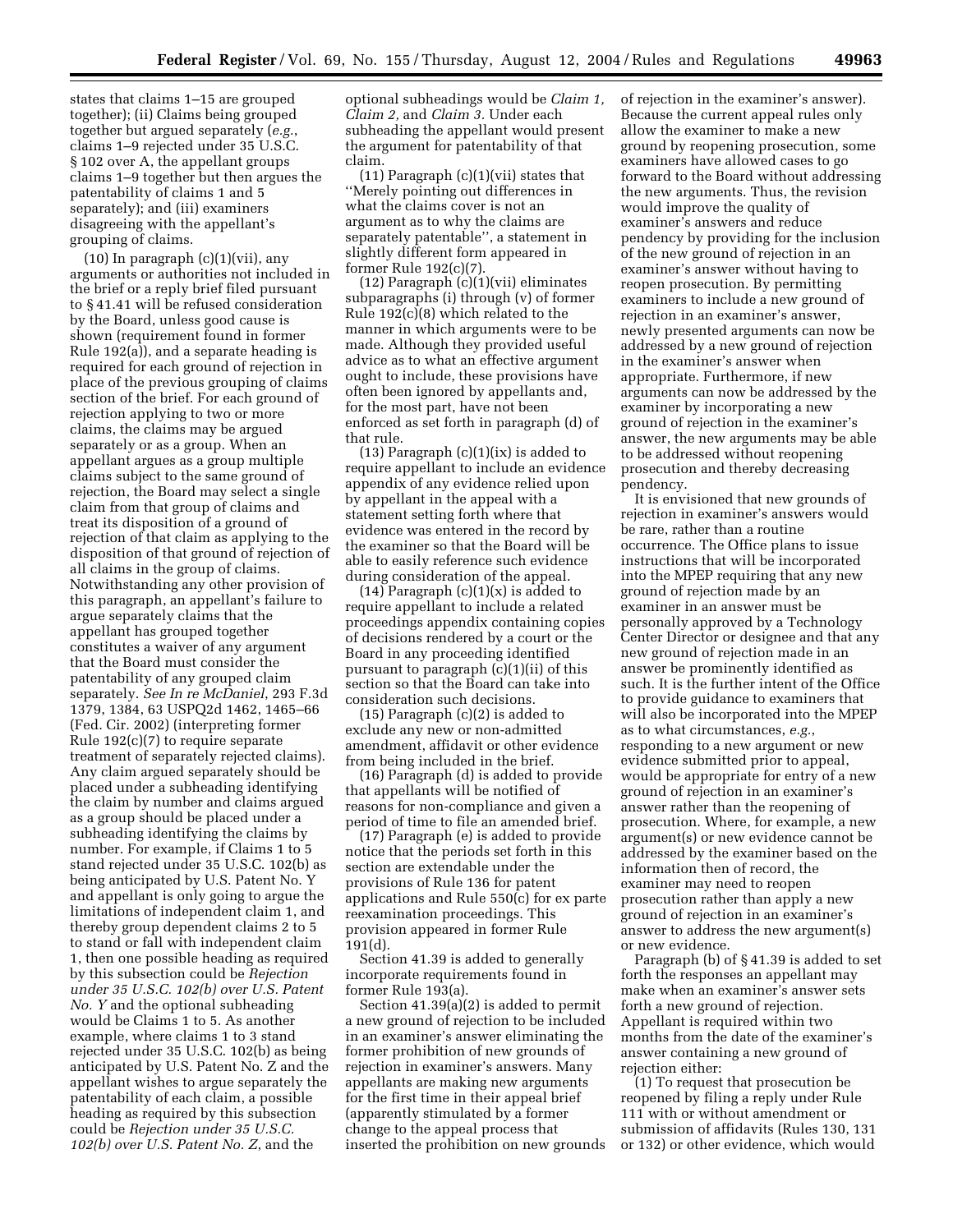states that claims 1–15 are grouped together); (ii) Claims being grouped together but argued separately (*e.g.*, claims 1–9 rejected under 35 U.S.C. § 102 over A, the appellant groups claims 1–9 together but then argues the patentability of claims 1 and 5 separately); and (iii) examiners disagreeing with the appellant's grouping of claims.

(10) In paragraph (c)(1)(vii), any arguments or authorities not included in the brief or a reply brief filed pursuant to § 41.41 will be refused consideration by the Board, unless good cause is shown (requirement found in former Rule 192(a)), and a separate heading is required for each ground of rejection in place of the previous grouping of claims section of the brief. For each ground of rejection applying to two or more claims, the claims may be argued separately or as a group. When an appellant argues as a group multiple claims subject to the same ground of rejection, the Board may select a single claim from that group of claims and treat its disposition of a ground of rejection of that claim as applying to the disposition of that ground of rejection of all claims in the group of claims. Notwithstanding any other provision of this paragraph, an appellant's failure to argue separately claims that the appellant has grouped together constitutes a waiver of any argument that the Board must consider the patentability of any grouped claim separately. *See In re McDaniel*, 293 F.3d 1379, 1384, 63 USPQ2d 1462, 1465–66 (Fed. Cir. 2002) (interpreting former Rule 192(c)(7) to require separate treatment of separately rejected claims). Any claim argued separately should be placed under a subheading identifying the claim by number and claims argued as a group should be placed under a subheading identifying the claims by number. For example, if Claims 1 to 5 stand rejected under 35 U.S.C. 102(b) as being anticipated by U.S. Patent No. Y and appellant is only going to argue the limitations of independent claim 1, and thereby group dependent claims 2 to 5 to stand or fall with independent claim 1, then one possible heading as required by this subsection could be *Rejection under 35 U.S.C. 102(b) over U.S. Patent No. Y* and the optional subheading would be Claims 1 to 5. As another example, where claims 1 to 3 stand rejected under 35 U.S.C. 102(b) as being anticipated by U.S. Patent No. Z and the appellant wishes to argue separately the patentability of each claim, a possible heading as required by this subsection could be *Rejection under 35 U.S.C. 102(b) over U.S. Patent No. Z*, and the optional subheadings would be *Claim 1, Claim 2,* and *Claim 3.* Under each subheading the appellant would present the argument for patentability of that claim.

(11) Paragraph (c)(1)(vii) states that ''Merely pointing out differences in what the claims cover is not an argument as to why the claims are separately patentable'', a statement in slightly different form appeared in former Rule 192(c)(7).

(12) Paragraph (c)(1)(vii) eliminates subparagraphs (i) through (v) of former Rule 192(c)(8) which related to the manner in which arguments were to be made. Although they provided useful advice as to what an effective argument ought to include, these provisions have often been ignored by appellants and, for the most part, have not been enforced as set forth in paragraph (d) of that rule.

(13) Paragraph (c)(1)(ix) is added to require appellant to include an evidence appendix of any evidence relied upon by appellant in the appeal with a statement setting forth where that evidence was entered in the record by the examiner so that the Board will be able to easily reference such evidence during consideration of the appeal.

(14) Paragraph (c)(1)(x) is added to require appellant to include a related proceedings appendix containing copies of decisions rendered by a court or the Board in any proceeding identified pursuant to paragraph (c)(1)(ii) of this section so that the Board can take into consideration such decisions.

(15) Paragraph (c)(2) is added to exclude any new or non-admitted amendment, affidavit or other evidence from being included in the brief.

(16) Paragraph (d) is added to provide that appellants will be notified of reasons for non-compliance and given a period of time to file an amended brief.

(17) Paragraph (e) is added to provide notice that the periods set forth in this section are extendable under the provisions of Rule 136 for patent applications and Rule 550(c) for ex parte reexamination proceedings. This provision appeared in former Rule 191(d).

Section 41.39 is added to generally incorporate requirements found in former Rule 193(a).

Section 41.39(a)(2) is added to permit a new ground of rejection to be included in an examiner's answer eliminating the former prohibition of new grounds of rejection in examiner's answers. Many appellants are making new arguments for the first time in their appeal brief (apparently stimulated by a former change to the appeal process that inserted the prohibition on new grounds of rejection in the examiner's answer). Because the current appeal rules only allow the examiner to make a new ground by reopening prosecution, some examiners have allowed cases to go forward to the Board without addressing the new arguments. Thus, the revision would improve the quality of examiner's answers and reduce pendency by providing for the inclusion of the new ground of rejection in an examiner's answer without having to reopen prosecution. By permitting examiners to include a new ground of rejection in an examiner's answer, newly presented arguments can now be addressed by a new ground of rejection in the examiner's answer when appropriate. Furthermore, if new arguments can now be addressed by the examiner by incorporating a new ground of rejection in the examiner's answer, the new arguments may be able to be addressed without reopening prosecution and thereby decreasing pendency.

It is envisioned that new grounds of rejection in examiner's answers would be rare, rather than a routine occurrence. The Office plans to issue instructions that will be incorporated into the MPEP requiring that any new ground of rejection made by an examiner in an answer must be personally approved by a Technology Center Director or designee and that any new ground of rejection made in an answer be prominently identified as such. It is the further intent of the Office to provide guidance to examiners that will also be incorporated into the MPEP as to what circumstances, *e.g.*, responding to a new argument or new evidence submitted prior to appeal, would be appropriate for entry of a new ground of rejection in an examiner's answer rather than the reopening of prosecution. Where, for example, a new argument(s) or new evidence cannot be addressed by the examiner based on the information then of record, the examiner may need to reopen prosecution rather than apply a new ground of rejection in an examiner's answer to address the new argument(s) or new evidence.

Paragraph (b) of § 41.39 is added to set forth the responses an appellant may make when an examiner's answer sets forth a new ground of rejection. Appellant is required within two months from the date of the examiner's answer containing a new ground of rejection either:

(1) To request that prosecution be reopened by filing a reply under Rule 111 with or without amendment or submission of affidavits (Rules 130, 131 or 132) or other evidence, which would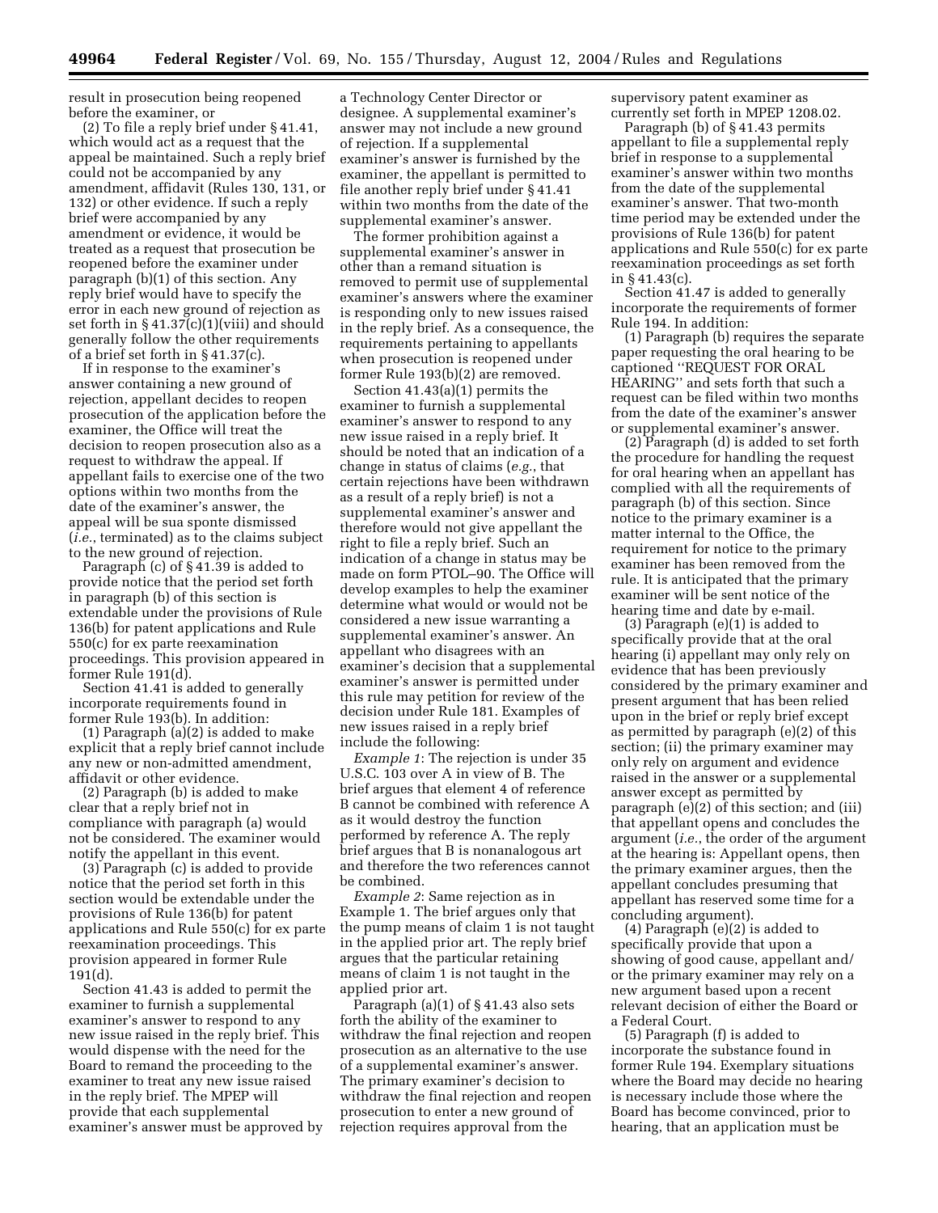result in prosecution being reopened before the examiner, or

(2) To file a reply brief under § 41.41, which would act as a request that the appeal be maintained. Such a reply brief could not be accompanied by any amendment, affidavit (Rules 130, 131, or 132) or other evidence. If such a reply brief were accompanied by any amendment or evidence, it would be treated as a request that prosecution be reopened before the examiner under paragraph (b)(1) of this section. Any reply brief would have to specify the error in each new ground of rejection as set forth in § 41.37(c)(1)(viii) and should generally follow the other requirements of a brief set forth in § 41.37(c).

If in response to the examiner's answer containing a new ground of rejection, appellant decides to reopen prosecution of the application before the examiner, the Office will treat the decision to reopen prosecution also as a request to withdraw the appeal. If appellant fails to exercise one of the two options within two months from the date of the examiner's answer, the appeal will be sua sponte dismissed (*i.e.*, terminated) as to the claims subject to the new ground of rejection.

Paragraph (c) of § 41.39 is added to provide notice that the period set forth in paragraph (b) of this section is extendable under the provisions of Rule 136(b) for patent applications and Rule 550(c) for ex parte reexamination proceedings. This provision appeared in former Rule 191(d).

Section 41.41 is added to generally incorporate requirements found in former Rule 193(b). In addition:

(1) Paragraph (a)(2) is added to make explicit that a reply brief cannot include any new or non-admitted amendment, affidavit or other evidence.

(2) Paragraph (b) is added to make clear that a reply brief not in compliance with paragraph (a) would not be considered. The examiner would notify the appellant in this event.

(3) Paragraph (c) is added to provide notice that the period set forth in this section would be extendable under the provisions of Rule 136(b) for patent applications and Rule 550(c) for ex parte reexamination proceedings. This provision appeared in former Rule 191(d).

Section 41.43 is added to permit the examiner to furnish a supplemental examiner's answer to respond to any new issue raised in the reply brief. This would dispense with the need for the Board to remand the proceeding to the examiner to treat any new issue raised in the reply brief. The MPEP will provide that each supplemental examiner's answer must be approved by a Technology Center Director or designee. A supplemental examiner's answer may not include a new ground of rejection. If a supplemental examiner's answer is furnished by the examiner, the appellant is permitted to file another reply brief under § 41.41 within two months from the date of the supplemental examiner's answer.

The former prohibition against a supplemental examiner's answer in other than a remand situation is removed to permit use of supplemental examiner's answers where the examiner is responding only to new issues raised in the reply brief. As a consequence, the requirements pertaining to appellants when prosecution is reopened under former Rule 193(b)(2) are removed.

Section 41.43(a)(1) permits the examiner to furnish a supplemental examiner's answer to respond to any new issue raised in a reply brief. It should be noted that an indication of a change in status of claims (*e.g.*, that certain rejections have been withdrawn as a result of a reply brief) is not a supplemental examiner's answer and therefore would not give appellant the right to file a reply brief. Such an indication of a change in status may be made on form PTOL–90. The Office will develop examples to help the examiner determine what would or would not be considered a new issue warranting a supplemental examiner's answer. An appellant who disagrees with an examiner's decision that a supplemental examiner's answer is permitted under this rule may petition for review of the decision under Rule 181. Examples of new issues raised in a reply brief include the following:

*Example 1*: The rejection is under 35 U.S.C. 103 over A in view of B. The brief argues that element 4 of reference B cannot be combined with reference A as it would destroy the function performed by reference A. The reply brief argues that B is nonanalogous art and therefore the two references cannot be combined.

*Example 2*: Same rejection as in Example 1. The brief argues only that the pump means of claim 1 is not taught in the applied prior art. The reply brief argues that the particular retaining means of claim 1 is not taught in the applied prior art.

Paragraph (a)(1) of § 41.43 also sets forth the ability of the examiner to withdraw the final rejection and reopen prosecution as an alternative to the use of a supplemental examiner's answer. The primary examiner's decision to withdraw the final rejection and reopen prosecution to enter a new ground of rejection requires approval from the supervisory patent examiner as currently set forth in MPEP 1208.02.

Paragraph (b) of § 41.43 permits appellant to file a supplemental reply brief in response to a supplemental examiner's answer within two months from the date of the supplemental examiner's answer. That two-month time period may be extended under the provisions of Rule 136(b) for patent applications and Rule 550(c) for ex parte reexamination proceedings as set forth in § 41.43(c).

Section 41.47 is added to generally incorporate the requirements of former Rule 194. In addition:

(1) Paragraph (b) requires the separate paper requesting the oral hearing to be captioned "REQUEST FOR ORAL HEARING" and sets forth that such a request can be filed within two months from the date of the examiner's answer or supplemental examiner's answer.

(2) Paragraph (d) is added to set forth the procedure for handling the request for oral hearing when an appellant has complied with all the requirements of paragraph (b) of this section. Since notice to the primary examiner is a matter internal to the Office, the requirement for notice to the primary examiner has been removed from the rule. It is anticipated that the primary examiner will be sent notice of the hearing time and date by e-mail.

(3) Paragraph (e)(1) is added to specifically provide that at the oral hearing (i) appellant may only rely on evidence that has been previously considered by the primary examiner and present argument that has been relied upon in the brief or reply brief except as permitted by paragraph (e)(2) of this section; (ii) the primary examiner may only rely on argument and evidence raised in the answer or a supplemental answer except as permitted by paragraph (e)(2) of this section; and (iii) that appellant opens and concludes the argument (*i.e.*, the order of the argument at the hearing is: Appellant opens, then the primary examiner argues, then the appellant concludes presuming that appellant has reserved some time for a concluding argument).

(4) Paragraph (e)(2) is added to specifically provide that upon a showing of good cause, appellant and/or the primary examiner may rely on a new argument based upon a recent relevant decision of either the Board or a Federal Court.

(5) Paragraph (f) is added to incorporate the substance found in former Rule 194. Exemplary situations where the Board may decide no hearing is necessary include those where the Board has become convinced, prior to hearing, that an application must be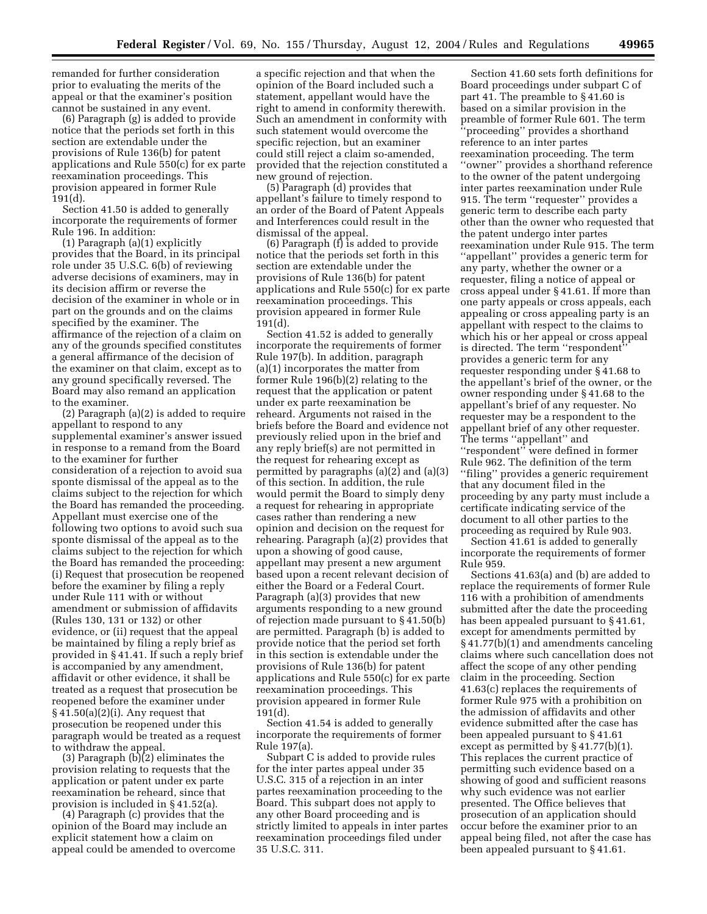remanded for further consideration prior to evaluating the merits of the appeal or that the examiner's position cannot be sustained in any event.

(6) Paragraph (g) is added to provide notice that the periods set forth in this section are extendable under the provisions of Rule 136(b) for patent applications and Rule 550(c) for ex parte reexamination proceedings. This provision appeared in former Rule 191(d).

Section 41.50 is added to generally incorporate the requirements of former Rule 196. In addition:

(1) Paragraph (a)(1) explicitly provides that the Board, in its principal role under 35 U.S.C. 6(b) of reviewing adverse decisions of examiners, may in its decision affirm or reverse the decision of the examiner in whole or in part on the grounds and on the claims specified by the examiner. The affirmance of the rejection of a claim on any of the grounds specified constitutes a general affirmance of the decision of the examiner on that claim, except as to any ground specifically reversed. The Board may also remand an application to the examiner.

(2) Paragraph (a)(2) is added to require appellant to respond to any supplemental examiner's answer issued in response to a remand from the Board to the examiner for further consideration of a rejection to avoid sua sponte dismissal of the appeal as to the claims subject to the rejection for which the Board has remanded the proceeding. Appellant must exercise one of the following two options to avoid such sua sponte dismissal of the appeal as to the claims subject to the rejection for which the Board has remanded the proceeding: (i) Request that prosecution be reopened before the examiner by filing a reply under Rule 111 with or without amendment or submission of affidavits (Rules 130, 131 or 132) or other evidence, or (ii) request that the appeal be maintained by filing a reply brief as provided in § 41.41. If such a reply brief is accompanied by any amendment, affidavit or other evidence, it shall be treated as a request that prosecution be reopened before the examiner under § 41.50(a)(2)(i). Any request that prosecution be reopened under this paragraph would be treated as a request to withdraw the appeal.

(3) Paragraph (b)(2) eliminates the provision relating to requests that the application or patent under ex parte reexamination be reheard, since that provision is included in § 41.52(a).

(4) Paragraph (c) provides that the opinion of the Board may include an explicit statement how a claim on appeal could be amended to overcome a specific rejection and that when the opinion of the Board included such a statement, appellant would have the right to amend in conformity therewith. Such an amendment in conformity with such statement would overcome the specific rejection, but an examiner could still reject a claim so-amended, provided that the rejection constituted a new ground of rejection.

(5) Paragraph (d) provides that appellant's failure to timely respond to an order of the Board of Patent Appeals and Interferences could result in the dismissal of the appeal.

(6) Paragraph (f) is added to provide notice that the periods set forth in this section are extendable under the provisions of Rule 136(b) for patent applications and Rule 550(c) for ex parte reexamination proceedings. This provision appeared in former Rule 191(d).

Section 41.52 is added to generally incorporate the requirements of former Rule 197(b). In addition, paragraph (a)(1) incorporates the matter from former Rule 196(b)(2) relating to the request that the application or patent under ex parte reexamination be reheard. Arguments not raised in the briefs before the Board and evidence not previously relied upon in the brief and any reply brief(s) are not permitted in the request for rehearing except as permitted by paragraphs (a)(2) and (a)(3) of this section. In addition, the rule would permit the Board to simply deny a request for rehearing in appropriate cases rather than rendering a new opinion and decision on the request for rehearing. Paragraph (a)(2) provides that upon a showing of good cause, appellant may present a new argument based upon a recent relevant decision of either the Board or a Federal Court. Paragraph (a)(3) provides that new arguments responding to a new ground of rejection made pursuant to § 41.50(b) are permitted. Paragraph (b) is added to provide notice that the period set forth in this section is extendable under the provisions of Rule 136(b) for patent applications and Rule 550(c) for ex parte reexamination proceedings. This provision appeared in former Rule 191(d).

Section 41.54 is added to generally incorporate the requirements of former Rule 197(a).

Subpart C is added to provide rules for the inter partes appeal under 35 U.S.C. 315 of a rejection in an inter partes reexamination proceeding to the Board. This subpart does not apply to any other Board proceeding and is strictly limited to appeals in inter partes reexamination proceedings filed under 35 U.S.C. 311.

Section 41.60 sets forth definitions for Board proceedings under subpart C of part 41. The preamble to § 41.60 is based on a similar provision in the preamble of former Rule 601. The term ''proceeding'' provides a shorthand reference to an inter partes reexamination proceeding. The term ''owner'' provides a shorthand reference to the owner of the patent undergoing inter partes reexamination under Rule 915. The term ''requester'' provides a generic term to describe each party other than the owner who requested that the patent undergo inter partes reexamination under Rule 915. The term ''appellant'' provides a generic term for any party, whether the owner or a requester, filing a notice of appeal or cross appeal under § 41.61. If more than one party appeals or cross appeals, each appealing or cross appealing party is an appellant with respect to the claims to which his or her appeal or cross appeal is directed. The term ''respondent'' provides a generic term for any requester responding under § 41.68 to the appellant's brief of the owner, or the owner responding under § 41.68 to the appellant's brief of any requester. No requester may be a respondent to the appellant brief of any other requester. The terms ''appellant'' and ''respondent'' were defined in former Rule 962. The definition of the term ''filing'' provides a generic requirement that any document filed in the proceeding by any party must include a certificate indicating service of the document to all other parties to the proceeding as required by Rule 903.

Section 41.61 is added to generally incorporate the requirements of former Rule 959.

Sections 41.63(a) and (b) are added to replace the requirements of former Rule 116 with a prohibition of amendments submitted after the date the proceeding has been appealed pursuant to § 41.61, except for amendments permitted by § 41.77(b)(1) and amendments canceling claims where such cancellation does not affect the scope of any other pending claim in the proceeding. Section 41.63(c) replaces the requirements of former Rule 975 with a prohibition on the admission of affidavits and other evidence submitted after the case has been appealed pursuant to § 41.61 except as permitted by § 41.77(b)(1). This replaces the current practice of permitting such evidence based on a showing of good and sufficient reasons why such evidence was not earlier presented. The Office believes that prosecution of an application should occur before the examiner prior to an appeal being filed, not after the case has been appealed pursuant to § 41.61.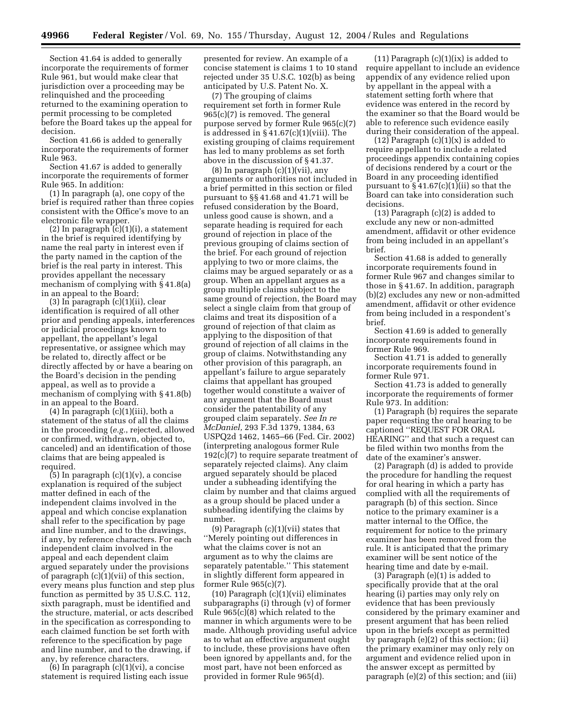Section 41.64 is added to generally incorporate the requirements of former Rule 961, but would make clear that jurisdiction over a proceeding may be relinquished and the proceeding returned to the examining operation to permit processing to be completed before the Board takes up the appeal for decision.

Section 41.66 is added to generally incorporate the requirements of former Rule 963.

Section 41.67 is added to generally incorporate the requirements of former Rule 965. In addition:

(1) In paragraph (a), one copy of the brief is required rather than three copies consistent with the Office's move to an electronic file wrapper.

(2) In paragraph (c)(1)(i), a statement in the brief is required identifying by name the real party in interest even if the party named in the caption of the brief is the real party in interest. This provides appellant the necessary mechanism of complying with § 41.8(a) in an appeal to the Board;

(3) In paragraph (c)(1)(ii), clear identification is required of all other prior and pending appeals, interferences or judicial proceedings known to appellant, the appellant's legal representative, or assignee which may be related to, directly affect or be directly affected by or have a bearing on the Board's decision in the pending appeal, as well as to provide a mechanism of complying with § 41.8(b) in an appeal to the Board.

(4) In paragraph (c)(1)(iii), both a statement of the status of all the claims in the proceeding (*e.g.*, rejected, allowed or confirmed, withdrawn, objected to, canceled) and an identification of those claims that are being appealed is required.

(5) In paragraph (c)(1)(v), a concise explanation is required of the subject matter defined in each of the independent claims involved in the appeal and which concise explanation shall refer to the specification by page and line number, and to the drawings, if any, by reference characters. For each independent claim involved in the appeal and each dependent claim argued separately under the provisions of paragraph (c)(1)(vii) of this section, every means plus function and step plus function as permitted by 35 U.S.C. 112, sixth paragraph, must be identified and the structure, material, or acts described in the specification as corresponding to each claimed function be set forth with reference to the specification by page and line number, and to the drawing, if any, by reference characters.

(6) In paragraph (c)(1)(vi), a concise statement is required listing each issue presented for review. An example of a concise statement is claims 1 to 10 stand rejected under 35 U.S.C. 102(b) as being anticipated by U.S. Patent No. X.

(7) The grouping of claims requirement set forth in former Rule 965(c)(7) is removed. The general purpose served by former Rule 965(c)(7) is addressed in § 41.67(c)(1)(viii). The existing grouping of claims requirement has led to many problems as set forth above in the discussion of § 41.37.

(8) In paragraph (c)(1)(vii), any arguments or authorities not included in a brief permitted in this section or filed pursuant to §§ 41.68 and 41.71 will be refused consideration by the Board, unless good cause is shown, and a separate heading is required for each ground of rejection in place of the previous grouping of claims section of the brief. For each ground of rejection applying to two or more claims, the claims may be argued separately or as a group. When an appellant argues as a group multiple claims subject to the same ground of rejection, the Board may select a single claim from that group of claims and treat its disposition of a ground of rejection of that claim as applying to the disposition of that ground of rejection of all claims in the group of claims. Notwithstanding any other provision of this paragraph, an appellant's failure to argue separately claims that appellant has grouped together would constitute a waiver of any argument that the Board must consider the patentability of any grouped claim separately. *See In re McDaniel,* 293 F.3d 1379, 1384, 63 USPQ2d 1462, 1465–66 (Fed. Cir. 2002) (interpreting analogous former Rule 192(c)(7) to require separate treatment of separately rejected claims). Any claim argued separately should be placed under a subheading identifying the claim by number and that claims argued as a group should be placed under a subheading identifying the claims by number.

(9) Paragraph (c)(1)(vii) states that "Merely pointing out differences in what the claims cover is not an argument as to why the claims are separately patentable." This statement in slightly different form appeared in former Rule 965(c)(7).

(10) Paragraph (c)(1)(vii) eliminates subparagraphs (i) through (v) of former Rule 965(c)(8) which related to the manner in which arguments were to be made. Although providing useful advice as to what an effective argument ought to include, these provisions have often been ignored by appellants and, for the most part, have not been enforced as provided in former Rule 965(d).

(11) Paragraph (c)(1)(ix) is added to require appellant to include an evidence appendix of any evidence relied upon by appellant in the appeal with a statement setting forth where that evidence was entered in the record by the examiner so that the Board would be able to reference such evidence easily during their consideration of the appeal.

(12) Paragraph (c)(1)(x) is added to require appellant to include a related proceedings appendix containing copies of decisions rendered by a court or the Board in any proceeding identified pursuant to § 41.67(c)(1)(ii) so that the Board can take into consideration such decisions.

(13) Paragraph (c)(2) is added to exclude any new or non-admitted amendment, affidavit or other evidence from being included in an appellant's brief.

Section 41.68 is added to generally incorporate requirements found in former Rule 967 and changes similar to those in § 41.67. In addition, paragraph (b)(2) excludes any new or non-admitted amendment, affidavit or other evidence from being included in a respondent's brief.

Section 41.69 is added to generally incorporate requirements found in former Rule 969.

Section 41.71 is added to generally incorporate requirements found in former Rule 971.

Section 41.73 is added to generally incorporate the requirements of former Rule 973. In addition:

(1) Paragraph (b) requires the separate paper requesting the oral hearing to be captioned "REQUEST FOR ORAL HEARING" and that such a request can be filed within two months from the date of the examiner's answer.

(2) Paragraph (d) is added to provide the procedure for handling the request for oral hearing in which a party has complied with all the requirements of paragraph (b) of this section. Since notice to the primary examiner is a matter internal to the Office, the requirement for notice to the primary examiner has been removed from the rule. It is anticipated that the primary examiner will be sent notice of the hearing time and date by e-mail.

(3) Paragraph (e)(1) is added to specifically provide that at the oral hearing (i) parties may only rely on evidence that has been previously considered by the primary examiner and present argument that has been relied upon in the briefs except as permitted by paragraph (e)(2) of this section; (ii) the primary examiner may only rely on argument and evidence relied upon in the answer except as permitted by paragraph (e)(2) of this section; and (iii)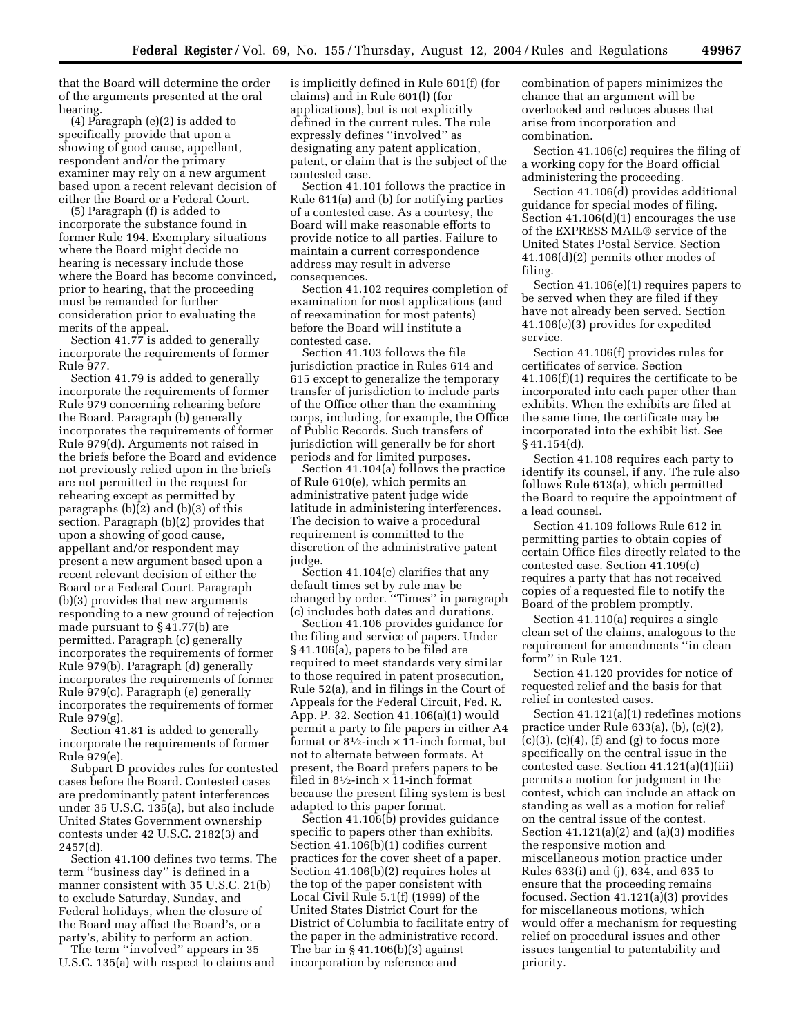that the Board will determine the order of the arguments presented at the oral hearing.

(4) Paragraph (e)(2) is added to specifically provide that upon a showing of good cause, appellant, respondent and/or the primary examiner may rely on a new argument based upon a recent relevant decision of either the Board or a Federal Court.

(5) Paragraph (f) is added to incorporate the substance found in former Rule 194. Exemplary situations where the Board might decide no hearing is necessary include those where the Board has become convinced, prior to hearing, that the proceeding must be remanded for further consideration prior to evaluating the merits of the appeal.

Section 41.77 is added to generally incorporate the requirements of former Rule 977.

Section 41.79 is added to generally incorporate the requirements of former Rule 979 concerning rehearing before the Board. Paragraph (b) generally incorporates the requirements of former Rule 979(d). Arguments not raised in the briefs before the Board and evidence not previously relied upon in the briefs are not permitted in the request for rehearing except as permitted by paragraphs (b)(2) and (b)(3) of this section. Paragraph (b)(2) provides that upon a showing of good cause, appellant and/or respondent may present a new argument based upon a recent relevant decision of either the Board or a Federal Court. Paragraph (b)(3) provides that new arguments responding to a new ground of rejection made pursuant to § 41.77(b) are permitted. Paragraph (c) generally incorporates the requirements of former Rule 979(b). Paragraph (d) generally incorporates the requirements of former Rule 979(c). Paragraph (e) generally incorporates the requirements of former Rule 979(g).

Section 41.81 is added to generally incorporate the requirements of former Rule 979(e).

Subpart D provides rules for contested cases before the Board. Contested cases are predominantly patent interferences under 35 U.S.C. 135(a), but also include United States Government ownership contests under 42 U.S.C. 2182(3) and 2457(d).

Section 41.100 defines two terms. The term ''business day'' is defined in a manner consistent with 35 U.S.C. 21(b) to exclude Saturday, Sunday, and Federal holidays, when the closure of the Board may affect the Board's, or a party's, ability to perform an action.

The term ''involved'' appears in 35 U.S.C. 135(a) with respect to claims and is implicitly defined in Rule 601(f) (for claims) and in Rule 601(l) (for applications), but is not explicitly defined in the current rules. The rule expressly defines ''involved'' as designating any patent application, patent, or claim that is the subject of the contested case.

Section 41.101 follows the practice in Rule 611(a) and (b) for notifying parties of a contested case. As a courtesy, the Board will make reasonable efforts to provide notice to all parties. Failure to maintain a current correspondence address may result in adverse consequences.

Section 41.102 requires completion of examination for most applications (and of reexamination for most patents) before the Board will institute a contested case.

Section 41.103 follows the file jurisdiction practice in Rules 614 and 615 except to generalize the temporary transfer of jurisdiction to include parts of the Office other than the examining corps, including, for example, the Office of Public Records. Such transfers of jurisdiction will generally be for short periods and for limited purposes.

Section 41.104(a) follows the practice of Rule 610(e), which permits an administrative patent judge wide latitude in administering interferences. The decision to waive a procedural requirement is committed to the discretion of the administrative patent judge.

Section 41.104(c) clarifies that any default times set by rule may be changed by order. ''Times'' in paragraph (c) includes both dates and durations.

Section 41.106 provides guidance for the filing and service of papers. Under § 41.106(a), papers to be filed are required to meet standards very similar to those required in patent prosecution, Rule 52(a), and in filings in the Court of Appeals for the Federal Circuit, Fed. R. App. P. 32. Section 41.106(a)(1) would permit a party to file papers in either A4 format or 8½-inch × 11-inch format, but not to alternate between formats. At present, the Board prefers papers to be filed in 8½-inch × 11-inch format because the present filing system is best adapted to this paper format.

Section 41.106(b) provides guidance specific to papers other than exhibits. Section 41.106(b)(1) codifies current practices for the cover sheet of a paper. Section 41.106(b)(2) requires holes at the top of the paper consistent with Local Civil Rule 5.1(f) (1999) of the United States District Court for the District of Columbia to facilitate entry of the paper in the administrative record. The bar in § 41.106(b)(3) against incorporation by reference and combination of papers minimizes the chance that an argument will be overlooked and reduces abuses that arise from incorporation and combination.

Section 41.106(c) requires the filing of a working copy for the Board official administering the proceeding.

Section 41.106(d) provides additional guidance for special modes of filing. Section 41.106(d)(1) encourages the use of the EXPRESS MAIL® service of the United States Postal Service. Section 41.106(d)(2) permits other modes of filing.

Section 41.106(e)(1) requires papers to be served when they are filed if they have not already been served. Section 41.106(e)(3) provides for expedited service.

Section 41.106(f) provides rules for certificates of service. Section 41.106(f)(1) requires the certificate to be incorporated into each paper other than exhibits. When the exhibits are filed at the same time, the certificate may be incorporated into the exhibit list. See § 41.154(d).

Section 41.108 requires each party to identify its counsel, if any. The rule also follows Rule 613(a), which permitted the Board to require the appointment of a lead counsel.

Section 41.109 follows Rule 612 in permitting parties to obtain copies of certain Office files directly related to the contested case. Section 41.109(c) requires a party that has not received copies of a requested file to notify the Board of the problem promptly.

Section 41.110(a) requires a single clean set of the claims, analogous to the requirement for amendments ''in clean form'' in Rule 121.

Section 41.120 provides for notice of requested relief and the basis for that relief in contested cases.

Section 41.121(a)(1) redefines motions practice under Rule 633(a), (b), (c)(2), (c)(3), (c)(4), (f) and (g) to focus more specifically on the central issue in the contested case. Section 41.121(a)(1)(iii) permits a motion for judgment in the contest, which can include an attack on standing as well as a motion for relief on the central issue of the contest. Section 41.121(a)(2) and (a)(3) modifies the responsive motion and miscellaneous motion practice under Rules 633(i) and (j), 634, and 635 to ensure that the proceeding remains focused. Section 41.121(a)(3) provides for miscellaneous motions, which would offer a mechanism for requesting relief on procedural issues and other issues tangential to patentability and priority.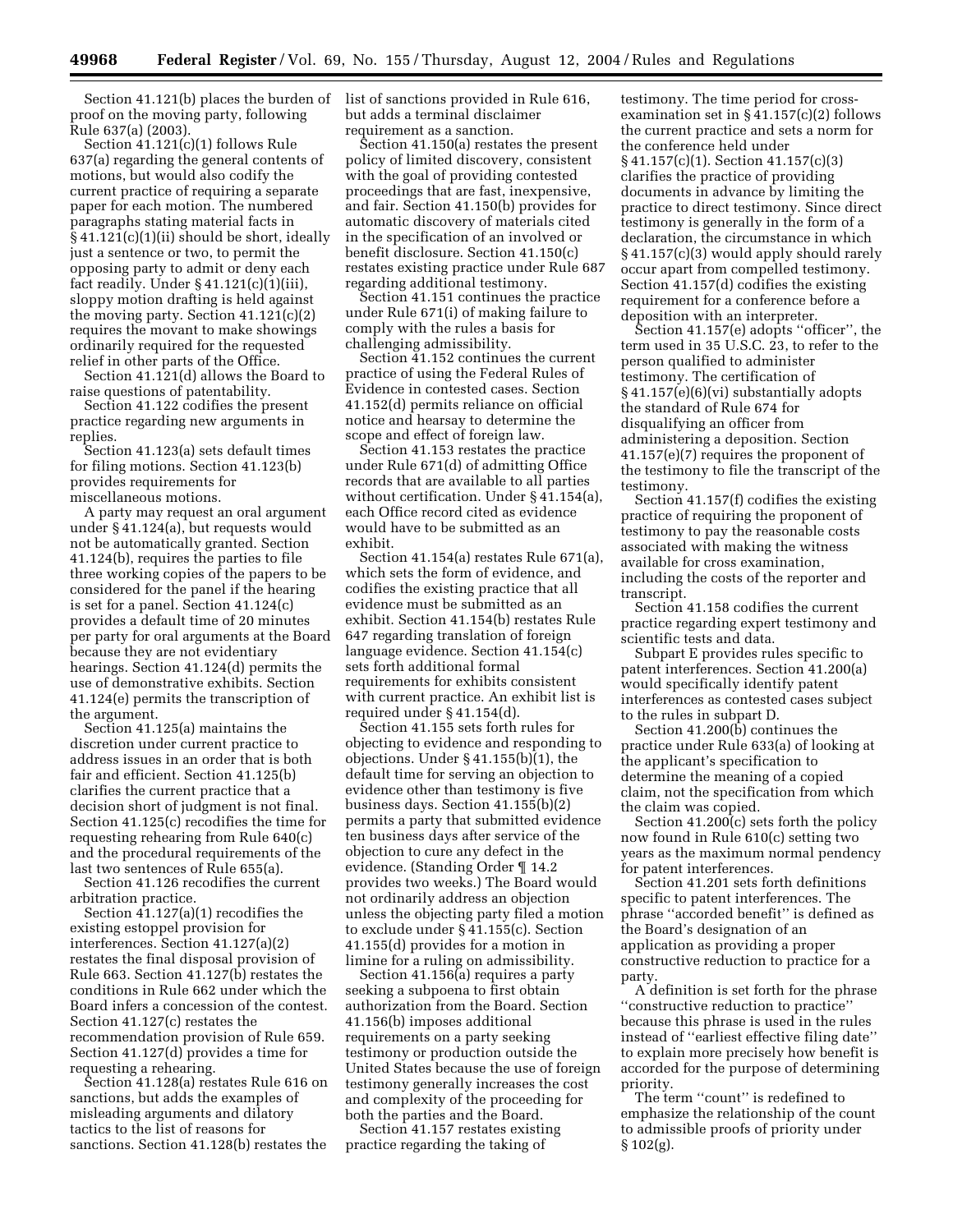Section 41.121(b) places the burden of proof on the moving party, following Rule 637(a) (2003).

Section 41.121(c)(1) follows Rule 637(a) regarding the general contents of motions, but would also codify the current practice of requiring a separate paper for each motion. The numbered paragraphs stating material facts in § 41.121(c)(1)(ii) should be short, ideally just a sentence or two, to permit the opposing party to admit or deny each fact readily. Under § 41.121(c)(1)(iii), sloppy motion drafting is held against the moving party. Section 41.121(c)(2) requires the movant to make showings ordinarily required for the requested relief in other parts of the Office.

Section 41.121(d) allows the Board to raise questions of patentability.

Section 41.122 codifies the present practice regarding new arguments in replies.

Section 41.123(a) sets default times for filing motions. Section 41.123(b) provides requirements for miscellaneous motions.

A party may request an oral argument under § 41.124(a), but requests would not be automatically granted. Section 41.124(b), requires the parties to file three working copies of the papers to be considered for the panel if the hearing is set for a panel. Section 41.124(c) provides a default time of 20 minutes per party for oral arguments at the Board because they are not evidentiary hearings. Section 41.124(d) permits the use of demonstrative exhibits. Section 41.124(e) permits the transcription of the argument.

Section 41.125(a) maintains the discretion under current practice to address issues in an order that is both fair and efficient. Section 41.125(b) clarifies the current practice that a decision short of judgment is not final. Section 41.125(c) recodifies the time for requesting rehearing from Rule 640(c) and the procedural requirements of the last two sentences of Rule 655(a).

Section 41.126 recodifies the current arbitration practice.

Section 41.127(a)(1) recodifies the existing estoppel provision for interferences. Section 41.127(a)(2) restates the final disposal provision of Rule 663. Section 41.127(b) restates the conditions in Rule 662 under which the Board infers a concession of the contest. Section 41.127(c) restates the recommendation provision of Rule 659. Section 41.127(d) provides a time for requesting a rehearing.

Section 41.128(a) restates Rule 616 on sanctions, but adds the examples of misleading arguments and dilatory tactics to the list of reasons for sanctions. Section 41.128(b) restates the list of sanctions provided in Rule 616, but adds a terminal disclaimer requirement as a sanction.

Section 41.150(a) restates the present policy of limited discovery, consistent with the goal of providing contested proceedings that are fast, inexpensive, and fair. Section 41.150(b) provides for automatic discovery of materials cited in the specification of an involved or benefit disclosure. Section 41.150(c) restates existing practice under Rule 687 regarding additional testimony.

Section 41.151 continues the practice under Rule 671(i) of making failure to comply with the rules a basis for challenging admissibility.

Section 41.152 continues the current practice of using the Federal Rules of Evidence in contested cases. Section 41.152(d) permits reliance on official notice and hearsay to determine the scope and effect of foreign law.

Section 41.153 restates the practice under Rule 671(d) of admitting Office records that are available to all parties without certification. Under § 41.154(a), each Office record cited as evidence would have to be submitted as an exhibit.

Section 41.154(a) restates Rule 671(a), which sets the form of evidence, and codifies the existing practice that all evidence must be submitted as an exhibit. Section 41.154(b) restates Rule 647 regarding translation of foreign language evidence. Section 41.154(c) sets forth additional formal requirements for exhibits consistent with current practice. An exhibit list is required under § 41.154(d).

Section 41.155 sets forth rules for objecting to evidence and responding to objections. Under § 41.155(b)(1), the default time for serving an objection to evidence other than testimony is five business days. Section 41.155(b)(2) permits a party that submitted evidence ten business days after service of the objection to cure any defect in the evidence. (Standing Order ¶ 14.2 provides two weeks.) The Board would not ordinarily address an objection unless the objecting party filed a motion to exclude under § 41.155(c). Section 41.155(d) provides for a motion in limine for a ruling on admissibility.

Section 41.156(a) requires a party seeking a subpoena to first obtain authorization from the Board. Section 41.156(b) imposes additional requirements on a party seeking testimony or production outside the United States because the use of foreign testimony generally increases the cost and complexity of the proceeding for both the parties and the Board.

Section 41.157 restates existing practice regarding the taking of testimony. The time period for cross-examination set in § 41.157(c)(2) follows the current practice and sets a norm for the conference held under § 41.157(c)(1). Section 41.157(c)(3) clarifies the practice of providing documents in advance by limiting the practice to direct testimony. Since direct testimony is generally in the form of a declaration, the circumstance in which § 41.157(c)(3) would apply should rarely occur apart from compelled testimony. Section 41.157(d) codifies the existing requirement for a conference before a deposition with an interpreter.

Section 41.157(e) adopts ''officer'', the term used in 35 U.S.C. 23, to refer to the person qualified to administer testimony. The certification of § 41.157(e)(6)(vi) substantially adopts the standard of Rule 674 for disqualifying an officer from administering a deposition. Section 41.157(e)(7) requires the proponent of the testimony to file the transcript of the testimony.

Section 41.157(f) codifies the existing practice of requiring the proponent of testimony to pay the reasonable costs associated with making the witness available for cross examination, including the costs of the reporter and transcript.

Section 41.158 codifies the current practice regarding expert testimony and scientific tests and data.

Subpart E provides rules specific to patent interferences. Section 41.200(a) would specifically identify patent interferences as contested cases subject to the rules in subpart D.

Section 41.200(b) continues the practice under Rule 633(a) of looking at the applicant's specification to determine the meaning of a copied claim, not the specification from which the claim was copied.

Section 41.200(c) sets forth the policy now found in Rule 610(c) setting two years as the maximum normal pendency for patent interferences.

Section 41.201 sets forth definitions specific to patent interferences. The phrase ''accorded benefit'' is defined as the Board's designation of an application as providing a proper constructive reduction to practice for a party.

A definition is set forth for the phrase ''constructive reduction to practice'' because this phrase is used in the rules instead of ''earliest effective filing date'' to explain more precisely how benefit is accorded for the purpose of determining priority.

The term ''count'' is redefined to emphasize the relationship of the count to admissible proofs of priority under § 102(g).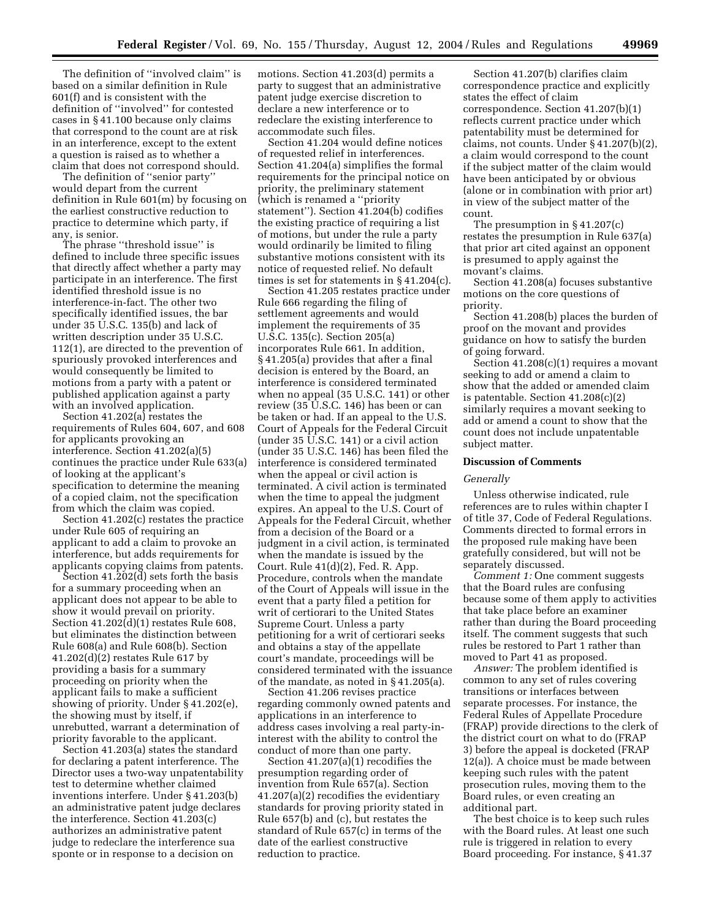The definition of "involved claim" is based on a similar definition in Rule 601(f) and is consistent with the definition of "involved" for contested cases in § 41.100 because only claims that correspond to the count are at risk in an interference, except to the extent a question is raised as to whether a claim that does not correspond should.

The definition of "senior party" would depart from the current definition in Rule 601(m) by focusing on the earliest constructive reduction to practice to determine which party, if any, is senior.

The phrase "threshold issue" is defined to include three specific issues that directly affect whether a party may participate in an interference. The first identified threshold issue is no interference-in-fact. The other two specifically identified issues, the bar under 35 U.S.C. 135(b) and lack of written description under 35 U.S.C. 112(1), are directed to the prevention of spuriously provoked interferences and would consequently be limited to motions from a party with a patent or published application against a party with an involved application.

Section 41.202(a) restates the requirements of Rules 604, 607, and 608 for applicants provoking an interference. Section 41.202(a)(5) continues the practice under Rule 633(a) of looking at the applicant's specification to determine the meaning of a copied claim, not the specification from which the claim was copied.

Section 41.202(c) restates the practice under Rule 605 of requiring an applicant to add a claim to provoke an interference, but adds requirements for applicants copying claims from patents.

Section 41.202(d) sets forth the basis for a summary proceeding when an applicant does not appear to be able to show it would prevail on priority. Section 41.202(d)(1) restates Rule 608, but eliminates the distinction between Rule 608(a) and Rule 608(b). Section 41.202(d)(2) restates Rule 617 by providing a basis for a summary proceeding on priority when the applicant fails to make a sufficient showing of priority. Under § 41.202(e), the showing must by itself, if unrebutted, warrant a determination of priority favorable to the applicant.

Section 41.203(a) states the standard for declaring a patent interference. The Director uses a two-way unpatentability test to determine whether claimed inventions interfere. Under § 41.203(b) an administrative patent judge declares the interference. Section 41.203(c) authorizes an administrative patent judge to redeclare the interference sua sponte or in response to a decision on motions. Section 41.203(d) permits a party to suggest that an administrative patent judge exercise discretion to declare a new interference or to redeclare the existing interference to accommodate such files.

Section 41.204 would define notices of requested relief in interferences. Section 41.204(a) simplifies the formal requirements for the principal notice on priority, the preliminary statement (which is renamed a "priority statement"). Section 41.204(b) codifies the existing practice of requiring a list of motions, but under the rule a party would ordinarily be limited to filing substantive motions consistent with its notice of requested relief. No default times is set for statements in § 41.204(c).

Section 41.205 restates practice under Rule 666 regarding the filing of settlement agreements and would implement the requirements of 35 U.S.C. 135(c). Section 205(a) incorporates Rule 661. In addition, § 41.205(a) provides that after a final decision is entered by the Board, an interference is considered terminated when no appeal (35 U.S.C. 141) or other review (35 U.S.C. 146) has been or can be taken or had. If an appeal to the U.S. Court of Appeals for the Federal Circuit (under 35 U.S.C. 141) or a civil action (under 35 U.S.C. 146) has been filed the interference is considered terminated when the appeal or civil action is terminated. A civil action is terminated when the time to appeal the judgment expires. An appeal to the U.S. Court of Appeals for the Federal Circuit, whether from a decision of the Board or a judgment in a civil action, is terminated when the mandate is issued by the Court. Rule 41(d)(2), Fed. R. App. Procedure, controls when the mandate of the Court of Appeals will issue in the event that a party filed a petition for writ of certiorari to the United States Supreme Court. Unless a party petitioning for a writ of certiorari seeks and obtains a stay of the appellate court's mandate, proceedings will be considered terminated with the issuance of the mandate, as noted in § 41.205(a).

Section 41.206 revises practice regarding commonly owned patents and applications in an interference to address cases involving a real party-in-interest with the ability to control the conduct of more than one party.

Section 41.207(a)(1) recodifies the presumption regarding order of invention from Rule 657(a). Section 41.207(a)(2) recodifies the evidentiary standards for proving priority stated in Rule 657(b) and (c), but restates the standard of Rule 657(c) in terms of the date of the earliest constructive reduction to practice.

Section 41.207(b) clarifies claim correspondence practice and explicitly states the effect of claim correspondence. Section 41.207(b)(1) reflects current practice under which patentability must be determined for claims, not counts. Under § 41.207(b)(2), a claim would correspond to the count if the subject matter of the claim would have been anticipated by or obvious (alone or in combination with prior art) in view of the subject matter of the count.

The presumption in § 41.207(c) restates the presumption in Rule 637(a) that prior art cited against an opponent is presumed to apply against the movant's claims.

Section 41.208(a) focuses substantive motions on the core questions of priority.

Section 41.208(b) places the burden of proof on the movant and provides guidance on how to satisfy the burden of going forward.

Section 41.208(c)(1) requires a movant seeking to add or amend a claim to show that the added or amended claim is patentable. Section 41.208(c)(2) similarly requires a movant seeking to add or amend a count to show that the count does not include unpatentable subject matter.

## Discussion of Comments

*Generally*

Unless otherwise indicated, rule references are to rules within chapter I of title 37, Code of Federal Regulations. Comments directed to formal errors in the proposed rule making have been gratefully considered, but will not be separately discussed.

*Comment 1:* One comment suggests that the Board rules are confusing because some of them apply to activities that take place before an examiner rather than during the Board proceeding itself. The comment suggests that such rules be restored to Part 1 rather than moved to Part 41 as proposed.

*Answer:* The problem identified is common to any set of rules covering transitions or interfaces between separate processes. For instance, the Federal Rules of Appellate Procedure (FRAP) provide directions to the clerk of the district court on what to do (FRAP 3) before the appeal is docketed (FRAP 12(a)). A choice must be made between keeping such rules with the patent prosecution rules, moving them to the Board rules, or even creating an additional part.

The best choice is to keep such rules with the Board rules. At least one such rule is triggered in relation to every Board proceeding. For instance, § 41.37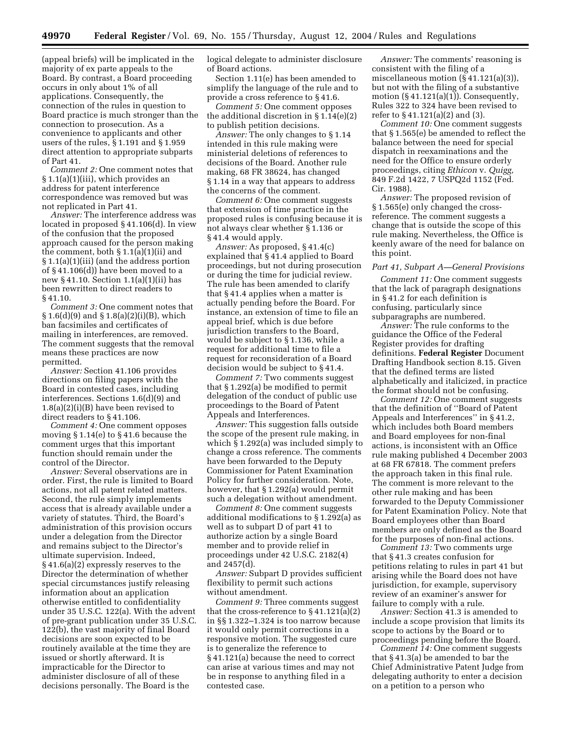(appeal briefs) will be implicated in the majority of ex parte appeals to the Board. By contrast, a Board proceeding occurs in only about 1% of all applications. Consequently, the connection of the rules in question to Board practice is much stronger than the connection to prosecution. As a convenience to applicants and other users of the rules, § 1.191 and § 1.959 direct attention to appropriate subparts of Part 41.

*Comment 2:* One comment notes that § 1.1(a)(1)(iii), which provides an address for patent interference correspondence was removed but was not replicated in Part 41.

*Answer:* The interference address was located in proposed § 41.106(d). In view of the confusion that the proposed approach caused for the person making the comment, both § 1.1(a)(1)(ii) and § 1.1(a)(1)(iii) (and the address portion of § 41.106(d)) have been moved to a new § 41.10. Section 1.1(a)(1)(ii) has been rewritten to direct readers to § 41.10.

*Comment 3:* One comment notes that § 1.6(d)(9) and § 1.8(a)(2)(i)(B), which ban facsimiles and certificates of mailing in interferences, are removed. The comment suggests that the removal means these practices are now permitted.

*Answer:* Section 41.106 provides directions on filing papers with the Board in contested cases, including interferences. Sections 1.6(d)(9) and 1.8(a)(2)(i)(B) have been revised to direct readers to § 41.106.

*Comment 4:* One comment opposes moving § 1.14(e) to § 41.6 because the comment urges that this important function should remain under the control of the Director.

*Answer:* Several observations are in order. First, the rule is limited to Board actions, not all patent related matters. Second, the rule simply implements access that is already available under a variety of statutes. Third, the Board's administration of this provision occurs under a delegation from the Director and remains subject to the Director's ultimate supervision. Indeed, § 41.6(a)(2) expressly reserves to the Director the determination of whether special circumstances justify releasing information about an application otherwise entitled to confidentiality under 35 U.S.C. 122(a). With the advent of pre-grant publication under 35 U.S.C. 122(b), the vast majority of final Board decisions are soon expected to be routinely available at the time they are issued or shortly afterward. It is impracticable for the Director to administer disclosure of all of these decisions personally. The Board is the logical delegate to administer disclosure of Board actions.

Section 1.11(e) has been amended to simplify the language of the rule and to provide a cross reference to § 41.6.

*Comment 5:* One comment opposes the additional discretion in § 1.14(e)(2) to publish petition decisions.

*Answer:* The only changes to § 1.14 intended in this rule making were ministerial deletions of references to decisions of the Board. Another rule making, 68 FR 38624, has changed § 1.14 in a way that appears to address the concerns of the comment.

*Comment 6:* One comment suggests that extension of time practice in the proposed rules is confusing because it is not always clear whether § 1.136 or § 41.4 would apply.

*Answer:* As proposed, § 41.4(c) explained that § 41.4 applied to Board proceedings, but not during prosecution or during the time for judicial review. The rule has been amended to clarify that § 41.4 applies when a matter is actually pending before the Board. For instance, an extension of time to file an appeal brief, which is due before jurisdiction transfers to the Board, would be subject to § 1.136, while a request for additional time to file a request for reconsideration of a Board decision would be subject to § 41.4.

*Comment 7:* Two comments suggest that § 1.292(a) be modified to permit delegation of the conduct of public use proceedings to the Board of Patent Appeals and Interferences.

*Answer:* This suggestion falls outside the scope of the present rule making, in which § 1.292(a) was included simply to change a cross reference. The comments have been forwarded to the Deputy Commissioner for Patent Examination Policy for further consideration. Note, however, that § 1.292(a) would permit such a delegation without amendment.

*Comment 8:* One comment suggests additional modifications to § 1.292(a) as well as to subpart D of part 41 to authorize action by a single Board member and to provide relief in proceedings under 42 U.S.C. 2182(4) and 2457(d).

*Answer:* Subpart D provides sufficient flexibility to permit such actions without amendment.

*Comment 9:* Three comments suggest that the cross-reference to § 41.121(a)(2) in §§ 1.322–1.324 is too narrow because it would only permit corrections in a responsive motion. The suggested cure is to generalize the reference to § 41.121(a) because the need to correct can arise at various times and may not be in response to anything filed in a contested case.

*Answer:* The comments' reasoning is consistent with the filing of a miscellaneous motion (§ 41.121(a)(3)), but not with the filing of a substantive motion (§ 41.121(a)(1)). Consequently, Rules 322 to 324 have been revised to refer to § 41.121(a)(2) and (3).

*Comment 10:* One comment suggests that § 1.565(e) be amended to reflect the balance between the need for special dispatch in reexaminations and the need for the Office to ensure orderly proceedings, citing *Ethicon* v. *Quigg,* 849 F.2d 1422, 7 USPQ2d 1152 (Fed. Cir. 1988).

*Answer:* The proposed revision of § 1.565(e) only changed the cross-reference. The comment suggests a change that is outside the scope of this rule making. Nevertheless, the Office is keenly aware of the need for balance on this point.

### *Part 41, Subpart A—General Provisions*

*Comment 11:* One comment suggests that the lack of paragraph designations in § 41.2 for each definition is confusing, particularly since subparagraphs are numbered.

*Answer:* The rule conforms to the guidance the Office of the Federal Register provides for drafting definitions. **Federal Register** Document Drafting Handbook section 8.15. Given that the defined terms are listed alphabetically and italicized, in practice the format should not be confusing.

*Comment 12:* One comment suggests that the definition of "Board of Patent Appeals and Interferences" in § 41.2, which includes both Board members and Board employees for non-final actions, is inconsistent with an Office rule making published 4 December 2003 at 68 FR 67818. The comment prefers the approach taken in this final rule. The comment is more relevant to the other rule making and has been forwarded to the Deputy Commissioner for Patent Examination Policy. Note that Board employees other than Board members are only defined as the Board for the purposes of non-final actions.

*Comment 13:* Two comments urge that § 41.3 creates confusion for petitions relating to rules in part 41 but arising while the Board does not have jurisdiction, for example, supervisory review of an examiner's answer for failure to comply with a rule.

*Answer:* Section 41.3 is amended to include a scope provision that limits its scope to actions by the Board or to proceedings pending before the Board.

*Comment 14:* One comment suggests that § 41.3(a) be amended to bar the Chief Administrative Patent Judge from delegating authority to enter a decision on a petition to a person who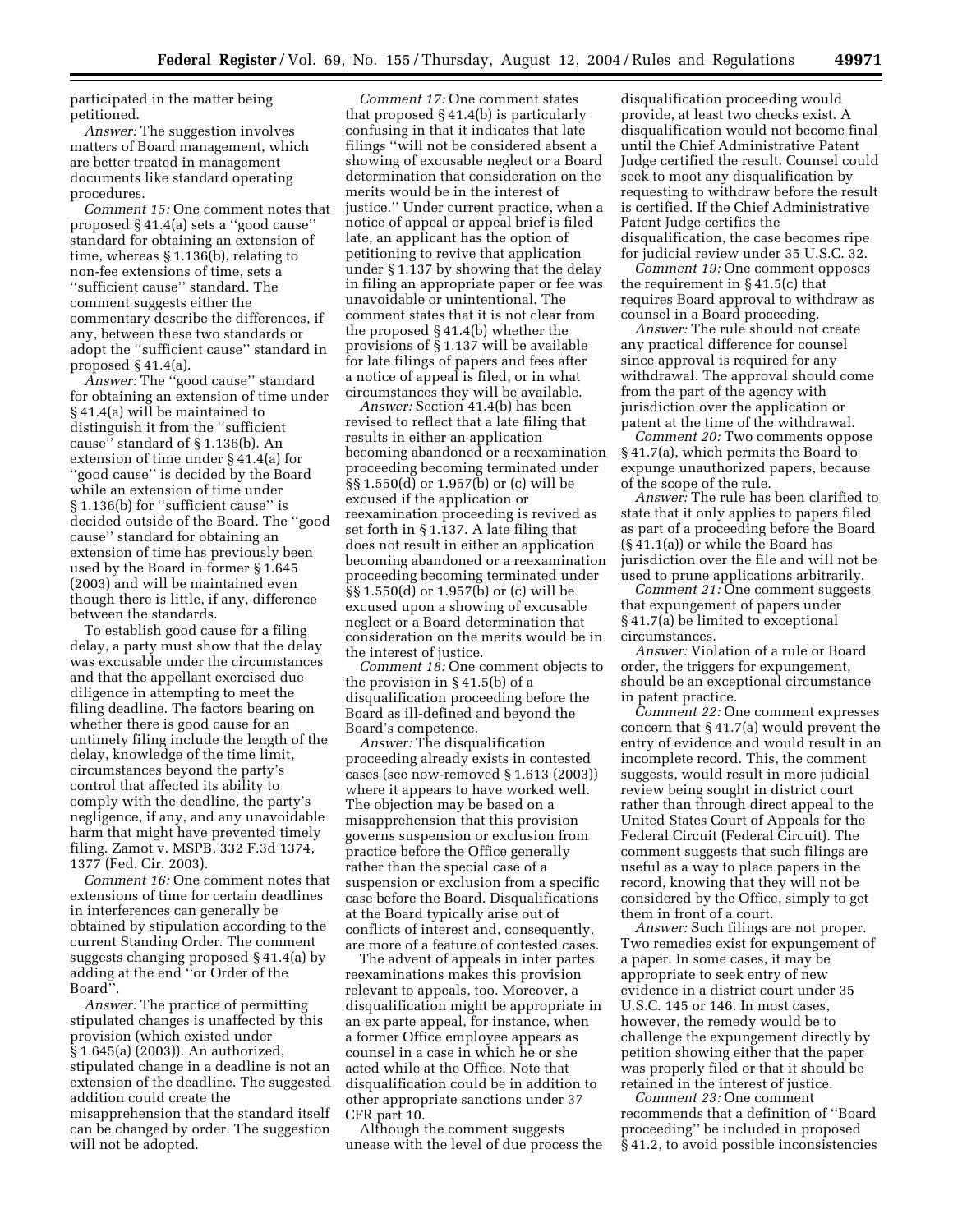participated in the matter being petitioned.

*Answer:* The suggestion involves matters of Board management, which are better treated in management documents like standard operating procedures.

*Comment 15:* One comment notes that proposed § 41.4(a) sets a ''good cause'' standard for obtaining an extension of time, whereas § 1.136(b), relating to non-fee extensions of time, sets a ''sufficient cause'' standard. The comment suggests either the commentary describe the differences, if any, between these two standards or adopt the ''sufficient cause'' standard in proposed § 41.4(a).

*Answer:* The ''good cause'' standard for obtaining an extension of time under § 41.4(a) will be maintained to distinguish it from the ''sufficient cause'' standard of § 1.136(b). An extension of time under § 41.4(a) for ''good cause'' is decided by the Board while an extension of time under § 1.136(b) for ''sufficient cause'' is decided outside of the Board. The ''good cause'' standard for obtaining an extension of time has previously been used by the Board in former § 1.645 (2003) and will be maintained even though there is little, if any, difference between the standards.

To establish good cause for a filing delay, a party must show that the delay was excusable under the circumstances and that the appellant exercised due diligence in attempting to meet the filing deadline. The factors bearing on whether there is good cause for an untimely filing include the length of the delay, knowledge of the time limit, circumstances beyond the party's control that affected its ability to comply with the deadline, the party's negligence, if any, and any unavoidable harm that might have prevented timely filing. Zamot v. MSPB, 332 F.3d 1374, 1377 (Fed. Cir. 2003).

*Comment 16:* One comment notes that extensions of time for certain deadlines in interferences can generally be obtained by stipulation according to the current Standing Order. The comment suggests changing proposed § 41.4(a) by adding at the end ''or Order of the Board''.

*Answer:* The practice of permitting stipulated changes is unaffected by this provision (which existed under § 1.645(a) (2003)). An authorized, stipulated change in a deadline is not an extension of the deadline. The suggested addition could create the misapprehension that the standard itself can be changed by order. The suggestion will not be adopted.

*Comment 17:* One comment states that proposed § 41.4(b) is particularly confusing in that it indicates that late filings ''will not be considered absent a showing of excusable neglect or a Board determination that consideration on the merits would be in the interest of justice.'' Under current practice, when a notice of appeal or appeal brief is filed late, an applicant has the option of petitioning to revive that application under § 1.137 by showing that the delay in filing an appropriate paper or fee was unavoidable or unintentional. The comment states that it is not clear from the proposed § 41.4(b) whether the provisions of § 1.137 will be available for late filings of papers and fees after a notice of appeal is filed, or in what circumstances they will be available.

*Answer:* Section 41.4(b) has been revised to reflect that a late filing that results in either an application becoming abandoned or a reexamination proceeding becoming terminated under §§ 1.550(d) or 1.957(b) or (c) will be excused if the application or reexamination proceeding is revived as set forth in § 1.137. A late filing that does not result in either an application becoming abandoned or a reexamination proceeding becoming terminated under §§ 1.550(d) or 1.957(b) or (c) will be excused upon a showing of excusable neglect or a Board determination that consideration on the merits would be in the interest of justice.

*Comment 18:* One comment objects to the provision in § 41.5(b) of a disqualification proceeding before the Board as ill-defined and beyond the Board's competence.

*Answer:* The disqualification proceeding already exists in contested cases (see now-removed § 1.613 (2003)) where it appears to have worked well. The objection may be based on a misapprehension that this provision governs suspension or exclusion from practice before the Office generally rather than the special case of a suspension or exclusion from a specific case before the Board. Disqualifications at the Board typically arise out of conflicts of interest and, consequently, are more of a feature of contested cases.

The advent of appeals in inter partes reexaminations makes this provision relevant to appeals, too. Moreover, a disqualification might be appropriate in an ex parte appeal, for instance, when a former Office employee appears as counsel in a case in which he or she acted while at the Office. Note that disqualification could be in addition to other appropriate sanctions under 37 CFR part 10.

Although the comment suggests unease with the level of due process the disqualification proceeding would provide, at least two checks exist. A disqualification would not become final until the Chief Administrative Patent Judge certified the result. Counsel could seek to moot any disqualification by requesting to withdraw before the result is certified. If the Chief Administrative Patent Judge certifies the disqualification, the case becomes ripe for judicial review under 35 U.S.C. 32.

*Comment 19:* One comment opposes the requirement in § 41.5(c) that requires Board approval to withdraw as counsel in a Board proceeding.

*Answer:* The rule should not create any practical difference for counsel since approval is required for any withdrawal. The approval should come from the part of the agency with jurisdiction over the application or patent at the time of the withdrawal.

*Comment 20:* Two comments oppose § 41.7(a), which permits the Board to expunge unauthorized papers, because of the scope of the rule.

*Answer:* The rule has been clarified to state that it only applies to papers filed as part of a proceeding before the Board (§ 41.1(a)) or while the Board has jurisdiction over the file and will not be used to prune applications arbitrarily.

*Comment 21:* One comment suggests that expungement of papers under § 41.7(a) be limited to exceptional circumstances.

*Answer:* Violation of a rule or Board order, the triggers for expungement, should be an exceptional circumstance in patent practice.

*Comment 22:* One comment expresses concern that § 41.7(a) would prevent the entry of evidence and would result in an incomplete record. This, the comment suggests, would result in more judicial review being sought in district court rather than through direct appeal to the United States Court of Appeals for the Federal Circuit (Federal Circuit). The comment suggests that such filings are useful as a way to place papers in the record, knowing that they will not be considered by the Office, simply to get them in front of a court.

*Answer:* Such filings are not proper. Two remedies exist for expungement of a paper. In some cases, it may be appropriate to seek entry of new evidence in a district court under 35 U.S.C. 145 or 146. In most cases, however, the remedy would be to challenge the expungement directly by petition showing either that the paper was properly filed or that it should be retained in the interest of justice.

*Comment 23:* One comment recommends that a definition of ''Board proceeding'' be included in proposed § 41.2, to avoid possible inconsistencies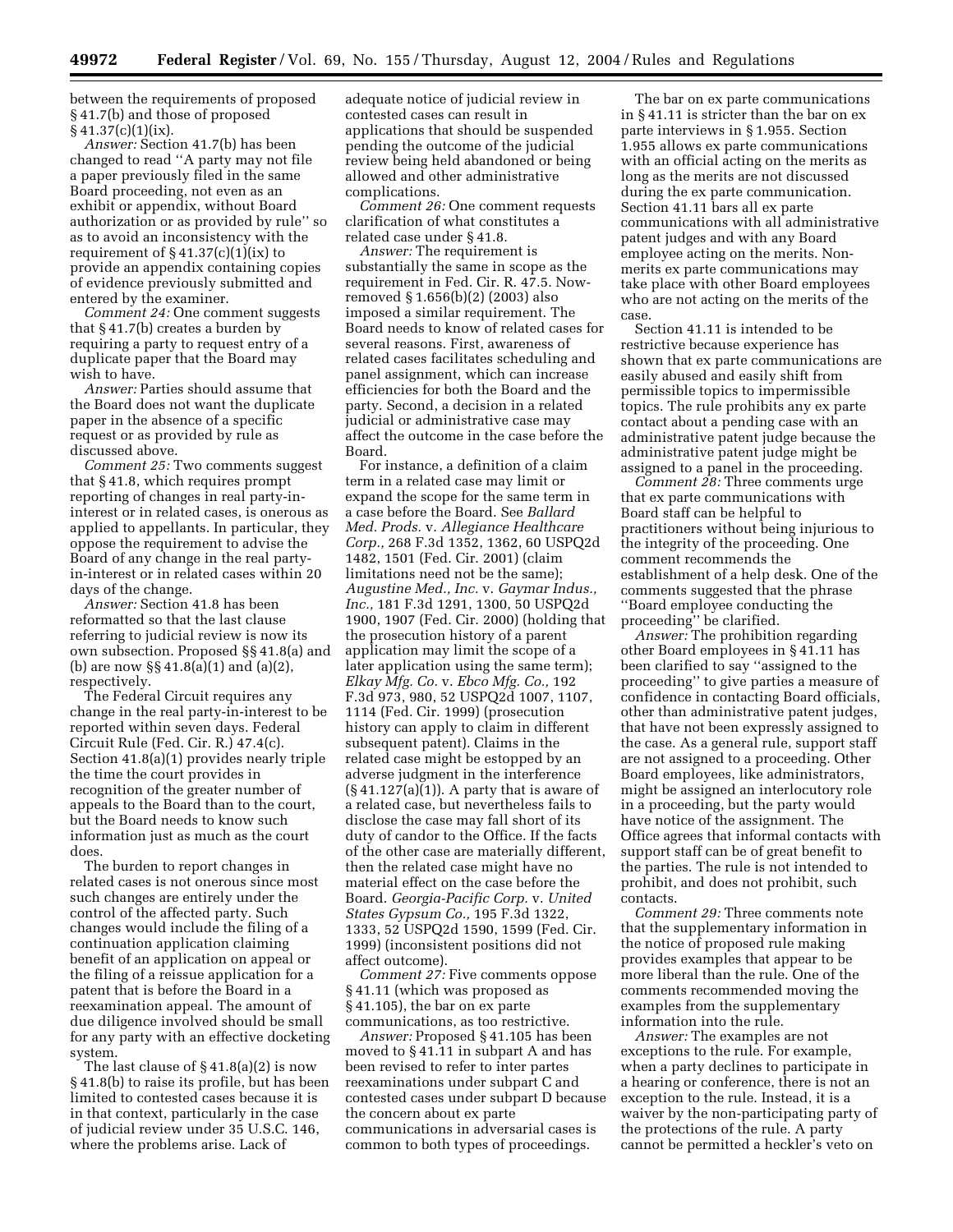between the requirements of proposed § 41.7(b) and those of proposed § 41.37(c)(1)(ix).

*Answer:* Section 41.7(b) has been changed to read ''A party may not file a paper previously filed in the same Board proceeding, not even as an exhibit or appendix, without Board authorization or as provided by rule'' so as to avoid an inconsistency with the requirement of § 41.37(c)(1)(ix) to provide an appendix containing copies of evidence previously submitted and entered by the examiner.

*Comment 24:* One comment suggests that § 41.7(b) creates a burden by requiring a party to request entry of a duplicate paper that the Board may wish to have.

*Answer:* Parties should assume that the Board does not want the duplicate paper in the absence of a specific request or as provided by rule as discussed above.

*Comment 25:* Two comments suggest that § 41.8, which requires prompt reporting of changes in real party-in-interest or in related cases, is onerous as applied to appellants. In particular, they oppose the requirement to advise the Board of any change in the real party-in-interest or in related cases within 20 days of the change.

*Answer:* Section 41.8 has been reformatted so that the last clause referring to judicial review is now its own subsection. Proposed §§ 41.8(a) and (b) are now §§ 41.8(a)(1) and (a)(2), respectively.

The Federal Circuit requires any change in the real party-in-interest to be reported within seven days. Federal Circuit Rule (Fed. Cir. R.) 47.4(c). Section 41.8(a)(1) provides nearly triple the time the court provides in recognition of the greater number of appeals to the Board than to the court, but the Board needs to know such information just as much as the court does.

The burden to report changes in related cases is not onerous since most such changes are entirely under the control of the affected party. Such changes would include the filing of a continuation application claiming benefit of an application on appeal or the filing of a reissue application for a patent that is before the Board in a reexamination appeal. The amount of due diligence involved should be small for any party with an effective docketing system.

The last clause of § 41.8(a)(2) is now § 41.8(b) to raise its profile, but has been limited to contested cases because it is in that context, particularly in the case of judicial review under 35 U.S.C. 146, where the problems arise. Lack of adequate notice of judicial review in contested cases can result in applications that should be suspended pending the outcome of the judicial review being held abandoned or being allowed and other administrative complications.

*Comment 26:* One comment requests clarification of what constitutes a related case under § 41.8.

*Answer:* The requirement is substantially the same in scope as the requirement in Fed. Cir. R. 47.5. Now-removed § 1.656(b)(2) (2003) also imposed a similar requirement. The Board needs to know of related cases for several reasons. First, awareness of related cases facilitates scheduling and panel assignment, which can increase efficiencies for both the Board and the party. Second, a decision in a related judicial or administrative case may affect the outcome in the case before the Board.

For instance, a definition of a claim term in a related case may limit or expand the scope for the same term in a case before the Board. See *Ballard Med. Prods.* v. *Allegiance Healthcare Corp.,* 268 F.3d 1352, 1362, 60 USPQ2d 1482, 1501 (Fed. Cir. 2001) (claim limitations need not be the same); *Augustine Med., Inc.* v. *Gaymar Indus., Inc.,* 181 F.3d 1291, 1300, 50 USPQ2d 1900, 1907 (Fed. Cir. 2000) (holding that the prosecution history of a parent application may limit the scope of a later application using the same term); *Elkay Mfg. Co.* v. *Ebco Mfg. Co.,* 192 F.3d 973, 980, 52 USPQ2d 1007, 1107, 1114 (Fed. Cir. 1999) (prosecution history can apply to claim in different subsequent patent). Claims in the related case might be estopped by an adverse judgment in the interference (§ 41.127(a)(1)). A party that is aware of a related case, but nevertheless fails to disclose the case may fall short of its duty of candor to the Office. If the facts of the other case are materially different, then the related case might have no material effect on the case before the Board. *Georgia-Pacific Corp.* v. *United States Gypsum Co.,* 195 F.3d 1322, 1333, 52 USPQ2d 1590, 1599 (Fed. Cir. 1999) (inconsistent positions did not affect outcome).

*Comment 27:* Five comments oppose § 41.11 (which was proposed as § 41.105), the bar on ex parte communications, as too restrictive.

*Answer:* Proposed § 41.105 has been moved to § 41.11 in subpart A and has been revised to refer to inter partes reexaminations under subpart C and contested cases under subpart D because the concern about ex parte communications in adversarial cases is common to both types of proceedings.

The bar on ex parte communications in § 41.11 is stricter than the bar on ex parte interviews in § 1.955. Section 1.955 allows ex parte communications with an official acting on the merits as long as the merits are not discussed during the ex parte communication. Section 41.11 bars all ex parte communications with all administrative patent judges and with any Board employee acting on the merits. Non-merits ex parte communications may take place with other Board employees who are not acting on the merits of the case.

Section 41.11 is intended to be restrictive because experience has shown that ex parte communications are easily abused and easily shift from permissible topics to impermissible topics. The rule prohibits any ex parte contact about a pending case with an administrative patent judge because the administrative patent judge might be assigned to a panel in the proceeding.

*Comment 28:* Three comments urge that ex parte communications with Board staff can be helpful to practitioners without being injurious to the integrity of the proceeding. One comment recommends the establishment of a help desk. One of the comments suggested that the phrase ''Board employee conducting the proceeding'' be clarified.

*Answer:* The prohibition regarding other Board employees in § 41.11 has been clarified to say ''assigned to the proceeding'' to give parties a measure of confidence in contacting Board officials, other than administrative patent judges, that have not been expressly assigned to the case. As a general rule, support staff are not assigned to a proceeding. Other Board employees, like administrators, might be assigned an interlocutory role in a proceeding, but the party would have notice of the assignment. The Office agrees that informal contacts with support staff can be of great benefit to the parties. The rule is not intended to prohibit, and does not prohibit, such contacts.

*Comment 29:* Three comments note that the supplementary information in the notice of proposed rule making provides examples that appear to be more liberal than the rule. One of the comments recommended moving the examples from the supplementary information into the rule.

*Answer:* The examples are not exceptions to the rule. For example, when a party declines to participate in a hearing or conference, there is not an exception to the rule. Instead, it is a waiver by the non-participating party of the protections of the rule. A party cannot be permitted a heckler's veto on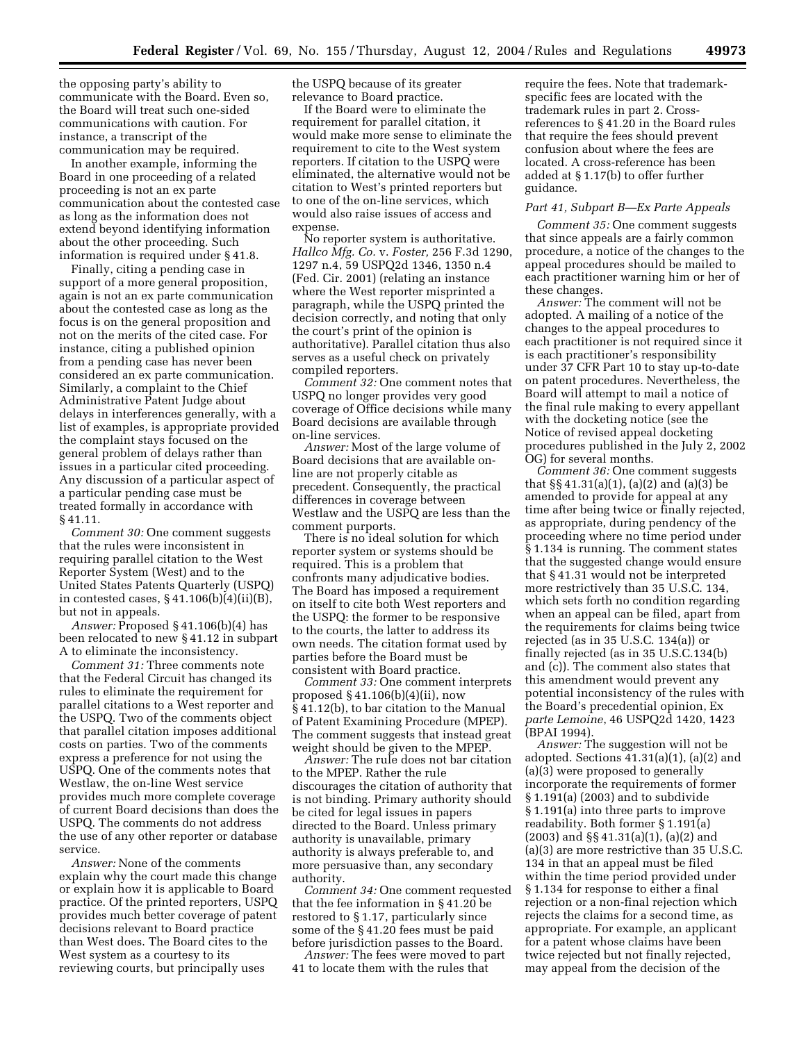the opposing party's ability to communicate with the Board. Even so, the Board will treat such one-sided communications with caution. For instance, a transcript of the communication may be required.

In another example, informing the Board in one proceeding of a related proceeding is not an ex parte communication about the contested case as long as the information does not extend beyond identifying information about the other proceeding. Such information is required under § 41.8.

Finally, citing a pending case in support of a more general proposition, again is not an ex parte communication about the contested case as long as the focus is on the general proposition and not on the merits of the cited case. For instance, citing a published opinion from a pending case has never been considered an ex parte communication. Similarly, a complaint to the Chief Administrative Patent Judge about delays in interferences generally, with a list of examples, is appropriate provided the complaint stays focused on the general problem of delays rather than issues in a particular cited proceeding. Any discussion of a particular aspect of a particular pending case must be treated formally in accordance with § 41.11.

*Comment 30:* One comment suggests that the rules were inconsistent in requiring parallel citation to the West Reporter System (West) and to the United States Patents Quarterly (USPQ) in contested cases, § 41.106(b)(4)(ii)(B), but not in appeals.

*Answer:* Proposed § 41.106(b)(4) has been relocated to new § 41.12 in subpart A to eliminate the inconsistency.

*Comment 31:* Three comments note that the Federal Circuit has changed its rules to eliminate the requirement for parallel citations to a West reporter and the USPQ. Two of the comments object that parallel citation imposes additional costs on parties. Two of the comments express a preference for not using the USPQ. One of the comments notes that Westlaw, the on-line West service provides much more complete coverage of current Board decisions than does the USPQ. The comments do not address the use of any other reporter or database service.

*Answer:* None of the comments explain why the court made this change or explain how it is applicable to Board practice. Of the printed reporters, USPQ provides much better coverage of patent decisions relevant to Board practice than West does. The Board cites to the West system as a courtesy to its reviewing courts, but principally uses the USPQ because of its greater relevance to Board practice.

If the Board were to eliminate the requirement for parallel citation, it would make more sense to eliminate the requirement to cite to the West system reporters. If citation to the USPQ were eliminated, the alternative would not be citation to West's printed reporters but to one of the on-line services, which would also raise issues of access and expense.

No reporter system is authoritative. *Hallco Mfg. Co.* v. *Foster,* 256 F.3d 1290, 1297 n.4, 59 USPQ2d 1346, 1350 n.4 (Fed. Cir. 2001) (relating an instance where the West reporter misprinted a paragraph, while the USPQ printed the decision correctly, and noting that only the court's print of the opinion is authoritative). Parallel citation thus also serves as a useful check on privately compiled reporters.

*Comment 32:* One comment notes that USPQ no longer provides very good coverage of Office decisions while many Board decisions are available through on-line services.

*Answer:* Most of the large volume of Board decisions that are available on-line are not properly citable as precedent. Consequently, the practical differences in coverage between Westlaw and the USPQ are less than the comment purports.

There is no ideal solution for which reporter system or systems should be required. This is a problem that confronts many adjudicative bodies. The Board has imposed a requirement on itself to cite both West reporters and the USPQ: the former to be responsive to the courts, the latter to address its own needs. The citation format used by parties before the Board must be consistent with Board practice.

*Comment 33:* One comment interprets proposed § 41.106(b)(4)(ii), now § 41.12(b), to bar citation to the Manual of Patent Examining Procedure (MPEP). The comment suggests that instead great weight should be given to the MPEP.

*Answer:* The rule does not bar citation to the MPEP. Rather the rule discourages the citation of authority that is not binding. Primary authority should be cited for legal issues in papers directed to the Board. Unless primary authority is unavailable, primary authority is always preferable to, and more persuasive than, any secondary authority.

*Comment 34:* One comment requested that the fee information in § 41.20 be restored to § 1.17, particularly since some of the § 41.20 fees must be paid before jurisdiction passes to the Board.

*Answer:* The fees were moved to part 41 to locate them with the rules that require the fees. Note that trademark-specific fees are located with the trademark rules in part 2. Cross-references to § 41.20 in the Board rules that require the fees should prevent confusion about where the fees are located. A cross-reference has been added at § 1.17(b) to offer further guidance.

### *Part 41, Subpart B—Ex Parte Appeals*

*Comment 35:* One comment suggests that since appeals are a fairly common procedure, a notice of the changes to the appeal procedures should be mailed to each practitioner warning him or her of these changes.

*Answer:* The comment will not be adopted. A mailing of a notice of the changes to the appeal procedures to each practitioner is not required since it is each practitioner's responsibility under 37 CFR Part 10 to stay up-to-date on patent procedures. Nevertheless, the Board will attempt to mail a notice of the final rule making to every appellant with the docketing notice (see the Notice of revised appeal docketing procedures published in the July 2, 2002 OG) for several months.

*Comment 36:* One comment suggests that §§ 41.31(a)(1), (a)(2) and (a)(3) be amended to provide for appeal at any time after being twice or finally rejected, as appropriate, during pendency of the proceeding where no time period under § 1.134 is running. The comment states that the suggested change would ensure that § 41.31 would not be interpreted more restrictively than 35 U.S.C. 134, which sets forth no condition regarding when an appeal can be filed, apart from the requirements for claims being twice rejected (as in 35 U.S.C. 134(a)) or finally rejected (as in 35 U.S.C.134(b) and (c)). The comment also states that this amendment would prevent any potential inconsistency of the rules with the Board's precedential opinion, Ex *parte Lemoine*, 46 USPQ2d 1420, 1423 (BPAI 1994).

*Answer:* The suggestion will not be adopted. Sections 41.31(a)(1), (a)(2) and (a)(3) were proposed to generally incorporate the requirements of former § 1.191(a) (2003) and to subdivide § 1.191(a) into three parts to improve readability. Both former § 1.191(a) (2003) and §§ 41.31(a)(1), (a)(2) and (a)(3) are more restrictive than 35 U.S.C. 134 in that an appeal must be filed within the time period provided under § 1.134 for response to either a final rejection or a non-final rejection which rejects the claims for a second time, as appropriate. For example, an applicant for a patent whose claims have been twice rejected but not finally rejected, may appeal from the decision of the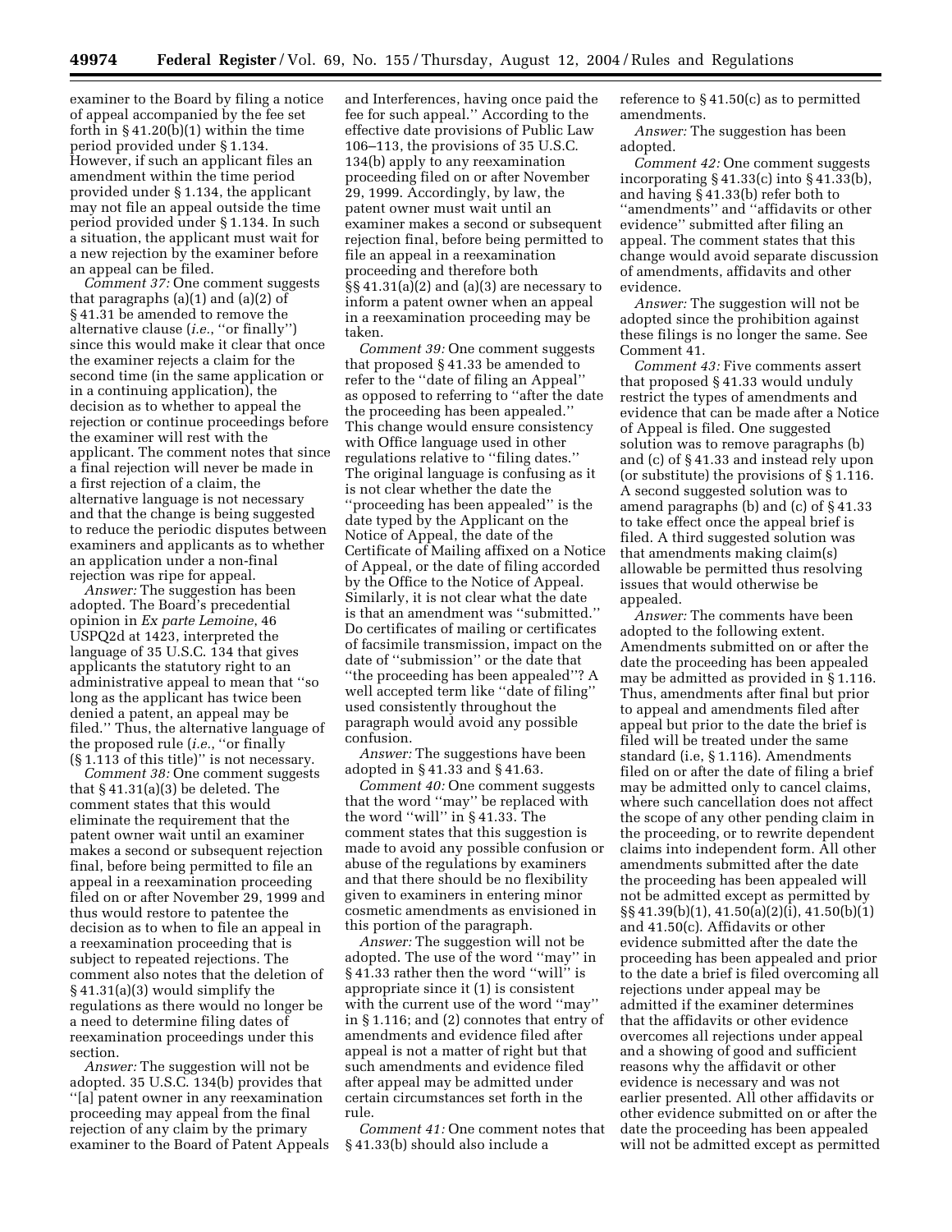examiner to the Board by filing a notice of appeal accompanied by the fee set forth in § 41.20(b)(1) within the time period provided under § 1.134. However, if such an applicant files an amendment within the time period provided under § 1.134, the applicant may not file an appeal outside the time period provided under § 1.134. In such a situation, the applicant must wait for a new rejection by the examiner before an appeal can be filed.

*Comment 37:* One comment suggests that paragraphs (a)(1) and (a)(2) of § 41.31 be amended to remove the alternative clause (*i.e.*, ''or finally'') since this would make it clear that once the examiner rejects a claim for the second time (in the same application or in a continuing application), the decision as to whether to appeal the rejection or continue proceedings before the examiner will rest with the applicant. The comment notes that since a final rejection will never be made in a first rejection of a claim, the alternative language is not necessary and that the change is being suggested to reduce the periodic disputes between examiners and applicants as to whether an application under a non-final rejection was ripe for appeal.

*Answer:* The suggestion has been adopted. The Board's precedential opinion in *Ex parte Lemoine*, 46 USPQ2d at 1423, interpreted the language of 35 U.S.C. 134 that gives applicants the statutory right to an administrative appeal to mean that ''so long as the applicant has twice been denied a patent, an appeal may be filed.'' Thus, the alternative language of the proposed rule (*i.e.*, ''or finally (§ 1.113 of this title)'' is not necessary.

*Comment 38:* One comment suggests that § 41.31(a)(3) be deleted. The comment states that this would eliminate the requirement that the patent owner wait until an examiner makes a second or subsequent rejection final, before being permitted to file an appeal in a reexamination proceeding filed on or after November 29, 1999 and thus would restore to patentee the decision as to when to file an appeal in a reexamination proceeding that is subject to repeated rejections. The comment also notes that the deletion of § 41.31(a)(3) would simplify the regulations as there would no longer be a need to determine filing dates of reexamination proceedings under this section.

*Answer:* The suggestion will not be adopted. 35 U.S.C. 134(b) provides that ''[a] patent owner in any reexamination proceeding may appeal from the final rejection of any claim by the primary examiner to the Board of Patent Appeals and Interferences, having once paid the fee for such appeal.'' According to the effective date provisions of Public Law 106–113, the provisions of 35 U.S.C. 134(b) apply to any reexamination proceeding filed on or after November 29, 1999. Accordingly, by law, the patent owner must wait until an examiner makes a second or subsequent rejection final, before being permitted to file an appeal in a reexamination proceeding and therefore both §§ 41.31(a)(2) and (a)(3) are necessary to inform a patent owner when an appeal in a reexamination proceeding may be taken.

*Comment 39:* One comment suggests that proposed § 41.33 be amended to refer to the ''date of filing an Appeal'' as opposed to referring to ''after the date the proceeding has been appealed.'' This change would ensure consistency with Office language used in other regulations relative to ''filing dates.'' The original language is confusing as it is not clear whether the date the ''proceeding has been appealed'' is the date typed by the Applicant on the Notice of Appeal, the date of the Certificate of Mailing affixed on a Notice of Appeal, or the date of filing accorded by the Office to the Notice of Appeal. Similarly, it is not clear what the date is that an amendment was ''submitted.'' Do certificates of mailing or certificates of facsimile transmission, impact on the date of ''submission'' or the date that ''the proceeding has been appealed''? A well accepted term like ''date of filing'' used consistently throughout the paragraph would avoid any possible confusion.

*Answer:* The suggestions have been adopted in § 41.33 and § 41.63.

*Comment 40:* One comment suggests that the word ''may'' be replaced with the word ''will'' in § 41.33. The comment states that this suggestion is made to avoid any possible confusion or abuse of the regulations by examiners and that there should be no flexibility given to examiners in entering minor cosmetic amendments as envisioned in this portion of the paragraph.

*Answer:* The suggestion will not be adopted. The use of the word ''may'' in § 41.33 rather then the word ''will'' is appropriate since it (1) is consistent with the current use of the word ''may'' in § 1.116; and (2) connotes that entry of amendments and evidence filed after appeal is not a matter of right but that such amendments and evidence filed after appeal may be admitted under certain circumstances set forth in the rule.

*Comment 41:* One comment notes that § 41.33(b) should also include a reference to § 41.50(c) as to permitted amendments.

*Answer:* The suggestion has been adopted.

*Comment 42:* One comment suggests incorporating § 41.33(c) into § 41.33(b), and having § 41.33(b) refer both to ''amendments'' and ''affidavits or other evidence'' submitted after filing an appeal. The comment states that this change would avoid separate discussion of amendments, affidavits and other evidence.

*Answer:* The suggestion will not be adopted since the prohibition against these filings is no longer the same. See Comment 41.

*Comment 43:* Five comments assert that proposed § 41.33 would unduly restrict the types of amendments and evidence that can be made after a Notice of Appeal is filed. One suggested solution was to remove paragraphs (b) and (c) of § 41.33 and instead rely upon (or substitute) the provisions of § 1.116. A second suggested solution was to amend paragraphs (b) and (c) of § 41.33 to take effect once the appeal brief is filed. A third suggested solution was that amendments making claim(s) allowable be permitted thus resolving issues that would otherwise be appealed.

*Answer:* The comments have been adopted to the following extent. Amendments submitted on or after the date the proceeding has been appealed may be admitted as provided in § 1.116. Thus, amendments after final but prior to appeal and amendments filed after appeal but prior to the date the brief is filed will be treated under the same standard (i.e, § 1.116). Amendments filed on or after the date of filing a brief may be admitted only to cancel claims, where such cancellation does not affect the scope of any other pending claim in the proceeding, or to rewrite dependent claims into independent form. All other amendments submitted after the date the proceeding has been appealed will not be admitted except as permitted by §§ 41.39(b)(1), 41.50(a)(2)(i), 41.50(b)(1) and 41.50(c). Affidavits or other evidence submitted after the date the proceeding has been appealed and prior to the date a brief is filed overcoming all rejections under appeal may be admitted if the examiner determines that the affidavits or other evidence overcomes all rejections under appeal and a showing of good and sufficient reasons why the affidavit or other evidence is necessary and was not earlier presented. All other affidavits or other evidence submitted on or after the date the proceeding has been appealed will not be admitted except as permitted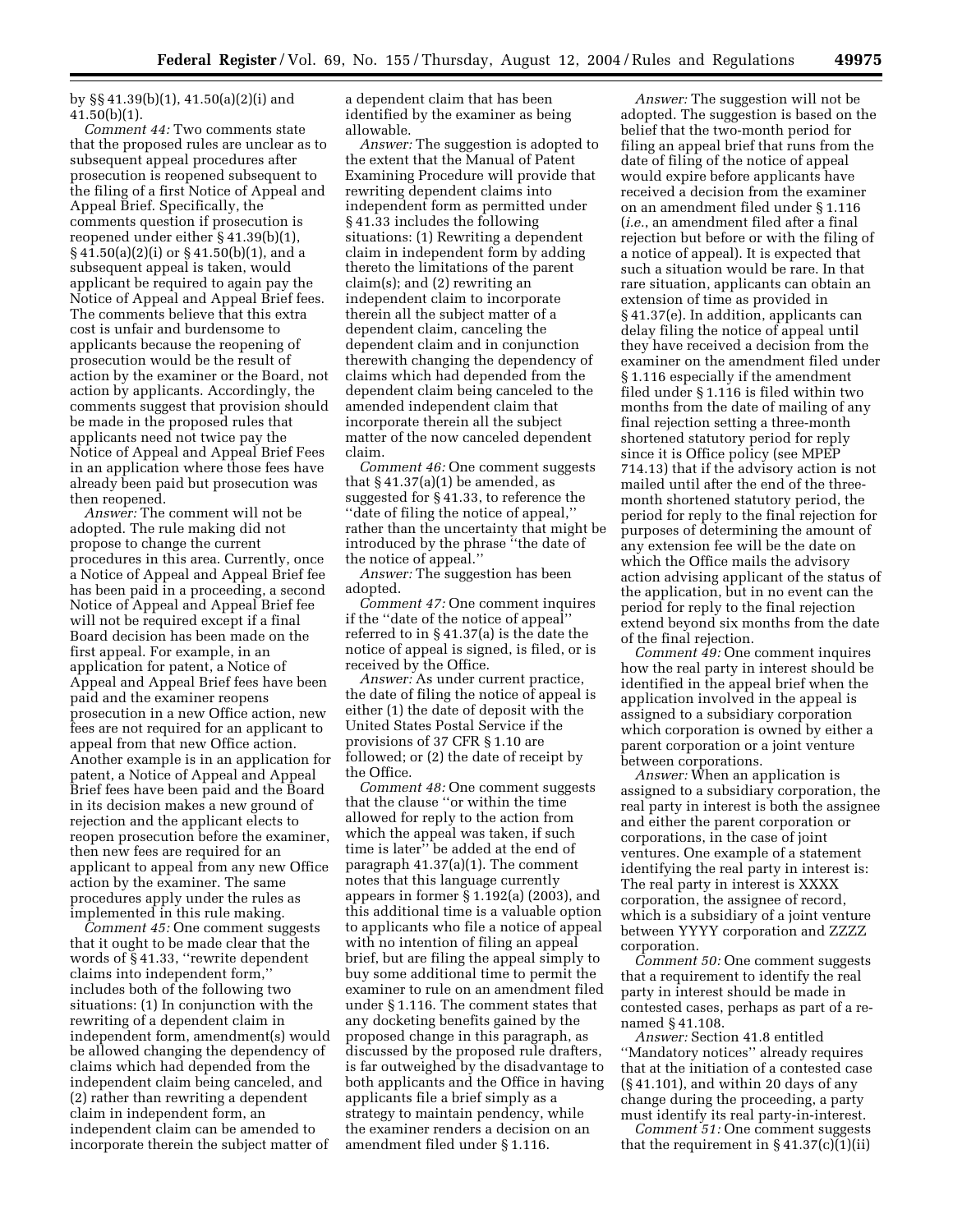by §§ 41.39(b)(1), 41.50(a)(2)(i) and 41.50(b)(1).

*Comment 44:* Two comments state that the proposed rules are unclear as to subsequent appeal procedures after prosecution is reopened subsequent to the filing of a first Notice of Appeal and Appeal Brief. Specifically, the comments question if prosecution is reopened under either § 41.39(b)(1), § 41.50(a)(2)(i) or § 41.50(b)(1), and a subsequent appeal is taken, would applicant be required to again pay the Notice of Appeal and Appeal Brief fees. The comments believe that this extra cost is unfair and burdensome to applicants because the reopening of prosecution would be the result of action by the examiner or the Board, not action by applicants. Accordingly, the comments suggest that provision should be made in the proposed rules that applicants need not twice pay the Notice of Appeal and Appeal Brief Fees in an application where those fees have already been paid but prosecution was then reopened.

*Answer:* The comment will not be adopted. The rule making did not propose to change the current procedures in this area. Currently, once a Notice of Appeal and Appeal Brief fee has been paid in a proceeding, a second Notice of Appeal and Appeal Brief fee will not be required except if a final Board decision has been made on the first appeal. For example, in an application for patent, a Notice of Appeal and Appeal Brief fees have been paid and the examiner reopens prosecution in a new Office action, new fees are not required for an applicant to appeal from that new Office action. Another example is in an application for patent, a Notice of Appeal and Appeal Brief fees have been paid and the Board in its decision makes a new ground of rejection and the applicant elects to reopen prosecution before the examiner, then new fees are required for an applicant to appeal from any new Office action by the examiner. The same procedures apply under the rules as implemented in this rule making.

*Comment 45:* One comment suggests that it ought to be made clear that the words of § 41.33, ''rewrite dependent claims into independent form,'' includes both of the following two situations: (1) In conjunction with the rewriting of a dependent claim in independent form, amendment(s) would be allowed changing the dependency of claims which had depended from the independent claim being canceled, and (2) rather than rewriting a dependent claim in independent form, an independent claim can be amended to incorporate therein the subject matter of a dependent claim that has been identified by the examiner as being allowable.

*Answer:* The suggestion is adopted to the extent that the Manual of Patent Examining Procedure will provide that rewriting dependent claims into independent form as permitted under § 41.33 includes the following situations: (1) Rewriting a dependent claim in independent form by adding thereto the limitations of the parent claim(s); and (2) rewriting an independent claim to incorporate therein all the subject matter of a dependent claim, canceling the dependent claim and in conjunction therewith changing the dependency of claims which had depended from the dependent claim being canceled to the amended independent claim that incorporate therein all the subject matter of the now canceled dependent claim.

*Comment 46:* One comment suggests that § 41.37(a)(1) be amended, as suggested for § 41.33, to reference the ''date of filing the notice of appeal,'' rather than the uncertainty that might be introduced by the phrase ''the date of the notice of appeal.''

*Answer:* The suggestion has been adopted.

*Comment 47:* One comment inquires if the ''date of the notice of appeal'' referred to in § 41.37(a) is the date the notice of appeal is signed, is filed, or is received by the Office.

*Answer:* As under current practice, the date of filing the notice of appeal is either (1) the date of deposit with the United States Postal Service if the provisions of 37 CFR § 1.10 are followed; or (2) the date of receipt by the Office.

*Comment 48:* One comment suggests that the clause ''or within the time allowed for reply to the action from which the appeal was taken, if such time is later'' be added at the end of paragraph 41.37(a)(1). The comment notes that this language currently appears in former § 1.192(a) (2003), and this additional time is a valuable option to applicants who file a notice of appeal with no intention of filing an appeal brief, but are filing the appeal simply to buy some additional time to permit the examiner to rule on an amendment filed under § 1.116. The comment states that any docketing benefits gained by the proposed change in this paragraph, as discussed by the proposed rule drafters, is far outweighed by the disadvantage to both applicants and the Office in having applicants file a brief simply as a strategy to maintain pendency, while the examiner renders a decision on an amendment filed under § 1.116.

*Answer:* The suggestion will not be adopted. The suggestion is based on the belief that the two-month period for filing an appeal brief that runs from the date of filing of the notice of appeal would expire before applicants have received a decision from the examiner on an amendment filed under § 1.116 (*i.e.*, an amendment filed after a final rejection but before or with the filing of a notice of appeal). It is expected that such a situation would be rare. In that rare situation, applicants can obtain an extension of time as provided in § 41.37(e). In addition, applicants can delay filing the notice of appeal until they have received a decision from the examiner on the amendment filed under § 1.116 especially if the amendment filed under § 1.116 is filed within two months from the date of mailing of any final rejection setting a three-month shortened statutory period for reply since it is Office policy (see MPEP 714.13) that if the advisory action is not mailed until after the end of the three-month shortened statutory period, the period for reply to the final rejection for purposes of determining the amount of any extension fee will be the date on which the Office mails the advisory action advising applicant of the status of the application, but in no event can the period for reply to the final rejection extend beyond six months from the date of the final rejection.

*Comment 49:* One comment inquires how the real party in interest should be identified in the appeal brief when the application involved in the appeal is assigned to a subsidiary corporation which corporation is owned by either a parent corporation or a joint venture between corporations.

*Answer:* When an application is assigned to a subsidiary corporation, the real party in interest is both the assignee and either the parent corporation or corporations, in the case of joint ventures. One example of a statement identifying the real party in interest is: The real party in interest is XXXX corporation, the assignee of record, which is a subsidiary of a joint venture between YYYY corporation and ZZZZ corporation.

*Comment 50:* One comment suggests that a requirement to identify the real party in interest should be made in contested cases, perhaps as part of a re-named § 41.108.

*Answer:* Section 41.8 entitled ''Mandatory notices'' already requires that at the initiation of a contested case (§ 41.101), and within 20 days of any change during the proceeding, a party must identify its real party-in-interest.

*Comment 51:* One comment suggests that the requirement in § 41.37(c)(1)(ii)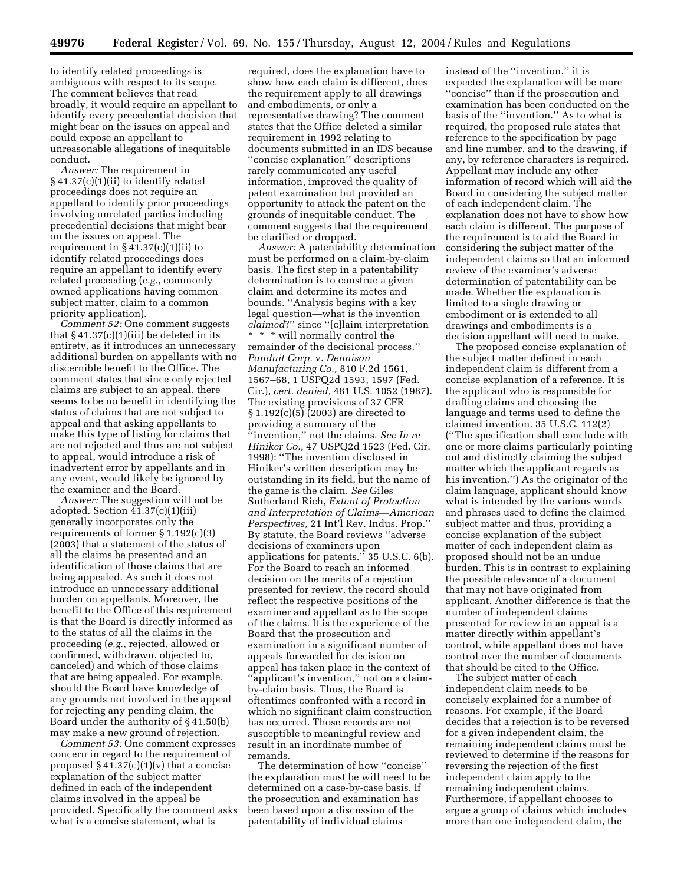to identify related proceedings is ambiguous with respect to its scope. The comment believes that read broadly, it would require an appellant to identify every precedential decision that might bear on the issues on appeal and could expose an appellant to unreasonable allegations of inequitable conduct.

*Answer:* The requirement in § 41.37(c)(1)(ii) to identify related proceedings does not require an appellant to identify prior proceedings involving unrelated parties including precedential decisions that might bear on the issues on appeal. The requirement in § 41.37(c)(1)(ii) to identify related proceedings does require an appellant to identify every related proceeding (*e.g.*, commonly owned applications having common subject matter, claim to a common priority application).

*Comment 52:* One comment suggests that § 41.37(c)(1)(iii) be deleted in its entirety, as it introduces an unnecessary additional burden on appellants with no discernible benefit to the Office. The comment states that since only rejected claims are subject to an appeal, there seems to be no benefit in identifying the status of claims that are not subject to appeal and that asking appellants to make this type of listing for claims that are not rejected and thus are not subject to appeal, would introduce a risk of inadvertent error by appellants and in any event, would likely be ignored by the examiner and the Board.

*Answer:* The suggestion will not be adopted. Section 41.37(c)(1)(iii) generally incorporates only the requirements of former § 1.192(c)(3) (2003) that a statement of the status of all the claims be presented and an identification of those claims that are being appealed. As such it does not introduce an unnecessary additional burden on appellants. Moreover, the benefit to the Office of this requirement is that the Board is directly informed as to the status of all the claims in the proceeding (*e.g.*, rejected, allowed or confirmed, withdrawn, objected to, canceled) and which of those claims that are being appealed. For example, should the Board have knowledge of any grounds not involved in the appeal for rejecting any pending claim, the Board under the authority of § 41.50(b) may make a new ground of rejection.

*Comment 53:* One comment expresses concern in regard to the requirement of proposed § 41.37(c)(1)(v) that a concise explanation of the subject matter defined in each of the independent claims involved in the appeal be provided. Specifically the comment asks what is a concise statement, what is required, does the explanation have to show how each claim is different, does the requirement apply to all drawings and embodiments, or only a representative drawing? The comment states that the Office deleted a similar requirement in 1992 relating to documents submitted in an IDS because ''concise explanation'' descriptions rarely communicated any useful information, improved the quality of patent examination but provided an opportunity to attack the patent on the grounds of inequitable conduct. The comment suggests that the requirement be clarified or dropped.

*Answer:* A patentability determination must be performed on a claim-by-claim basis. The first step in a patentability determination is to construe a given claim and determine its metes and bounds. ''Analysis begins with a key legal question—what is the invention *claimed*?'' since ''[c]laim interpretation * * * will normally control the remainder of the decisional process.'' *Panduit Corp.* v. *Dennison Manufacturing Co.,* 810 F.2d 1561, 1567–68, 1 USPQ2d 1593, 1597 (Fed. Cir.), *cert. denied,* 481 U.S. 1052 (1987). The existing provisions of 37 CFR § 1.192(c)(5) (2003) are directed to providing a summary of the ''invention,'' not the claims. *See In re Hiniker Co.,* 47 USPQ2d 1523 (Fed. Cir. 1998): ''The invention disclosed in Hiniker's written description may be outstanding in its field, but the name of the game is the claim. *See* Giles Sutherland Rich, *Extent of Protection and Interpretation of Claims—American Perspectives,* 21 Int'l Rev. Indus. Prop.'' By statute, the Board reviews ''adverse decisions of examiners upon applications for patents.'' 35 U.S.C. 6(b). For the Board to reach an informed decision on the merits of a rejection presented for review, the record should reflect the respective positions of the examiner and appellant as to the scope of the claims. It is the experience of the Board that the prosecution and examination in a significant number of appeals forwarded for decision on appeal has taken place in the context of ''applicant's invention,'' not on a claim-by-claim basis. Thus, the Board is oftentimes confronted with a record in which no significant claim construction has occurred. Those records are not susceptible to meaningful review and result in an inordinate number of remands.

The determination of how ''concise'' the explanation must be will need to be determined on a case-by-case basis. If the prosecution and examination has been based upon a discussion of the patentability of individual claims instead of the ''invention,'' it is expected the explanation will be more ''concise'' than if the prosecution and examination has been conducted on the basis of the ''invention.'' As to what is required, the proposed rule states that reference to the specification by page and line number, and to the drawing, if any, by reference characters is required. Appellant may include any other information of record which will aid the Board in considering the subject matter of each independent claim. The explanation does not have to show how each claim is different. The purpose of the requirement is to aid the Board in considering the subject matter of the independent claims so that an informed review of the examiner's adverse determination of patentability can be made. Whether the explanation is limited to a single drawing or embodiment or is extended to all drawings and embodiments is a decision appellant will need to make.

The proposed concise explanation of the subject matter defined in each independent claim is different from a concise explanation of a reference. It is the applicant who is responsible for drafting claims and choosing the language and terms used to define the claimed invention. 35 U.S.C. 112(2) (''The specification shall conclude with one or more claims particularly pointing out and distinctly claiming the subject matter which the applicant regards as his invention.'') As the originator of the claim language, applicant should know what is intended by the various words and phrases used to define the claimed subject matter and thus, providing a concise explanation of the subject matter of each independent claim as proposed should not be an undue burden. This is in contrast to explaining the possible relevance of a document that may not have originated from applicant. Another difference is that the number of independent claims presented for review in an appeal is a matter directly within appellant's control, while appellant does not have control over the number of documents that should be cited to the Office.

The subject matter of each independent claim needs to be concisely explained for a number of reasons. For example, if the Board decides that a rejection is to be reversed for a given independent claims, the remaining independent claims must be reviewed to determine if the reasons for reversing the rejection of the first independent claim apply to the remaining independent claims. Furthermore, if appellant chooses to argue a group of claims which includes more than one independent claim, the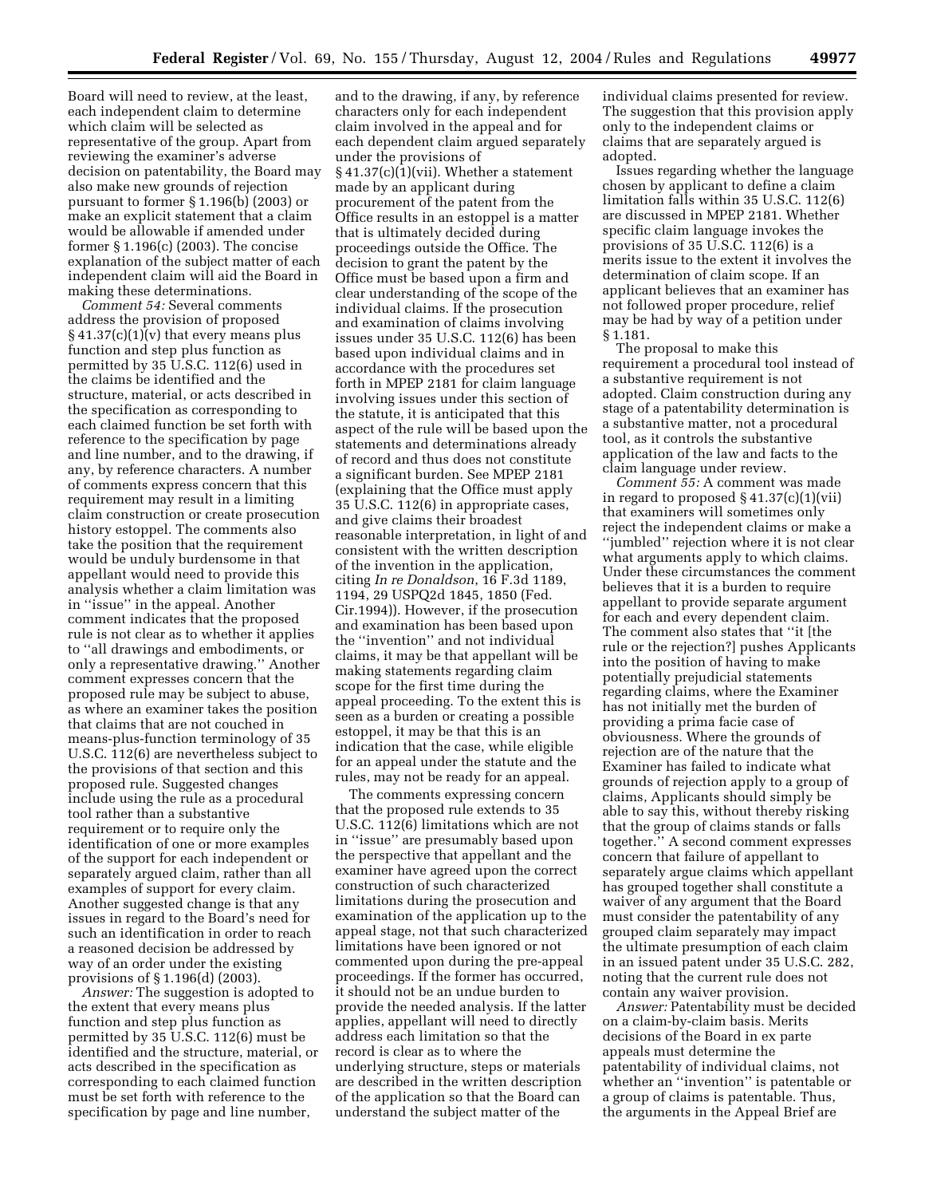Board will need to review, at the least, each independent claim to determine which claim will be selected as representative of the group. Apart from reviewing the examiner's adverse decision on patentability, the Board may also make new grounds of rejection pursuant to former § 1.196(b) (2003) or make an explicit statement that a claim would be allowable if amended under former § 1.196(c) (2003). The concise explanation of the subject matter of each independent claim will aid the Board in making these determinations.

*Comment 54:* Several comments address the provision of proposed § 41.37(c)(1)(v) that every means plus function and step plus function as permitted by 35 U.S.C. 112(6) used in the claims be identified and the structure, material, or acts described in the specification as corresponding to each claimed function be set forth with reference to the specification by page and line number, and to the drawing, if any, by reference characters. A number of comments express concern that this requirement may result in a limiting claim construction or create prosecution history estoppel. The comments also take the position that the requirement would be unduly burdensome in that appellant would need to provide this analysis whether a claim limitation was in "issue" in the appeal. Another comment indicates that the proposed rule is not clear as to whether it applies to "all drawings and embodiments, or only a representative drawing." Another comment expresses concern that the proposed rule may be subject to abuse, as where an examiner takes the position that claims that are not couched in means-plus-function terminology of 35 U.S.C. 112(6) are nevertheless subject to the provisions of that section and this proposed rule. Suggested changes include using the rule as a procedural tool rather than a substantive requirement or to require only the identification of one or more examples of the support for each independent or separately argued claim, rather than all examples of support for every claim. Another suggested change is that any issues in regard to the Board's need for such an identification in order to reach a reasoned decision be addressed by way of an order under the existing provisions of § 1.196(d) (2003).

*Answer:* The suggestion is adopted to the extent that every means plus function and step plus function as permitted by 35 U.S.C. 112(6) must be identified and the structure, material, or acts described in the specification as corresponding to each claimed function must be set forth with reference to the specification by page and line number, and to the drawing, if any, by reference characters only for each independent claim involved in the appeal and for each dependent claim argued separately under the provisions of § 41.37(c)(1)(vii). Whether a statement made by an applicant during procurement of the patent from the Office results in an estoppel is a matter that is ultimately decided during proceedings outside the Office. The decision to grant the patent by the Office must be based upon a firm and clear understanding of the scope of the individual claims. If the prosecution and examination of claims involving issues under 35 U.S.C. 112(6) has been based upon individual claims and in accordance with the procedures set forth in MPEP 2181 for claim language involving issues under this section of the statute, it is anticipated that this aspect of the rule will be based upon the statements and determinations already of record and thus does not constitute a significant burden. See MPEP 2181 (explaining that the Office must apply 35 U.S.C. 112(6) in appropriate cases, and give claims their broadest reasonable interpretation, in light of and consistent with the written description of the invention in the application, citing *In re Donaldson*, 16 F.3d 1189, 1194, 29 USPQ2d 1845, 1850 (Fed. Cir.1994)). However, if the prosecution and examination has been based upon the "invention" and not individual claims, it may be that appellant will be making statements regarding claim scope for the first time during the appeal proceeding. To the extent this is seen as a burden or creating a possible estoppel, it may be that this is an indication that the case, while eligible for an appeal under the statute and the rules, may not be ready for an appeal.

The comments expressing concern that the proposed rule extends to 35 U.S.C. 112(6) limitations which are not in "issue" are presumably based upon the perspective that appellant and the examiner have agreed upon the correct construction of such characterized limitations during the prosecution and examination of the application up to the appeal stage, not that such characterized limitations have been ignored or not commented upon during the pre-appeal proceedings. If the former has occurred, it should not be an undue burden to provide the needed analysis. If the latter applies, appellant will need to directly address each limitation so that the record is clear as to where the underlying structure, steps or materials are described in the written description of the application so that the Board can understand the subject matter of the individual claims presented for review. The suggestion that this provision apply only to the independent claims or claims that are separately argued is adopted.

Issues regarding whether the language chosen by applicant to define a claim limitation falls within 35 U.S.C. 112(6) are discussed in MPEP 2181. Whether specific claim language invokes the provisions of 35 U.S.C. 112(6) is a merits issue to the extent it involves the determination of claim scope. If an applicant believes that an examiner has not followed proper procedure, relief may be had by way of a petition under § 1.181.

The proposal to make this requirement a procedural tool instead of a substantive requirement is not adopted. Claim construction during any stage of a patentability determination is a substantive matter, not a procedural tool, as it controls the substantive application of the law and facts to the claim language under review.

*Comment 55:* A comment was made in regard to proposed § 41.37(c)(1)(vii) that examiners will sometimes only reject the independent claims or make a "jumbled" rejection where it is not clear what arguments apply to which claims. Under these circumstances the comment believes that it is a burden to require appellant to provide separate argument for each and every dependent claim. The comment also states that "it [the rule or the rejection?] pushes Applicants into the position of having to make potentially prejudicial statements regarding claims, where the Examiner has not initially met the burden of providing a prima facie case of obviousness. Where the grounds of rejection are of the nature that the Examiner has failed to indicate what grounds of rejection apply to a group of claims, Applicants should simply be able to say this, without thereby risking that the group of claims stands or falls together." A second comment expresses concern that failure of appellant to separately argue claims which appellant has grouped together shall constitute a waiver of any argument that the Board must consider the patentability of any grouped claim separately may impact the ultimate presumption of each claim in an issued patent under 35 U.S.C. 282, noting that the current rule does not contain any waiver provision.

*Answer:* Patentability must be decided on a claim-by-claim basis. Merits decisions of the Board in ex parte appeals must determine the patentability of individual claims, not whether an "invention" is patentable or a group of claims is patentable. Thus, the arguments in the Appeal Brief are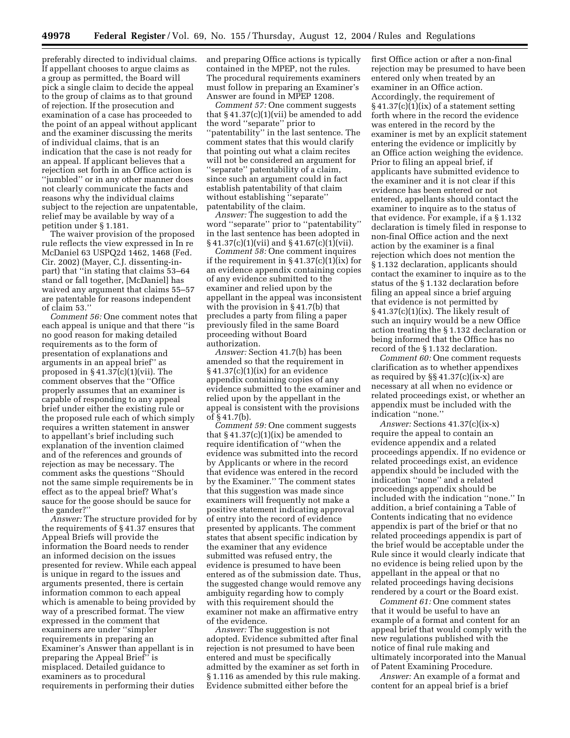preferably directed to individual claims. If appellant chooses to argue claims as a group as permitted, the Board will pick a single claim to decide the appeal to the group of claims as to that ground of rejection. If the prosecution and examination of a case has proceeded to the point of an appeal without applicant and the examiner discussing the merits of individual claims, that is an indication that the case is not ready for an appeal. If applicant believes that a rejection set forth in an Office action is ''jumbled'' or in any other manner does not clearly communicate the facts and reasons why the individual claims subject to the rejection are unpatentable, relief may be available by way of a petition under § 1.181.

The waiver provision of the proposed rule reflects the view expressed in In re McDaniel 63 USPQ2d 1462, 1468 (Fed. Cir. 2002) (Mayer, C.J. dissenting-in-part) that ''in stating that claims 53–64 stand or fall together, [McDaniel] has waived any argument that claims 55–57 are patentable for reasons independent of claim 53.''

*Comment 56:* One comment notes that each appeal is unique and that there ''is no good reason for making detailed requirements as to the form of presentation of explanations and arguments in an appeal brief'' as proposed in § 41.37(c)(1)(vii). The comment observes that the ''Office properly assumes that an examiner is capable of responding to any appeal brief under either the existing rule or the proposed rule each of which simply requires a written statement in answer to appellant's brief including such explanation of the invention claimed and of the references and grounds of rejection as may be necessary. The comment asks the questions ''Should not the same simple requirements be in effect as to the appeal brief? What's sauce for the goose should be sauce for the gander?''

*Answer:* The structure provided for by the requirements of § 41.37 ensures that Appeal Briefs will provide the information the Board needs to render an informed decision on the issues presented for review. While each appeal is unique in regard to the issues and arguments presented, there is certain information common to each appeal which is amenable to being provided by way of a prescribed format. The view expressed in the comment that examiners are under ''simpler requirements in preparing an Examiner's Answer than appellant is in preparing the Appeal Brief'' is misplaced. Detailed guidance to examiners as to procedural requirements in performing their duties and preparing Office actions is typically contained in the MPEP, not the rules. The procedural requirements examiners must follow in preparing an Examiner's Answer are found in MPEP 1208.

*Comment 57:* One comment suggests that § 41.37(c)(1)(vii) be amended to add the word ''separate'' prior to ''patentability'' in the last sentence. The comment states that this would clarify that pointing out what a claim recites will not be considered an argument for ''separate'' patentability of a claim, since such an argument could in fact establish patentability of that claim without establishing ''separate'' patentability of the claim.

*Answer:* The suggestion to add the word ''separate'' prior to ''patentability'' in the last sentence has been adopted in § 41.37(c)(1)(vii) and § 41.67(c)(1)(vii).

*Comment 58:* One comment inquires if the requirement in § 41.37(c)(1)(ix) for an evidence appendix containing copies of any evidence submitted to the examiner and relied upon by the appellant in the appeal was inconsistent with the provision in § 41.7(b) that precludes a party from filing a paper previously filed in the same Board proceeding without Board authorization.

*Answer:* Section 41.7(b) has been amended so that the requirement in § 41.37(c)(1)(ix) for an evidence appendix containing copies of any evidence submitted to the examiner and relied upon by the appellant in the appeal is consistent with the provisions of § 41.7(b).

*Comment 59:* One comment suggests that § 41.37(c)(1)(ix) be amended to require identification of ''when the evidence was submitted into the record by Applicants or where in the record that evidence was entered in the record by the Examiner.'' The comment states that this suggestion was made since examiners will frequently not make a positive statement indicating approval of entry into the record of evidence presented by applicants. The comment states that absent specific indication by the examiner that any evidence submitted was refused entry, the evidence is presumed to have been entered as of the submission date. Thus, the suggested change would remove any ambiguity regarding how to comply with this requirement should the examiner not make an affirmative entry of the evidence.

*Answer:* The suggestion is not adopted. Evidence submitted after final rejection is not presumed to have been entered and must be specifically admitted by the examiner as set forth in § 1.116 as amended by this rule making. Evidence submitted either before the first Office action or after a non-final rejection may be presumed to have been entered only when treated by an examiner in an Office action. Accordingly, the requirement of § 41.37(c)(1)(ix) of a statement setting forth where in the record the evidence was entered in the record by the examiner is met by an explicit statement entering the evidence or implicitly by an Office action weighing the evidence. Prior to filing an appeal brief, if applicants have submitted evidence to the examiner and it is not clear if this evidence has been entered or not entered, appellants should contact the examiner to inquire as to the status of that evidence. For example, if a § 1.132 declaration is timely filed in response to non-final Office action and the next action by the examiner is a final rejection which does not mention the § 1.132 declaration, applicants should contact the examiner to inquire as to the status of the § 1.132 declaration before filing an appeal since a brief arguing that evidence is not permitted by § 41.37(c)(1)(ix). The likely result of such an inquiry would be a new Office action treating the § 1.132 declaration or being informed that the Office has no record of the § 1.132 declaration.

*Comment 60:* One comment requests clarification as to whether appendixes as required by §§ 41.37(c)(ix-x) are necessary at all when no evidence or related proceedings exist, or whether an appendix must be included with the indication ''none.''

*Answer:* Sections 41.37(c)(ix-x) require the appeal to contain an evidence appendix and a related proceedings appendix. If no evidence or related proceedings exist, an evidence appendix should be included with the indication ''none'' and a related proceedings appendix should be included with the indication ''none.'' In addition, a brief containing a Table of Contents indicating that no evidence appendix is part of the brief or that no related proceedings appendix is part of the brief would be acceptable under the Rule since it would clearly indicate that no evidence is being relied upon by the appellant in the appeal or that no related proceedings having decisions rendered by a court or the Board exist.

*Comment 61:* One comment states that it would be useful to have an example of a format and content for an appeal brief that would comply with the new regulations published with the notice of final rule making and ultimately incorporated into the Manual of Patent Examining Procedure.

*Answer:* An example of a format and content for an appeal brief is a brief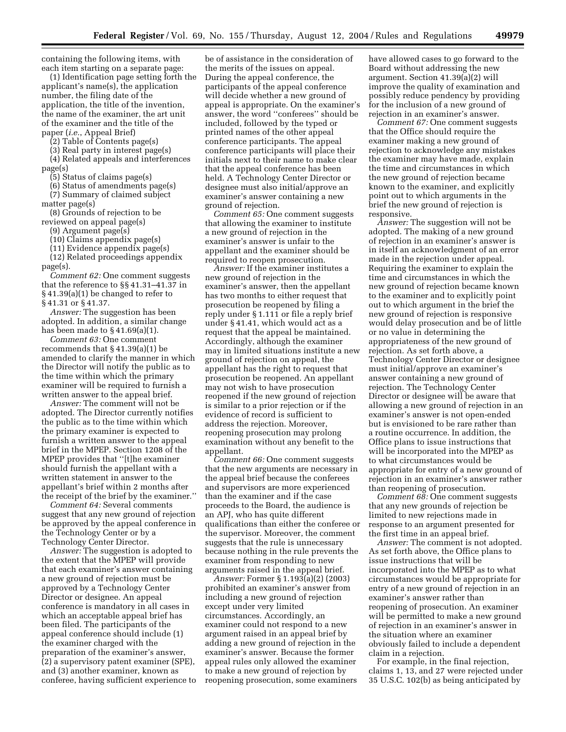containing the following items, with each item starting on a separate page:

(1) Identification page setting forth the applicant's name(s), the application number, the filing date of the application, the title of the invention, the name of the examiner, the art unit of the examiner and the title of the paper (*i.e.*, Appeal Brief)

(2) Table of Contents page(s)

(3) Real party in interest page(s)

(4) Related appeals and interferences page(s)

(5) Status of claims page(s)

(6) Status of amendments page(s)

(7) Summary of claimed subject matter page(s)

(8) Grounds of rejection to be reviewed on appeal page(s)

(9) Argument page(s)

(10) Claims appendix page(s)

(11) Evidence appendix page(s)

(12) Related proceedings appendix page(s).

*Comment 62:* One comment suggests that the reference to §§ 41.31–41.37 in § 41.39(a)(1) be changed to refer to § 41.31 or § 41.37.

*Answer:* The suggestion has been adopted. In addition, a similar change has been made to § 41.69(a)(1).

*Comment 63:* One comment recommends that § 41.39(a)(1) be amended to clarify the manner in which the Director will notify the public as to the time within which the primary examiner will be required to furnish a written answer to the appeal brief.

*Answer:* The comment will not be adopted. The Director currently notifies the public as to the time within which the primary examiner is expected to furnish a written answer to the appeal brief in the MPEP. Section 1208 of the MPEP provides that ''[t]he examiner should furnish the appellant with a written statement in answer to the appellant's brief within 2 months after the receipt of the brief by the examiner.''

*Comment 64:* Several comments suggest that any new ground of rejection be approved by the appeal conference in the Technology Center or by a Technology Center Director.

*Answer:* The suggestion is adopted to the extent that the MPEP will provide that each examiner's answer containing a new ground of rejection must be approved by a Technology Center Director or designee. An appeal conference is mandatory in all cases in which an acceptable appeal brief has been filed. The participants of the appeal conference should include (1) the examiner charged with the preparation of the examiner's answer, (2) a supervisory patent examiner (SPE), and (3) another examiner, known as conferee, having sufficient experience to be of assistance in the consideration of the merits of the issues on appeal. During the appeal conference, the participants of the appeal conference will decide whether a new ground of appeal is appropriate. On the examiner's answer, the word ''conferees'' should be included, followed by the typed or printed names of the other appeal conference participants. The appeal conference participants will place their initials next to their name to make clear that the appeal conference has been held. A Technology Center Director or designee must also initial/approve an examiner's answer containing a new ground of rejection.

*Comment 65:* One comment suggests that allowing the examiner to institute a new ground of rejection in the examiner's answer is unfair to the appellant and the examiner should be required to reopen prosecution.

*Answer:* If the examiner institutes a new ground of rejection in the examiner's answer, then the appellant has two months to either request that prosecution be reopened by filing a reply under § 1.111 or file a reply brief under § 41.41, which would act as a request that the appeal be maintained. Accordingly, although the examiner may in limited situations institute a new ground of rejection on appeal, the appellant has the right to request that prosecution be reopened. An appellant may not wish to have prosecution reopened if the new ground of rejection is similar to a prior rejection or if the evidence of record is sufficient to address the rejection. Moreover, reopening prosecution may prolong examination without any benefit to the appellant.

*Comment 66:* One comment suggests that the new arguments are necessary in the appeal brief because the conferees and supervisors are more experienced than the examiner and if the case proceeds to the Board, the audience is an APJ, who has quite different qualifications than either the conferee or the supervisor. Moreover, the comment suggests that the rule is unnecessary because nothing in the rule prevents the examiner from responding to new arguments raised in the appeal brief.

*Answer:* Former § 1.193(a)(2) (2003) prohibited an examiner's answer from including a new ground of rejection except under very limited circumstances. Accordingly, an examiner could not respond to a new argument raised in an appeal brief by adding a new ground of rejection in the examiner's answer. Because the former appeal rules only allowed the examiner to make a new ground of rejection by reopening prosecution, some examiners have allowed cases to go forward to the Board without addressing the new argument. Section 41.39(a)(2) will improve the quality of examination and possibly reduce pendency by providing for the inclusion of a new ground of rejection in an examiner's answer.

*Comment 67:* One comment suggests that the Office should require the examiner making a new ground of rejection to acknowledge any mistakes the examiner may have made, explain the time and circumstances in which the new ground of rejection became known to the examiner, and explicitly point out to which arguments in the brief the new ground of rejection is responsive.

*Answer:* The suggestion will not be adopted. The making of a new ground of rejection in an examiner's answer is in itself an acknowledgment of an error made in the rejection under appeal. Requiring the examiner to explain the time and circumstances in which the new ground of rejection became known to the examiner and to explicitly point out to which argument in the brief the new ground of rejection is responsive would delay prosecution and be of little or no value in determining the appropriateness of the new ground of rejection. As set forth above, a Technology Center Director or designee must initial/approve an examiner's answer containing a new ground of rejection. The Technology Center Director or designee will be aware that allowing a new ground of rejection in an examiner's answer is not open-ended but is envisioned to be rare rather than a routine occurrence. In addition, the Office plans to issue instructions that will be incorporated into the MPEP as to what circumstances would be appropriate for entry of a new ground of rejection in an examiner's answer rather than reopening of prosecution.

*Comment 68:* One comment suggests that any new grounds of rejection be limited to new rejections made in response to an argument presented for the first time in an appeal brief.

*Answer:* The comment is not adopted. As set forth above, the Office plans to issue instructions that will be incorporated into the MPEP as to what circumstances would be appropriate for entry of a new ground of rejection in an examiner's answer rather than reopening of prosecution. An examiner will be permitted to make a new ground of rejection in an examiner's answer in the situation where an examiner obviously failed to include a dependent claim in a rejection.

For example, in the final rejection, claims 1, 13, and 27 were rejected under 35 U.S.C. 102(b) as being anticipated by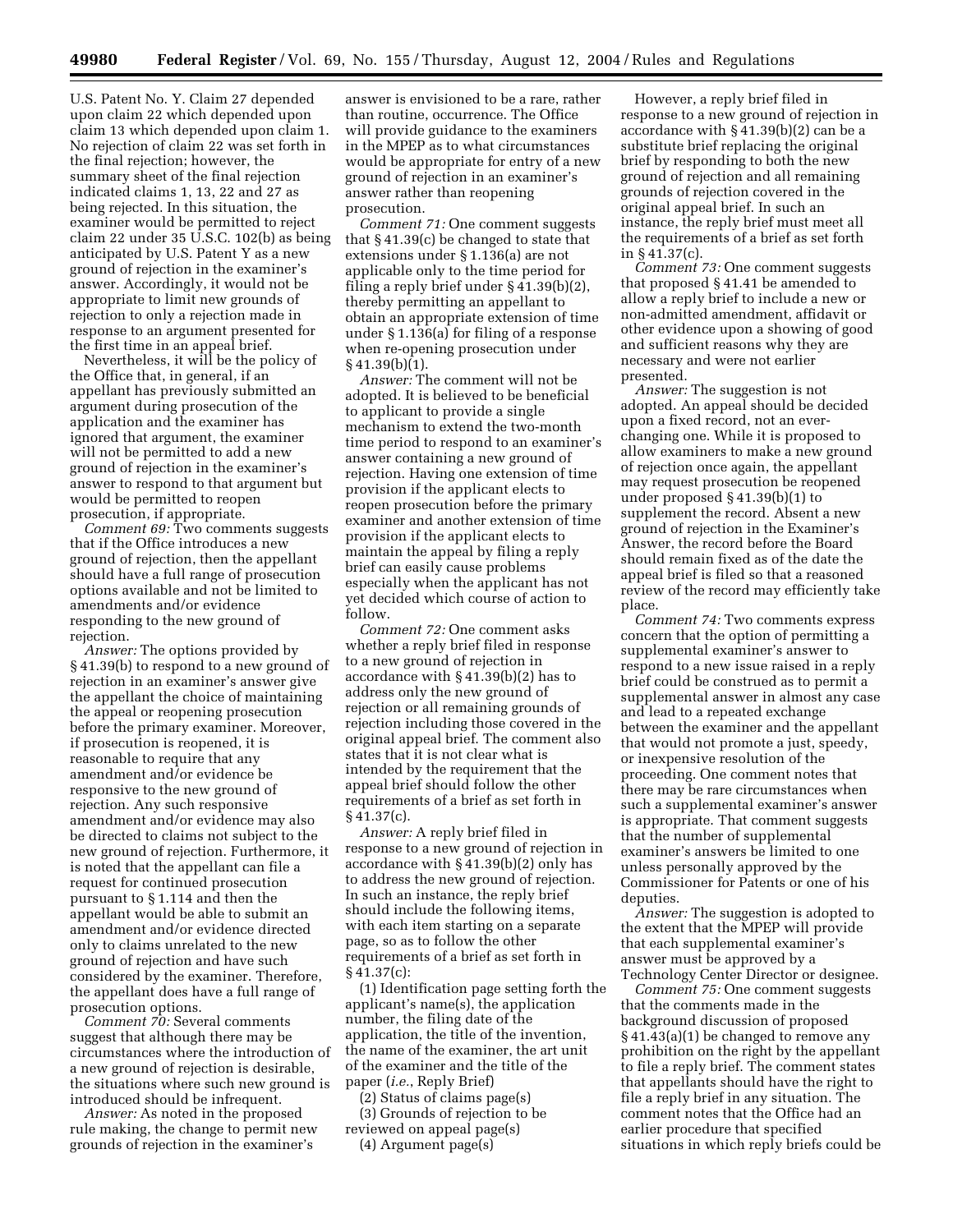U.S. Patent No. Y. Claim 27 depended upon claim 22 which depended upon claim 13 which depended upon claim 1. No rejection of claim 22 was set forth in the final rejection; however, the summary sheet of the final rejection indicated claims 1, 13, 22 and 27 as being rejected. In this situation, the examiner would be permitted to reject claim 22 under 35 U.S.C. 102(b) as being anticipated by U.S. Patent Y as a new ground of rejection in the examiner's answer. Accordingly, it would not be appropriate to limit new grounds of rejection to only a rejection made in response to an argument presented for the first time in an appeal brief.

Nevertheless, it will be the policy of the Office that, in general, if an appellant has previously submitted an argument during prosecution of the application and the examiner has ignored that argument, the examiner will not be permitted to add a new ground of rejection in the examiner's answer to respond to that argument but would be permitted to reopen prosecution, if appropriate.

*Comment 69:* Two comments suggests that if the Office introduces a new ground of rejection, then the appellant should have a full range of prosecution options available and not be limited to amendments and/or evidence responding to the new ground of rejection.

*Answer:* The options provided by § 41.39(b) to respond to a new ground of rejection in an examiner's answer give the appellant the choice of maintaining the appeal or reopening prosecution before the primary examiner. Moreover, if prosecution is reopened, it is reasonable to require that any amendment and/or evidence be responsive to the new ground of rejection. Any such responsive amendment and/or evidence may also be directed to claims not subject to the new ground of rejection. Furthermore, it is noted that the appellant can file a request for continued prosecution pursuant to § 1.114 and then the appellant would be able to submit an amendment and/or evidence directed only to claims unrelated to the new ground of rejection and have such considered by the examiner. Therefore, the appellant does have a full range of prosecution options.

*Comment 70:* Several comments suggest that although there may be circumstances where the introduction of a new ground of rejection is desirable, the situations where such new ground is introduced should be infrequent.

*Answer:* As noted in the proposed rule making, the change to permit new grounds of rejection in the examiner's answer is envisioned to be a rare, rather than routine, occurrence. The Office will provide guidance to the examiners in the MPEP as to what circumstances would be appropriate for entry of a new ground of rejection in an examiner's answer rather than reopening prosecution.

*Comment 71:* One comment suggests that § 41.39(c) be changed to state that extensions under § 1.136(a) are not applicable only to the time period for filing a reply brief under § 41.39(b)(2), thereby permitting an appellant to obtain an appropriate extension of time under § 1.136(a) for filing of a response when re-opening prosecution under § 41.39(b)(1).

*Answer:* The comment will not be adopted. It is believed to be beneficial to applicant to provide a single mechanism to extend the two-month time period to respond to an examiner's answer containing a new ground of rejection. Having one extension of time provision if the applicant elects to reopen prosecution before the primary examiner and another extension of time provision if the applicant elects to maintain the appeal by filing a reply brief can easily cause problems especially when the applicant has not yet decided which course of action to follow.

*Comment 72:* One comment asks whether a reply brief filed in response to a new ground of rejection in accordance with § 41.39(b)(2) has to address only the new ground of rejection or all remaining grounds of rejection including those covered in the original appeal brief. The comment also states that it is not clear what is intended by the requirement that the appeal brief should follow the other requirements of a brief as set forth in § 41.37(c).

*Answer:* A reply brief filed in response to a new ground of rejection in accordance with § 41.39(b)(2) only has to address the new ground of rejection. In such an instance, the reply brief should include the following items, with each item starting on a separate page, so as to follow the other requirements of a brief as set forth in § 41.37(c):

(1) Identification page setting forth the applicant's name(s), the application number, the filing date of the application, the title of the invention, the name of the examiner, the art unit of the examiner and the title of the paper (*i.e.*, Reply Brief)

(2) Status of claims page(s)

(3) Grounds of rejection to be reviewed on appeal page(s)

(4) Argument page(s)

However, a reply brief filed in response to a new ground of rejection in accordance with § 41.39(b)(2) can be a substitute brief replacing the original brief by responding to both the new ground of rejection and all remaining grounds of rejection covered in the original appeal brief. In such an instance, the reply brief must meet all the requirements of a brief as set forth in § 41.37(c).

*Comment 73:* One comment suggests that proposed § 41.41 be amended to allow a reply brief to include a new or non-admitted amendment, affidavit or other evidence upon a showing of good and sufficient reasons why they are necessary and were not earlier presented.

*Answer:* The suggestion is not adopted. An appeal should be decided upon a fixed record, not an ever-changing one. While it is proposed to allow examiners to make a new ground of rejection once again, the appellant may request prosecution be reopened under proposed § 41.39(b)(1) to supplement the record. Absent a new ground of rejection in the Examiner's Answer, the record before the Board should remain fixed as of the date the appeal brief is filed so that a reasoned review of the record may efficiently take place.

*Comment 74:* Two comments express concern that the option of permitting a supplemental examiner's answer to respond to a new issue raised in a reply brief could be construed as to permit a supplemental answer in almost any case and lead to a repeated exchange between the examiner and the appellant that would not promote a just, speedy, or inexpensive resolution of the proceeding. One comment notes that there may be rare circumstances when such a supplemental examiner's answer is appropriate. That comment suggests that the number of supplemental examiner's answers be limited to one unless personally approved by the Commissioner for Patents or one of his deputies.

*Answer:* The suggestion is adopted to the extent that the MPEP will provide that each supplemental examiner's answer must be approved by a Technology Center Director or designee.

*Comment 75:* One comment suggests that the comments made in the background discussion of proposed § 41.43(a)(1) be changed to remove any prohibition on the right by the appellant to file a reply brief. The comment states that appellants should have the right to file a reply brief in any situation. The comment notes that the Office had an earlier procedure that specified situations in which reply briefs could be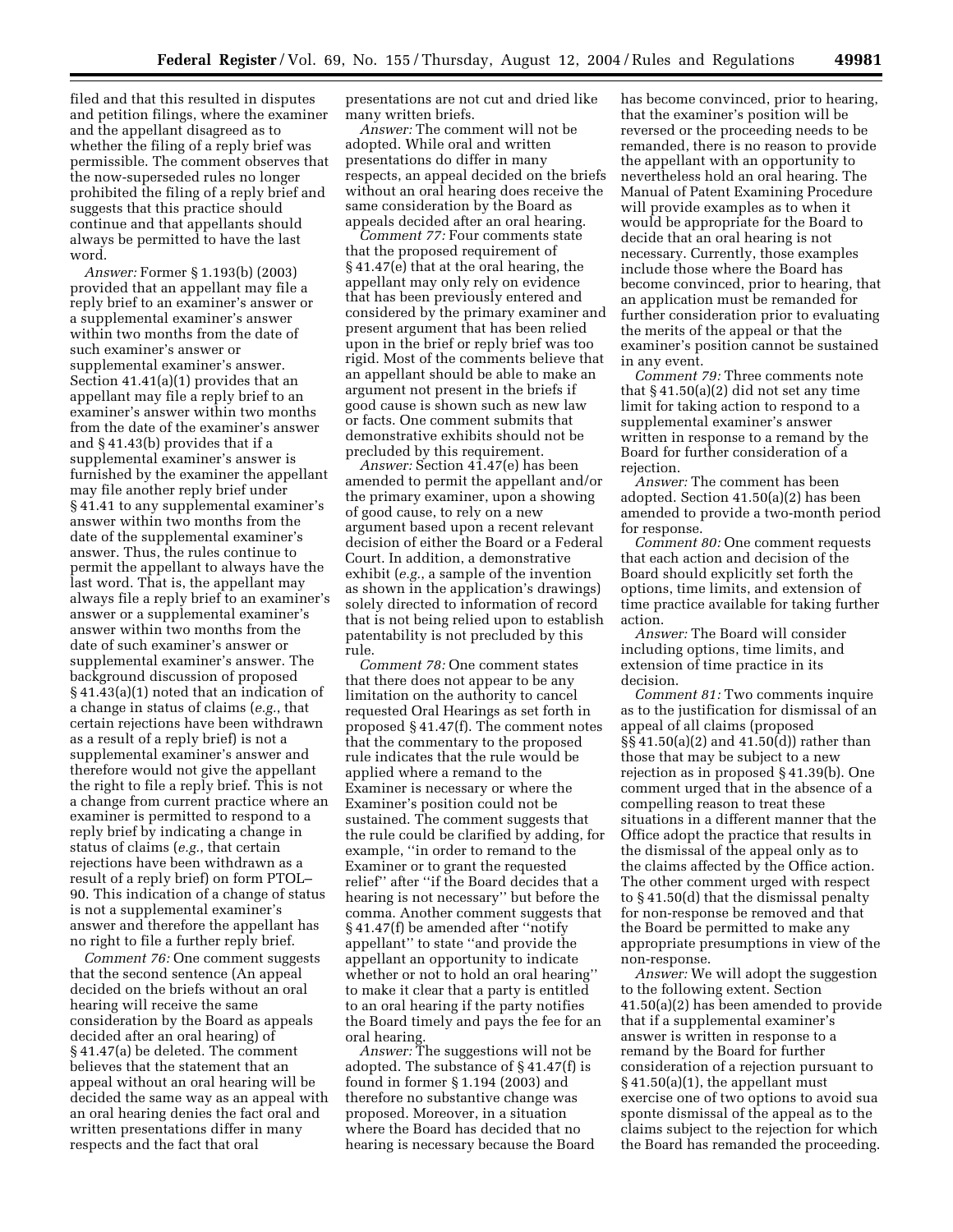filed and that this resulted in disputes and petition filings, where the examiner and the appellant disagreed as to whether the filing of a reply brief was permissible. The comment observes that the now-superseded rules no longer prohibited the filing of a reply brief and suggests that this practice should continue and that appellants should always be permitted to have the last word.

*Answer:* Former § 1.193(b) (2003) provided that an appellant may file a reply brief to an examiner's answer or a supplemental examiner's answer within two months from the date of such examiner's answer or supplemental examiner's answer. Section 41.41(a)(1) provides that an appellant may file a reply brief to an examiner's answer within two months from the date of the examiner's answer and § 41.43(b) provides that if a supplemental examiner's answer is furnished by the examiner the appellant may file another reply brief under § 41.41 to any supplemental examiner's answer within two months from the date of the supplemental examiner's answer. Thus, the rules continue to permit the appellant to always have the last word. That is, the appellant may always file a reply brief to an examiner's answer or a supplemental examiner's answer within two months from the date of such examiner's answer or supplemental examiner's answer. The background discussion of proposed § 41.43(a)(1) noted that an indication of a change in status of claims (*e.g.*, that certain rejections have been withdrawn as a result of a reply brief) is not a supplemental examiner's answer and therefore would not give the appellant the right to file a reply brief. This is not a change from current practice where an examiner is permitted to respond to a reply brief by indicating a change in status of claims (*e.g.*, that certain rejections have been withdrawn as a result of a reply brief) on form PTOL–90. This indication of a change of status is not a supplemental examiner's answer and therefore the appellant has no right to file a further reply brief.

*Comment 76:* One comment suggests that the second sentence (An appeal decided on the briefs without an oral hearing will receive the same consideration by the Board as appeals decided after an oral hearing) of § 41.47(a) be deleted. The comment believes that the statement that an appeal without an oral hearing will be decided the same way as an appeal with an oral hearing denies the fact oral and written presentations differ in many respects and the fact that oral presentations are not cut and dried like many written briefs.

*Answer:* The comment will not be adopted. While oral and written presentations do differ in many respects, an appeal decided on the briefs without an oral hearing does receive the same consideration by the Board as appeals decided after an oral hearing.

*Comment 77:* Four comments state that the proposed requirement of § 41.47(e) that at the oral hearing, the appellant may only rely on evidence that has been previously entered and considered by the primary examiner and present argument that has been relied upon in the brief or reply brief was too rigid. Most of the comments believe that an appellant should be able to make an argument not present in the briefs if good cause is shown such as new law or facts. One comment submits that demonstrative exhibits should not be precluded by this requirement.

*Answer:* Section 41.47(e) has been amended to permit the appellant and/or the primary examiner, upon a showing of good cause, to rely on a new argument based upon a recent relevant decision of either the Board or a Federal Court. In addition, a demonstrative exhibit (*e.g.*, a sample of the invention as shown in the application's drawings) solely directed to information of record that is not being relied upon to establish patentability is not precluded by this rule.

*Comment 78:* One comment states that there does not appear to be any limitation on the authority to cancel requested Oral Hearings as set forth in proposed § 41.47(f). The comment notes that the commentary to the proposed rule indicates that the rule would be applied where a remand to the Examiner is necessary or where the Examiner's position could not be sustained. The comment suggests that the rule could be clarified by adding, for example, ''in order to remand to the Examiner or to grant the requested relief'' after ''if the Board decides that a hearing is not necessary'' but before the comma. Another comment suggests that § 41.47(f) be amended after ''notify appellant'' to state ''and provide the appellant an opportunity to indicate whether or not to hold an oral hearing'' to make it clear that a party is entitled to an oral hearing if the party notifies the Board timely and pays the fee for an oral hearing.

*Answer:* The suggestions will not be adopted. The substance of § 41.47(f) is found in former § 1.194 (2003) and therefore no substantive change was proposed. Moreover, in a situation where the Board has decided that no hearing is necessary because the Board has become convinced, prior to hearing, that the examiner's position will be reversed or the proceeding needs to be remanded, there is no reason to provide the appellant with an opportunity to nevertheless hold an oral hearing. The Manual of Patent Examining Procedure will provide examples as to when it would be appropriate for the Board to decide that an oral hearing is not necessary. Currently, those examples include those where the Board has become convinced, prior to hearing, that an application must be remanded for further consideration prior to evaluating the merits of the appeal or that the examiner's position cannot be sustained in any event.

*Comment 79:* Three comments note that § 41.50(a)(2) did not set any time limit for taking action to respond to a supplemental examiner's answer written in response to a remand by the Board for further consideration of a rejection.

*Answer:* The comment has been adopted. Section 41.50(a)(2) has been amended to provide a two-month period for response.

*Comment 80:* One comment requests that each action and decision of the Board should explicitly set forth the options, time limits, and extension of time practice available for taking further action.

*Answer:* The Board will consider including options, time limits, and extension of time practice in its decision.

*Comment 81:* Two comments inquire as to the justification for dismissal of an appeal of all claims (proposed §§ 41.50(a)(2) and 41.50(d)) rather than those that may be subject to a new rejection as in proposed § 41.39(b). One comment urged that in the absence of a compelling reason to treat these situations in a different manner that the Office adopt the practice that results in the dismissal of the appeal only as to the claims affected by the Office action. The other comment urged with respect to § 41.50(d) that the dismissal penalty for non-response be removed and that the Board be permitted to make any appropriate presumptions in view of the non-response.

*Answer:* We will adopt the suggestion to the following extent. Section 41.50(a)(2) has been amended to provide that if a supplemental examiner's answer is written in response to a remand by the Board for further consideration of a rejection pursuant to § 41.50(a)(1), the appellant must exercise one of two options to avoid sua sponte dismissal of the appeal as to the claims subject to the rejection for which the Board has remanded the proceeding.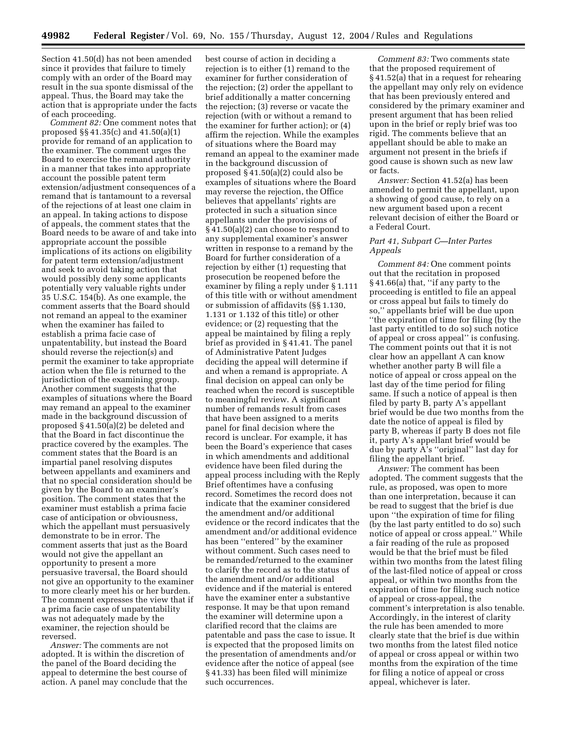Section 41.50(d) has not been amended since it provides that failure to timely comply with an order of the Board may result in the sua sponte dismissal of the appeal. Thus, the Board may take the action that is appropriate under the facts of each proceeding.

*Comment 82:* One comment notes that proposed §§ 41.35(c) and 41.50(a)(1) provide for remand of an application to the examiner. The comment urges the Board to exercise the remand authority in a manner that takes into appropriate account the possible patent term extension/adjustment consequences of a remand that is tantamount to a reversal of the rejections of at least one claim in an appeal. In taking actions to dispose of appeals, the comment states that the Board needs to be aware of and take into appropriate account the possible implications of its actions on eligibility for patent term extension/adjustment and seek to avoid taking action that would possibly deny some applicants potentially very valuable rights under 35 U.S.C. 154(b). As one example, the comment asserts that the Board should not remand an appeal to the examiner when the examiner has failed to establish a prima facie case of unpatentability, but instead the Board should reverse the rejection(s) and permit the examiner to take appropriate action when the file is returned to the jurisdiction of the examining group. Another comment suggests that the examples of situations where the Board may remand an appeal to the examiner made in the background discussion of proposed § 41.50(a)(2) be deleted and that the Board in fact discontinue the practice covered by the examples. The comment states that the Board is an impartial panel resolving disputes between appellants and examiners and that no special consideration should be given by the Board to an examiner's position. The comment states that the examiner must establish a prima facie case of anticipation or obviousness, which the appellant must persuasively demonstrate to be in error. The comment asserts that just as the Board would not give the appellant an opportunity to present a more persuasive traversal, the Board should not give an opportunity to the examiner to more clearly meet his or her burden. The comment expresses the view that if a prima facie case of unpatentability was not adequately made by the examiner, the rejection should be reversed.

*Answer:* The comments are not adopted. It is within the discretion of the panel of the Board deciding the appeal to determine the best course of action. A panel may conclude that the best course of action in deciding a rejection is to either (1) remand to the examiner for further consideration of the rejection; (2) order the appellant to brief additionally a matter concerning the rejection; (3) reverse or vacate the rejection (with or without a remand to the examiner for further action); or (4) affirm the rejection. While the examples of situations where the Board may remand an appeal to the examiner made in the background discussion of proposed § 41.50(a)(2) could also be examples of situations where the Board may reverse the rejection, the Office believes that appellants' rights are protected in such a situation since appellants under the provisions of § 41.50(a)(2) can choose to respond to any supplemental examiner's answer written in response to a remand by the Board for further consideration of a rejection by either (1) requesting that prosecution be reopened before the examiner by filing a reply under § 1.111 of this title with or without amendment or submission of affidavits (§§ 1.130, 1.131 or 1.132 of this title) or other evidence; or (2) requesting that the appeal be maintained by filing a reply brief as provided in § 41.41. The panel of Administrative Patent Judges deciding the appeal will determine if and when a remand is appropriate. A final decision on appeal can only be reached when the record is susceptible to meaningful review. A significant number of remands result from cases that have been assigned to a merits panel for final decision where the record is unclear. For example, it has been the Board's experience that cases in which amendments and additional evidence have been filed during the appeal process including with the Reply Brief oftentimes have a confusing record. Sometimes the record does not indicate that the examiner considered the amendment and/or additional evidence or the record indicates that the amendment and/or additional evidence has been "entered" by the examiner without comment. Such cases need to be remanded/returned to the examiner to clarify the record as to the status of the amendment and/or additional evidence and if the material is entered have the examiner enter a substantive response. It may be that upon remand the examiner will determine upon a clarified record that the claims are patentable and pass the case to issue. It is expected that the proposed limits on the presentation of amendments and/or evidence after the notice of appeal (see § 41.33) has been filed will minimize such occurrences.

*Comment 83:* Two comments state that the proposed requirement of § 41.52(a) that in a request for rehearing the appellant may only rely on evidence that has been previously entered and considered by the primary examiner and present argument that has been relied upon in the brief or reply brief was too rigid. The comments believe that an appellant should be able to make an argument not present in the briefs if good cause is shown such as new law or facts.

*Answer:* Section 41.52(a) has been amended to permit the appellant, upon a showing of good cause, to rely on a new argument based upon a recent relevant decision of either the Board or a Federal Court.

### *Part 41, Subpart C—Inter Partes Appeals*

*Comment 84:* One comment points out that the recitation in proposed § 41.66(a) that, "if any party to the proceeding is entitled to file an appeal or cross appeal but fails to timely do so," appellants brief will be due upon "the expiration of time for filing (by the last party entitled to do so) such notice of appeal or cross appeal" is confusing. The comment points out that it is not clear how an appellant A can know whether another party B will file a notice of appeal or cross appeal on the last day of the time period for filing same. If such a notice of appeal is then filed by party B, party A's appellant brief would be due two months from the date the notice of appeal is filed by party B, whereas if party B does not file it, party A's appellant brief would be due by party A's "original" last day for filing the appellant brief.

*Answer:* The comment has been adopted. The comment suggests that the rule, as proposed, was open to more than one interpretation, because it can be read to suggest that the brief is due upon "the expiration of time for filing (by the last party entitled to do so) such notice of appeal or cross appeal." While a fair reading of the rule as proposed would be that the brief must be filed within two months from the latest filing of the last-filed notice of appeal or cross appeal, or within two months from the expiration of time for filing such notice of appeal or cross-appeal, the comment's interpretation is also tenable. Accordingly, in the interest of clarity the rule has been amended to more clearly state that the brief is due within two months from the latest filed notice of appeal or cross appeal or within two months from the expiration of the time for filing a notice of appeal or cross appeal, whichever is later.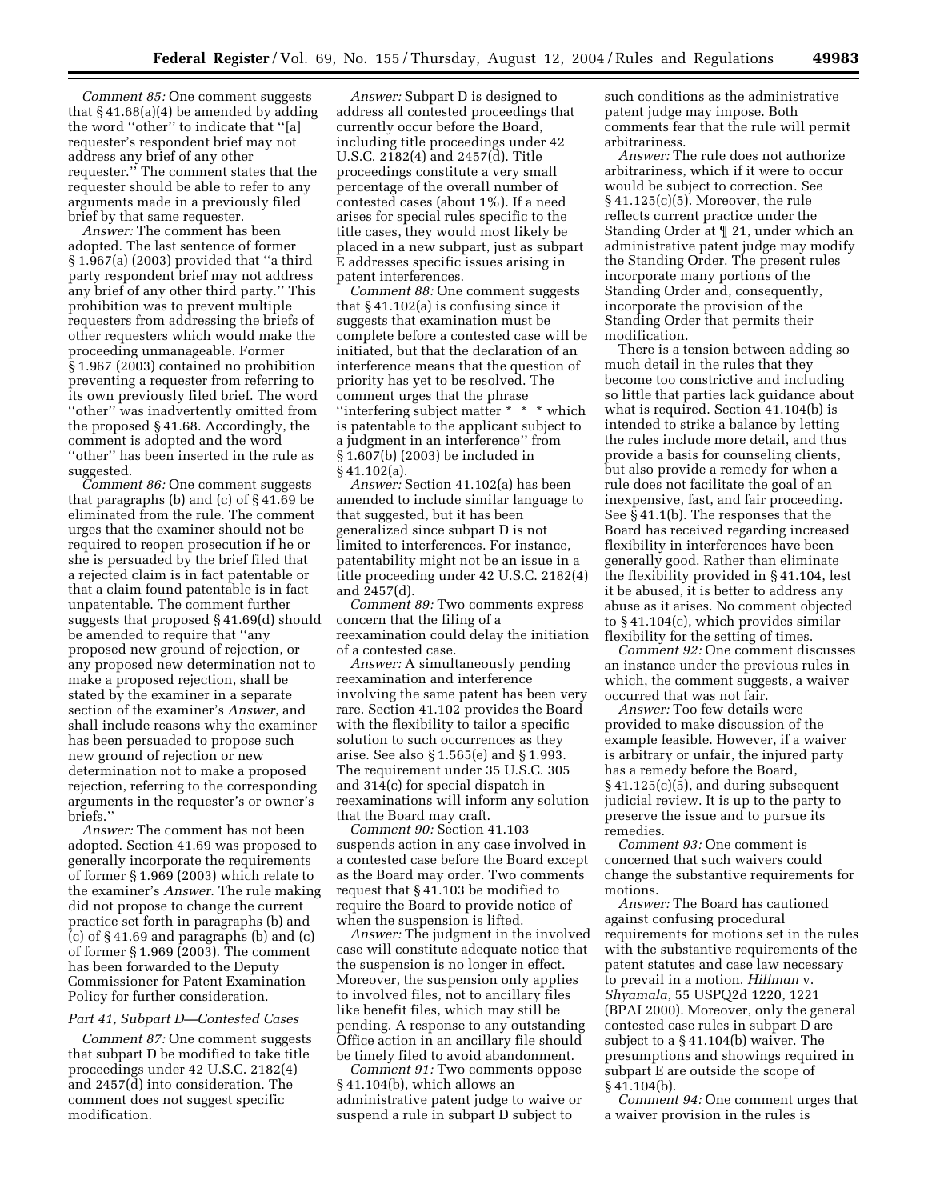*Comment 85:* One comment suggests that § 41.68(a)(4) be amended by adding the word ''other'' to indicate that ''[a] requester's respondent brief may not address any brief of any other requester.'' The comment states that the requester should be able to refer to any arguments made in a previously filed brief by that same requester.

*Answer:* The comment has been adopted. The last sentence of former § 1.967(a) (2003) provided that ''a third party respondent brief may not address any brief of any other third party.'' This prohibition was to prevent multiple requesters from addressing the briefs of other requesters which would make the proceeding unmanageable. Former § 1.967 (2003) contained no prohibition preventing a requester from referring to its own previously filed brief. The word ''other'' was inadvertently omitted from the proposed § 41.68. Accordingly, the comment is adopted and the word ''other'' has been inserted in the rule as suggested.

*Comment 86:* One comment suggests that paragraphs (b) and (c) of § 41.69 be eliminated from the rule. The comment urges that the examiner should not be required to reopen prosecution if he or she is persuaded by the brief filed that a rejected claim is in fact patentable or that a claim found patentable is in fact unpatentable. The comment further suggests that proposed § 41.69(d) should be amended to require that ''any proposed new ground of rejection, or any proposed new determination not to make a proposed rejection, shall be stated by the examiner in a separate section of the examiner's *Answer*, and shall include reasons why the examiner has been persuaded to propose such new ground of rejection or new determination not to make a proposed rejection, referring to the corresponding arguments in the requester's or owner's briefs.''

*Answer:* The comment has not been adopted. Section 41.69 was proposed to generally incorporate the requirements of former § 1.969 (2003) which relate to the examiner's *Answer*. The rule making did not propose to change the current practice set forth in paragraphs (b) and (c) of § 41.69 and paragraphs (b) and (c) of former § 1.969 (2003). The comment has been forwarded to the Deputy Commissioner for Patent Examination Policy for further consideration.

### *Part 41, Subpart D—Contested Cases*

*Comment 87:* One comment suggests that subpart D be modified to take title proceedings under 42 U.S.C. 2182(4) and 2457(d) into consideration. The comment does not suggest specific modification.

*Answer:* Subpart D is designed to address all contested proceedings that currently occur before the Board, including title proceedings under 42 U.S.C. 2182(4) and 2457(d). Title proceedings constitute a very small percentage of the overall number of contested cases (about 1%). If a need arises for special rules specific to the title cases, they would most likely be placed in a new subpart, just as subpart E addresses specific issues arising in patent interferences.

*Comment 88:* One comment suggests that § 41.102(a) is confusing since it suggests that examination must be complete before a contested case will be initiated, but that the declaration of an interference means that the question of priority has yet to be resolved. The comment urges that the phrase ''interfering subject matter * * * which is patentable to the applicant subject to a judgment in an interference'' from § 1.607(b) (2003) be included in § 41.102(a).

*Answer:* Section 41.102(a) has been amended to include similar language to that suggested, but it has been generalized since subpart D is not limited to interferences. For instance, patentability might not be an issue in a title proceeding under 42 U.S.C. 2182(4) and 2457(d).

*Comment 89:* Two comments express concern that the filing of a reexamination could delay the initiation of a contested case.

*Answer:* A simultaneously pending reexamination and interference involving the same patent has been very rare. Section 41.102 provides the Board with the flexibility to tailor a specific solution to such occurrences as they arise. See also § 1.565(e) and § 1.993. The requirement under 35 U.S.C. 305 and 314(c) for special dispatch in reexaminations will inform any solution that the Board may craft.

*Comment 90:* Section 41.103 suspends action in any case involved in a contested case before the Board except as the Board may order. Two comments request that § 41.103 be modified to require the Board to provide notice of when the suspension is lifted.

*Answer:* The judgment in the involved case will constitute adequate notice that the suspension is no longer in effect. Moreover, the suspension only applies to involved files, not to ancillary files like benefit files, which may still be pending. A response to any outstanding Office action in an ancillary file should be timely filed to avoid abandonment.

*Comment 91:* Two comments oppose § 41.104(b), which allows an administrative patent judge to waive or suspend a rule in subpart D subject to such conditions as the administrative patent judge may impose. Both comments fear that the rule will permit arbitrariness.

*Answer:* The rule does not authorize arbitrariness, which if it were to occur would be subject to correction. See § 41.125(c)(5). Moreover, the rule reflects current practice under the Standing Order at ¶ 21, under which an administrative patent judge may modify the Standing Order. The present rules incorporate many portions of the Standing Order and, consequently, incorporate the provision of the Standing Order that permits their modification.

There is a tension between adding so much detail in the rules that they become too constrictive and including so little that parties lack guidance about what is required. Section 41.104(b) is intended to strike a balance by letting the rules include more detail, and thus provide a basis for counseling clients, but also provide a remedy for when a rule does not facilitate the goal of an inexpensive, fast, and fair proceeding. See § 41.1(b). The responses that the Board has received regarding increased flexibility in interferences have been generally good. Rather than eliminate the flexibility provided in § 41.104, lest it be abused, it is better to address any abuse as it arises. No comment objected to § 41.104(c), which provides similar flexibility for the setting of times.

*Comment 92:* One comment discusses an instance under the previous rules in which, the comment suggests, a waiver occurred that was not fair.

*Answer:* Too few details were provided to make discussion of the example feasible. However, if a waiver is arbitrary or unfair, the injured party has a remedy before the Board, § 41.125(c)(5), and during subsequent judicial review. It is up to the party to preserve the issue and to pursue its remedies.

*Comment 93:* One comment is concerned that such waivers could change the substantive requirements for motions.

*Answer:* The Board has cautioned against confusing procedural requirements for motions set in the rules with the substantive requirements of the patent statutes and case law necessary to prevail in a motion. *Hillman* v. *Shyamala*, 55 USPQ2d 1220, 1221 (BPAI 2000). Moreover, only the general contested case rules in subpart D are subject to a § 41.104(b) waiver. The presumptions and showings required in subpart E are outside the scope of § 41.104(b).

*Comment 94:* One comment urges that a waiver provision in the rules is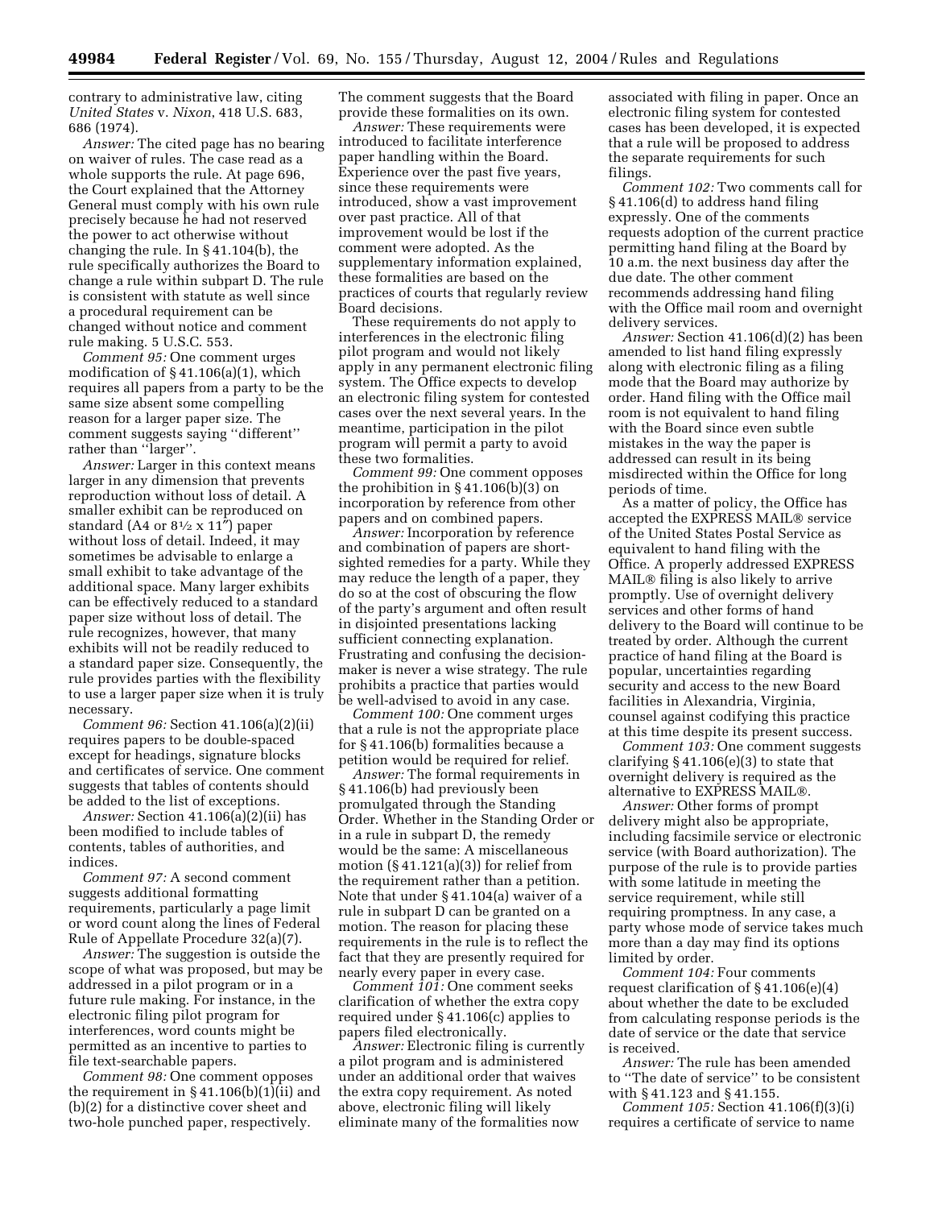contrary to administrative law, citing *United States* v. *Nixon*, 418 U.S. 683, 686 (1974).

*Answer:* The cited page has no bearing on waiver of rules. The case read as a whole supports the rule. At page 696, the Court explained that the Attorney General must comply with his own rule precisely because he had not reserved the power to act otherwise without changing the rule. In § 41.104(b), the rule specifically authorizes the Board to change a rule within subpart D. The rule is consistent with statute as well since a procedural requirement can be changed without notice and comment rule making. 5 U.S.C. 553.

*Comment 95:* One comment urges modification of § 41.106(a)(1), which requires all papers from a party to be the same size absent some compelling reason for a larger paper size. The comment suggests saying ''different'' rather than ''larger''.

*Answer:* Larger in this context means larger in any dimension that prevents reproduction without loss of detail. A smaller exhibit can be reproduced on standard (A4 or 8½ x 11″) paper without loss of detail. Indeed, it may sometimes be advisable to enlarge a small exhibit to take advantage of the additional space. Many larger exhibits can be effectively reduced to a standard paper size without loss of detail. The rule recognizes, however, that many exhibits will not be readily reduced to a standard paper size. Consequently, the rule provides parties with the flexibility to use a larger paper size when it is truly necessary.

*Comment 96:* Section 41.106(a)(2)(ii) requires papers to be double-spaced except for headings, signature blocks and certificates of service. One comment suggests that tables of contents should be added to the list of exceptions.

*Answer:* Section 41.106(a)(2)(ii) has been modified to include tables of contents, tables of authorities, and indices.

*Comment 97:* A second comment suggests additional formatting requirements, particularly a page limit or word count along the lines of Federal Rule of Appellate Procedure 32(a)(7).

*Answer:* The suggestion is outside the scope of what was proposed, but may be addressed in a pilot program or in a future rule making. For instance, in the electronic filing pilot program for interferences, word counts might be permitted as an incentive to parties to file text-searchable papers.

*Comment 98:* One comment opposes the requirement in § 41.106(b)(1)(ii) and (b)(2) for a distinctive cover sheet and two-hole punched paper, respectively. The comment suggests that the Board provide these formalities on its own.

*Answer:* These requirements were introduced to facilitate interference paper handling within the Board. Experience over the past five years, since these requirements were introduced, show a vast improvement over past practice. All of that improvement would be lost if the comment were adopted. As the supplementary information explained, these formalities are based on the practices of courts that regularly review Board decisions.

These requirements do not apply to interferences in the electronic filing pilot program and would not likely apply in any permanent electronic filing system. The Office expects to develop an electronic filing system for contested cases over the next several years. In the meantime, participation in the pilot program will permit a party to avoid these two formalities.

*Comment 99:* One comment opposes the prohibition in § 41.106(b)(3) on incorporation by reference from other papers and on combined papers.

*Answer:* Incorporation by reference and combination of papers are short-sighted remedies for a party. While they may reduce the length of a paper, they do so at the cost of obscuring the flow of the party's argument and often result in disjointed presentations lacking sufficient connecting explanation. Frustrating and confusing the decision-maker is never a wise strategy. The rule prohibits a practice that parties would be well-advised to avoid in any case.

*Comment 100:* One comment urges that a rule is not the appropriate place for § 41.106(b) formalities because a petition would be required for relief.

*Answer:* The formal requirements in § 41.106(b) had previously been promulgated through the Standing Order. Whether in the Standing Order or in a rule in subpart D, the remedy would be the same: A miscellaneous motion (§ 41.121(a)(3)) for relief from the requirement rather than a petition. Note that under § 41.104(a) waiver of a rule in subpart D can be granted on a motion. The reason for placing these requirements in the rule is to reflect the fact that they are presently required for nearly every paper in every case.

*Comment 101:* One comment seeks clarification of whether the extra copy required under § 41.106(c) applies to papers filed electronically.

*Answer:* Electronic filing is currently a pilot program and is administered under an additional order that waives the extra copy requirement. As noted above, electronic filing will likely eliminate many of the formalities now associated with filing in paper. Once an electronic filing system for contested cases has been developed, it is expected that a rule will be proposed to address the separate requirements for such filings.

*Comment 102:* Two comments call for § 41.106(d) to address hand filing expressly. One of the comments requests adoption of the current practice permitting hand filing at the Board by 10 a.m. the next business day after the due date. The other comment recommends addressing hand filing with the Office mail room and overnight delivery services.

*Answer:* Section 41.106(d)(2) has been amended to list hand filing expressly along with electronic filing as a filing mode that the Board may authorize by order. Hand filing with the Office mail room is not equivalent to hand filing with the Board since even subtle mistakes in the way the paper is addressed can result in its being misdirected within the Office for long periods of time.

As a matter of policy, the Office has accepted the EXPRESS MAIL® service of the United States Postal Service as equivalent to hand filing with the Office. A properly addressed EXPRESS MAIL® filing is also likely to arrive promptly. Use of overnight delivery services and other forms of hand delivery to the Board will continue to be treated by order. Although the current practice of hand filing at the Board is popular, uncertainties regarding security and access to the new Board facilities in Alexandria, Virginia, counsel against codifying this practice at this time despite its present success.

*Comment 103:* One comment suggests clarifying § 41.106(e)(3) to state that overnight delivery is required as the alternative to EXPRESS MAIL®.

*Answer:* Other forms of prompt delivery might also be appropriate, including facsimile service or electronic service (with Board authorization). The purpose of the rule is to provide parties with some latitude in meeting the service requirement, while still requiring promptness. In any case, a party whose mode of service takes much more than a day may find its options limited by order.

*Comment 104:* Four comments request clarification of § 41.106(e)(4) about whether the date to be excluded from calculating response periods is the date of service or the date that service is received.

*Answer:* The rule has been amended to ''The date of service'' to be consistent with § 41.123 and § 41.155.

*Comment 105:* Section 41.106(f)(3)(i) requires a certificate of service to name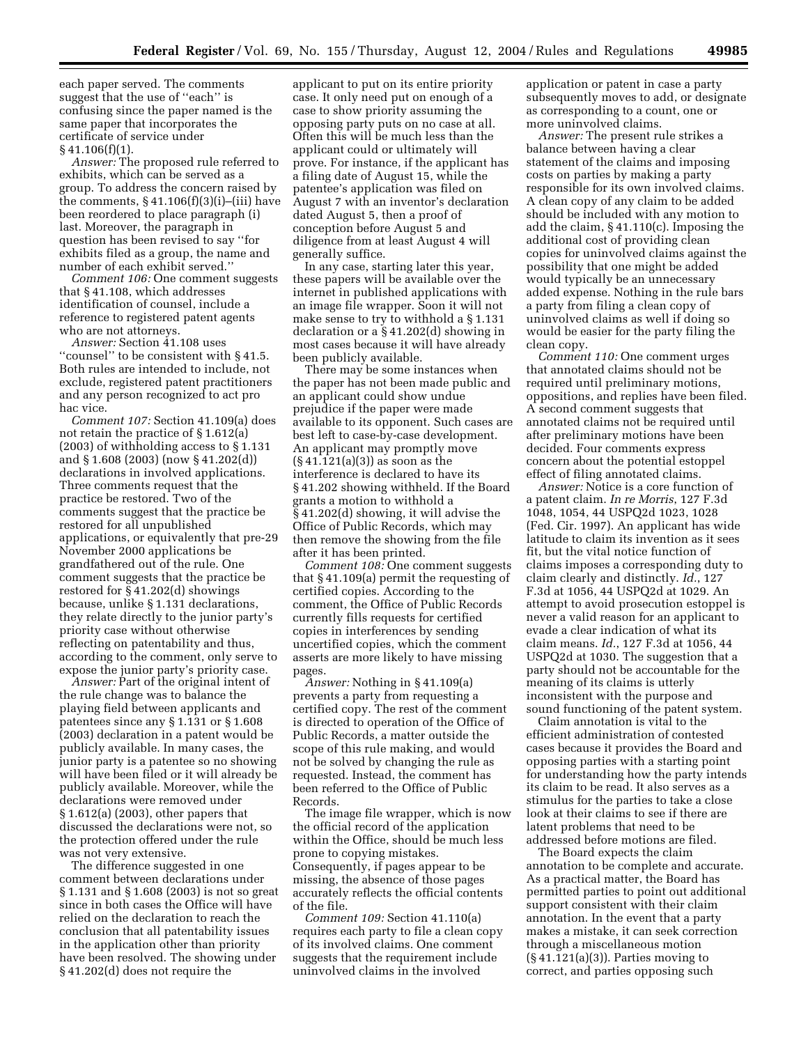each paper served. The comments suggest that the use of ''each'' is confusing since the paper named is the same paper that incorporates the certificate of service under § 41.106(f)(1).

*Answer:* The proposed rule referred to exhibits, which can be served as a group. To address the concern raised by the comments, § 41.106(f)(3)(i)–(iii) have been reordered to place paragraph (i) last. Moreover, the paragraph in question has been revised to say ''for exhibits filed as a group, the name and number of each exhibit served.''

*Comment 106:* One comment suggests that § 41.108, which addresses identification of counsel, include a reference to registered patent agents who are not attorneys.

*Answer:* Section 41.108 uses ''counsel'' to be consistent with § 41.5. Both rules are intended to include, not exclude, registered patent practitioners and any person recognized to act pro hac vice.

*Comment 107:* Section 41.109(a) does not retain the practice of § 1.612(a) (2003) of withholding access to § 1.131 and § 1.608 (2003) (now § 41.202(d)) declarations in involved applications. Three comments request that the practice be restored. Two of the comments suggest that the practice be restored for all unpublished applications, or equivalently that pre-29 November 2000 applications be grandfathered out of the rule. One comment suggests that the practice be restored for § 41.202(d) showings because, unlike § 1.131 declarations, they relate directly to the junior party's priority case without otherwise reflecting on patentability and thus, according to the comment, only serve to expose the junior party's priority case.

*Answer:* Part of the original intent of the rule change was to balance the playing field between applicants and patentees since any § 1.131 or § 1.608 (2003) declaration in a patent would be publicly available. In many cases, the junior party is a patentee so no showing will have been filed or it will already be publicly available. Moreover, while the declarations were removed under § 1.612(a) (2003), other papers that discussed the declarations were not, so the protection offered under the rule was not very extensive.

The difference suggested in one comment between declarations under § 1.131 and § 1.608 (2003) is not so great since in both cases the Office will have relied on the declaration to reach the conclusion that all patentability issues in the application other than priority have been resolved. The showing under § 41.202(d) does not require the applicant to put on its entire priority case. It only need put on enough of a case to show priority assuming the opposing party puts on no case at all. Often this will be much less than the applicant could or ultimately will prove. For instance, if the applicant has a filing date of August 15, while the patentee's application was filed on August 7 with an inventor's declaration dated August 5, then a proof of conception before August 5 and diligence from at least August 4 will generally suffice.

In any case, starting later this year, these papers will be available over the internet in published applications with an image file wrapper. Soon it will not make sense to try to withhold a § 1.131 declaration or a § 41.202(d) showing in most cases because it will have already been publicly available.

There may be some instances when the paper has not been made public and an applicant could show undue prejudice if the paper were made available to its opponent. Such cases are best left to case-by-case development. An applicant may promptly move (§ 41.121(a)(3)) as soon as the interference is declared to have its § 41.202 showing withheld. If the Board grants a motion to withhold a § 41.202(d) showing, it will advise the Office of Public Records, which may then remove the showing from the file after it has been printed.

*Comment 108:* One comment suggests that § 41.109(a) permit the requesting of certified copies. According to the comment, the Office of Public Records currently fills requests for certified copies in interferences by sending uncertified copies, which the comment asserts are more likely to have missing pages.

*Answer:* Nothing in § 41.109(a) prevents a party from requesting a certified copy. The rest of the comment is directed to operation of the Office of Public Records, a matter outside the scope of this rule making, and would not be solved by changing the rule as requested. Instead, the comment has been referred to the Office of Public Records.

The image file wrapper, which is now the official record of the application within the Office, should be much less prone to copying mistakes. Consequently, if pages appear to be missing, the absence of those pages accurately reflects the official contents of the file.

*Comment 109:* Section 41.110(a) requires each party to file a clean copy of its involved claims. One comment suggests that the requirement include uninvolved claims in the involved application or patent in case a party subsequently moves to add, or designate as corresponding to a count, one or more uninvolved claims.

*Answer:* The present rule strikes a balance between having a clear statement of the claims and imposing costs on parties by making a party responsible for its own involved claims. A clean copy of any claim to be added should be included with any motion to add the claim, § 41.110(c). Imposing the additional cost of providing clean copies for uninvolved claims against the possibility that one might be added would typically be an unnecessary added expense. Nothing in the rule bars a party from filing a clean copy of uninvolved claims as well if doing so would be easier for the party filing the clean copy.

*Comment 110:* One comment urges that annotated claims should not be required until preliminary motions, oppositions, and replies have been filed. A second comment suggests that annotated claims not be required until after preliminary motions have been decided. Four comments express concern about the potential estoppel effect of filing annotated claims.

*Answer:* Notice is a core function of a patent claim. *In re Morris*, 127 F.3d 1048, 1054, 44 USPQ2d 1023, 1028 (Fed. Cir. 1997). An applicant has wide latitude to claim its invention as it sees fit, but the vital notice function of claims imposes a corresponding duty to claim clearly and distinctly. *Id.*, 127 F.3d at 1056, 44 USPQ2d at 1029. An attempt to avoid prosecution estoppel is never a valid reason for an applicant to evade a clear indication of what its claim means. *Id.*, 127 F.3d at 1056, 44 USPQ2d at 1030. The suggestion that a party should not be accountable for the meaning of its claims is utterly inconsistent with the purpose and sound functioning of the patent system.

Claim annotation is vital to the efficient administration of contested cases because it provides the Board and opposing parties with a starting point for understanding how the party intends its claim to be read. It also serves as a stimulus for the parties to take a close look at their claims to see if there are latent problems that need to be addressed before motions are filed.

The Board expects the claim annotation to be complete and accurate. As a practical matter, the Board has permitted parties to point out additional support consistent with their claim annotation. In the event that a party makes a mistake, it can seek correction through a miscellaneous motion (§ 41.121(a)(3)). Parties moving to correct, and parties opposing such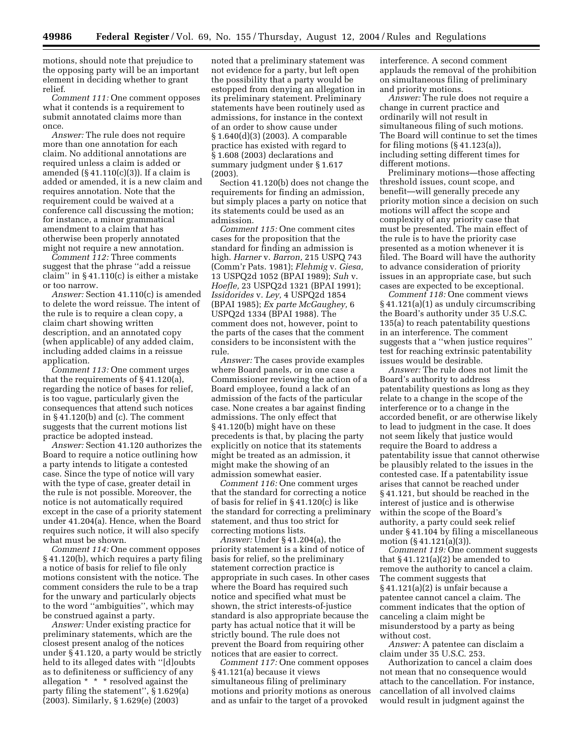motions, should note that prejudice to the opposing party will be an important element in deciding whether to grant relief.

*Comment 111:* One comment opposes what it contends is a requirement to submit annotated claims more than once.

*Answer:* The rule does not require more than one annotation for each claim. No additional annotations are required unless a claim is added or amended (§ 41.110(c)(3)). If a claim is added or amended, it is a new claim and requires annotation. Note that the requirement could be waived at a conference call discussing the motion; for instance, a minor grammatical amendment to a claim that has otherwise been properly annotated might not require a new annotation.

*Comment 112:* Three comments suggest that the phrase ''add a reissue claim'' in § 41.110(c) is either a mistake or too narrow.

*Answer:* Section 41.110(c) is amended to delete the word reissue. The intent of the rule is to require a clean copy, a claim chart showing written description, and an annotated copy (when applicable) of any added claim, including added claims in a reissue application.

*Comment 113:* One comment urges that the requirements of § 41.120(a), regarding the notice of bases for relief, is too vague, particularly given the consequences that attend such notices in § 41.120(b) and (c). The comment suggests that the current motions list practice be adopted instead.

*Answer:* Section 41.120 authorizes the Board to require a notice outlining how a party intends to litigate a contested case. Since the type of notice will vary with the type of case, greater detail in the rule is not possible. Moreover, the notice is not automatically required except in the case of a priority statement under 41.204(a). Hence, when the Board requires such notice, it will also specify what must be shown.

*Comment 114:* One comment opposes § 41.120(b), which requires a party filing a notice of basis for relief to file only motions consistent with the notice. The comment considers the rule to be a trap for the unwary and particularly objects to the word ''ambiguities'', which may be construed against a party.

*Answer:* Under existing practice for preliminary statements, which are the closest present analog of the notices under § 41.120, a party would be strictly held to its alleged dates with ''[d]oubts as to definiteness or sufficiency of any allegation * * * resolved against the party filing the statement'', § 1.629(a) (2003). Similarly, § 1.629(e) (2003) noted that a preliminary statement was not evidence for a party, but left open the possibility that a party would be estopped from denying an allegation in its preliminary statement. Preliminary statements have been routinely used as admissions, for instance in the context of an order to show cause under § 1.640(d)(3) (2003). A comparable practice has existed with regard to § 1.608 (2003) declarations and summary judgment under § 1.617 (2003).

Section 41.120(b) does not change the requirements for finding an admission, but simply places a party on notice that its statements could be used as an admission.

*Comment 115:* One comment cites cases for the proposition that the standard for finding an admission is high. *Harner* v. *Barron,* 215 USPQ 743 (Comm'r Pats. 1981); *Flehmig* v. *Giesa,* 13 USPQ2d 1052 (BPAI 1989); *Suh* v. *Hoefle,* 23 USPQ2d 1321 (BPAI 1991); *Issidorides* v. *Ley,* 4 USPQ2d 1854 (BPAI 1985); *Ex parte McGaughey,* 6 USPQ2d 1334 (BPAI 1988). The comment does not, however, point to the parts of the cases that the comment considers to be inconsistent with the rule.

*Answer:* The cases provide examples where Board panels, or in one case a Commissioner reviewing the action of a Board employee, found a lack of an admission of the facts of the particular case. None creates a bar against finding admissions. The only effect that § 41.120(b) might have on these precedents is that, by placing the party explicitly on notice that its statements might be treated as an admission, it might make the showing of an admission somewhat easier.

*Comment 116:* One comment urges that the standard for correcting a notice of basis for relief in § 41.120(c) is like the standard for correcting a preliminary statement, and thus too strict for correcting motions lists.

*Answer:* Under § 41.204(a), the priority statement is a kind of notice of basis for relief, so the preliminary statement correction practice is appropriate in such cases. In other cases where the Board has required such notice and specified what must be shown, the strict interests-of-justice standard is also appropriate because the party has actual notice that it will be strictly bound. The rule does not prevent the Board from requiring other notices that are easier to correct.

*Comment 117:* One comment opposes § 41.121(a) because it views simultaneous filing of preliminary motions and priority motions as onerous and as unfair to the target of a provoked interference. A second comment applauds the removal of the prohibition on simultaneous filing of preliminary and priority motions.

*Answer:* The rule does not require a change in current practice and ordinarily will not result in simultaneous filing of such motions. The Board will continue to set the times for filing motions (§ 41.123(a)), including setting different times for different motions.

Preliminary motions—those affecting threshold issues, count scope, and benefit—will generally precede any priority motion since a decision on such motions will affect the scope and complexity of any priority case that must be presented. The main effect of the rule is to have the priority case presented as a motion whenever it is filed. The Board will have the authority to advance consideration of priority issues in an appropriate case, but such cases are expected to be exceptional.

*Comment 118:* One comment views § 41.121(a)(1) as unduly circumscribing the Board's authority under 35 U.S.C. 135(a) to reach patentability questions in an interference. The comment suggests that a ''when justice requires'' test for reaching extrinsic patentability issues would be desirable.

*Answer:* The rule does not limit the Board's authority to address patentability questions as long as they relate to a change in the scope of the interference or to a change in the accorded benefit, or are otherwise likely to lead to judgment in the case. It does not seem likely that justice would require the Board to address a patentability issue that cannot otherwise be plausibly related to the issues in the contested case. If a patentability issue arises that cannot be reached under § 41.121, but should be reached in the interest of justice and is otherwise within the scope of the Board's authority, a party could seek relief under § 41.104 by filing a miscellaneous motion (§ 41.121(a)(3)).

*Comment 119:* One comment suggests that § 41.121(a)(2) be amended to remove the authority to cancel a claim. The comment suggests that § 41.121(a)(2) is unfair because a patentee cannot cancel a claim. The comment indicates that the option of canceling a claim might be misunderstood by a party as being without cost.

*Answer:* A patentee can disclaim a claim under 35 U.S.C. 253.

Authorization to cancel a claim does not mean that no consequence would attach to the cancellation. For instance, cancellation of all involved claims would result in judgment against the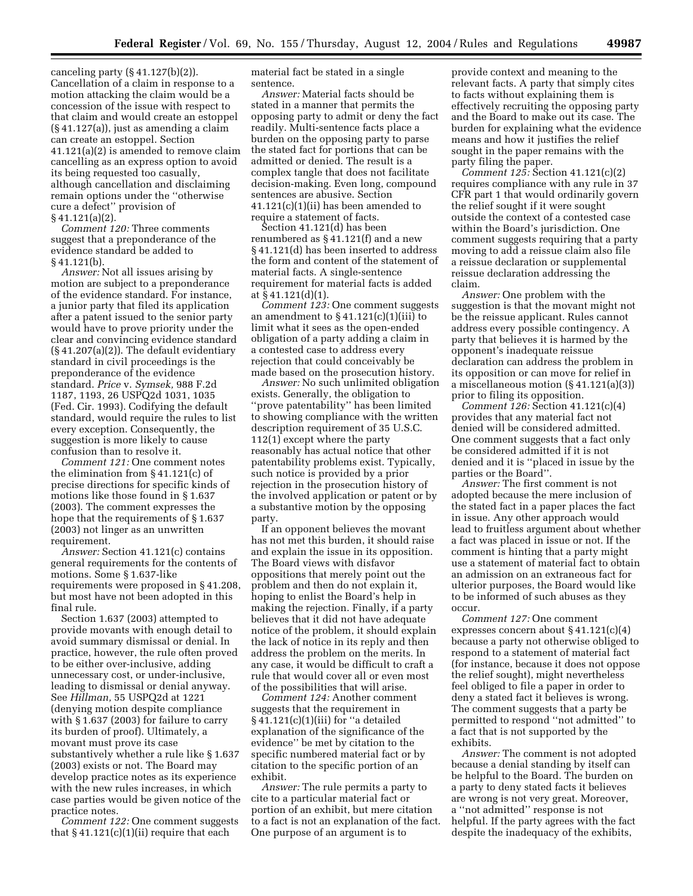canceling party (§ 41.127(b)(2)). Cancellation of a claim in response to a motion attacking the claim would be a concession of the issue with respect to that claim and would create an estoppel (§ 41.127(a)), just as amending a claim can create an estoppel. Section 41.121(a)(2) is amended to remove claim cancelling as an express option to avoid its being requested too casually, although cancellation and disclaiming remain options under the ''otherwise cure a defect'' provision of § 41.121(a)(2).

*Comment 120:* Three comments suggest that a preponderance of the evidence standard be added to § 41.121b.

*Answer:* Not all issues arising by motion are subject to a preponderance of the evidence standard. For instance, a junior party that filed its application after a patent issued to the senior party would have to prove priority under the clear and convincing evidence standard (§ 41.207(a)(2)). The default evidentiary standard in civil proceedings is the preponderance of the evidence standard. *Price* v. *Symsek,* 988 F.2d 1187, 1193, 26 USPQ2d 1031, 1035 (Fed. Cir. 1993). Codifying the default standard, would require the rules to list every exception. Consequently, the suggestion is more likely to cause confusion than to resolve it.

*Comment 121:* One comment notes the elimination from § 41.121(c) of precise directions for specific kinds of motions like those found in § 1.637 (2003). The comment expresses the hope that the requirements of § 1.637 (2003) not linger as an unwritten requirement.

*Answer:* Section 41.121(c) contains general requirements for the contents of motions. Some § 1.637-like requirements were proposed in § 41.208, but most have not been adopted in this final rule.

Section 1.637 (2003) attempted to provide movants with enough detail to avoid summary dismissal or denial. In practice, however, the rule often proved to be either over-inclusive, adding unnecessary cost, or under-inclusive, leading to dismissal or denial anyway. See *Hillman,* 55 USPQ2d at 1221 (denying motion despite compliance with § 1.637 (2003) for failure to carry its burden of proof). Ultimately, a movant must prove its case substantively whether a rule like § 1.637 (2003) exists or not. The Board may develop practice notes as its experience with the new rules increases, in which case parties would be given notice of the practice notes.

*Comment 122:* One comment suggests that § 41.121(c)(1)(ii) require that each material fact be stated in a single sentence.

*Answer:* Material facts should be stated in a manner that permits the opposing party to admit or deny the fact readily. Multi-sentence facts place a burden on the opposing party to parse the stated fact for portions that can be admitted or denied. The result is a complex tangle that does not facilitate decision-making. Even long, compound sentences are abusive. Section 41.121(c)(1)(ii) has been amended to require a statement of facts.

Section 41.121(d) has been renumbered as § 41.121(f) and a new § 41.121(d) has been inserted to address the form and content of the statement of material facts. A single-sentence requirement for material facts is added at § 41.121(d)(1).

*Comment 123:* One comment suggests an amendment to § 41.121(c)(1)(iii) to limit what it sees as the open-ended obligation of a party adding a claim in a contested case to address every rejection that could conceivably be made based on the prosecution history.

*Answer:* No such unlimited obligation exists. Generally, the obligation to ''prove patentability'' has been limited to showing compliance with the written description requirement of 35 U.S.C. 112(1) except where the party reasonably has actual notice that other patentability problems exist. Typically, such notice is provided by a prior rejection in the prosecution history of the involved application or patent or by a substantive motion by the opposing party.

If an opponent believes the movant has not met this burden, it should raise and explain the issue in its opposition. The Board views with disfavor oppositions that merely point out the problem and then do not explain it, hoping to enlist the Board's help in making the rejection. Finally, if a party believes that it did not have adequate notice of the problem, it should explain the lack of notice in its reply and then address the problem on the merits. In any case, it would be difficult to craft a rule that would cover all or even most of the possibilities that will arise.

*Comment 124:* Another comment suggests that the requirement in § 41.121(c)(1)(iii) for ''a detailed explanation of the significance of the evidence'' be met by citation to the specific numbered material fact or by citation to the specific portion of an exhibit.

*Answer:* The rule permits a party to cite to a particular material fact or portion of an exhibit, but mere citation to a fact is not an explanation of the fact. One purpose of an argument is to provide context and meaning to the relevant facts. A party that simply cites to facts without explaining them is effectively recruiting the opposing party and the Board to make out its case. The burden for explaining what the evidence means and how it justifies the relief sought in the paper remains with the party filing the paper.

*Comment 125:* Section 41.121(c)(2) requires compliance with any rule in 37 CFR part 1 that would ordinarily govern the relief sought if it were sought outside the context of a contested case within the Board's jurisdiction. One comment suggests requiring that a party moving to add a reissue claim also file a reissue declaration or supplemental reissue declaration addressing the claim.

*Answer:* One problem with the suggestion is that the movant might not be the reissue applicant. Rules cannot address every possible contingency. A party that believes it is harmed by the opponent's inadequate reissue declaration can address the problem in its opposition or can move for relief in a miscellaneous motion (§ 41.121(a)(3)) prior to filing its opposition.

*Comment 126:* Section 41.121(c)(4) provides that any material fact not denied will be considered admitted. One comment suggests that a fact only be considered admitted if it is not denied and it is ''placed in issue by the parties or the Board''.

*Answer:* The first comment is not adopted because the mere inclusion of the stated fact in a paper places the fact in issue. Any other approach would lead to fruitless argument about whether a fact was placed in issue or not. If the comment is hinting that a party might use a statement of material fact to obtain an admission on an extraneous fact for ulterior purposes, the Board would like to be informed of such abuses as they occur.

*Comment 127:* One comment expresses concern about § 41.121(c)(4) because a party not otherwise obliged to respond to a statement of material fact (for instance, because it does not oppose the relief sought), might nevertheless feel obliged to file a paper in order to deny a stated fact it believes is wrong. The comment suggests that a party be permitted to respond ''not admitted'' to a fact that is not supported by the exhibits.

*Answer:* The comment is not adopted because a denial standing by itself can be helpful to the Board. The burden on a party to deny stated facts it believes are wrong is not very great. Moreover, a ''not admitted'' response is not helpful. If the party agrees with the fact despite the inadequacy of the exhibits,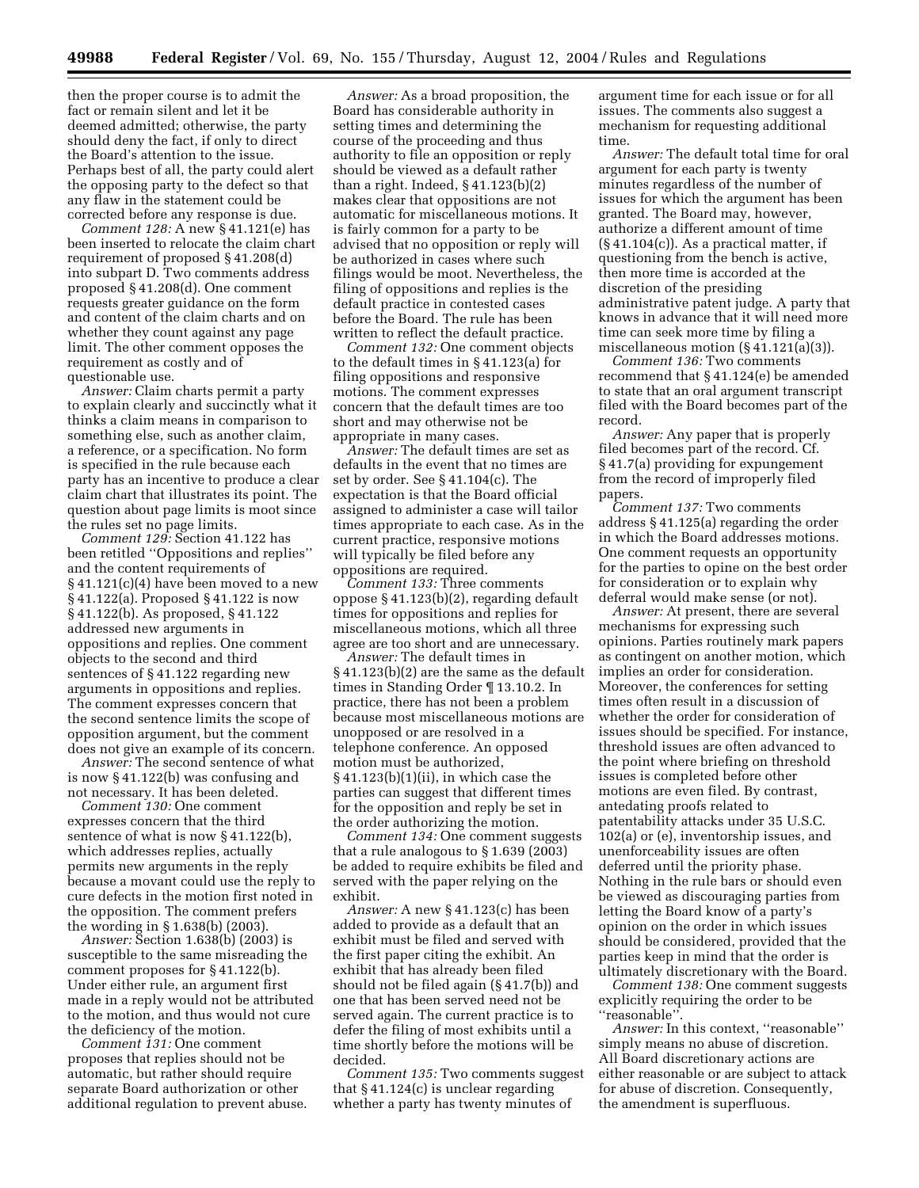then the proper course is to admit the fact or remain silent and let it be deemed admitted; otherwise, the party should deny the fact, if only to direct the Board's attention to the issue. Perhaps best of all, the party could alert the opposing party to the defect so that any flaw in the statement could be corrected before any response is due.

*Comment 128:* A new § 41.121(e) has been inserted to relocate the claim chart requirement of proposed § 41.208(d) into subpart D. Two comments address proposed § 41.208(d). One comment requests greater guidance on the form and content of the claim charts and on whether they count against any page limit. The other comment opposes the requirement as costly and of questionable use.

*Answer:* Claim charts permit a party to explain clearly and succinctly what it thinks a claim means in comparison to something else, such as another claim, a reference, or a specification. No form is specified in the rule because each party has an incentive to produce a clear claim chart that illustrates its point. The question about page limits is moot since the rules set no page limits.

*Comment 129:* Section 41.122 has been retitled ''Oppositions and replies'' and the content requirements of § 41.121(c)(4) have been moved to a new § 41.122(a). Proposed § 41.122 is now § 41.122(b). As proposed, § 41.122 addressed new arguments in oppositions and replies. One comment objects to the second and third sentences of § 41.122 regarding new arguments in oppositions and replies. The comment expresses concern that the second sentence limits the scope of opposition argument, but the comment does not give an example of its concern.

*Answer:* The second sentence of what is now § 41.122(b) was confusing and not necessary. It has been deleted.

*Comment 130:* One comment expresses concern that the third sentence of what is now § 41.122(b), which addresses replies, actually permits new arguments in the reply because a movant could use the reply to cure defects in the motion first noted in the opposition. The comment prefers the wording in § 1.638(b) (2003).

*Answer:* Section 1.638(b) (2003) is susceptible to the same misreading the comment proposes for § 41.122(b). Under either rule, an argument first made in a reply would not be attributed to the motion, and thus would not cure the deficiency of the motion.

*Comment 131:* One comment proposes that replies should not be automatic, but rather should require separate Board authorization or other additional regulation to prevent abuse.

*Answer:* As a broad proposition, the Board has considerable authority in setting times and determining the course of the proceeding and thus authority to file an opposition or reply should be viewed as a default rather than a right. Indeed, § 41.123(b)(2) makes clear that oppositions are not automatic for miscellaneous motions. It is fairly common for a party to be advised that no opposition or reply will be authorized in cases where such filings would be moot. Nevertheless, the filing of oppositions and replies is the default practice in contested cases before the Board. The rule has been written to reflect the default practice.

*Comment 132:* One comment objects to the default times in § 41.123(a) for filing oppositions and responsive motions. The comment expresses concern that the default times are too short and may otherwise not be appropriate in many cases.

*Answer:* The default times are set as defaults in the event that no times are set by order. See § 41.104(c). The expectation is that the Board official assigned to administer a case will tailor times appropriate to each case. As in the current practice, responsive motions will typically be filed before any oppositions are required.

*Comment 133:* Three comments oppose § 41.123(b)(2), regarding default times for oppositions and replies for miscellaneous motions, which all three agree are too short and are unnecessary.

*Answer:* The default times in § 41.123(b)(2) are the same as the default times in Standing Order ¶ 13.10.2. In practice, there has not been a problem because most miscellaneous motions are unopposed or are resolved in a telephone conference. An opposed motion must be authorized, § 41.123(b)(1)(ii), in which case the parties can suggest that different times for the opposition and reply be set in the order authorizing the motion.

*Comment 134:* One comment suggests that a rule analogous to § 1.639 (2003) be added to require exhibits be filed and served with the paper relying on the exhibit.

*Answer:* A new § 41.123(c) has been added to provide as a default that an exhibit must be filed and served with the first paper citing the exhibit. An exhibit that has already been filed should not be filed again (§ 41.7(b)) and one that has been served need not be served again. The current practice is to defer the filing of most exhibits until a time shortly before the motions will be decided.

*Comment 135:* Two comments suggest that § 41.124(c) is unclear regarding whether a party has twenty minutes of argument time for each issue or for all issues. The comments also suggest a mechanism for requesting additional time.

*Answer:* The default total time for oral argument for each party is twenty minutes regardless of the number of issues for which the argument has been granted. The Board may, however, authorize a different amount of time (§ 41.104(c)). As a practical matter, if questioning from the bench is active, then more time is accorded at the discretion of the presiding administrative patent judge. A party that knows in advance that it will need more time can seek more time by filing a miscellaneous motion (§ 41.121(a)(3)).

*Comment 136:* Two comments recommend that § 41.124(e) be amended to state that an oral argument transcript filed with the Board becomes part of the record.

*Answer:* Any paper that is properly filed becomes part of the record. Cf. § 41.7(a) providing for expungement from the record of improperly filed papers.

*Comment 137:* Two comments address § 41.125(a) regarding the order in which the Board addresses motions. One comment requests an opportunity for the parties to opine on the best order for consideration or to explain why deferral would make sense (or not).

*Answer:* At present, there are several mechanisms for expressing such opinions. Parties routinely mark papers as contingent on another motion, which implies an order for consideration. Moreover, the conferences for setting times often result in a discussion of whether the order for consideration of issues should be specified. For instance, threshold issues are often advanced to the point where briefing on threshold issues is completed before other motions are even filed. By contrast, antedating proofs related to patentability attacks under 35 U.S.C. 102(a) or (e), inventorship issues, and unenforceability issues are often deferred until the priority phase. Nothing in the rule bars or should even be viewed as discouraging parties from letting the Board know of a party's opinion on the order in which issues should be considered, provided that the parties keep in mind that the order is ultimately discretionary with the Board.

*Comment 138:* One comment suggests explicitly requiring the order to be ''reasonable''.

*Answer:* In this context, ''reasonable'' simply means no abuse of discretion. All Board discretionary actions are either reasonable or are subject to attack for abuse of discretion. Consequently, the amendment is superfluous.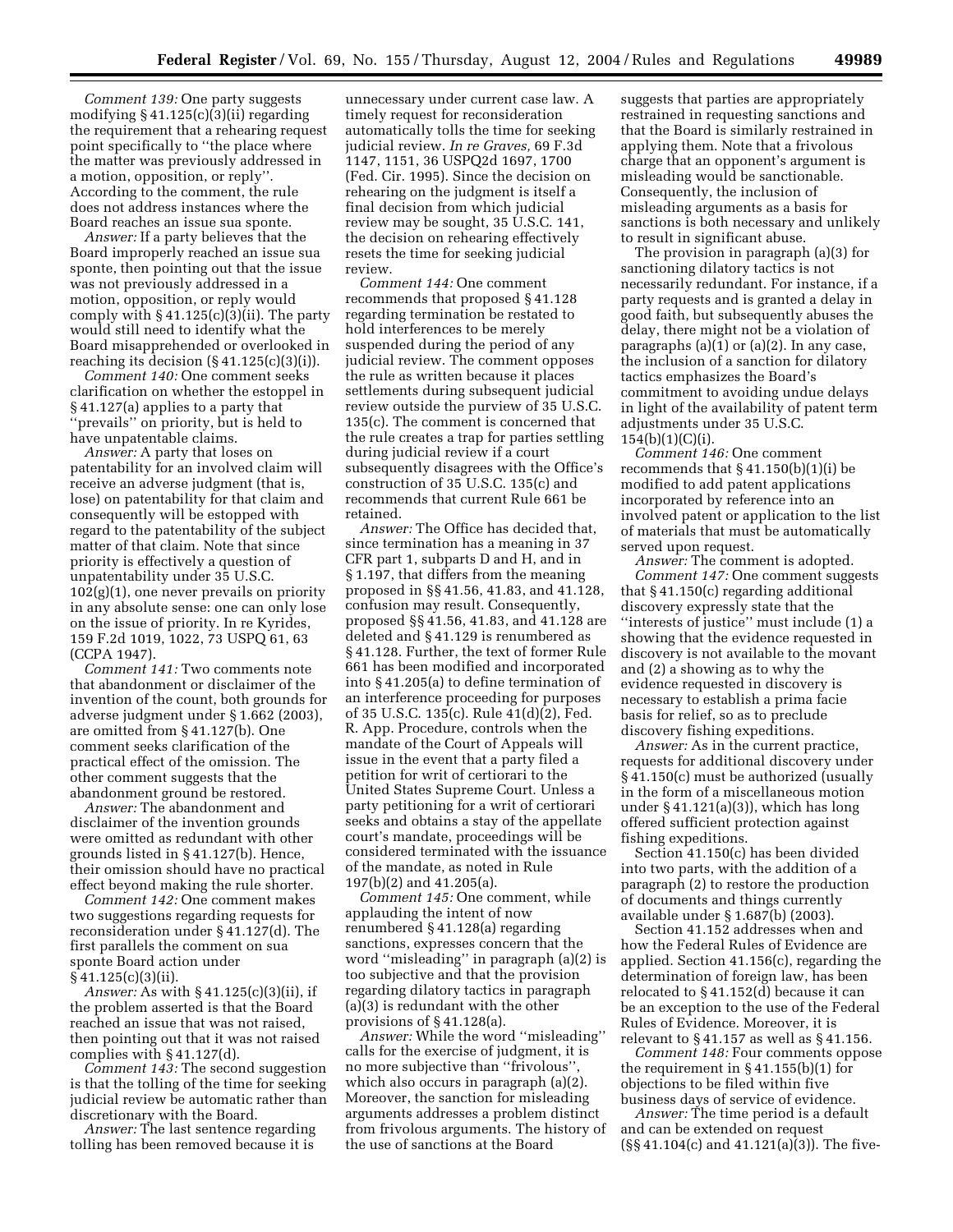*Comment 139:* One party suggests modifying § 41.125(c)(3)(ii) regarding the requirement that a rehearing request point specifically to ''the place where the matter was previously addressed in a motion, opposition, or reply''. According to the comment, the rule does not address instances where the Board reaches an issue sua sponte.

*Answer:* If a party believes that the Board improperly reached an issue sua sponte, then pointing out that the issue was not previously addressed in a motion, opposition, or reply would comply with § 41.125(c)(3)(ii). The party would still need to identify what the Board misapprehended or overlooked in reaching its decision (§ 41.125(c)(3)(i)).

*Comment 140:* One comment seeks clarification on whether the estoppel in § 41.127(a) applies to a party that ''prevails'' on priority, but is held to have unpatentable claims.

*Answer:* A party that loses on patentability for an involved claim will receive an adverse judgment (that is, lose) on patentability for that claim and consequently will be estopped with regard to the patentability of the subject matter of that claim. Note that since priority is effectively a question of unpatentability under 35 U.S.C. 102(g)(1), one never prevails on priority in any absolute sense: one can only lose on the issue of priority. In re Kyrides, 159 F.2d 1019, 1022, 73 USPQ 61, 63 (CCPA 1947).

*Comment 141:* Two comments note that abandonment or disclaimer of the invention of the count, both grounds for adverse judgment under § 1.662 (2003), are omitted from § 41.127(b). One comment seeks clarification of the practical effect of the omission. The other comment suggests that the abandonment ground be restored.

*Answer:* The abandonment and disclaimer of the invention grounds were omitted as redundant with other grounds listed in § 41.127(b). Hence, their omission should have no practical effect beyond making the rule shorter.

*Comment 142:* One comment makes two suggestions regarding requests for reconsideration under § 41.127(d). The first parallels the comment on sua sponte Board action under § 41.125(c)(3)(ii).

*Answer:* As with § 41.125(c)(3)(ii), if the problem asserted is that the Board reached an issue that was not raised, then pointing out that it was not raised complies with § 41.127(d).

*Comment 143:* The second suggestion is that the tolling of the time for seeking judicial review be automatic rather than discretionary with the Board.

*Answer:* The last sentence regarding tolling has been removed because it is unnecessary under current case law. A timely request for reconsideration automatically tolls the time for seeking judicial review. *In re Graves,* 69 F.3d 1147, 1151, 36 USPQ2d 1697, 1700 (Fed. Cir. 1995). Since the decision on rehearing on the judgment is itself a final decision from which judicial review may be sought, 35 U.S.C. 141, the decision on rehearing effectively resets the time for seeking judicial review.

*Comment 144:* One comment recommends that proposed § 41.128 regarding termination be restated to hold interferences to be merely suspended during the period of any judicial review. The comment opposes the rule as written because it places settlements during subsequent judicial review outside the purview of 35 U.S.C. 135(c). The comment is concerned that the rule creates a trap for parties settling during judicial review if a court subsequently disagrees with the Office's construction of 35 U.S.C. 135(c) and recommends that current Rule 661 be retained.

*Answer:* The Office has decided that, since termination has a meaning in 37 CFR part 1, subparts D and H, and in § 1.197, that differs from the meaning proposed in §§ 41.56, 41.83, and 41.128, confusion may result. Consequently, proposed §§ 41.56, 41.83, and 41.128 are deleted and § 41.129 is renumbered as § 41.128. Further, the text of former Rule 661 has been modified and incorporated into § 41.205(a) to define termination of an interference proceeding for purposes of 35 U.S.C. 135(c). Rule 41(d)(2), Fed. R. App. Procedure, controls when the mandate of the Court of Appeals will issue in the event that a party filed a petition for writ of certiorari to the United States Supreme Court. Unless a party petitioning for a writ of certiorari seeks and obtains a stay of the appellate court's mandate, proceedings will be considered terminated with the issuance of the mandate, as noted in Rule 197(b)(2) and 41.205(a).

*Comment 145:* One comment, while applauding the intent of now renumbered § 41.128(a) regarding sanctions, expresses concern that the word ''misleading'' in paragraph (a)(2) is too subjective and that the provision regarding dilatory tactics in paragraph (a)(3) is redundant with the other provisions of § 41.128(a).

*Answer:* While the word ''misleading'' calls for the exercise of judgment, it is no more subjective than ''frivolous'', which also occurs in paragraph (a)(2). Moreover, the sanction for misleading arguments addresses a problem distinct from frivolous arguments. The history of the use of sanctions at the Board suggests that parties are appropriately restrained in requesting sanctions and that the Board is similarly restrained in applying them. Note that a frivolous charge that an opponent's argument is misleading would be sanctionable. Consequently, the inclusion of misleading arguments as a basis for sanctions is both necessary and unlikely to result in significant abuse.

The provision in paragraph (a)(3) for sanctioning dilatory tactics is not necessarily redundant. For instance, if a party requests and is granted a delay in good faith, but subsequently abuses the delay, there might not be a violation of paragraphs (a)(1) or (a)(2). In any case, the inclusion of a sanction for dilatory tactics emphasizes the Board's commitment to avoiding undue delays in light of the availability of patent term adjustments under 35 U.S.C. 154(b)(1)(C)(i).

*Comment 146:* One comment recommends that § 41.150(b)(1)(i) be modified to add patent applications incorporated by reference into an involved patent or application to the list of materials that must be automatically served upon request.

*Answer:* The comment is adopted.

*Comment 147:* One comment suggests that § 41.150(c) regarding additional discovery expressly state that the ''interests of justice'' must include (1) a showing that the evidence requested in discovery is not available to the movant and (2) a showing as to why the evidence requested in discovery is necessary to establish a prima facie basis for relief, so as to preclude discovery fishing expeditions.

*Answer:* As in the current practice, requests for additional discovery under § 41.150(c) must be authorized (usually in the form of a miscellaneous motion under § 41.121(a)(3)), which has long offered sufficient protection against fishing expeditions.

Section 41.150(c) has been divided into two parts, with the addition of a paragraph (2) to restore the production of documents and things currently available under § 1.687(b) (2003).

Section 41.152 addresses when and how the Federal Rules of Evidence are applied. Section 41.156(c), regarding the determination of foreign law, has been relocated to § 41.152(d) because it can be an exception to the use of the Federal Rules of Evidence. Moreover, it is relevant to § 41.157 as well as § 41.156.

*Comment 148:* Four comments oppose the requirement in § 41.155(b)(1) for objections to be filed within five business days of service of evidence.

*Answer:* The time period is a default and can be extended on request (§§ 41.104(c) and 41.121(a)(3)). The five-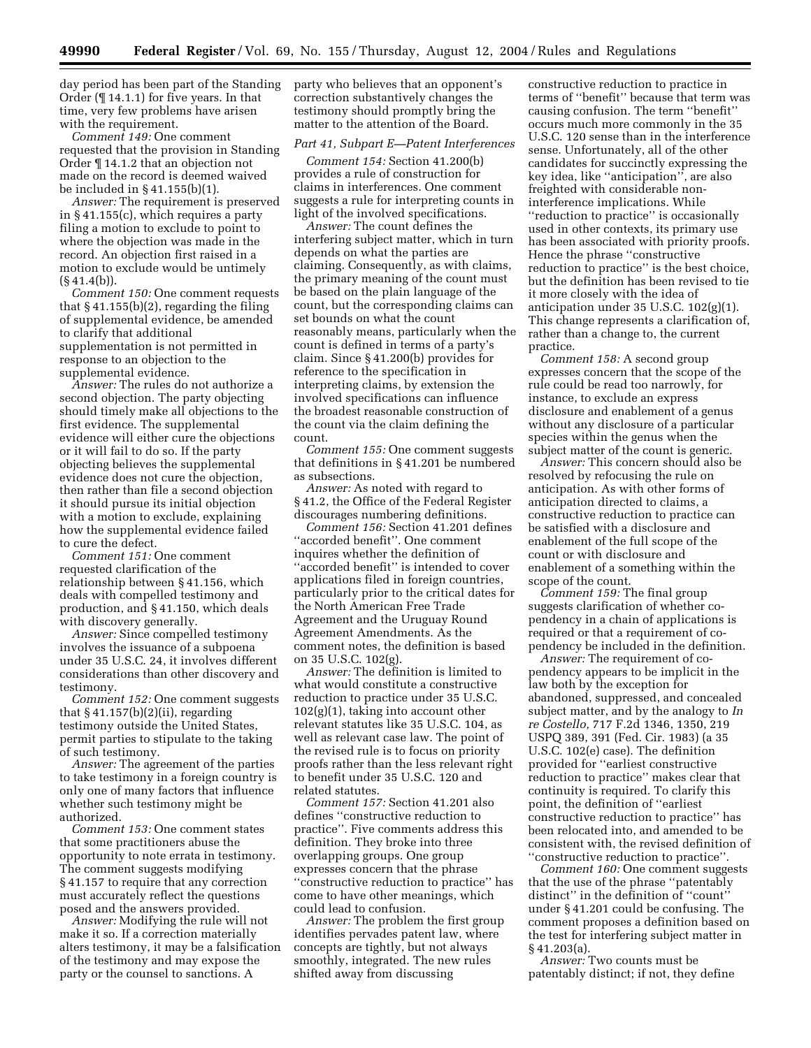day period has been part of the Standing Order (¶ 14.1.1) for five years. In that time, very few problems have arisen with the requirement.

*Comment 149:* One comment requested that the provision in Standing Order ¶ 14.1.2 that an objection not made on the record is deemed waived be included in § 41.155(b)(1).

*Answer:* The requirement is preserved in § 41.155(c), which requires a party filing a motion to exclude to point to where the objection was made in the record. An objection first raised in a motion to exclude would be untimely (§ 41.4(b)).

*Comment 150:* One comment requests that § 41.155(b)(2), regarding the filing of supplemental evidence, be amended to clarify that additional supplementation is not permitted in response to an objection to the supplemental evidence.

*Answer:* The rules do not authorize a second objection. The party objecting should timely make all objections to the first evidence. The supplemental evidence will either cure the objections or it will fail to do so. If the party objecting believes the supplemental evidence does not cure the objection, then rather than file a second objection it should pursue its initial objection with a motion to exclude, explaining how the supplemental evidence failed to cure the defect.

*Comment 151:* One comment requested clarification of the relationship between § 41.156, which deals with compelled testimony and production, and § 41.150, which deals with discovery generally.

*Answer:* Since compelled testimony involves the issuance of a subpoena under 35 U.S.C. 24, it involves different considerations than other discovery and testimony.

*Comment 152:* One comment suggests that § 41.157(b)(2)(ii), regarding testimony outside the United States, permit parties to stipulate to the taking of such testimony.

*Answer:* The agreement of the parties to take testimony in a foreign country is only one of many factors that influence whether such testimony might be authorized.

*Comment 153:* One comment states that some practitioners abuse the opportunity to note errata in testimony. The comment suggests modifying § 41.157 to require that any correction must accurately reflect the questions posed and the answers provided.

*Answer:* Modifying the rule will not make it so. If a correction materially alters testimony, it may be a falsification of the testimony and may expose the party or the counsel to sanctions. A party who believes that an opponent's correction substantively changes the testimony should promptly bring the matter to the attention of the Board.

*Part 41, Subpart E—Patent Interferences*

*Comment 154:* Section 41.200(b) provides a rule of construction for claims in interferences. One comment suggests a rule for interpreting counts in light of the involved specifications.

*Answer:* The count defines the interfering subject matter, which in turn depends on what the parties are claiming. Consequently, as with claims, the primary meaning of the count must be based on the plain language of the count, but the corresponding claims can set bounds on what the count reasonably means, particularly when the count is defined in terms of a party's claim. Since § 41.200(b) provides for reference to the specification in interpreting claims, by extension the involved specifications can influence the broadest reasonable construction of the count via the claim defining the count.

*Comment 155:* One comment suggests that definitions in § 41.201 be numbered as subsections.

*Answer:* As noted with regard to § 41.2, the Office of the Federal Register discourages numbering definitions.

*Comment 156:* Section 41.201 defines ''accorded benefit''. One comment inquires whether the definition of ''accorded benefit'' is intended to cover applications filed in foreign countries, particularly prior to the critical dates for the North American Free Trade Agreement and the Uruguay Round Agreement Amendments. As the comment notes, the definition is based on 35 U.S.C. 102(g).

*Answer:* The definition is limited to what would constitute a constructive reduction to practice under 35 U.S.C. 102(g)(1), taking into account other relevant statutes like 35 U.S.C. 104, as well as relevant case law. The point of the revised rule is to focus on priority proofs rather than the less relevant right to benefit under 35 U.S.C. 120 and related statutes.

*Comment 157:* Section 41.201 also defines ''constructive reduction to practice''. Five comments address this definition. They broke into three overlapping groups. One group expresses concern that the phrase ''constructive reduction to practice'' has come to have other meanings, which could lead to confusion.

*Answer:* The problem the first group identifies pervades patent law, where concepts are tightly, but not always smoothly, integrated. The new rules shifted away from discussing constructive reduction to practice in terms of ''benefit'' because that term was causing confusion. The term ''benefit'' occurs much more commonly in the 35 U.S.C. 120 sense than in the interference sense. Unfortunately, all of the other candidates for succinctly expressing the key idea, like ''anticipation'', are also freighted with considerable non-interference implications. While ''reduction to practice'' is occasionally used in other contexts, its primary use has been associated with priority proofs. Hence the phrase ''constructive reduction to practice'' is the best choice, but the definition has been revised to tie it more closely with the idea of anticipation under 35 U.S.C. 102(g)(1). This change represents a clarification of, rather than a change to, the current practice.

*Comment 158:* A second group expresses concern that the scope of the rule could be read too narrowly, for instance, to exclude an express disclosure and enablement of a genus without any disclosure of a particular species within the genus when the subject matter of the count is generic.

*Answer:* This concern should also be resolved by refocusing the rule on anticipation. As with other forms of anticipation directed to claims, a constructive reduction to practice can be satisfied with a disclosure and enablement of the full scope of the count or with disclosure and enablement of a something within the scope of the count.

*Comment 159:* The final group suggests clarification of whether co-pendency in a chain of applications is required or that a requirement of co-pendency be included in the definition.

*Answer:* The requirement of co-pendency appears to be implicit in the law both by the exception for abandoned, suppressed, and concealed subject matter, and by the analogy to *In re Costello,* 717 F.2d 1346, 1350, 219 USPQ 389, 391 (Fed. Cir. 1983) (a 35 U.S.C. 102(e) case). The definition provided for ''earliest constructive reduction to practice'' makes clear that continuity is required. To clarify this point, the definition of ''earliest constructive reduction to practice'' has been relocated into, and amended to be consistent with, the revised definition of ''constructive reduction to practice''.

*Comment 160:* One comment suggests that the use of the phrase ''patentably distinct'' in the definition of ''count'' under § 41.201 could be confusing. The comment proposes a definition based on the test for interfering subject matter in § 41.203(a).

*Answer:* Two counts must be patentably distinct; if not, they define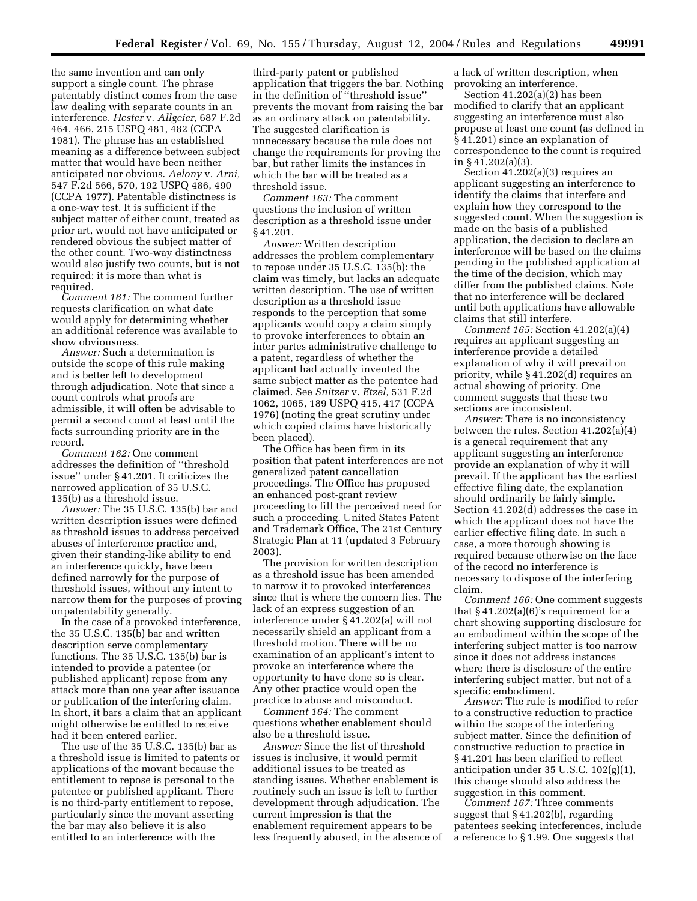the same invention and can only support a single count. The phrase patentably distinct comes from the case law dealing with separate counts in an interference. *Hester* v. *Allgeier,* 687 F.2d 464, 466, 215 USPQ 481, 482 (CCPA 1981). The phrase has an established meaning as a difference between subject matter that would have been neither anticipated nor obvious. *Aelony* v. *Arni,* 547 F.2d 566, 570, 192 USPQ 486, 490 (CCPA 1977). Patentable distinctness is a one-way test. It is sufficient if the subject matter of either count, treated as prior art, would not have anticipated or rendered obvious the subject matter of the other count. Two-way distinctness would also justify two counts, but is not required: it is more than what is required.

*Comment 161:* The comment further requests clarification on what date would apply for determining whether an additional reference was available to show obviousness.

*Answer:* Such a determination is outside the scope of this rule making and is better left to development through adjudication. Note that since a count controls what proofs are admissible, it will often be advisable to permit a second count at least until the facts surrounding priority are in the record.

*Comment 162:* One comment addresses the definition of ''threshold issue'' under § 41.201. It criticizes the narrowed application of 35 U.S.C. 135(b) as a threshold issue.

*Answer:* The 35 U.S.C. 135(b) bar and written description issues were defined as threshold issues to address perceived abuses of interference practice and, given their standing-like ability to end an interference quickly, have been defined narrowly for the purpose of threshold issues, without any intent to narrow them for the purposes of proving unpatentability generally.

In the case of a provoked interference, the 35 U.S.C. 135(b) bar and written description serve complementary functions. The 35 U.S.C. 135(b) bar is intended to provide a patentee (or published applicant) repose from any attack more than one year after issuance or publication of the interfering claim. In short, it bars a claim that an applicant might otherwise be entitled to receive had it been entered earlier.

The use of the 35 U.S.C. 135(b) bar as a threshold issue is limited to patents or applications of the movant because the entitlement to repose is personal to the patentee or published applicant. There is no third-party entitlement to repose, particularly since the movant asserting the bar may also believe it is also entitled to an interference with the third-party patent or published application that triggers the bar. Nothing in the definition of ''threshold issue'' prevents the movant from raising the bar as an ordinary attack on patentability. The suggested clarification is unnecessary because the rule does not change the requirements for proving the bar, but rather limits the instances in which the bar will be treated as a threshold issue.

*Comment 163:* The comment questions the inclusion of written description as a threshold issue under § 41.201.

*Answer:* Written description addresses the problem complementary to repose under 35 U.S.C. 135(b): the claim was timely, but lacks an adequate written description. The use of written description as a threshold issue responds to the perception that some applicants would copy a claim simply to provoke interferences to obtain an inter partes administrative challenge to a patent, regardless of whether the applicant had actually invented the same subject matter as the patentee had claimed. See *Snitzer* v. *Etzel,* 531 F.2d 1062, 1065, 189 USPQ 415, 417 (CCPA 1976) (noting the great scrutiny under which copied claims have historically been placed).

The Office has been firm in its position that patent interferences are not generalized patent cancellation proceedings. The Office has proposed an enhanced post-grant review proceeding to fill the perceived need for such a proceeding. United States Patent and Trademark Office, The 21st Century Strategic Plan at 11 (updated 3 February 2003).

The provision for written description as a threshold issue has been amended to narrow it to provoked interferences since that is where the concern lies. The lack of an express suggestion of an interference under § 41.202(a) will not necessarily shield an applicant from a threshold motion. There will be no examination of an applicant's intent to provoke an interference where the opportunity to have done so is clear. Any other practice would open the practice to abuse and misconduct.

*Comment 164:* The comment questions whether enablement should also be a threshold issue.

*Answer:* Since the list of threshold issues is inclusive, it would permit additional issues to be treated as standing issues. Whether enablement is routinely such an issue is left to further development through adjudication. The current impression is that the enablement requirement appears to be less frequently abused, in the absence of a lack of written description, when provoking an interference.

Section 41.202(a)(2) has been modified to clarify that an applicant suggesting an interference must also propose at least one count (as defined in § 41.201) since an explanation of correspondence to the count is required in § 41.202(a)(3).

Section 41.202(a)(3) requires an applicant suggesting an interference to identify the claims that interfere and explain how they correspond to the suggested count. When the suggestion is made on the basis of a published application, the decision to declare an interference will be based on the claims pending in the published application at the time of the decision, which may differ from the published claims. Note that no interference will be declared until both applications have allowable claims that still interfere.

*Comment 165:* Section 41.202(a)(4) requires an applicant suggesting an interference provide a detailed explanation of why it will prevail on priority, while § 41.202(d) requires an actual showing of priority. One comment suggests that these two sections are inconsistent.

*Answer:* There is no inconsistency between the rules. Section 41.202(a)(4) is a general requirement that any applicant suggesting an interference provide an explanation of why it will prevail. If the applicant has the earliest effective filing date, the explanation should ordinarily be fairly simple. Section 41.202(d) addresses the case in which the applicant does not have the earlier effective filing date. In such a case, a more thorough showing is required because otherwise on the face of the record no interference is necessary to dispose of the interfering claim.

*Comment 166:* One comment suggests that § 41.202(a)(6)'s requirement for a chart showing supporting disclosure for an embodiment within the scope of the interfering subject matter is too narrow since it does not address instances where there is disclosure of the entire interfering subject matter, but not of a specific embodiment.

*Answer:* The rule is modified to refer to a constructive reduction to practice within the scope of the interfering subject matter. Since the definition of constructive reduction to practice in § 41.201 has been clarified to reflect anticipation under 35 U.S.C. 102(g)(1), this change should also address the suggestion in this comment.

*Comment 167:* Three comments suggest that § 41.202(b), regarding patentees seeking interferences, include a reference to § 1.99. One suggests that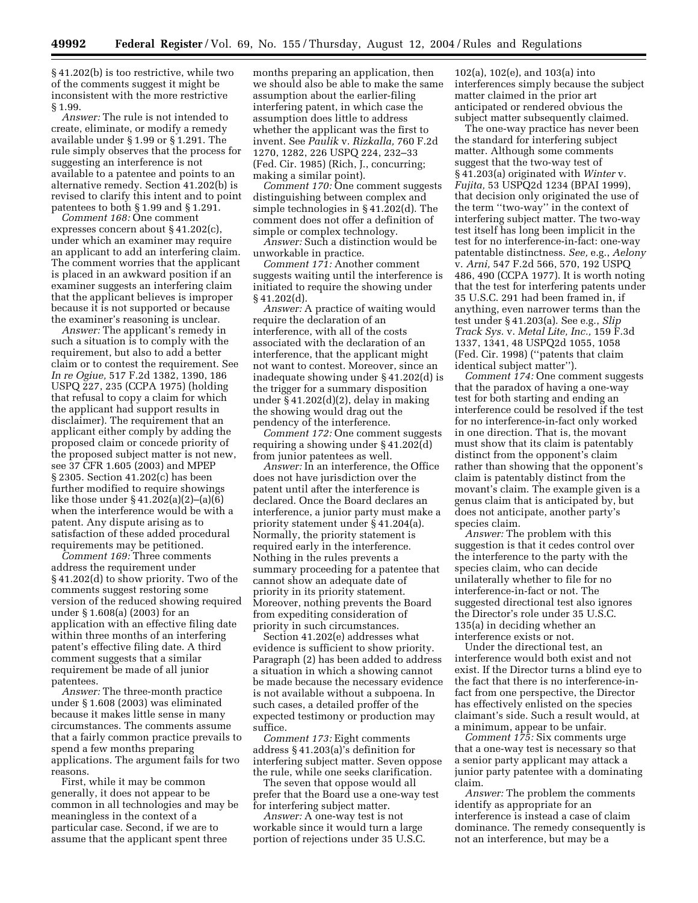§ 41.202(b) is too restrictive, while two of the comments suggest it might be inconsistent with the more restrictive § 1.99.

*Answer:* The rule is not intended to create, eliminate, or modify a remedy available under § 1.99 or § 1.291. The rule simply observes that the process for suggesting an interference is not available to a patentee and points to an alternative remedy. Section 41.202(b) is revised to clarify this intent and to point patentees to both § 1.99 and § 1.291.

*Comment 168:* One comment expresses concern about § 41.202(c), under which an examiner may require an applicant to add an interfering claim. The comment worries that the applicant is placed in an awkward position if an examiner suggests an interfering claim that the applicant believes is improper because it is not supported or because the examiner's reasoning is unclear.

*Answer:* The applicant's remedy in such a situation is to comply with the requirement, but also to add a better claim or to contest the requirement. See *In re Ogiue,* 517 F.2d 1382, 1390, 186 USPQ 227, 235 (CCPA 1975) (holding that refusal to copy a claim for which the applicant had support results in disclaimer). The requirement that an applicant either comply by adding the proposed claim or concede priority of the proposed subject matter is not new, see 37 CFR 1.605 (2003) and MPEP § 2305. Section 41.202(c) has been further modified to require showings like those under § 41.202(a)(2)–(a)(6) when the interference would be with a patent. Any dispute arising as to satisfaction of these added procedural requirements may be petitioned.

*Comment 169:* Three comments address the requirement under § 41.202(d) to show priority. Two of the comments suggest restoring some version of the reduced showing required under § 1.608(a) (2003) for an application with an effective filing date within three months of an interfering patent's effective filing date. A third comment suggests that a similar requirement be made of all junior patentees.

*Answer:* The three-month practice under § 1.608 (2003) was eliminated because it makes little sense in many circumstances. The comments assume that a fairly common practice prevails to spend a few months preparing applications. The argument fails for two reasons.

First, while it may be common generally, it does not appear to be common in all technologies and may be meaningless in the context of a particular case. Second, if we are to assume that the applicant spent three months preparing an application, then we should also be able to make the same assumption about the earlier-filing interfering patent, in which case the assumption does little to address whether the applicant was the first to invent. See *Paulik* v. *Rizkalla,* 760 F.2d 1270, 1282, 226 USPQ 224, 232–33 (Fed. Cir. 1985) (Rich, J., concurring; making a similar point).

*Comment 170:* One comment suggests distinguishing between complex and simple technologies in § 41.202(d). The comment does not offer a definition of simple or complex technology.

*Answer:* Such a distinction would be unworkable in practice.

*Comment 171:* Another comment suggests waiting until the interference is initiated to require the showing under § 41.202(d).

*Answer:* A practice of waiting would require the declaration of an interference, with all of the costs associated with the declaration of an interference, that the applicant might not want to contest. Moreover, since an inadequate showing under § 41.202(d) is the trigger for a summary disposition under § 41.202(d)(2), delay in making the showing would drag out the pendency of the interference.

*Comment 172:* One comment suggests requiring a showing under § 41.202(d) from junior patentees as well.

*Answer:* In an interference, the Office does not have jurisdiction over the patent until after the interference is declared. Once the Board declares an interference, a junior party must make a priority statement under § 41.204(a). Normally, the priority statement is required early in the interference. Nothing in the rules prevents a summary proceeding for a patentee that cannot show an adequate date of priority in its priority statement. Moreover, nothing prevents the Board from expediting consideration of priority in such circumstances.

Section 41.202(e) addresses what evidence is sufficient to show priority. Paragraph (2) has been added to address a situation in which a showing cannot be made because the necessary evidence is not available without a subpoena. In such cases, a detailed proffer of the expected testimony or production may suffice.

*Comment 173:* Eight comments address § 41.203(a)'s definition for interfering subject matter. Seven oppose the rule, while one seeks clarification.

The seven that oppose would all prefer that the Board use a one-way test for interfering subject matter.

*Answer:* A one-way test is not workable since it would turn a large portion of rejections under 35 U.S.C. 102(a), 102(e), and 103(a) into interferences simply because the subject matter claimed in the prior art anticipated or rendered obvious the subject matter subsequently claimed.

The one-way practice has never been the standard for interfering subject matter. Although some comments suggest that the two-way test of § 41.203(a) originated with *Winter* v. *Fujita,* 53 USPQ2d 1234 (BPAI 1999), that decision only originated the use of the term ''two-way'' in the context of interfering subject matter. The two-way test itself has long been implicit in the test for no interference-in-fact: one-way patentable distinctness. *See,* e.g., *Aelony* v. *Arni,* 547 F.2d 566, 570, 192 USPQ 486, 490 (CCPA 1977). It is worth noting that the test for interfering patents under 35 U.S.C. 291 had been framed in, if anything, even narrower terms than the test under § 41.203(a). See e.g., *Slip Track Sys.* v. *Metal Lite, Inc.,* 159 F.3d 1337, 1341, 48 USPQ2d 1055, 1058 (Fed. Cir. 1998) (''patents that claim identical subject matter'').

*Comment 174:* One comment suggests that the paradox of having a one-way test for both starting and ending an interference could be resolved if the test for no interference-in-fact only worked in one direction. That is, the movant must show that its claim is patentably distinct from the opponent's claim rather than showing that the opponent's claim is patentably distinct from the movant's claim. The example given is a genus claim that is anticipated by, but does not anticipate, another party's species claim.

*Answer:* The problem with this suggestion is that it cedes control over the interference to the party with the species claim, who can decide unilaterally whether to file for no interference-in-fact or not. The suggested directional test also ignores the Director's role under 35 U.S.C. 135(a) in deciding whether an interference exists or not.

Under the directional test, an interference would both exist and not exist. If the Director turns a blind eye to the fact that there is no interference-in-fact from one perspective, the Director has effectively enlisted on the species claimant's side. Such a result would, at a minimum, appear to be unfair.

*Comment 175:* Six comments urge that a one-way test is necessary so that a senior party applicant may attack a junior party patentee with a dominating claim.

*Answer:* The problem the comments identify as appropriate for an interference is instead a case of claim dominance. The remedy consequently is not an interference, but may be a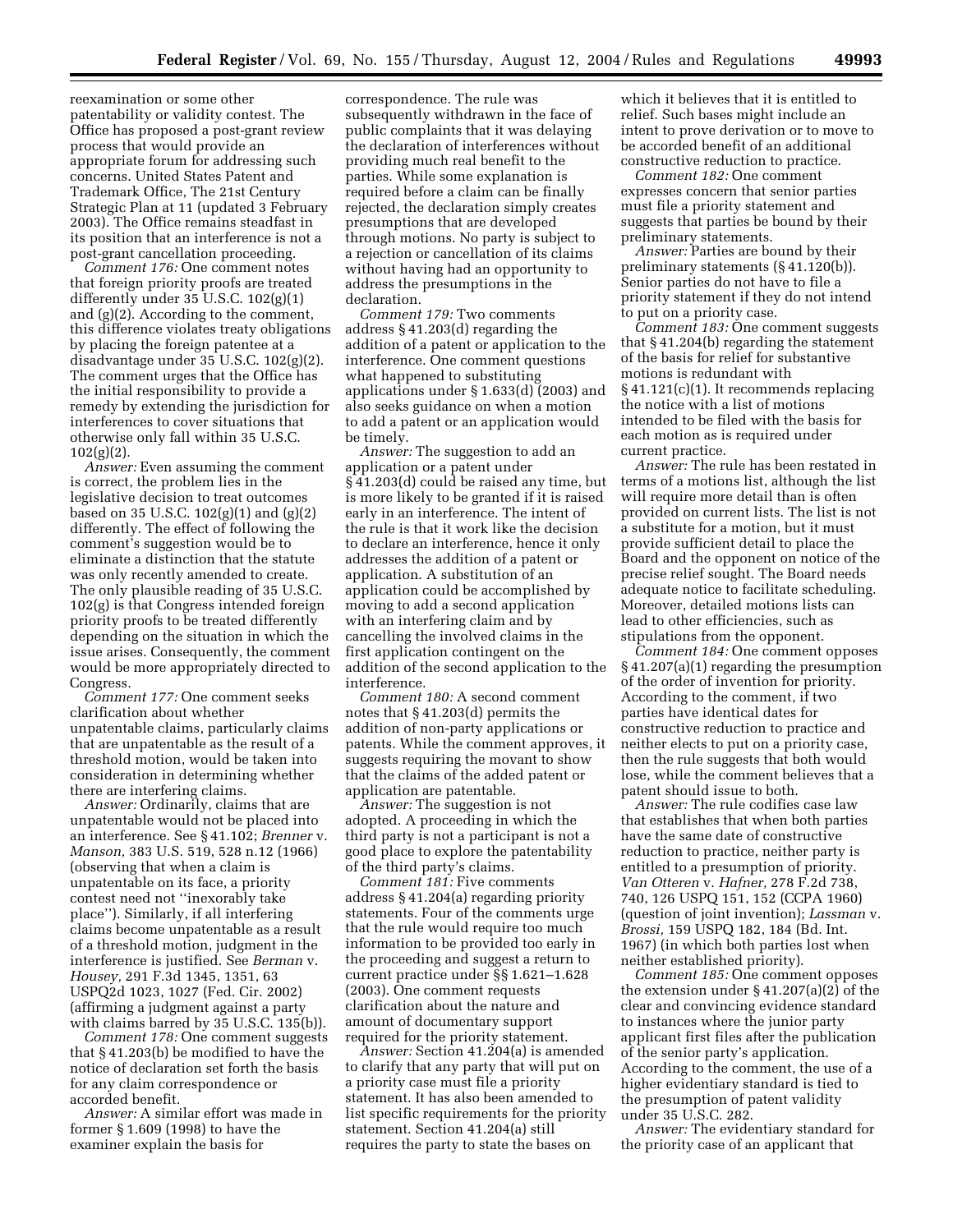reexamination or some other patentability or validity contest. The Office has proposed a post-grant review process that would provide an appropriate forum for addressing such concerns. United States Patent and Trademark Office, The 21st Century Strategic Plan at 11 (updated 3 February 2003). The Office remains steadfast in its position that an interference is not a post-grant cancellation proceeding.

*Comment 176:* One comment notes that foreign priority proofs are treated differently under 35 U.S.C. 102(g)(1) and (g)(2). According to the comment, this difference violates treaty obligations by placing the foreign patentee at a disadvantage under 35 U.S.C. 102(g)(2). The comment urges that the Office has the initial responsibility to provide a remedy by extending the jurisdiction for interferences to cover situations that otherwise only fall within 35 U.S.C. 102(g)(2).

*Answer:* Even assuming the comment is correct, the problem lies in the legislative decision to treat outcomes based on 35 U.S.C. 102(g)(1) and (g)(2) differently. The effect of following the comment's suggestion would be to eliminate a distinction that the statute was only recently amended to create. The only plausible reading of 35 U.S.C. 102(g) is that Congress intended foreign priority proofs to be treated differently depending on the situation in which the issue arises. Consequently, the comment would be more appropriately directed to Congress.

*Comment 177:* One comment seeks clarification about whether unpatentable claims, particularly claims that are unpatentable as the result of a threshold motion, would be taken into consideration in determining whether there are interfering claims.

*Answer:* Ordinarily, claims that are unpatentable would not be placed into an interference. See § 41.102; *Brenner* v. *Manson,* 383 U.S. 519, 528 n.12 (1966) (observing that when a claim is unpatentable on its face, a priority contest need not "inexorably take place"). Similarly, if all interfering claims become unpatentable as a result of a threshold motion, judgment in the interference is justified. See *Berman* v. *Housey,* 291 F.3d 1345, 1351, 63 USPQ2d 1023, 1027 (Fed. Cir. 2002) (affirming a judgment against a party with claims barred by 35 U.S.C. 135(b)).

*Comment 178:* One comment suggests that § 41.203(b) be modified to have the notice of declaration set forth the basis for any claim correspondence or accorded benefit.

*Answer:* A similar effort was made in former § 1.609 (1998) to have the examiner explain the basis for correspondence. The rule was subsequently withdrawn in the face of public complaints that it was delaying the declaration of interferences without providing much real benefit to the parties. While some explanation is required before a claim can be finally rejected, the declaration simply creates presumptions that are developed through motions. No party is subject to a rejection or cancellation of its claims without having had an opportunity to address the presumptions in the declaration.

*Comment 179:* Two comments address § 41.203(d) regarding the addition of a patent or application to the interference. One comment questions what happened to substituting applications under § 1.633(d) (2003) and also seeks guidance on when a motion to add a patent or an application would be timely.

*Answer:* The suggestion to add an application or a patent under § 41.203(d) could be raised any time, but is more likely to be granted if it is raised early in an interference. The intent of the rule is that it work like the decision to declare an interference, hence it only addresses the addition of a patent or application. A substitution of an application could be accomplished by moving to add a second application with an interfering claim and by cancelling the involved claims in the first application contingent on the addition of the second application to the interference.

*Comment 180:* A second comment notes that § 41.203(d) permits the addition of non-party applications or patents. While the comment approves, it suggests requiring the movant to show that the claims of the added patent or application are patentable.

*Answer:* The suggestion is not adopted. A proceeding in which the third party is not a participant is not a good place to explore the patentability of the third party's claims.

*Comment 181:* Five comments address § 41.204(a) regarding priority statements. Four of the comments urge that the rule would require too much information to be provided too early in the proceeding and suggest a return to current practice under §§ 1.621–1.628 (2003). One comment requests clarification about the nature and amount of documentary support required for the priority statement.

*Answer:* Section 41.204(a) is amended to clarify that any party that will put on a priority case must file a priority statement. It has also been amended to list specific requirements for the priority statement. Section 41.204(a) still requires the party to state the bases on which it believes that it is entitled to relief. Such bases might include an intent to prove derivation or to move to be accorded benefit of an additional constructive reduction to practice.

*Comment 182:* One comment expresses concern that senior parties must file a priority statement and suggests that parties be bound by their preliminary statements.

*Answer:* Parties are bound by their preliminary statements (§ 41.120(b)). Senior parties do not have to file a priority statement if they do not intend to put on a priority case.

*Comment 183:* One comment suggests that § 41.204(b) regarding the statement of the basis for relief for substantive motions is redundant with § 41.121(c)(1). It recommends replacing the notice with a list of motions intended to be filed with the basis for each motion as is required under current practice.

*Answer:* The rule has been restated in terms of a motions list, although the list will require more detail than is often provided on current lists. The list is not a substitute for a motion, but it must provide sufficient detail to place the Board and the opponent on notice of the precise relief sought. The Board needs adequate notice to facilitate scheduling. Moreover, detailed motions lists can lead to other efficiencies, such as stipulations from the opponent.

*Comment 184:* One comment opposes § 41.207(a)(1) regarding the presumption of the order of invention for priority. According to the comment, if two parties have identical dates for constructive reduction to practice and neither elects to put on a priority case, then the rule suggests that both would lose, while the comment believes that a patent should issue to both.

*Answer:* The rule codifies case law that establishes that when both parties have the same date of constructive reduction to practice, neither party is entitled to a presumption of priority. *Van Otteren* v. *Hafner,* 278 F.2d 738, 740, 126 USPQ 151, 152 (CCPA 1960) (question of joint invention); *Lassman* v. *Brossi,* 159 USPQ 182, 184 (Bd. Int. 1967) (in which both parties lost when neither established priority).

*Comment 185:* One comment opposes the extension under § 41.207(a)(2) of the clear and convincing evidence standard to instances where the junior party applicant first files after the publication of the senior party's application. According to the comment, the use of a higher evidentiary standard is tied to the presumption of patent validity under 35 U.S.C. 282.

*Answer:* The evidentiary standard for the priority case of an applicant that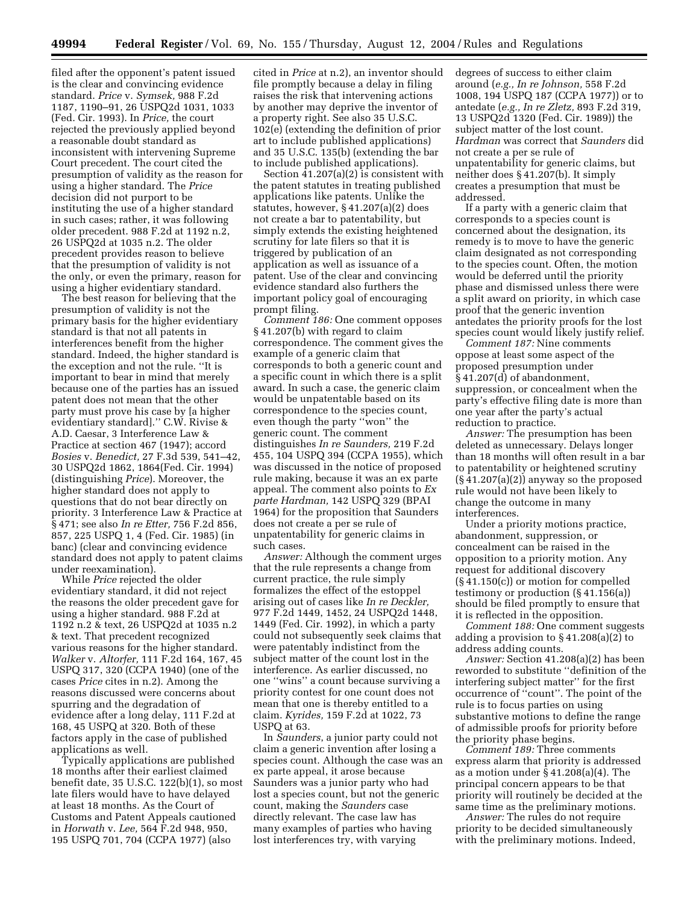filed after the opponent's patent issued is the clear and convincing evidence standard. *Price* v. *Symsek,* 988 F.2d 1187, 1190–91, 26 USPQ2d 1031, 1033 (Fed. Cir. 1993). In *Price,* the court rejected the previously applied beyond a reasonable doubt standard as inconsistent with intervening Supreme Court precedent. The court cited the presumption of validity as the reason for using a higher standard. The *Price* decision did not purport to be instituting the use of a higher standard in such cases; rather, it was following older precedent. 988 F.2d at 1192 n.2, 26 USPQ2d at 1035 n.2. The older precedent provides reason to believe that the presumption of validity is not the only, or even the primary, reason for using a higher evidentiary standard.

The best reason for believing that the presumption of validity is not the primary basis for the higher evidentiary standard is that not all patents in interferences benefit from the higher standard. Indeed, the higher standard is the exception and not the rule. ''It is important to bear in mind that merely because one of the parties has an issued patent does not mean that the other party must prove his case by [a higher evidentiary standard].'' C.W. Rivise & A.D. Caesar, 3 Interference Law & Practice at section 467 (1947); accord *Bosies* v. *Benedict,* 27 F.3d 539, 541–42, 30 USPQ2d 1862, 1864(Fed. Cir. 1994) (distinguishing *Price*). Moreover, the higher standard does not apply to questions that do not bear directly on priority. 3 Interference Law & Practice at § 471; see also *In re Etter,* 756 F.2d 856, 857, 225 USPQ 1, 4 (Fed. Cir. 1985) (in banc) (clear and convincing evidence standard does not apply to patent claims under reexamination).

While *Price* rejected the older evidentiary standard, it did not reject the reasons the older precedent gave for using a higher standard. 988 F.2d at 1192 n.2 & text, 26 USPQ2d at 1035 n.2 & text. That precedent recognized various reasons for the higher standard. *Walker* v. *Altorfer,* 111 F.2d 164, 167, 45 USPQ 317, 320 (CCPA 1940) (one of the cases *Price* cites in n.2). Among the reasons discussed were concerns about spurring and the degradation of evidence after a long delay, 111 F.2d at 168, 45 USPQ at 320. Both of these factors apply in the case of published applications as well.

Typically applications are published 18 months after their earliest claimed benefit date, 35 U.S.C. 122(b)(1), so most late filers would have to have delayed at least 18 months. As the Court of Customs and Patent Appeals cautioned in *Horwath* v. *Lee,* 564 F.2d 948, 950, 195 USPQ 701, 704 (CCPA 1977) (also cited in *Price* at n.2), an inventor should file promptly because a delay in filing raises the risk that intervening actions by another may deprive the inventor of a property right. See also 35 U.S.C. 102(e) (extending the definition of prior art to include published applications) and 35 U.S.C. 135(b) (extending the bar to include published applications).

Section 41.207(a)(2) is consistent with the patent statutes in treating published applications like patents. Unlike the statutes, however, § 41.207(a)(2) does not create a bar to patentability, but simply extends the existing heightened scrutiny for late filers so that it is triggered by publication of an application as well as issuance of a patent. Use of the clear and convincing evidence standard also furthers the important policy goal of encouraging prompt filing.

*Comment 186:* One comment opposes § 41.207(b) with regard to claim correspondence. The comment gives the example of a generic claim that corresponds to both a generic count and a specific count in which there is a split award. In such a case, the generic claim would be unpatentable based on its correspondence to the species count, even though the party ''won'' the generic count. The comment distinguishes *In re Saunders,* 219 F.2d 455, 104 USPQ 394 (CCPA 1955), which was discussed in the notice of proposed rule making, because it was an ex parte appeal. The comment also points to *Ex parte Hardman,* 142 USPQ 329 (BPAI 1964) for the proposition that Saunders does not create a per se rule of unpatentability for generic claims in such cases.

*Answer:* Although the comment urges that the rule represents a change from current practice, the rule simply formalizes the effect of the estoppel arising out of cases like *In re Deckler,* 977 F.2d 1449, 1452, 24 USPQ2d 1448, 1449 (Fed. Cir. 1992), in which a party could not subsequently seek claims that were patentably indistinct from the subject matter of the count lost in the interference. As earlier discussed, no one ''wins'' a count because surviving a priority contest for one count does not mean that one is thereby entitled to a claim. *Kyrides,* 159 F.2d at 1022, 73 USPQ at 63.

In *Saunders*, a junior party could not claim a generic invention after losing a species count. Although the case was an ex parte appeal, it arose because Saunders was a junior party who had lost a species count, but not the generic count, making the *Saunders* case directly relevant. The case law has many examples of parties who having lost interferences try, with varying degrees of success to either claim around (*e.g., In re Johnson,* 558 F.2d 1008, 194 USPQ 187 (CCPA 1977)) or to antedate (*e.g., In re Zletz,* 893 F.2d 319, 13 USPQ2d 1320 (Fed. Cir. 1989)) the subject matter of the lost count. *Hardman* was correct that *Saunders* did not create a per se rule of unpatentability for generic claims, but neither does § 41.207(b). It simply creates a presumption that must be addressed.

If a party with a generic claim that corresponds to a species count is concerned about the designation, its remedy is to move to have the generic claim designated as not corresponding to the species count. Often, the motion would be deferred until the priority phase and dismissed unless there were a split award on priority, in which case proof that the generic invention antedates the priority proofs for the lost species count would likely justify relief.

*Comment 187:* Nine comments oppose at least some aspect of the proposed presumption under § 41.207(d) of abandonment, suppression, or concealment when the party's effective filing date is more than one year after the party's actual reduction to practice.

*Answer:* The presumption has been deleted as unnecessary. Delays longer than 18 months will often result in a bar to patentability or heightened scrutiny (§ 41.207(a)(2)) anyway so the proposed rule would not have been likely to change the outcome in many interferences.

Under a priority motions practice, abandonment, suppression, or concealment can be raised in the opposition to a priority motion. Any request for additional discovery (§ 41.150(c)) or motion for compelled testimony or production (§ 41.156(a)) should be filed promptly to ensure that it is reflected in the opposition.

*Comment 188:* One comment suggests adding a provision to § 41.208(a)(2) to address adding counts.

*Answer:* Section 41.208(a)(2) has been reworded to substitute ''definition of the interfering subject matter'' for the first occurrence of ''count''. The point of the rule is to focus parties on using substantive motions to define the range of admissible proofs for priority before the priority phase begins.

*Comment 189:* Three comments express alarm that priority is addressed as a motion under § 41.208(a)(4). The principal concern appears to be that priority will routinely be decided at the same time as the preliminary motions.

*Answer:* The rules do not require priority to be decided simultaneously with the preliminary motions. Indeed,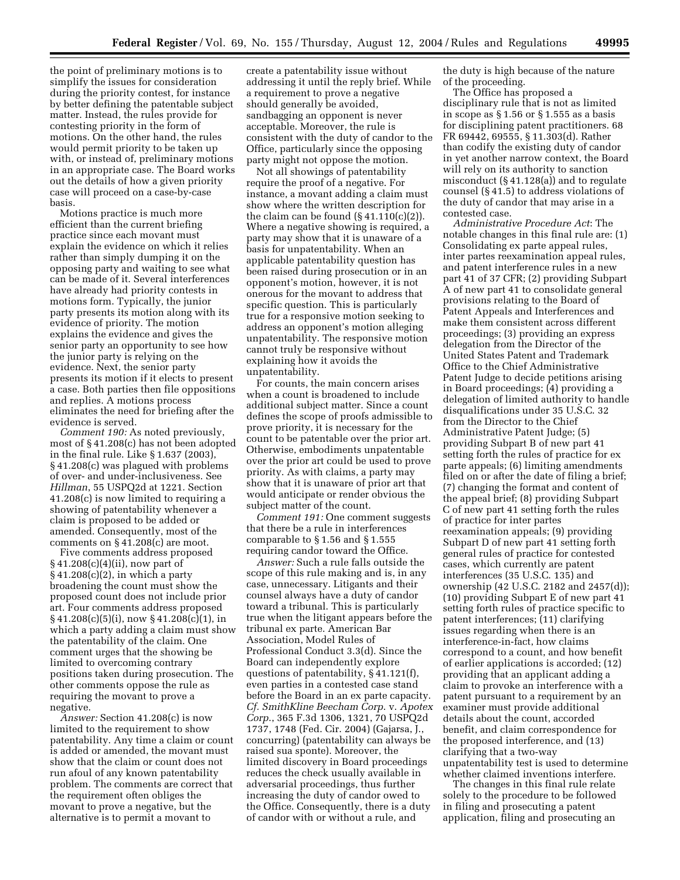the point of preliminary motions is to simplify the issues for consideration during the priority contest, for instance by better defining the patentable subject matter. Instead, the rules provide for contesting priority in the form of motions. On the other hand, the rules would permit priority to be taken up with, or instead of, preliminary motions in an appropriate case. The Board works out the details of how a given priority case will proceed on a case-by-case basis.

Motions practice is much more efficient than the current briefing practice since each movant must explain the evidence on which it relies rather than simply dumping it on the opposing party and waiting to see what can be made of it. Several interferences have already had priority contests in motions form. Typically, the junior party presents its motion along with its evidence of priority. The motion explains the evidence and gives the senior party an opportunity to see how the junior party is relying on the evidence. Next, the senior party presents its motion if it elects to present a case. Both parties then file oppositions and replies. A motions process eliminates the need for briefing after the evidence is served.

*Comment 190:* As noted previously, most of § 41.208(c) has not been adopted in the final rule. Like § 1.637 (2003), § 41.208(c) was plagued with problems of over- and under-inclusiveness. See *Hillman*, 55 USPQ2d at 1221. Section 41.208(c) is now limited to requiring a showing of patentability whenever a claim is proposed to be added or amended. Consequently, most of the comments on § 41.208(c) are moot.

Five comments address proposed § 41.208(c)(4)(ii), now part of § 41.208(c)(2), in which a party broadening the count must show the proposed count does not include prior art. Four comments address proposed § 41.208(c)(5)(i), now § 41.208(c)(1), in which a party adding a claim must show the patentability of the claim. One comment urges that the showing be limited to overcoming contrary positions taken during prosecution. The other comments oppose the rule as requiring the movant to prove a negative.

*Answer:* Section 41.208(c) is now limited to the requirement to show patentability. Any time a claim or count is added or amended, the movant must show that the claim or count does not run afoul of any known patentability problem. The comments are correct that the requirement often obliges the movant to prove a negative, but the alternative is to permit a movant to create a patentability issue without addressing it until the reply brief. While a requirement to prove a negative should generally be avoided, sandbagging an opponent is never acceptable. Moreover, the rule is consistent with the duty of candor to the Office, particularly since the opposing party might not oppose the motion.

Not all showings of patentability require the proof of a negative. For instance, a movant adding a claim must show where the written description for the claim can be found (§ 41.110(c)(2)). Where a negative showing is required, a party may show that it is unaware of a basis for unpatentability. When an applicable patentability question has been raised during prosecution or in an opponent's motion, however, it is not onerous for the movant to address that specific question. This is particularly true for a responsive motion seeking to address an opponent's motion alleging unpatentability. The responsive motion cannot truly be responsive without explaining how it avoids the unpatentability.

For counts, the main concern arises when a count is broadened to include additional subject matter. Since a count defines the scope of proofs admissible to prove priority, it is necessary for the count to be patentable over the prior art. Otherwise, embodiments unpatentable over the prior art could be used to prove priority. As with claims, a party may show that it is unaware of prior art that would anticipate or render obvious the subject matter of the count.

*Comment 191:* One comment suggests that there be a rule in interferences comparable to § 1.56 and § 1.555 requiring candor toward the Office.

*Answer:* Such a rule falls outside the scope of this rule making and is, in any case, unnecessary. Litigants and their counsel always have a duty of candor toward a tribunal. This is particularly true when the litigant appears before the tribunal ex parte. American Bar Association, Model Rules of Professional Conduct 3.3(d). Since the Board can independently explore questions of patentability, § 41.121(f), even parties in a contested case stand before the Board in an ex parte capacity. *Cf. SmithKline Beecham Corp.* v. *Apotex Corp.*, 365 F.3d 1306, 1321, 70 USPQ2d 1737, 1748 (Fed. Cir. 2004) (Gajarsa, J., concurring) (patentability can always be raised sua sponte). Moreover, the limited discovery in Board proceedings reduces the check usually available in adversarial proceedings, thus further increasing the duty of candor owed to the Office. Consequently, there is a duty of candor with or without a rule, and the duty is high because of the nature of the proceeding.

The Office has proposed a disciplinary rule that is not as limited in scope as § 1.56 or § 1.555 as a basis for disciplining patent practitioners. 68 FR 69442, 69555, § 11.303(d). Rather than codify the existing duty of candor in yet another narrow context, the Board will rely on its authority to sanction misconduct (§ 41.128(a)) and to regulate counsel (§ 41.5) to address violations of the duty of candor that may arise in a contested case.

*Administrative Procedure Act*: The notable changes in this final rule are: (1) Consolidating ex parte appeal rules, inter partes reexamination appeal rules, and patent interference rules in a new part 41 of 37 CFR; (2) providing Subpart A of new part 41 to consolidate general provisions relating to the Board of Patent Appeals and Interferences and make them consistent across different proceedings; (3) providing an express delegation from the Director of the United States Patent and Trademark Office to the Chief Administrative Patent Judge to decide petitions arising in Board proceedings; (4) providing a delegation of limited authority to handle disqualifications under 35 U.S.C. 32 from the Director to the Chief Administrative Patent Judge; (5) providing Subpart B of new part 41 setting forth the rules of practice for ex parte appeals; (6) limiting amendments filed on or after the date of filing a brief; (7) changing the format and content of the appeal brief; (8) providing Subpart C of new part 41 setting forth the rules of practice for inter partes reexamination appeals; (9) providing Subpart D of new part 41 setting forth general rules of practice for contested cases, which currently are patent interferences (35 U.S.C. 135) and ownership (42 U.S.C. 2182 and 2457(d)); (10) providing Subpart E of new part 41 setting forth rules of practice specific to patent interferences; (11) clarifying issues regarding when there is an interference-in-fact, how claims correspond to a count, and how benefit of earlier applications is accorded; (12) providing that an applicant adding a claim to provoke an interference with a patent pursuant to a requirement by an examiner must provide additional details about the count, accorded benefit, and claim correspondence for the proposed interference, and (13) clarifying that a two-way unpatentability test is used to determine whether claimed inventions interfere.

The changes in this final rule relate solely to the procedure to be followed in filing and prosecuting a patent application, filing and prosecuting an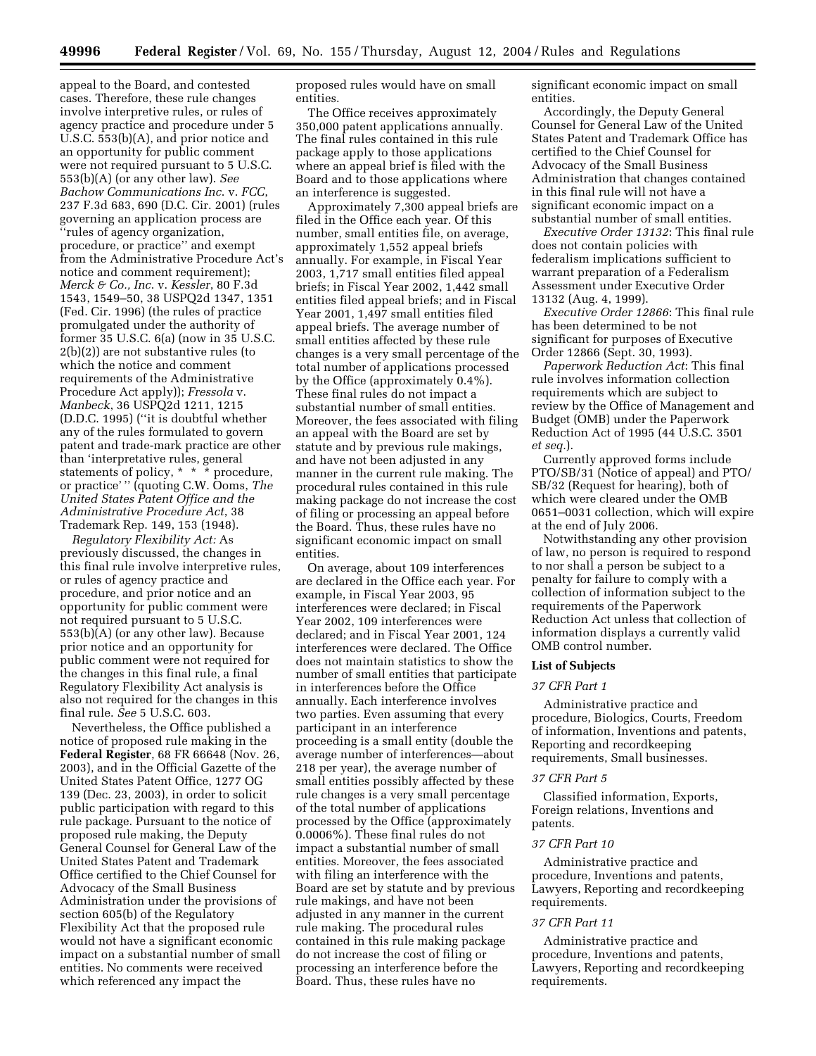appeal to the Board, and contested cases. Therefore, these rule changes involve interpretive rules, or rules of agency practice and procedure under 5 U.S.C. 553(b)(A), and prior notice and an opportunity for public comment were not required pursuant to 5 U.S.C. 553(b)(A) (or any other law). *See Bachow Communications Inc.* v. *FCC*, 237 F.3d 683, 690 (D.C. Cir. 2001) (rules governing an application process are ''rules of agency organization, procedure, or practice'' and exempt from the Administrative Procedure Act's notice and comment requirement); *Merck & Co., Inc.* v. *Kessler*, 80 F.3d 1543, 1549–50, 38 USPQ2d 1347, 1351 (Fed. Cir. 1996) (the rules of practice promulgated under the authority of former 35 U.S.C. 6(a) (now in 35 U.S.C. 2(b)(2)) are not substantive rules (to which the notice and comment requirements of the Administrative Procedure Act apply)); *Fressola* v. *Manbeck*, 36 USPQ2d 1211, 1215 (D.D.C. 1995) (''it is doubtful whether any of the rules formulated to govern patent and trade-mark practice are other than 'interpretative rules, general statements of policy, * * * procedure, or practice' '' (quoting C.W. Ooms, *The United States Patent Office and the Administrative Procedure Act*, 38 Trademark Rep. 149, 153 (1948).

*Regulatory Flexibility Act:* As previously discussed, the changes in this final rule involve interpretive rules, or rules of agency practice and procedure, and prior notice and an opportunity for public comment were not required pursuant to 5 U.S.C. 553(b)(A) (or any other law). Because prior notice and an opportunity for public comment were not required for the changes in this final rule, a final Regulatory Flexibility Act analysis is also not required for the changes in this final rule. *See* 5 U.S.C. 603.

Nevertheless, the Office published a notice of proposed rule making in the **Federal Register**, 68 FR 66648 (Nov. 26, 2003), and in the Official Gazette of the United States Patent Office, 1277 OG 139 (Dec. 23, 2003), in order to solicit public participation with regard to this rule package. Pursuant to the notice of proposed rule making, the Deputy General Counsel for General Law of the United States Patent and Trademark Office certified to the Chief Counsel for Advocacy of the Small Business Administration under the provisions of section 605(b) of the Regulatory Flexibility Act that the proposed rule would not have a significant economic impact on a substantial number of small entities. No comments were received which referenced any impact the proposed rules would have on small entities.

The Office receives approximately 350,000 patent applications annually. The final rules contained in this rule package apply to those applications where an appeal brief is filed with the Board and to those applications where an interference is suggested.

Approximately 7,300 appeal briefs are filed in the Office each year. Of this number, small entities file, on average, approximately 1,552 appeal briefs annually. For example, in Fiscal Year 2003, 1,717 small entities filed appeal briefs; in Fiscal Year 2002, 1,442 small entities filed appeal briefs; and in Fiscal Year 2001, 1,497 small entities filed appeal briefs. The average number of small entities affected by these rule changes is a very small percentage of the total number of applications processed by the Office (approximately 0.4%). These final rules do not impact a substantial number of small entities. Moreover, the fees associated with filing an appeal with the Board are set by statute and by previous rule makings, and have not been adjusted in any manner in the current rule making. The procedural rules contained in this rule making package do not increase the cost of filing or processing an appeal before the Board. Thus, these rules have no significant economic impact on small entities.

On average, about 109 interferences are declared in the Office each year. For example, in Fiscal Year 2003, 95 interferences were declared; in Fiscal Year 2002, 109 interferences were declared; and in Fiscal Year 2001, 124 interferences were declared. The Office does not maintain statistics to show the number of small entities that participate in interferences before the Office annually. Each interference involves two parties. Even assuming that every participant in an interference proceeding is a small entity (double the average number of interferences—about 218 per year), the average number of small entities possibly affected by these rule changes is a very small percentage of the total number of applications processed by the Office (approximately 0.0006%). These final rules do not impact a substantial number of small entities. Moreover, the fees associated with filing an interference with the Board are set by statute and by previous rule makings, and have not been adjusted in any manner in the current rule making. The procedural rules contained in this rule making package do not increase the cost of filing or processing an interference before the Board. Thus, these rules have no significant economic impact on small entities.

Accordingly, the Deputy General Counsel for General Law of the United States Patent and Trademark Office has certified to the Chief Counsel for Advocacy of the Small Business Administration that changes contained in this final rule will not have a significant economic impact on a substantial number of small entities.

*Executive Order 13132*: This final rule does not contain policies with federalism implications sufficient to warrant preparation of a Federalism Assessment under Executive Order 13132 (Aug. 4, 1999).

*Executive Order 12866*: This final rule has been determined to be not significant for purposes of Executive Order 12866 (Sept. 30, 1993).

*Paperwork Reduction Act*: This final rule involves information collection requirements which are subject to review by the Office of Management and Budget (OMB) under the Paperwork Reduction Act of 1995 (44 U.S.C. 3501 *et seq.*).

Currently approved forms include PTO/SB/31 (Notice of appeal) and PTO/SB/32 (Request for hearing), both of which were cleared under the OMB 0651–0031 collection, which will expire at the end of July 2006.

Notwithstanding any other provision of law, no person is required to respond to nor shall a person be subject to a penalty for failure to comply with a collection of information subject to the requirements of the Paperwork Reduction Act unless that collection of information displays a currently valid OMB control number.

**List of Subjects**

*37 CFR Part 1*

Administrative practice and procedure, Biologics, Courts, Freedom of information, Inventions and patents, Reporting and recordkeeping requirements, Small businesses.

*37 CFR Part 5*

Classified information, Exports, Foreign relations, Inventions and patents.

*37 CFR Part 10*

Administrative practice and procedure, Inventions and patents, Lawyers, Reporting and recordkeeping requirements.

*37 CFR Part 11*

Administrative practice and procedure, Inventions and patents, Lawyers, Reporting and recordkeeping requirements.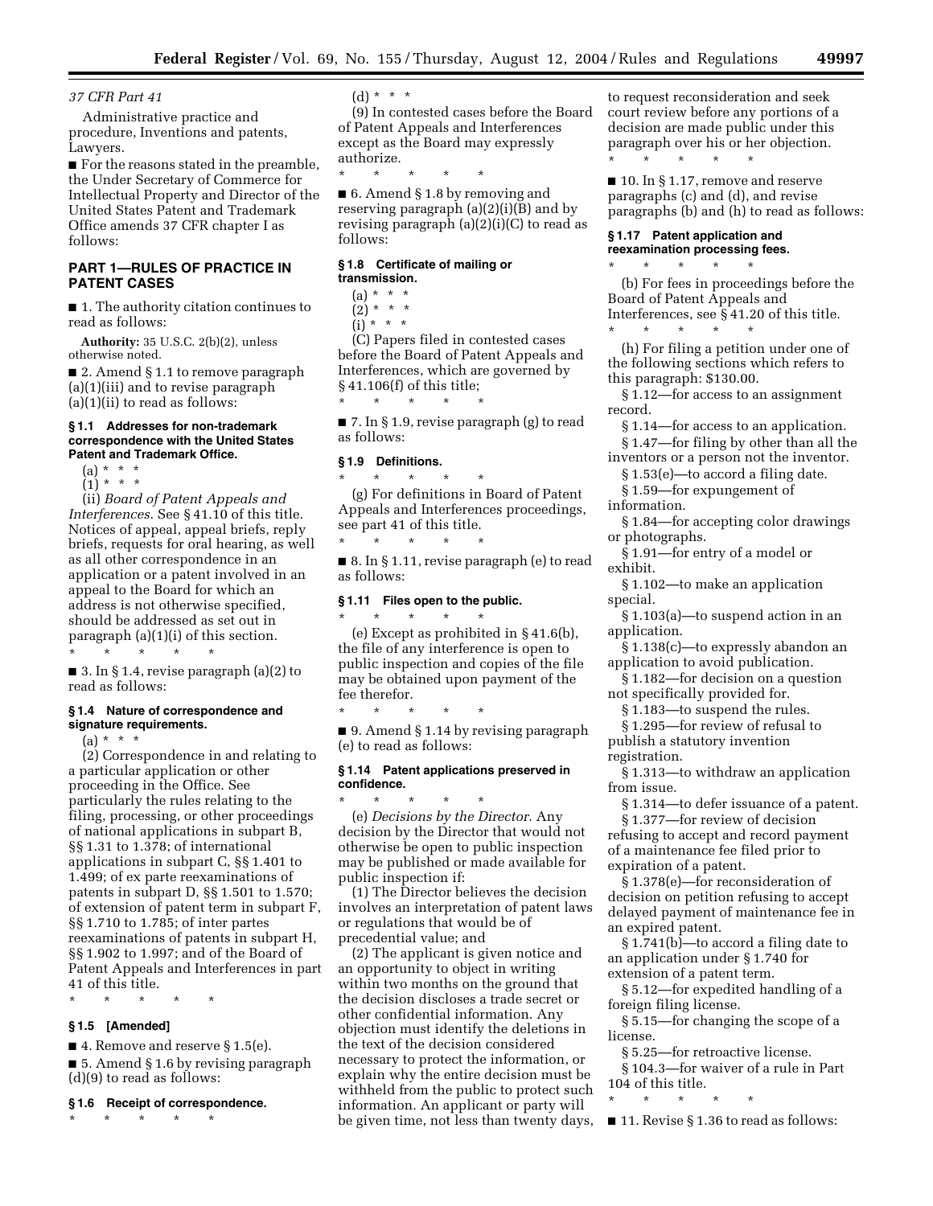*37 CFR Part 41*

Administrative practice and procedure, Inventions and patents, Lawyers.

■ For the reasons stated in the preamble, the Under Secretary of Commerce for Intellectual Property and Director of the United States Patent and Trademark Office amends 37 CFR chapter I as follows:

## PART 1—RULES OF PRACTICE IN PATENT CASES

■ 1. The authority citation continues to read as follows:

**Authority:** 35 U.S.C. 2(b)(2), unless otherwise noted.

■ 2. Amend § 1.1 to remove paragraph (a)(1)(iii) and to revise paragraph (a)(1)(ii) to read as follows:

### § 1.1 Addresses for non-trademark correspondence with the United States Patent and Trademark Office.

(a) * * *

(1) * * *

(ii) *Board of Patent Appeals and Interferences.* See § 41.10 of this title. Notices of appeal, appeal briefs, reply briefs, requests for oral hearing, as well as all other correspondence in an application or a patent involved in an appeal to the Board for which an address is not otherwise specified, should be addressed as set out in paragraph (a)(1)(i) of this section.

\* \* \* \* \*

■ 3. In § 1.4, revise paragraph (a)(2) to read as follows:

### § 1.4 Nature of correspondence and signature requirements.

(a) * * *

(2) Correspondence in and relating to a particular application or other proceeding in the Office. See particularly the rules relating to the filing, processing, or other proceedings of national applications in subpart B, §§ 1.31 to 1.378; of international applications in subpart C, §§ 1.401 to 1.499; of ex parte reexaminations of patents in subpart D, §§ 1.501 to 1.570; of extension of patent term in subpart F, §§ 1.710 to 1.785; of inter partes reexaminations of patents in subpart H, §§ 1.902 to 1.997; and of the Board of Patent Appeals and Interferences in part 41 of this title.

\* \* \* \* \*

### § 1.5 [Amended]

■ 4. Remove and reserve § 1.5(e).

■ 5. Amend § 1.6 by revising paragraph (d)(9) to read as follows:

### § 1.6 Receipt of correspondence.

\* \* \* \* \*

(d) * * *

(9) In contested cases before the Board of Patent Appeals and Interferences except as the Board may expressly authorize.

\* \* \* \* \*

■ 6. Amend § 1.8 by removing and reserving paragraph (a)(2)(i)(B) and by revising paragraph (a)(2)(i)(C) to read as follows:

### § 1.8 Certificate of mailing or transmission.

(a) * * *

(2) * * *

(i) * * *

(C) Papers filed in contested cases before the Board of Patent Appeals and Interferences, which are governed by § 41.106(f) of this title;

\* \* \* \* \*

■ 7. In § 1.9, revise paragraph (g) to read as follows:

### § 1.9 Definitions.

\* \* \* \* \*

(g) For definitions in Board of Patent Appeals and Interferences proceedings, see part 41 of this title.

\* \* \* \* \*

■ 8. In § 1.11, revise paragraph (e) to read as follows:

### § 1.11 Files open to the public.

\* \* \* \* \*

(e) Except as prohibited in § 41.6(b), the file of any interference is open to public inspection and copies of the file may be obtained upon payment of the fee therefor.

\* \* \* \* \*

■ 9. Amend § 1.14 by revising paragraph (e) to read as follows:

### § 1.14 Patent applications preserved in confidence.

\* \* \* \* \*

(e) *Decisions by the Director.* Any decision by the Director that would not otherwise be open to public inspection may be published or made available for public inspection if:

(1) The Director believes the decision involves an interpretation of patent laws or regulations that would be of precedential value; and

(2) The applicant is given notice and an opportunity to object in writing within two months on the ground that the decision discloses a trade secret or other confidential information. Any objection must identify the deletions in the text of the decision considered necessary to protect the information, or explain why the entire decision must be withheld from the public to protect such information. An applicant or party will be given time, not less than twenty days, to request reconsideration and seek court review before any portions of a decision are made public under this paragraph over his or her objection.

\* \* \* \* \*

■ 10. In § 1.17, remove and reserve paragraphs (c) and (d), and revise paragraphs (b) and (h) to read as follows:

### § 1.17 Patent application and reexamination processing fees.

\* \* \* \* \*

(b) For fees in proceedings before the Board of Patent Appeals and Interferences, see § 41.20 of this title.

\* \* \* \* \*

(h) For filing a petition under one of the following sections which refers to this paragraph: $130.00.

§ 1.12—for access to an assignment record.

§ 1.14—for access to an application.

§ 1.47—for filing by other than all the inventors or a person not the inventor.

§ 1.53(e)—to accord a filing date.

§ 1.59—for expungement of information.

§ 1.84—for accepting color drawings or photographs.

§ 1.91—for entry of a model or exhibit.

§ 1.102—to make an application special.

§ 1.103(a)—to suspend action in an application.

§ 1.138(c)—to expressly abandon an application to avoid publication.

§ 1.182—for decision on a question not specifically provided for.

§ 1.183—to suspend the rules.

§ 1.295—for review of refusal to publish a statutory invention registration.

§ 1.313—to withdraw an application from issue.

§ 1.314—to defer issuance of a patent.

§ 1.377—for review of decision refusing to accept and record payment of a maintenance fee filed prior to expiration of a patent.

§ 1.378(e)—for reconsideration of decision on petition refusing to accept delayed payment of maintenance fee in an expired patent.

§ 1.741(b)—to accord a filing date to an application under § 1.740 for extension of a patent term.

§ 5.12—for expedited handling of a foreign filing license.

§ 5.15—for changing the scope of a license.

§ 5.25—for retroactive license.

§ 104.3—for waiver of a rule in Part 104 of this title.

\* \* \* \* \*

■ 11. Revise § 1.36 to read as follows: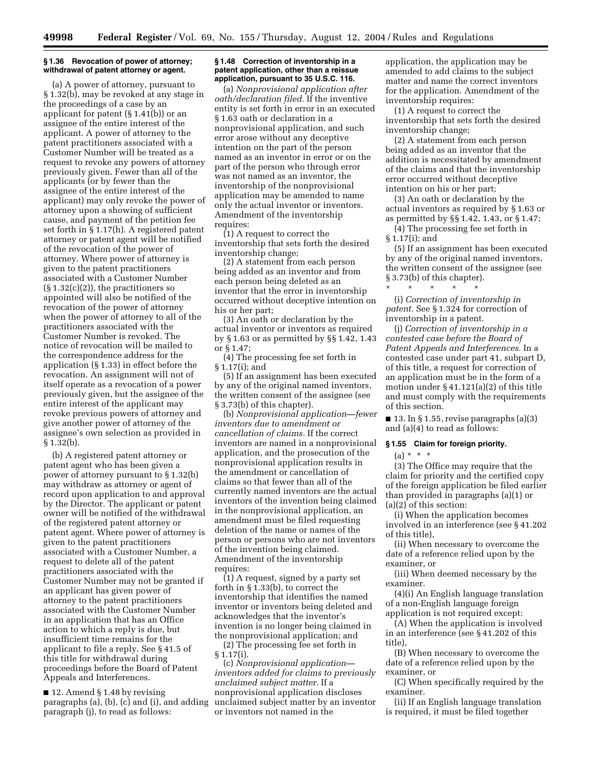**§ 1.36 Revocation of power of attorney; withdrawal of patent attorney or agent.**

(a) A power of attorney, pursuant to § 1.32(b), may be revoked at any stage in the proceedings of a case by an applicant for patent (§ 1.41(b)) or an assignee of the entire interest of the applicant. A power of attorney to the patent practitioners associated with a Customer Number will be treated as a request to revoke any powers of attorney previously given. Fewer than all of the applicants (or by fewer than the assignee of the entire interest of the applicant) may only revoke the power of attorney upon a showing of sufficient cause, and payment of the petition fee set forth in § 1.17(h). A registered patent attorney or patent agent will be notified of the revocation of the power of attorney. Where power of attorney is given to the patent practitioners associated with a Customer Number (§ 1.32(c)(2)), the practitioners so appointed will also be notified of the revocation of the power of attorney when the power of attorney to all of the practitioners associated with the Customer Number is revoked. The notice of revocation will be mailed to the correspondence address for the application (§ 1.33) in effect before the revocation. An assignment will not of itself operate as a revocation of a power previously given, but the assignee of the entire interest of the applicant may revoke previous powers of attorney and give another power of attorney of the assignee's own selection as provided in § 1.32(b).

(b) A registered patent attorney or patent agent who has been given a power of attorney pursuant to § 1.32(b) may withdraw as attorney or agent of record upon application to and approval by the Director. The applicant or patent owner will be notified of the withdrawal of the registered patent attorney or patent agent. Where power of attorney is given to the patent practitioners associated with a Customer Number, a request to delete all of the patent practitioners associated with the Customer Number may not be granted if an applicant has given power of attorney to the patent practitioners associated with the Customer Number in an application that has an Office action to which a reply is due, but insufficient time remains for the applicant to file a reply. See § 41.5 of this title for withdrawal during proceedings before the Board of Patent Appeals and Interferences.

■ 12. Amend § 1.48 by revising paragraphs (a), (b), (c) and (i), and adding paragraph (j), to read as follows:

**§ 1.48 Correction of inventorship in a patent application, other than a reissue application, pursuant to 35 U.S.C. 116.**

(a) *Nonprovisional application after oath/declaration filed.* If the inventive entity is set forth in error in an executed § 1.63 oath or declaration in a nonprovisional application, and such error arose without any deceptive intention on the part of the person named as an inventor in error or on the part of the person who through error was not named as an inventor, the inventorship of the nonprovisional application may be amended to name only the actual inventor or inventors. Amendment of the inventorship requires:

(1) A request to correct the inventorship that sets forth the desired inventorship change;

(2) A statement from each person being added as an inventor and from each person being deleted as an inventor that the error in inventorship occurred without deceptive intention on his or her part;

(3) An oath or declaration by the actual inventor or inventors as required by § 1.63 or as permitted by §§ 1.42, 1.43 or § 1.47;

(4) The processing fee set forth in § 1.17(i); and

(5) If an assignment has been executed by any of the original named inventors, the written consent of the assignee (see § 3.73(b) of this chapter).

(b) *Nonprovisional application—fewer inventors due to amendment or cancellation of claims.* If the correct inventors are named in a nonprovisional application, and the prosecution of the nonprovisional application results in the amendment or cancellation of claims so that fewer than all of the currently named inventors are the actual inventors of the invention being claimed in the nonprovisional application, an amendment must be filed requesting deletion of the name or names of the person or persons who are not inventors of the invention being claimed. Amendment of the inventorship requires:

(1) A request, signed by a party set forth in § 1.33(b), to correct the inventorship that identifies the named inventor or inventors being deleted and acknowledges that the inventor's invention is no longer being claimed in the nonprovisional application; and

(2) The processing fee set forth in § 1.17(i).

(c) *Nonprovisional application—inventors added for claims to previously unclaimed subject matter.* If a nonprovisional application discloses unclaimed subject matter by an inventor or inventors not named in the application, the application may be amended to add claims to the subject matter and name the correct inventors for the application. Amendment of the inventorship requires:

(1) A request to correct the inventorship that sets forth the desired inventorship change;

(2) A statement from each person being added as an inventor that the addition is necessitated by amendment of the claims and that the inventorship error occurred without deceptive intention on his or her part;

(3) An oath or declaration by the actual inventors as required by § 1.63 or as permitted by §§ 1.42, 1.43, or § 1.47;

(4) The processing fee set forth in § 1.17(i); and

(5) If an assignment has been executed by any of the original named inventors, the written consent of the assignee (see § 3.73(b) of this chapter).

\* \* \* \* \*

(i) *Correction of inventorship in patent.* See § 1.324 for correction of inventorship in a patent.

(j) *Correction of inventorship in a contested case before the Board of Patent Appeals and Interferences.* In a contested case under part 41, subpart D, of this title, a request for correction of an application must be in the form of a motion under § 41.121(a)(2) of this title and must comply with the requirements of this section.

■ 13. In § 1.55, revise paragraphs (a)(3) and (a)(4) to read as follows:

**§ 1.55 Claim for foreign priority.**

(a) \* \* \*

(3) The Office may require that the claim for priority and the certified copy of the foreign application be filed earlier than provided in paragraphs (a)(1) or (a)(2) of this section:

(i) When the application becomes involved in an interference (see § 41.202 of this title),

(ii) When necessary to overcome the date of a reference relied upon by the examiner, or

(iii) When deemed necessary by the examiner.

(4)(i) An English language translation of a non-English language foreign application is not required except:

(A) When the application is involved in an interference (see § 41.202 of this title),

(B) When necessary to overcome the date of a reference relied upon by the examiner, or

(C) When specifically required by the examiner.

(ii) If an English language translation is required, it must be filed together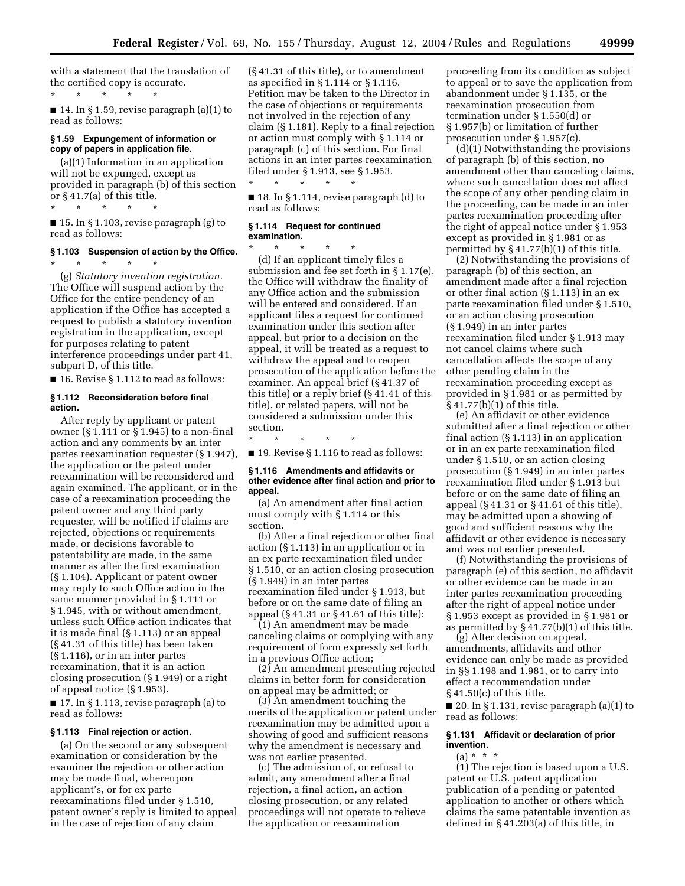with a statement that the translation of the certified copy is accurate.

\* \* \* \* \*

■ 14. In § 1.59, revise paragraph (a)(1) to read as follows:

### § 1.59 Expungement of information or copy of papers in application file.

(a)(1) Information in an application will not be expunged, except as provided in paragraph (b) of this section or § 41.7(a) of this title.

\* \* \* \* \*

■ 15. In § 1.103, revise paragraph (g) to read as follows:

### § 1.103 Suspension of action by the Office.

\* \* \* \* \*

(g) *Statutory invention registration.* The Office will suspend action by the Office for the entire pendency of an application if the Office has accepted a request to publish a statutory invention registration in the application, except for purposes relating to patent interference proceedings under part 41, subpart D, of this title.

■ 16. Revise § 1.112 to read as follows:

### § 1.112 Reconsideration before final action.

After reply by applicant or patent owner (§ 1.111 or § 1.945) to a non-final action and any comments by an inter partes reexamination requester (§ 1.947), the application or the patent under reexamination will be reconsidered and again examined. The applicant, or in the case of a reexamination proceeding the patent owner and any third party requester, will be notified if claims are rejected, objections or requirements made, or decisions favorable to patentability are made, in the same manner as after the first examination (§ 1.104). Applicant or patent owner may reply to such Office action in the same manner provided in § 1.111 or § 1.945, with or without amendment, unless such Office action indicates that it is made final (§ 1.113) or an appeal (§ 41.31 of this title) has been taken (§ 1.116), or in an inter partes reexamination, that it is an action closing prosecution (§ 1.949) or a right of appeal notice (§ 1.953).

■ 17. In § 1.113, revise paragraph (a) to read as follows:

### § 1.113 Final rejection or action.

(a) On the second or any subsequent examination or consideration by the examiner the rejection or other action may be made final, whereupon applicant's, or for ex parte reexaminations filed under § 1.510, patent owner's reply is limited to appeal in the case of rejection of any claim (§ 41.31 of this title), or to amendment as specified in § 1.114 or § 1.116. Petition may be taken to the Director in the case of objections or requirements not involved in the rejection of any claim (§ 1.181). Reply to a final rejection or action must comply with § 1.114 or paragraph (c) of this section. For final actions in an inter partes reexamination filed under § 1.913, see § 1.953.

\* \* \* \* \*

■ 18. In § 1.114, revise paragraph (d) to read as follows:

### § 1.114 Request for continued examination.

\* \* \* \* \*

(d) If an applicant timely files a submission and fee set forth in § 1.17(e), the Office will withdraw the finality of any Office action and the submission will be entered and considered. If an applicant files a request for continued examination under this section after appeal, but prior to a decision on the appeal, it will be treated as a request to withdraw the appeal and to reopen prosecution of the application before the examiner. An appeal brief (§ 41.37 of this title) or a reply brief (§ 41.41 of this title), or related papers, will not be considered a submission under this section.

\* \* \* \* \*

■ 19. Revise § 1.116 to read as follows:

### § 1.116 Amendments and affidavits or other evidence after final action and prior to appeal.

(a) An amendment after final action must comply with § 1.114 or this section.

(b) After a final rejection or other final action (§ 1.113) in an application or in an ex parte reexamination filed under § 1.510, or an action closing prosecution (§ 1.949) in an inter partes reexamination filed under § 1.913, but before or on the same date of filing an appeal (§ 41.31 or § 41.61 of this title):

(1) An amendment may be made canceling claims or complying with any requirement of form expressly set forth in a previous Office action;

(2) An amendment presenting rejected claims in better form for consideration on appeal may be admitted; or

(3) An amendment touching the merits of the application or patent under reexamination may be admitted upon a showing of good and sufficient reasons why the amendment is necessary and was not earlier presented.

(c) The admission of, or refusal to admit, any amendment after a final rejection, a final action, an action closing prosecution, or any related proceedings will not operate to relieve the application or reexamination proceeding from its condition as subject to appeal or to save the application from abandonment under § 1.135, or the reexamination prosecution from termination under § 1.550(d) or § 1.957(b) or limitation of further prosecution under § 1.957(c).

(d)(1) Notwithstanding the provisions of paragraph (b) of this section, no amendment other than canceling claims, where such cancellation does not affect the scope of any other pending claim in the proceeding, can be made in an inter partes reexamination proceeding after the right of appeal notice under § 1.953 except as provided in § 1.981 or as permitted by § 41.77(b)(1) of this title.

(2) Notwithstanding the provisions of paragraph (b) of this section, an amendment made after a final rejection or other final action (§ 1.113) in an ex parte reexamination filed under § 1.510, or an action closing prosecution (§ 1.949) in an inter partes reexamination filed under § 1.913 may not cancel claims where such cancellation affects the scope of any other pending claim in the reexamination proceeding except as provided in § 1.981 or as permitted by § 41.77(b)(1) of this title.

(e) An affidavit or other evidence submitted after a final rejection or other final action (§ 1.113) in an application or in an ex parte reexamination filed under § 1.510, or an action closing prosecution (§ 1.949) in an inter partes reexamination filed under § 1.913 but before or on the same date of filing an appeal (§ 41.31 or § 41.61 of this title), may be admitted upon a showing of good and sufficient reasons why the affidavit or other evidence is necessary and was not earlier presented.

(f) Notwithstanding the provisions of paragraph (e) of this section, no affidavit or other evidence can be made in an inter partes reexamination proceeding after the right of appeal notice under § 1.953 except as provided in § 1.981 or as permitted by § 41.77(b)(1) of this title.

(g) After decision on appeal, amendments, affidavits and other evidence can only be made as provided in §§ 1.198 and 1.981, or to carry into effect a recommendation under § 41.50(c) of this title.

■ 20. In § 1.131, revise paragraph (a)(1) to read as follows:

### § 1.131 Affidavit or declaration of prior invention.

(a) \* \* \*

(1) The rejection is based upon a U.S. patent or U.S. patent application publication of a pending or patented application to another or others which claims the same patentable invention as defined in § 41.203(a) of this title, in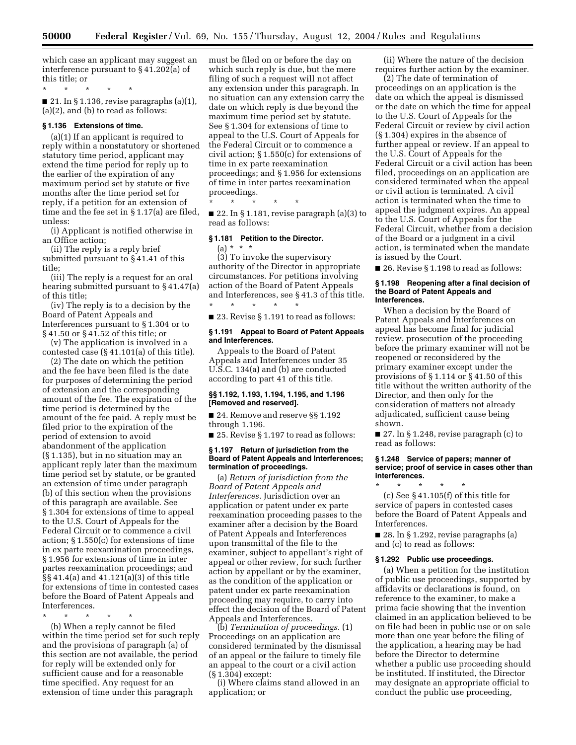which case an applicant may suggest an interference pursuant to § 41.202(a) of this title; or

\* \* \* \* \*

■ 21. In § 1.136, revise paragraphs (a)(1), (a)(2), and (b) to read as follows:

**§ 1.136 Extensions of time.**

(a)(1) If an applicant is required to reply within a nonstatutory or shortened statutory time period, applicant may extend the time period for reply up to the earlier of the expiration of any maximum period set by statute or five months after the time period set for reply, if a petition for an extension of time and the fee set in § 1.17(a) are filed, unless:

(i) Applicant is notified otherwise in an Office action;

(ii) The reply is a reply brief submitted pursuant to § 41.41 of this title;

(iii) The reply is a request for an oral hearing submitted pursuant to § 41.47(a) of this title;

(iv) The reply is to a decision by the Board of Patent Appeals and Interferences pursuant to § 1.304 or to § 41.50 or § 41.52 of this title; or

(v) The application is involved in a contested case (§ 41.101(a) of this title).

(2) The date on which the petition and the fee have been filed is the date for purposes of determining the period of extension and the corresponding amount of the fee. The expiration of the time period is determined by the amount of the fee paid. A reply must be filed prior to the expiration of the period of extension to avoid abandonment of the application (§ 1.135), but in no situation may an applicant reply later than the maximum time period set by statute, or be granted an extension of time under paragraph (b) of this section when the provisions of this paragraph are available. See § 1.304 for extensions of time to appeal to the U.S. Court of Appeals for the Federal Circuit or to commence a civil action; § 1.550(c) for extensions of time in ex parte reexamination proceedings, § 1.956 for extensions of time in inter partes reexamination proceedings; and §§ 41.4(a) and 41.121(a)(3) of this title for extensions of time in contested cases before the Board of Patent Appeals and Interferences.

\* \* \* \* \*

(b) When a reply cannot be filed within the time period set for such reply and the provisions of paragraph (a) of this section are not available, the period for reply will be extended only for sufficient cause and for a reasonable time specified. Any request for an extension of time under this paragraph must be filed on or before the day on which such reply is due, but the mere filing of such a request will not affect any extension under this paragraph. In no situation can any extension carry the date on which reply is due beyond the maximum time period set by statute. See § 1.304 for extensions of time to appeal to the U.S. Court of Appeals for the Federal Circuit or to commence a civil action; § 1.550(c) for extensions of time in ex parte reexamination proceedings; and § 1.956 for extensions of time in inter partes reexamination proceedings.

\* \* \* \* \*

■ 22. In § 1.181, revise paragraph (a)(3) to read as follows:

**§ 1.181 Petition to the Director.**

(a) \* \* \*

(3) To invoke the supervisory authority of the Director in appropriate circumstances. For petitions involving action of the Board of Patent Appeals and Interferences, see § 41.3 of this title.

\* \* \* \* \*

■ 23. Revise § 1.191 to read as follows:

**§ 1.191 Appeal to Board of Patent Appeals and Interferences.**

Appeals to the Board of Patent Appeals and Interferences under 35 U.S.C. 134(a) and (b) are conducted according to part 41 of this title.

**§§ 1.192, 1.193, 1.194, 1.195, and 1.196 [Removed and reserved].**

■ 24. Remove and reserve §§ 1.192 through 1.196.

■ 25. Revise § 1.197 to read as follows:

**§ 1.197 Return of jurisdiction from the Board of Patent Appeals and Interferences; termination of proceedings.**

(a) *Return of jurisdiction from the Board of Patent Appeals and Interferences.* Jurisdiction over an application or patent under ex parte reexamination proceeding passes to the examiner after a decision by the Board of Patent Appeals and Interferences upon transmittal of the file to the examiner, subject to appellant's right of appeal or other review, for such further action by appellant or by the examiner, as the condition of the application or patent under ex parte reexamination proceeding may require, to carry into effect the decision of the Board of Patent Appeals and Interferences.

(b) *Termination of proceedings.* (1) Proceedings on an application are considered terminated by the dismissal of an appeal or the failure to timely file an appeal to the court or a civil action (§ 1.304) except:

(i) Where claims stand allowed in an application; or

(ii) Where the nature of the decision requires further action by the examiner.

(2) The date of termination of proceedings on an application is the date on which the appeal is dismissed or the date on which the time for appeal to the U.S. Court of Appeals for the Federal Circuit or review by civil action (§ 1.304) expires in the absence of further appeal or review. If an appeal to the U.S. Court of Appeals for the Federal Circuit or a civil action has been filed, proceedings on an application are considered terminated when the appeal or civil action is terminated. A civil action is terminated when the time to appeal the judgment expires. An appeal to the U.S. Court of Appeals for the Federal Circuit, whether from a decision of the Board or a judgment in a civil action, is terminated when the mandate is issued by the Court.

■ 26. Revise § 1.198 to read as follows:

**§ 1.198 Reopening after a final decision of the Board of Patent Appeals and Interferences.**

When a decision by the Board of Patent Appeals and Interferences on appeal has become final for judicial review, prosecution of the proceeding before the primary examiner will not be reopened or reconsidered by the primary examiner except under the provisions of § 1.114 or § 41.50 of this title without the written authority of the Director, and then only for the consideration of matters not already adjudicated, sufficient cause being shown.

■ 27. In § 1.248, revise paragraph (c) to read as follows:

**§ 1.248 Service of papers; manner of service; proof of service in cases other than interferences.**

\* \* \* \* \*

(c) See § 41.105(f) of this title for service of papers in contested cases before the Board of Patent Appeals and Interferences.

■ 28. In § 1.292, revise paragraphs (a) and (c) to read as follows:

**§ 1.292 Public use proceedings.**

(a) When a petition for the institution of public use proceedings, supported by affidavits or declarations is found, on reference to the examiner, to make a prima facie showing that the invention claimed in an application believed to be on file had been in public use or on sale more than one year before the filing of the application, a hearing may be had before the Director to determine whether a public use proceeding should be instituted. If instituted, the Director may designate an appropriate official to conduct the public use proceeding,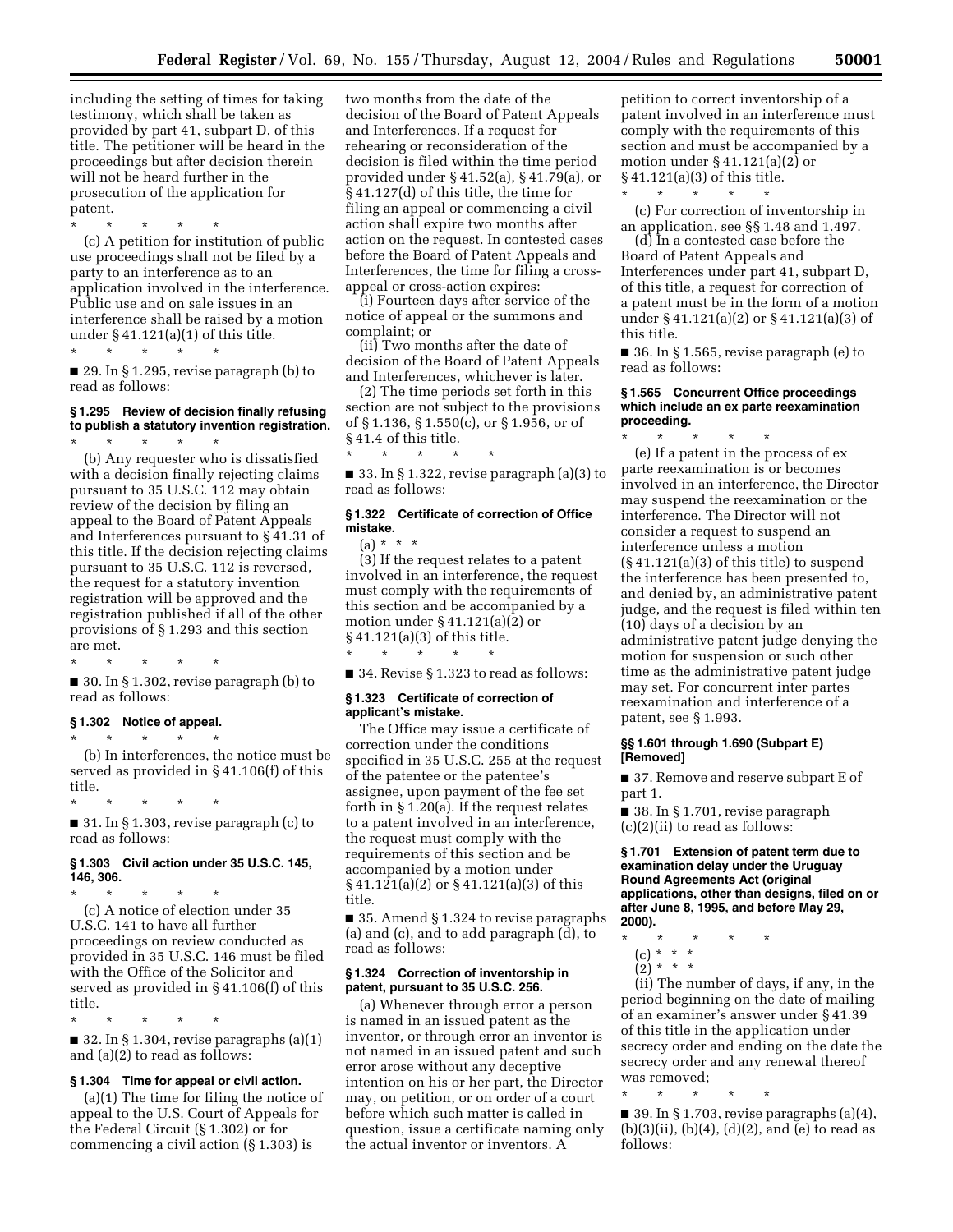including the setting of times for taking testimony, which shall be taken as provided by part 41, subpart D, of this title. The petitioner will be heard in the proceedings but after decision therein will not be heard further in the prosecution of the application for patent.

\* \* \* \* \*

(c) A petition for institution of public use proceedings shall not be filed by a party to an interference as to an application involved in the interference. Public use and on sale issues in an interference shall be raised by a motion under § 41.121(a)(1) of this title.

\* \* \* \* \*

■ 29. In § 1.295, revise paragraph (b) to read as follows:

**§ 1.295 Review of decision finally refusing to publish a statutory invention registration.**

\* \* \* \* \*

(b) Any requester who is dissatisfied with a decision finally rejecting claims pursuant to 35 U.S.C. 112 may obtain review of the decision by filing an appeal to the Board of Patent Appeals and Interferences pursuant to § 41.31 of this title. If the decision rejecting claims pursuant to 35 U.S.C. 112 is reversed, the request for a statutory invention registration will be approved and the registration published if all of the other provisions of § 1.293 and this section are met.

\* \* \* \* \*

■ 30. In § 1.302, revise paragraph (b) to read as follows:

**§ 1.302 Notice of appeal.**

\* \* \* \* \*

(b) In interferences, the notice must be served as provided in § 41.106(f) of this title.

\* \* \* \* \*

■ 31. In § 1.303, revise paragraph (c) to read as follows:

**§ 1.303 Civil action under 35 U.S.C. 145, 146, 306.**

\* \* \* \* \*

(c) A notice of election under 35 U.S.C. 141 to have all further proceedings on review conducted as provided in 35 U.S.C. 146 must be filed with the Office of the Solicitor and served as provided in § 41.106(f) of this title.

\* \* \* \* \*

■ 32. In § 1.304, revise paragraphs (a)(1) and (a)(2) to read as follows:

**§ 1.304 Time for appeal or civil action.**

(a)(1) The time for filing the notice of appeal to the U.S. Court of Appeals for the Federal Circuit (§ 1.302) or for commencing a civil action (§ 1.303) is two months from the date of the decision of the Board of Patent Appeals and Interferences. If a request for rehearing or reconsideration of the decision is filed within the time period provided under § 41.52(a), § 41.79(a), or § 41.127(d) of this title, the time for filing an appeal or commencing a civil action shall expire two months after action on the request. In contested cases before the Board of Patent Appeals and Interferences, the time for filing a cross-appeal or cross-action expires:

(i) Fourteen days after service of the notice of appeal or the summons and complaint; or

(ii) Two months after the date of decision of the Board of Patent Appeals and Interferences, whichever is later.

(2) The time periods set forth in this section are not subject to the provisions of § 1.136, § 1.550(c), or § 1.956, or of § 41.4 of this title.

\* \* \* \* \*

■ 33. In § 1.322, revise paragraph (a)(3) to read as follows:

**§ 1.322 Certificate of correction of Office mistake.**

(a) \* \* \*

(3) If the request relates to a patent involved in an interference, the request must comply with the requirements of this section and be accompanied by a motion under § 41.121(a)(2) or § 41.121(a)(3) of this title.

\* \* \* \* \*

■ 34. Revise § 1.323 to read as follows:

**§ 1.323 Certificate of correction of applicant's mistake.**

The Office may issue a certificate of correction under the conditions specified in 35 U.S.C. 255 at the request of the patentee or the patentee's assignee, upon payment of the fee set forth in § 1.20(a). If the request relates to a patent involved in an interference, the request must comply with the requirements of this section and be accompanied by a motion under § 41.121(a)(2) or § 41.121(a)(3) of this title.

■ 35. Amend § 1.324 to revise paragraphs (a) and (c), and to add paragraph (d), to read as follows:

**§ 1.324 Correction of inventorship in patent, pursuant to 35 U.S.C. 256.**

(a) Whenever through error a person is named in an issued patent as the inventor, or through error an inventor is not named in an issued patent and such error arose without any deceptive intention on his or her part, the Director may, on petition, or on order of a court before which such matter is called in question, issue a certificate naming only the actual inventor or inventors. A petition to correct inventorship of a patent involved in an interference must comply with the requirements of this section and must be accompanied by a motion under § 41.121(a)(2) or § 41.121(a)(3) of this title.

\* \* \* \* \*

(c) For correction of inventorship in an application, see §§ 1.48 and 1.497.

(d) In a contested case before the Board of Patent Appeals and Interferences under part 41, subpart D, of this title, a request for correction of a patent must be in the form of a motion under § 41.121(a)(2) or § 41.121(a)(3) of this title.

■ 36. In § 1.565, revise paragraph (e) to read as follows:

**§ 1.565 Concurrent Office proceedings which include an ex parte reexamination proceeding.**

\* \* \* \* \*

(e) If a patent in the process of ex parte reexamination is or becomes involved in an interference, the Director may suspend the reexamination or the interference. The Director will not consider a request to suspend an interference unless a motion (§ 41.121(a)(3) of this title) to suspend the interference has been presented to, and denied by, an administrative patent judge, and the request is filed within ten (10) days of a decision by an administrative patent judge denying the motion for suspension or such other time as the administrative patent judge may set. For concurrent inter partes reexamination and interference of a patent, see § 1.993.

**§§ 1.601 through 1.690 (Subpart E) [Removed]**

■ 37. Remove and reserve subpart E of part 1.

■ 38. In § 1.701, revise paragraph (c)(2)(ii) to read as follows:

**§ 1.701 Extension of patent term due to examination delay under the Uruguay Round Agreements Act (original applications, other than designs, filed on or after June 8, 1995, and before May 29, 2000).**

\* \* \* \* \*

(c) \* \* \*

(2) \* \* \*

(ii) The number of days, if any, in the period beginning on the date of mailing of an examiner's answer under § 41.39 of this title in the application under secrecy order and ending on the date the secrecy order and any renewal thereof was removed;

\* \* \* \* \*

■ 39. In § 1.703, revise paragraphs (a)(4), (b)(3)(ii), (b)(4), (d)(2), and (e) to read as follows: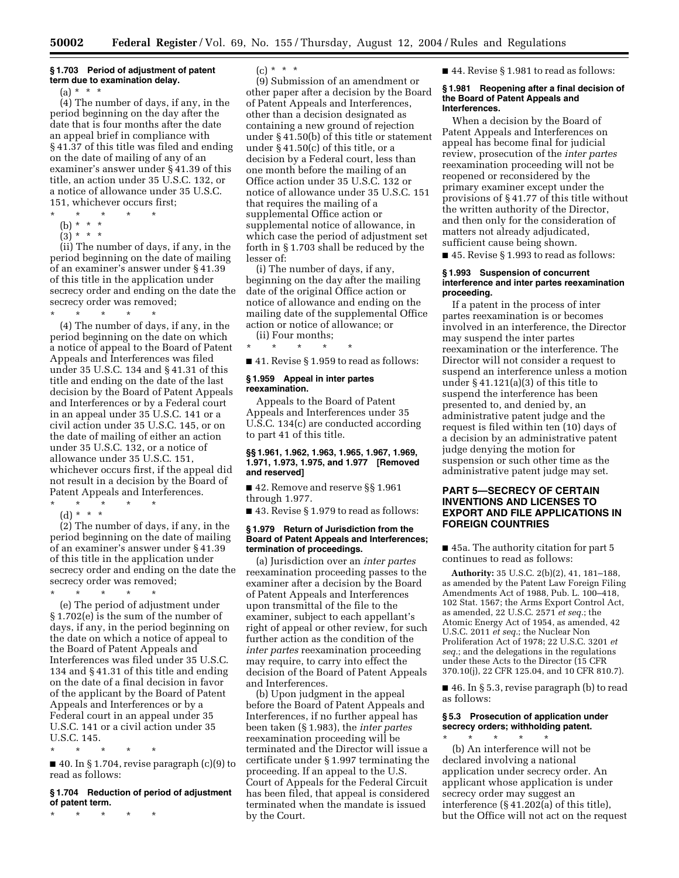**§ 1.703 Period of adjustment of patent term due to examination delay.**

(a) * * *

(4) The number of days, if any, in the period beginning on the day after the date that is four months after the date an appeal brief in compliance with § 41.37 of this title was filed and ending on the date of mailing of any of an examiner's answer under § 41.39 of this title, an action under 35 U.S.C. 132, or a notice of allowance under 35 U.S.C. 151, whichever occurs first;

\* \* \* \* \*

(b) * * *

(3) * * *

(ii) The number of days, if any, in the period beginning on the date of mailing of an examiner's answer under § 41.39 of this title in the application under secrecy order and ending on the date the secrecy order was removed;

\* \* \* \* \*

(4) The number of days, if any, in the period beginning on the date on which a notice of appeal to the Board of Patent Appeals and Interferences was filed under 35 U.S.C. 134 and § 41.31 of this title and ending on the date of the last decision by the Board of Patent Appeals and Interferences or by a Federal court in an appeal under 35 U.S.C. 141 or a civil action under 35 U.S.C. 145, or on the date of mailing of either an action under 35 U.S.C. 132, or a notice of allowance under 35 U.S.C. 151, whichever occurs first, if the appeal did not result in a decision by the Board of Patent Appeals and Interferences.

\* \* \* \* \*

(d) * * *

(2) The number of days, if any, in the period beginning on the date of mailing of an examiner's answer under § 41.39 of this title in the application under secrecy order and ending on the date the secrecy order was removed;

\* \* \* \* \*

(e) The period of adjustment under § 1.702(e) is the sum of the number of days, if any, in the period beginning on the date on which a notice of appeal to the Board of Patent Appeals and Interferences was filed under 35 U.S.C. 134 and § 41.31 of this title and ending on the date of a final decision in favor of the applicant by the Board of Patent Appeals and Interferences or by a Federal court in an appeal under 35 U.S.C. 141 or a civil action under 35 U.S.C. 145.

\* \* \* \* \*

■ 40. In § 1.704, revise paragraph (c)(9) to read as follows:

**§ 1.704 Reduction of period of adjustment of patent term.**

\* \* \* \* \*

(c) * * *

(9) Submission of an amendment or other paper after a decision by the Board of Patent Appeals and Interferences, other than a decision designated as containing a new ground of rejection under § 41.50(b) of this title or statement under § 41.50(c) of this title, or a decision by a Federal court, less than one month before the mailing of an Office action under 35 U.S.C. 132 or notice of allowance under 35 U.S.C. 151 that requires the mailing of a supplemental Office action or supplemental notice of allowance, in which case the period of adjustment set forth in § 1.703 shall be reduced by the lesser of:

(i) The number of days, if any, beginning on the day after the mailing date of the original Office action or notice of allowance and ending on the mailing date of the supplemental Office action or notice of allowance; or

(ii) Four months;

\* \* \* \* \*

■ 41. Revise § 1.959 to read as follows:

**§ 1.959 Appeal in inter partes reexamination.**

Appeals to the Board of Patent Appeals and Interferences under 35 U.S.C. 134(c) are conducted according to part 41 of this title.

**§§ 1.961, 1.962, 1.963, 1.965, 1.967, 1.969, 1.971, 1.973, 1.975, and 1.977 [Removed and reserved]**

■ 42. Remove and reserve §§ 1.961 through 1.977.

■ 43. Revise § 1.979 to read as follows:

**§ 1.979 Return of Jurisdiction from the Board of Patent Appeals and Interferences; termination of proceedings.**

(a) Jurisdiction over an *inter partes* reexamination proceeding passes to the examiner after a decision by the Board of Patent Appeals and Interferences upon transmittal of the file to the examiner, subject to each appellant's right of appeal or other review, for such further action as the condition of the *inter partes* reexamination proceeding may require, to carry into effect the decision of the Board of Patent Appeals and Interferences.

(b) Upon judgment in the appeal before the Board of Patent Appeals and Interferences, if no further appeal has been taken (§ 1.983), the *inter partes* reexamination proceeding will be terminated and the Director will issue a certificate under § 1.997 terminating the proceeding. If an appeal to the U.S. Court of Appeals for the Federal Circuit has been filed, that appeal is considered terminated when the mandate is issued by the Court.

■ 44. Revise § 1.981 to read as follows:

**§ 1.981 Reopening after a final decision of the Board of Patent Appeals and Interferences.**

When a decision by the Board of Patent Appeals and Interferences on appeal has become final for judicial review, prosecution of the *inter partes* reexamination proceeding will not be reopened or reconsidered by the primary examiner except under the provisions of § 41.77 of this title without the written authority of the Director, and then only for the consideration of matters not already adjudicated, sufficient cause being shown.

■ 45. Revise § 1.993 to read as follows:

**§ 1.993 Suspension of concurrent interference and inter partes reexamination proceeding.**

If a patent in the process of inter partes reexamination is or becomes involved in an interference, the Director may suspend the inter partes reexamination or the interference. The Director will not consider a request to suspend an interference unless a motion under § 41.121(a)(3) of this title to suspend the interference has been presented to, and denied by, an administrative patent judge and the request is filed within ten (10) days of a decision by an administrative patent judge denying the motion for suspension or such other time as the administrative patent judge may set.

## PART 5—SECRECY OF CERTAIN INVENTIONS AND LICENSES TO EXPORT AND FILE APPLICATIONS IN FOREIGN COUNTRIES

■ 45a. The authority citation for part 5 continues to read as follows:

**Authority:** 35 U.S.C. 2(b)(2), 41, 181–188, as amended by the Patent Law Foreign Filing Amendments Act of 1988, Pub. L. 100–418, 102 Stat. 1567; the Arms Export Control Act, as amended, 22 U.S.C. 2571 *et seq.*; the Atomic Energy Act of 1954, as amended, 42 U.S.C. 2011 *et seq.*; the Nuclear Non Proliferation Act of 1978; 22 U.S.C. 3201 *et seq.*; and the delegations in the regulations under these Acts to the Director (15 CFR 370.10(j), 22 CFR 125.04, and 10 CFR 810.7).

■ 46. In § 5.3, revise paragraph (b) to read as follows:

**§ 5.3 Prosecution of application under secrecy orders; withholding patent.**

\* \* \* \* \*

(b) An interference will not be declared involving a national application under secrecy order. An applicant whose application is under secrecy order may suggest an interference (§ 41.202(a) of this title), but the Office will not act on the request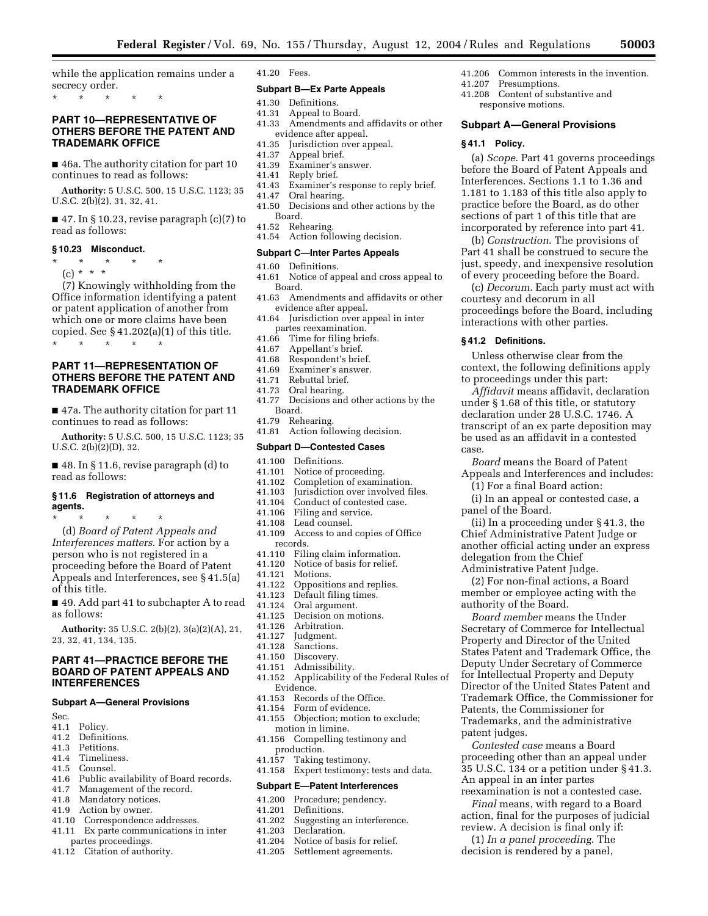while the application remains under a secrecy order.

\* \* \* \* \*

## PART 10—REPRESENTATIVE OF OTHERS BEFORE THE PATENT AND TRADEMARK OFFICE

■ 46a. The authority citation for part 10 continues to read as follows:

**Authority:** 5 U.S.C. 500, 15 U.S.C. 1123; 35 U.S.C. 2(b)(2), 31, 32, 41.

■ 47. In § 10.23, revise paragraph (c)(7) to read as follows:

### § 10.23 Misconduct.

\* \* \* \* \*

(c) \* \* \*

(7) Knowingly withholding from the Office information identifying a patent or patent application of another from which one or more claims have been copied. See § 41.202(a)(1) of this title.

\* \* \* \* \*

## PART 11—REPRESENTATION OF OTHERS BEFORE THE PATENT AND TRADEMARK OFFICE

■ 47a. The authority citation for part 11 continues to read as follows:

**Authority:** 5 U.S.C. 500, 15 U.S.C. 1123; 35 U.S.C. 2(b)(2)(D), 32.

■ 48. In § 11.6, revise paragraph (d) to read as follows:

### § 11.6 Registration of attorneys and agents.

\* \* \* \* \*

(d) *Board of Patent Appeals and Interferences matters.* For action by a person who is not registered in a proceeding before the Board of Patent Appeals and Interferences, see § 41.5(a) of this title.

■ 49. Add part 41 to subchapter A to read as follows:

**Authority:** 35 U.S.C. 2(b)(2), 3(a)(2)(A), 21, 23, 32, 41, 134, 135.

## PART 41—PRACTICE BEFORE THE BOARD OF PATENT APPEALS AND INTERFERENCES

#### Subpart A—General Provisions

Sec.
41.1 Policy.
41.2 Definitions.
41.3 Petitions.
41.4 Timeliness.
41.5 Counsel.
41.6 Public availability of Board records.
41.7 Management of the record.
41.8 Mandatory notices.
41.9 Action by owner.
41.10 Correspondence addresses.
41.11 Ex parte communications in inter partes proceedings.
41.12 Citation of authority.
41.20 Fees.

#### Subpart B—Ex Parte Appeals

41.30 Definitions.
41.31 Appeal to Board.
41.33 Amendments and affidavits or other evidence after appeal.
41.35 Jurisdiction over appeal.
41.37 Appeal brief.
41.39 Examiner's answer.
41.41 Reply brief.
41.43 Examiner's response to reply brief.
41.47 Oral hearing.
41.50 Decisions and other actions by the Board.
41.52 Rehearing.
41.54 Action following decision.

#### Subpart C—Inter Partes Appeals

41.60 Definitions.
41.61 Notice of appeal and cross appeal to Board.
41.63 Amendments and affidavits or other evidence after appeal.
41.64 Jurisdiction over appeal in inter partes reexamination.
41.66 Time for filing briefs.
41.67 Appellant's brief.
41.68 Respondent's brief.
41.69 Examiner's answer.
41.71 Rebuttal brief.
41.73 Oral hearing.
41.77 Decisions and other actions by the Board.
41.79 Rehearing.
41.81 Action following decision.

#### Subpart D—Contested Cases

41.100 Definitions.
41.101 Notice of proceeding.
41.102 Completion of examination.
41.103 Jurisdiction over involved files.
41.104 Conduct of contested case.
41.106 Filing and service.
41.108 Lead counsel.
41.109 Access to and copies of Office records.
41.110 Filing claim information.
41.120 Notice of basis for relief.
41.121 Motions.
41.122 Oppositions and replies.
41.123 Default filing times.
41.124 Oral argument.
41.125 Decision on motions.
41.126 Arbitration.
41.127 Judgment.
41.128 Sanctions.
41.150 Discovery.
41.151 Admissibility.
41.152 Applicability of the Federal Rules of Evidence.
41.153 Records of the Office.
41.154 Form of evidence.
41.155 Objection; motion to exclude; motion in limine.
41.156 Compelling testimony and production.
41.157 Taking testimony.
41.158 Expert testimony; tests and data.

#### Subpart E—Patent Interferences

41.200 Procedure; pendency.
41.201 Definitions.
41.202 Suggesting an interference.
41.203 Declaration.
41.204 Notice of basis for relief.
41.205 Settlement agreements.
41.206 Common interests in the invention.
41.207 Presumptions.
41.208 Content of substantive and responsive motions.

#### Subpart A—General Provisions

### § 41.1 Policy.

(a) *Scope.* Part 41 governs proceedings before the Board of Patent Appeals and Interferences. Sections 1.1 to 1.36 and 1.181 to 1.183 of this title also apply to practice before the Board, as do other sections of part 1 of this title that are incorporated by reference into part 41.

(b) *Construction.* The provisions of Part 41 shall be construed to secure the just, speedy, and inexpensive resolution of every proceeding before the Board.

(c) *Decorum.* Each party must act with courtesy and decorum in all proceedings before the Board, including interactions with other parties.

### § 41.2 Definitions.

Unless otherwise clear from the context, the following definitions apply to proceedings under this part:

*Affidavit* means affidavit, declaration under § 1.68 of this title, or statutory declaration under 28 U.S.C. 1746. A transcript of an ex parte deposition may be used as an affidavit in a contested case.

*Board* means the Board of Patent Appeals and Interferences and includes:

(1) For a final Board action:

(i) In an appeal or contested case, a panel of the Board.

(ii) In a proceeding under § 41.3, the Chief Administrative Patent Judge or another official acting under an express delegation from the Chief Administrative Patent Judge.

(2) For non-final actions, a Board member or employee acting with the authority of the Board.

*Board member* means the Under Secretary of Commerce for Intellectual Property and Director of the United States Patent and Trademark Office, the Deputy Under Secretary of Commerce for Intellectual Property and Deputy Director of the United States Patent and Trademark Office, the Commissioner for Patents, the Commissioner for Trademarks, and the administrative patent judges.

*Contested case* means a Board proceeding other than an appeal under 35 U.S.C. 134 or a petition under § 41.3. An appeal in an inter partes reexamination is not a contested case.

*Final* means, with regard to a Board action, final for the purposes of judicial review. A decision is final only if:

(1) *In a panel proceeding.* The decision is rendered by a panel,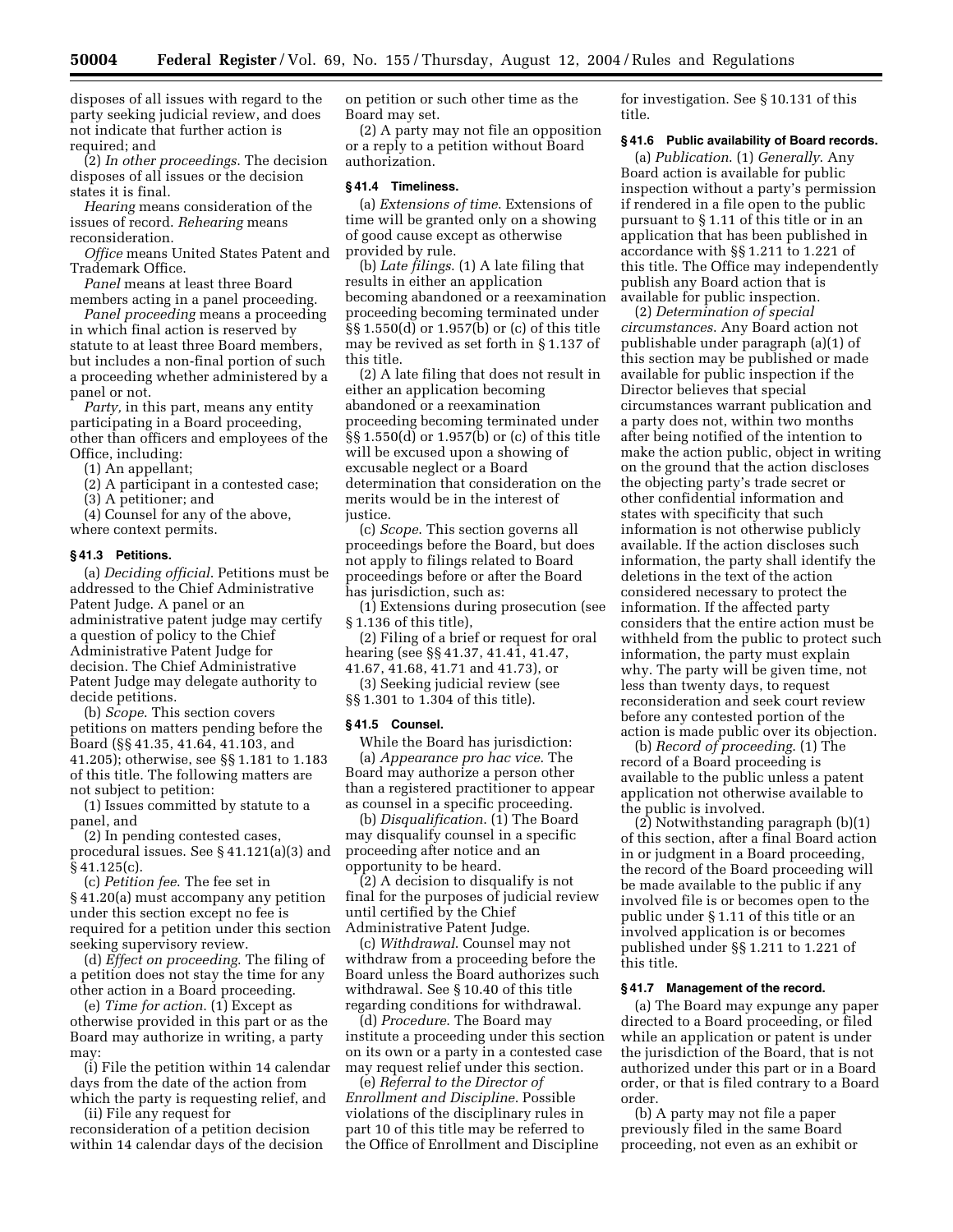disposes of all issues with regard to the party seeking judicial review, and does not indicate that further action is required; and

(2) *In other proceedings*. The decision disposes of all issues or the decision states it is final.

*Hearing* means consideration of the issues of record. *Rehearing* means reconsideration.

*Office* means United States Patent and Trademark Office.

*Panel* means at least three Board members acting in a panel proceeding.

*Panel proceeding* means a proceeding in which final action is reserved by statute to at least three Board members, but includes a non-final portion of such a proceeding whether administered by a panel or not.

*Party,* in this part, means any entity participating in a Board proceeding, other than officers and employees of the Office, including:

(1) An appellant;

(2) A participant in a contested case;

(3) A petitioner; and

(4) Counsel for any of the above, where context permits.

#### § 41.3 Petitions.

(a) *Deciding official*. Petitions must be addressed to the Chief Administrative Patent Judge. A panel or an administrative patent judge may certify a question of policy to the Chief Administrative Patent Judge for decision. The Chief Administrative Patent Judge may delegate authority to decide petitions.

(b) *Scope*. This section covers petitions on matters pending before the Board (§§ 41.35, 41.64, 41.103, and 41.205); otherwise, see §§ 1.181 to 1.183 of this title. The following matters are not subject to petition:

(1) Issues committed by statute to a panel, and

(2) In pending contested cases, procedural issues. See § 41.121(a)(3) and § 41.125(c).

(c) *Petition fee*. The fee set in § 41.20(a) must accompany any petition under this section except no fee is required for a petition under this section seeking supervisory review.

(d) *Effect on proceeding*. The filing of a petition does not stay the time for any other action in a Board proceeding.

(e) *Time for action*. (1) Except as otherwise provided in this part or as the Board may authorize in writing, a party may:

(i) File the petition within 14 calendar days from the date of the action from which the party is requesting relief, and

(ii) File any request for reconsideration of a petition decision within 14 calendar days of the decision on petition or such other time as the Board may set.

(2) A party may not file an opposition or a reply to a petition without Board authorization.

#### § 41.4 Timeliness.

(a) *Extensions of time*. Extensions of time will be granted only on a showing of good cause except as otherwise provided by rule.

(b) *Late filings*. (1) A late filing that results in either an application becoming abandoned or a reexamination proceeding becoming terminated under §§ 1.550(d) or 1.957(b) or (c) of this title may be revived as set forth in § 1.137 of this title.

(2) A late filing that does not result in either an application becoming abandoned or a reexamination proceeding becoming terminated under §§ 1.550(d) or 1.957(b) or (c) of this title will be excused upon a showing of excusable neglect or a Board determination that consideration on the merits would be in the interest of justice.

(c) *Scope*. This section governs all proceedings before the Board, but does not apply to filings related to Board proceedings before or after the Board has jurisdiction, such as:

(1) Extensions during prosecution (see § 1.136 of this title),

(2) Filing of a brief or request for oral hearing (see §§ 41.37, 41.41, 41.47, 41.67, 41.68, 41.71 and 41.73), or

(3) Seeking judicial review (see §§ 1.301 to 1.304 of this title).

#### § 41.5 Counsel.

While the Board has jurisdiction:

(a) *Appearance pro hac vice*. The Board may authorize a person other than a registered practitioner to appear as counsel in a specific proceeding.

(b) *Disqualification*. (1) The Board may disqualify counsel in a specific proceeding after notice and an opportunity to be heard.

(2) A decision to disqualify is not final for the purposes of judicial review until certified by the Chief Administrative Patent Judge.

(c) *Withdrawal*. Counsel may not withdraw from a proceeding before the Board unless the Board authorizes such withdrawal. See § 10.40 of this title regarding conditions for withdrawal.

(d) *Procedure*. The Board may institute a proceeding under this section on its own or a party in a contested case may request relief under this section.

(e) *Referral to the Director of Enrollment and Discipline*. Possible violations of the disciplinary rules in part 10 of this title may be referred to the Office of Enrollment and Discipline for investigation. See § 10.131 of this title.

#### § 41.6 Public availability of Board records.

(a) *Publication*. (1) *Generally*. Any Board action is available for public inspection without a party's permission if rendered in a file open to the public pursuant to § 1.11 of this title or in an application that has been published in accordance with §§ 1.211 to 1.221 of this title. The Office may independently publish any Board action that is available for public inspection.

(2) *Determination of special circumstances*. Any Board action not publishable under paragraph (a)(1) of this section may be published or made available for public inspection if the Director believes that special circumstances warrant publication and a party does not, within two months after being notified of the intention to make the action public, object in writing on the ground that the action discloses the objecting party's trade secret or other confidential information and states with specificity that such information is not otherwise publicly available. If the action discloses such information, the party shall identify the deletions in the text of the action considered necessary to protect the information. If the affected party considers that the entire action must be withheld from the public to protect such information, the party must explain why. The party will be given time, not less than twenty days, to request reconsideration and seek court review before any contested portion of the action is made public over its objection.

(b) *Record of proceeding*. (1) The record of a Board proceeding is available to the public unless a patent application not otherwise available to the public is involved.

(2) Notwithstanding paragraph (b)(1) of this section, after a final Board action in or judgment in a Board proceeding, the record of the Board proceeding will be made available to the public if any involved file is or becomes open to the public under § 1.11 of this title or an involved application is or becomes published under §§ 1.211 to 1.221 of this title.

#### § 41.7 Management of the record.

(a) The Board may expunge any paper directed to a Board proceeding, or filed while an application or patent is under the jurisdiction of the Board, that is not authorized under this part or in a Board order, or that is filed contrary to a Board order.

(b) A party may not file a paper previously filed in the same Board proceeding, not even as an exhibit or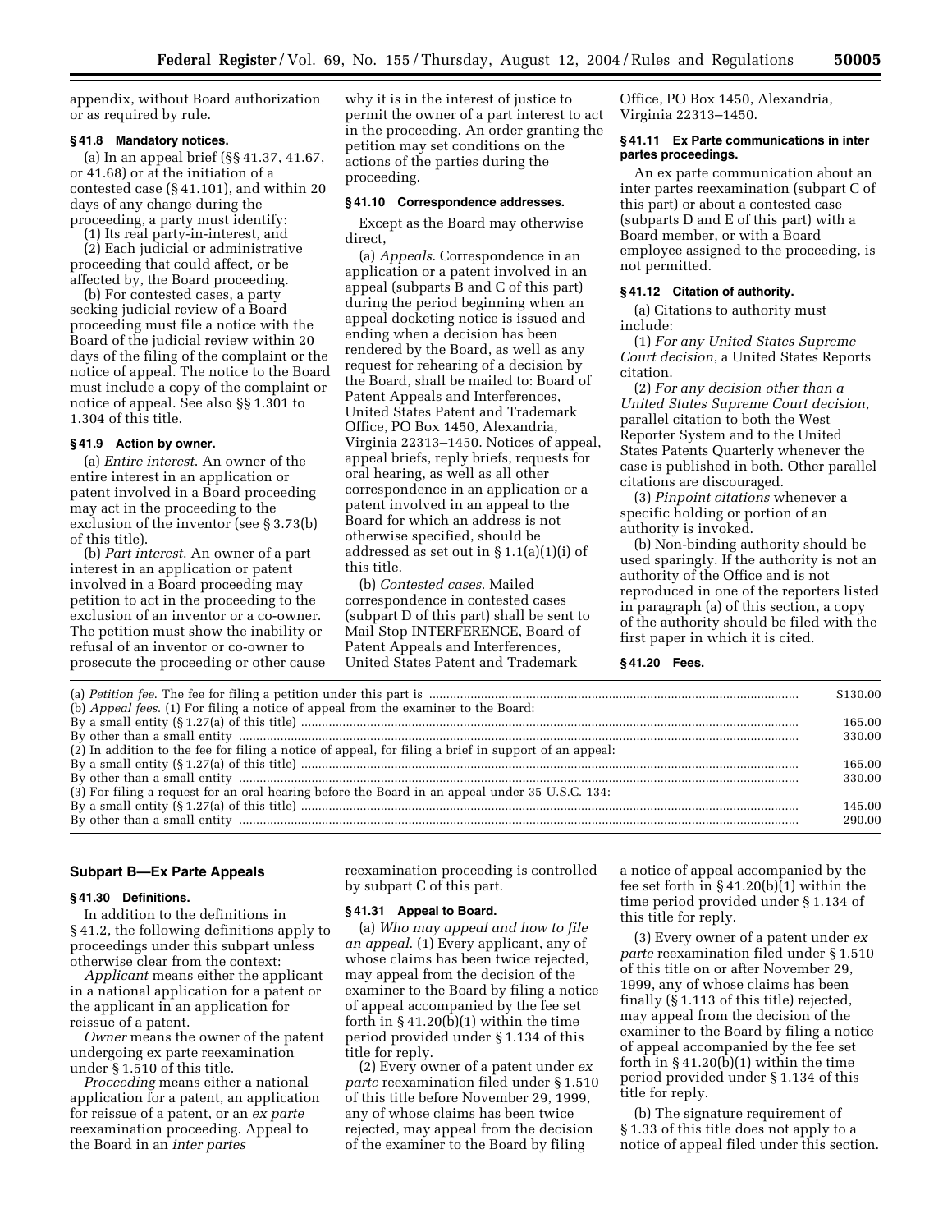appendix, without Board authorization or as required by rule.

**§ 41.8 Mandatory notices.**

(a) In an appeal brief (§§ 41.37, 41.67, or 41.68) or at the initiation of a contested case (§ 41.101), and within 20 days of any change during the proceeding, a party must identify:

(1) Its real party-in-interest, and

(2) Each judicial or administrative proceeding that could affect, or be affected by, the Board proceeding.

(b) For contested cases, a party seeking judicial review of a Board proceeding must file a notice with the Board of the judicial review within 20 days of the filing of the complaint or the notice of appeal. The notice to the Board must include a copy of the complaint or notice of appeal. See also §§ 1.301 to 1.304 of this title.

**§ 41.9 Action by owner.**

(a) *Entire interest.* An owner of the entire interest in an application or patent involved in a Board proceeding may act in the proceeding to the exclusion of the inventor (see § 3.73(b) of this title).

(b) *Part interest.* An owner of a part interest in an application or patent involved in a Board proceeding may petition to act in the proceeding to the exclusion of an inventor or a co-owner. The petition must show the inability or refusal of an inventor or co-owner to prosecute the proceeding or other cause why it is in the interest of justice to permit the owner of a part interest to act in the proceeding. An order granting the petition may set conditions on the actions of the parties during the proceeding.

**§ 41.10 Correspondence addresses.**

Except as the Board may otherwise direct,

(a) *Appeals.* Correspondence in an application or a patent involved in an appeal (subparts B and C of this part) during the period beginning when an appeal docketing notice is issued and ending when a decision has been rendered by the Board, as well as any request for rehearing of a decision by the Board, shall be mailed to: Board of Patent Appeals and Interferences, United States Patent and Trademark Office, PO Box 1450, Alexandria, Virginia 22313–1450. Notices of appeal, appeal briefs, reply briefs, requests for oral hearing, as well as all other correspondence in an application or a patent involved in an appeal to the Board for which an address is not otherwise specified, should be addressed as set out in § 1.1(a)(1)(i) of this title.

(b) *Contested cases.* Mailed correspondence in contested cases (subpart D of this part) shall be sent to Mail Stop INTERFERENCE, Board of Patent Appeals and Interferences, United States Patent and Trademark Office, PO Box 1450, Alexandria, Virginia 22313–1450.

**§ 41.11 Ex Parte communications in inter partes proceedings.**

An ex parte communication about an inter partes reexamination (subpart C of this part) or about a contested case (subparts D and E of this part) with a Board member, or with a Board employee assigned to the proceeding, is not permitted.

**§ 41.12 Citation of authority.**

(a) Citations to authority must include:

(1) *For any United States Supreme Court decision*, a United States Reports citation.

(2) *For any decision other than a United States Supreme Court decision*, parallel citation to both the West Reporter System and to the United States Patents Quarterly whenever the case is published in both. Other parallel citations are discouraged.

(3) *Pinpoint citations* whenever a specific holding or portion of an authority is invoked.

(b) Non-binding authority should be used sparingly. If the authority is not an authority of the Office and is not reproduced in one of the reporters listed in paragraph (a) of this section, a copy of the authority should be filed with the first paper in which it is cited.

**§ 41.20 Fees.**

| | |
|---|---|
| (a) *Petition fee.* The fee for filing a petition under this part is | $130.00 |
| (b) *Appeal fees.* (1) For filing a notice of appeal from the examiner to the Board: | |
| By a small entity (§ 1.27(a) of this title) | 165.00 |
| By other than a small entity | 330.00 |
| (2) In addition to the fee for filing a notice of appeal, for filing a brief in support of an appeal: | |
| By a small entity (§ 1.27(a) of this title) | 165.00 |
| By other than a small entity | 330.00 |
| (3) For filing a request for an oral hearing before the Board in an appeal under 35 U.S.C. 134: | |
| By a small entity (§ 1.27(a) of this title) | 145.00 |
| By other than a small entity | 290.00 |

## Subpart B—Ex Parte Appeals

**§ 41.30 Definitions.**

In addition to the definitions in § 41.2, the following definitions apply to proceedings under this subpart unless otherwise clear from the context:

*Applicant* means either the applicant in a national application for a patent or the applicant in an application for reissue of a patent.

*Owner* means the owner of the patent undergoing ex parte reexamination under § 1.510 of this title.

*Proceeding* means either a national application for a patent, an application for reissue of a patent, or an *ex parte* reexamination proceeding. Appeal to the Board in an *inter partes* reexamination proceeding is controlled by subpart C of this part.

**§ 41.31 Appeal to Board.**

(a) *Who may appeal and how to file an appeal.* (1) Every applicant, any of whose claims has been twice rejected, may appeal from the decision of the examiner to the Board by filing a notice of appeal accompanied by the fee set forth in § 41.20(b)(1) within the time period provided under § 1.134 of this title for reply.

(2) Every owner of a patent under *ex parte* reexamination filed under § 1.510 of this title before November 29, 1999, any of whose claims has been twice rejected, may appeal from the decision of the examiner to the Board by filing a notice of appeal accompanied by the fee set forth in § 41.20(b)(1) within the time period provided under § 1.134 of this title for reply.

(3) Every owner of a patent under *ex parte* reexamination filed under § 1.510 of this title on or after November 29, 1999, any of whose claims has been finally (§ 1.113 of this title) rejected, may appeal from the decision of the examiner to the Board by filing a notice of appeal accompanied by the fee set forth in § 41.20(b)(1) within the time period provided under § 1.134 of this title for reply.

(b) The signature requirement of § 1.33 of this title does not apply to a notice of appeal filed under this section.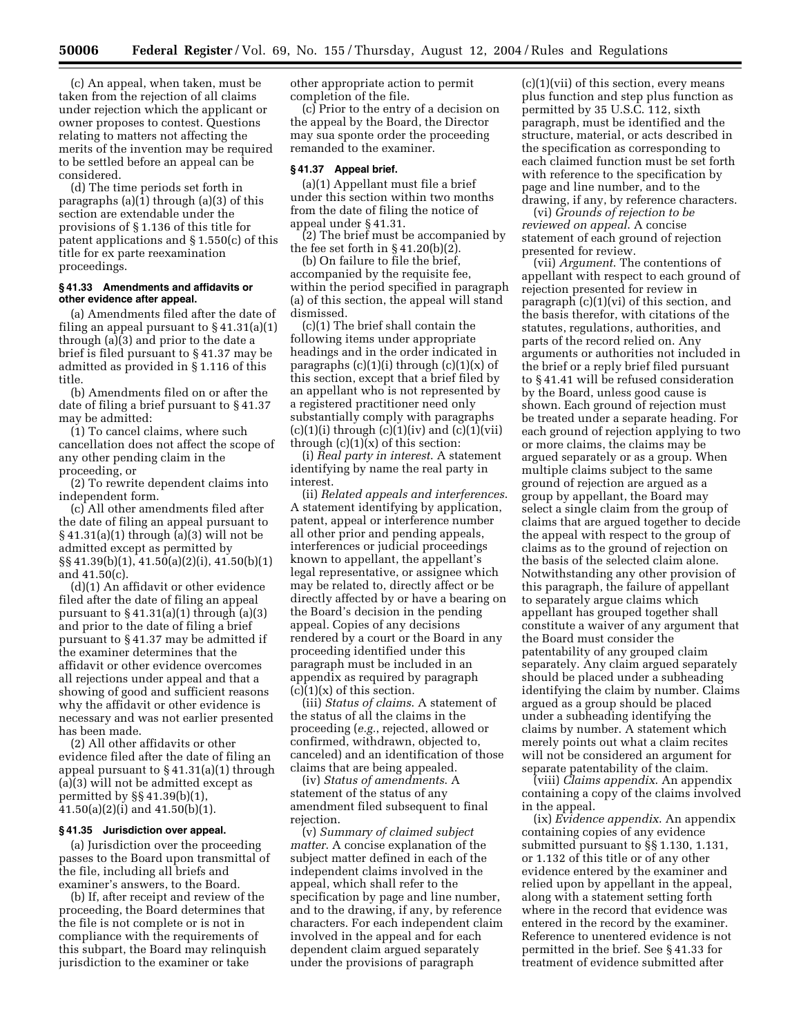(c) An appeal, when taken, must be taken from the rejection of all claims under rejection which the applicant or owner proposes to contest. Questions relating to matters not affecting the merits of the invention may be required to be settled before an appeal can be considered.

(d) The time periods set forth in paragraphs (a)(1) through (a)(3) of this section are extendable under the provisions of § 1.136 of this title for patent applications and § 1.550(c) of this title for ex parte reexamination proceedings.

**§ 41.33 Amendments and affidavits or other evidence after appeal.**

(a) Amendments filed after the date of filing an appeal pursuant to § 41.31(a)(1) through (a)(3) and prior to the date a brief is filed pursuant to § 41.37 may be admitted as provided in § 1.116 of this title.

(b) Amendments filed on or after the date of filing a brief pursuant to § 41.37 may be admitted:

(1) To cancel claims, where such cancellation does not affect the scope of any other pending claim in the proceeding, or

(2) To rewrite dependent claims into independent form.

(c) All other amendments filed after the date of filing an appeal pursuant to § 41.31(a)(1) through (a)(3) will not be admitted except as permitted by §§ 41.39(b)(1), 41.50(a)(2)(i), 41.50(b)(1) and 41.50(c).

(d)(1) An affidavit or other evidence filed after the date of filing an appeal pursuant to § 41.31(a)(1) through (a)(3) and prior to the date of filing a brief pursuant to § 41.37 may be admitted if the examiner determines that the affidavit or other evidence overcomes all rejections under appeal and that a showing of good and sufficient reasons why the affidavit or other evidence is necessary and was not earlier presented has been made.

(2) All other affidavits or other evidence filed after the date of filing an appeal pursuant to § 41.31(a)(1) through (a)(3) will not be admitted except as permitted by §§ 41.39(b)(1), 41.50(a)(2)(i) and 41.50(b)(1).

**§ 41.35 Jurisdiction over appeal.**

(a) Jurisdiction over the proceeding passes to the Board upon transmittal of the file, including all briefs and examiner's answers, to the Board.

(b) If, after receipt and review of the proceeding, the Board determines that the file is not complete or is not in compliance with the requirements of this subpart, the Board may relinquish jurisdiction to the examiner or take other appropriate action to permit completion of the file.

(c) Prior to the entry of a decision on the appeal by the Board, the Director may sua sponte order the proceeding remanded to the examiner.

**§ 41.37 Appeal brief.**

(a)(1) Appellant must file a brief under this section within two months from the date of filing the notice of appeal under § 41.31.

(2) The brief must be accompanied by the fee set forth in § 41.20(b)(2).

(b) On failure to file the brief, accompanied by the requisite fee, within the period specified in paragraph (a) of this section, the appeal will stand dismissed.

(c)(1) The brief shall contain the following items under appropriate headings and in the order indicated in paragraphs (c)(1)(i) through (c)(1)(x) of this section, except that a brief filed by an appellant who is not represented by a registered practitioner need only substantially comply with paragraphs (c)(1)(i) through (c)(1)(iv) and (c)(1)(vii) through (c)(1)(x) of this section:

(i) *Real party in interest*. A statement identifying by name the real party in interest.

(ii) *Related appeals and interferences*. A statement identifying by application, patent, appeal or interference number all other prior and pending appeals, interferences or judicial proceedings known to appellant, the appellant's legal representative, or assignee which may be related to, directly affect or be directly affected by or have a bearing on the Board's decision in the pending appeal. Copies of any decisions rendered by a court or the Board in any proceeding identified under this paragraph must be included in an appendix as required by paragraph (c)(1)(x) of this section.

(iii) *Status of claims*. A statement of the status of all the claims in the proceeding (*e.g.*, rejected, allowed or confirmed, withdrawn, objected to, canceled) and an identification of those claims that are being appealed.

(iv) *Status of amendments*. A statement of the status of any amendment filed subsequent to final rejection.

(v) *Summary of claimed subject matter*. A concise explanation of the subject matter defined in each of the independent claims involved in the appeal, which shall refer to the specification by page and line number, and to the drawing, if any, by reference characters. For each independent claim involved in the appeal and for each dependent claim argued separately under the provisions of paragraph (c)(1)(vii) of this section, every means plus function and step plus function as permitted by 35 U.S.C. 112, sixth paragraph, must be identified and the structure, material, or acts described in the specification as corresponding to each claimed function must be set forth with reference to the specification by page and line number, and to the drawing, if any, by reference characters.

(vi) *Grounds of rejection to be reviewed on appeal*. A concise statement of each ground of rejection presented for review.

(vii) *Argument*. The contentions of appellant with respect to each ground of rejection presented for review in paragraph (c)(1)(vi) of this section, and the basis therefor, with citations of the statutes, regulations, authorities, and parts of the record relied on. Any arguments or authorities not included in the brief or a reply brief filed pursuant to § 41.41 will be refused consideration by the Board, unless good cause is shown. Each ground of rejection must be treated under a separate heading. For each ground of rejection applying to two or more claims, the claims may be argued separately or as a group. When multiple claims subject to the same ground of rejection are argued as a group by appellant, the Board may select a single claim from the group of claims that are argued together to decide the appeal with respect to the group of claims as to the ground of rejection on the basis of the selected claim alone. Notwithstanding any other provision of this paragraph, the failure of appellant to separately argue claims which appellant has grouped together shall constitute a waiver of any argument that the Board must consider the patentability of any grouped claim separately. Any claim argued separately should be placed under a subheading identifying the claim by number. Claims argued as a group should be placed under a subheading identifying the claims by number. A statement which merely points out what a claim recites will not be considered an argument for separate patentability of the claim.

(viii) *Claims appendix*. An appendix containing a copy of the claims involved in the appeal.

(ix) *Evidence appendix*. An appendix containing copies of any evidence submitted pursuant to §§ 1.130, 1.131, or 1.132 of this title or of any other evidence entered by the examiner and relied upon by appellant in the appeal, along with a statement setting forth where in the record that evidence was entered in the record by the examiner. Reference to unentered evidence is not permitted in the brief. See § 41.33 for treatment of evidence submitted after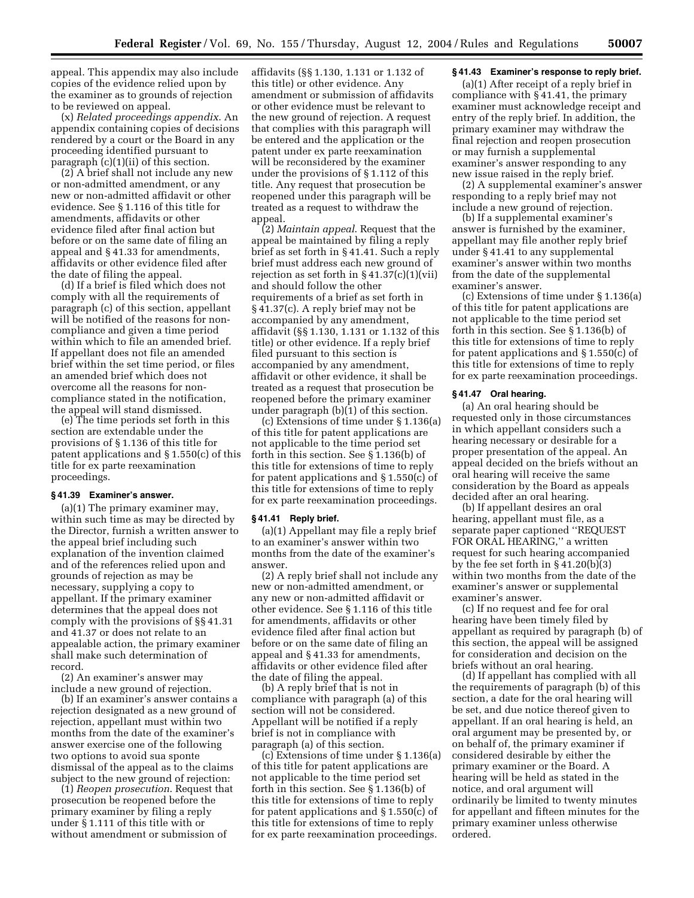appeal. This appendix may also include copies of the evidence relied upon by the examiner as to grounds of rejection to be reviewed on appeal.

(x) *Related proceedings appendix.* An appendix containing copies of decisions rendered by a court or the Board in any proceeding identified pursuant to paragraph (c)(1)(ii) of this section.

(2) A brief shall not include any new or non-admitted amendment, or any new or non-admitted affidavit or other evidence. See § 1.116 of this title for amendments, affidavits or other evidence filed after final action but before or on the same date of filing an appeal and § 41.33 for amendments, affidavits or other evidence filed after the date of filing the appeal.

(d) If a brief is filed which does not comply with all the requirements of paragraph (c) of this section, appellant will be notified of the reasons for non-compliance and given a time period within which to file an amended brief. If appellant does not file an amended brief within the set time period, or files an amended brief which does not overcome all the reasons for non-compliance stated in the notification, the appeal will stand dismissed.

(e) The time periods set forth in this section are extendable under the provisions of § 1.136 of this title for patent applications and § 1.550(c) of this title for ex parte reexamination proceedings.

#### § 41.39 Examiner's answer.

(a)(1) The primary examiner may, within such time as may be directed by the Director, furnish a written answer to the appeal brief including such explanation of the invention claimed and of the references relied upon and grounds of rejection as may be necessary, supplying a copy to appellant. If the primary examiner determines that the appeal does not comply with the provisions of §§ 41.31 and 41.37 or does not relate to an appealable action, the primary examiner shall make such determination of record.

(2) An examiner's answer may include a new ground of rejection.

(b) If an examiner's answer contains a rejection designated as a new ground of rejection, appellant must within two months from the date of the examiner's answer exercise one of the following two options to avoid sua sponte dismissal of the appeal as to the claims subject to the new ground of rejection:

(1) *Reopen prosecution.* Request that prosecution be reopened before the primary examiner by filing a reply under § 1.111 of this title with or without amendment or submission of affidavits (§§ 1.130, 1.131 or 1.132 of this title) or other evidence. Any amendment or submission of affidavits or other evidence must be relevant to the new ground of rejection. A request that complies with this paragraph will be entered and the application or the patent under ex parte reexamination will be reconsidered by the examiner under the provisions of § 1.112 of this title. Any request that prosecution be reopened under this paragraph will be treated as a request to withdraw the appeal.

(2) *Maintain appeal.* Request that the appeal be maintained by filing a reply brief as set forth in § 41.41. Such a reply brief must address each new ground of rejection as set forth in § 41.37(c)(1)(vii) and should follow the other requirements of a brief as set forth in § 41.37(c). A reply brief may not be accompanied by any amendment, affidavit (§§ 1.130, 1.131 or 1.132 of this title) or other evidence. If a reply brief filed pursuant to this section is accompanied by any amendment, affidavit or other evidence, it shall be treated as a request that prosecution be reopened before the primary examiner under paragraph (b)(1) of this section.

(c) Extensions of time under § 1.136(a) of this title for patent applications are not applicable to the time period set forth in this section. See § 1.136(b) of this title for extensions of time to reply for patent applications and § 1.550(c) of this title for extensions of time to reply for ex parte reexamination proceedings.

#### § 41.41 Reply brief.

(a)(1) Appellant may file a reply brief to an examiner's answer within two months from the date of the examiner's answer.

(2) A reply brief shall not include any new or non-admitted amendment, or any new or non-admitted affidavit or other evidence. See § 1.116 of this title for amendments, affidavits or other evidence filed after final action but before or on the same date of filing an appeal and § 41.33 for amendments, affidavits or other evidence filed after the date of filing the appeal.

(b) A reply brief that is not in compliance with paragraph (a) of this section will not be considered. Appellant will be notified if a reply brief is not in compliance with paragraph (a) of this section.

(c) Extensions of time under § 1.136(a) of this title for patent applications are not applicable to the time period set forth in this section. See § 1.136(b) of this title for extensions of time to reply for patent applications and § 1.550(c) of this title for extensions of time to reply for ex parte reexamination proceedings.

#### § 41.43 Examiner's response to reply brief.

(a)(1) After receipt of a reply brief in compliance with § 41.41, the primary examiner must acknowledge receipt and entry of the reply brief. In addition, the primary examiner may withdraw the final rejection and reopen prosecution or may furnish a supplemental examiner's answer responding to any new issue raised in the reply brief.

(2) A supplemental examiner's answer responding to a reply brief may not include a new ground of rejection.

(b) If a supplemental examiner's answer is furnished by the examiner, appellant may file another reply brief under § 41.41 to any supplemental examiner's answer within two months from the date of the supplemental examiner's answer.

(c) Extensions of time under § 1.136(a) of this title for patent applications are not applicable to the time period set forth in this section. See § 1.136(b) of this title for extensions of time to reply for patent applications and § 1.550(c) of this title for extensions of time to reply for ex parte reexamination proceedings.

#### § 41.47 Oral hearing.

(a) An oral hearing should be requested only in those circumstances in which appellant considers such a hearing necessary or desirable for a proper presentation of the appeal. An appeal decided on the briefs without an oral hearing will receive the same consideration by the Board as appeals decided after an oral hearing.

(b) If appellant desires an oral hearing, appellant must file, as a separate paper captioned ''REQUEST FOR ORAL HEARING,'' a written request for such hearing accompanied by the fee set forth in § 41.20(b)(3) within two months from the date of the examiner's answer or supplemental examiner's answer.

(c) If no request and fee for oral hearing have been timely filed by appellant as required by paragraph (b) of this section, the appeal will be assigned for consideration and decision on the briefs without an oral hearing.

(d) If appellant has complied with all the requirements of paragraph (b) of this section, a date for the oral hearing will be set, and due notice thereof given to appellant. If an oral hearing is held, an oral argument may be presented by, or on behalf of, the primary examiner if considered desirable by either the primary examiner or the Board. A hearing will be held as stated in the notice, and oral argument will ordinarily be limited to twenty minutes for appellant and fifteen minutes for the primary examiner unless otherwise ordered.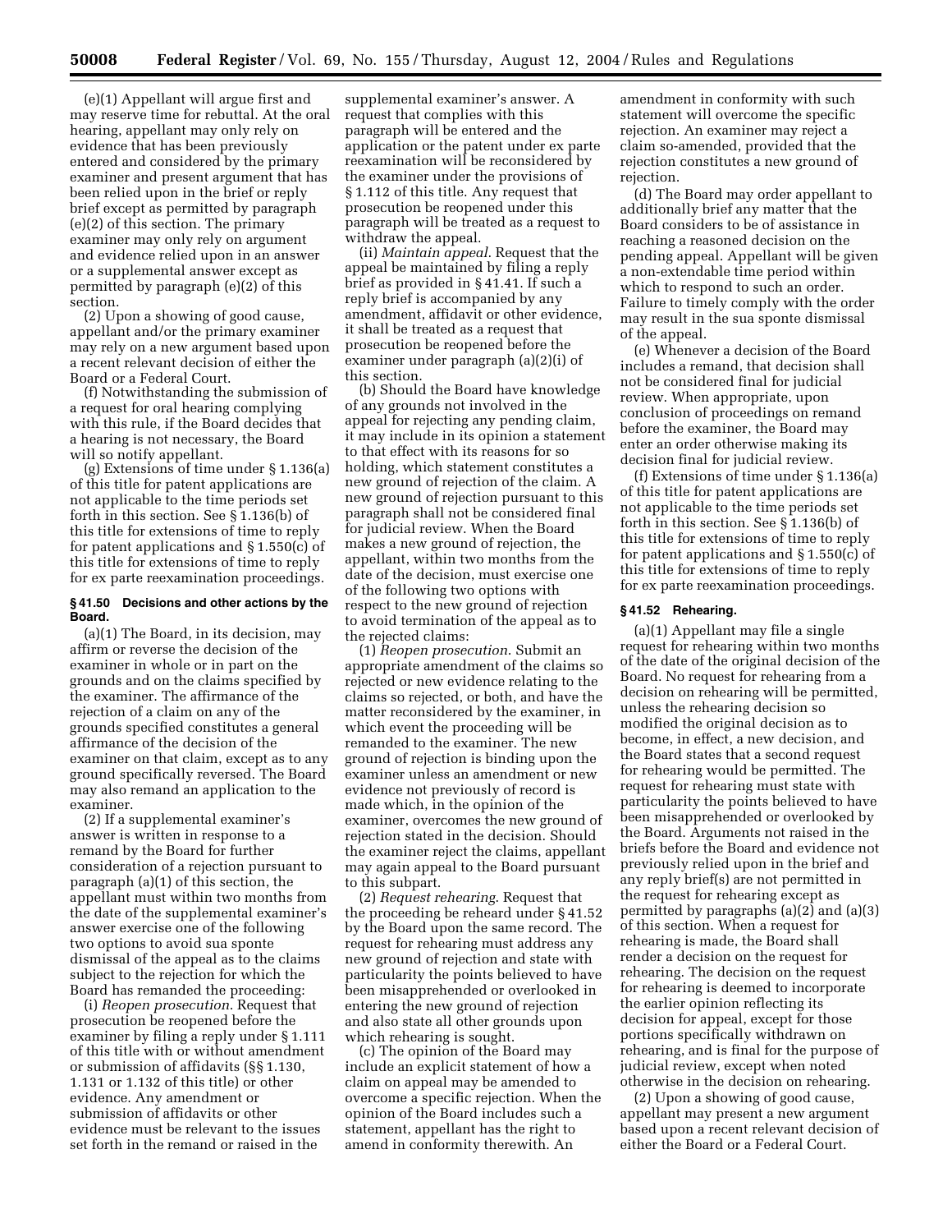(e)(1) Appellant will argue first and may reserve time for rebuttal. At the oral hearing, appellant may only rely on evidence that has been previously entered and considered by the primary examiner and present argument that has been relied upon in the brief or reply brief except as permitted by paragraph (e)(2) of this section. The primary examiner may only rely on argument and evidence relied upon in an answer or a supplemental answer except as permitted by paragraph (e)(2) of this section.

(2) Upon a showing of good cause, appellant and/or the primary examiner may rely on a new argument based upon a recent relevant decision of either the Board or a Federal Court.

(f) Notwithstanding the submission of a request for oral hearing complying with this rule, if the Board decides that a hearing is not necessary, the Board will so notify appellant.

(g) Extensions of time under § 1.136(a) of this title for patent applications are not applicable to the time periods set forth in this section. See § 1.136(b) of this title for extensions of time to reply for patent applications and § 1.550(c) of this title for extensions of time to reply for ex parte reexamination proceedings.

**§ 41.50 Decisions and other actions by the Board.**

(a)(1) The Board, in its decision, may affirm or reverse the decision of the examiner in whole or in part on the grounds and on the claims specified by the examiner. The affirmance of the rejection of a claim on any of the grounds specified constitutes a general affirmance of the decision of the examiner on that claim, except as to any ground specifically reversed. The Board may also remand an application to the examiner.

(2) If a supplemental examiner's answer is written in response to a remand by the Board for further consideration of a rejection pursuant to paragraph (a)(1) of this section, the appellant must within two months from the date of the supplemental examiner's answer exercise one of the following two options to avoid sua sponte dismissal of the appeal as to the claims subject to the rejection for which the Board has remanded the proceeding:

(i) *Reopen prosecution*. Request that prosecution be reopened before the examiner by filing a reply under § 1.111 of this title with or without amendment or submission of affidavits (§§ 1.130, 1.131 or 1.132 of this title) or other evidence. Any amendment or submission of affidavits or other evidence must be relevant to the issues set forth in the remand or raised in the supplemental examiner's answer. A request that complies with this paragraph will be entered and the application or the patent under ex parte reexamination will be reconsidered by the examiner under the provisions of § 1.112 of this title. Any request that prosecution be reopened under this paragraph will be treated as a request to withdraw the appeal.

(ii) *Maintain appeal*. Request that the appeal be maintained by filing a reply brief as provided in § 41.41. If such a reply brief is accompanied by any amendment, affidavit or other evidence, it shall be treated as a request that prosecution be reopened before the examiner under paragraph (a)(2)(i) of this section.

(b) Should the Board have knowledge of any grounds not involved in the appeal for rejecting any pending claim, it may include in its opinion a statement to that effect with its reasons for so holding, which statement constitutes a new ground of rejection of the claim. A new ground of rejection pursuant to this paragraph shall not be considered final for judicial review. When the Board makes a new ground of rejection, the appellant, within two months from the date of the decision, must exercise one of the following two options with respect to the new ground of rejection to avoid termination of the appeal as to the rejected claims:

(1) *Reopen prosecution*. Submit an appropriate amendment of the claims so rejected or new evidence relating to the claims so rejected, or both, and have the matter reconsidered by the examiner, in which event the proceeding will be remanded to the examiner. The new ground of rejection is binding upon the examiner unless an amendment or new evidence not previously of record is made which, in the opinion of the examiner, overcomes the new ground of rejection stated in the decision. Should the examiner reject the claims, appellant may again appeal to the Board pursuant to this subpart.

(2) *Request rehearing*. Request that the proceeding be reheard under § 41.52 by the Board upon the same record. The request for rehearing must address any new ground of rejection and state with particularity the points believed to have been misapprehended or overlooked in entering the new ground of rejection and also state all other grounds upon which rehearing is sought.

(c) The opinion of the Board may include an explicit statement of how a claim on appeal may be amended to overcome a specific rejection. When the opinion of the Board includes such a statement, appellant has the right to amend in conformity therewith. An amendment in conformity with such statement will overcome the specific rejection. An examiner may reject a claim so-amended, provided that the rejection constitutes a new ground of rejection.

(d) The Board may order appellant to additionally brief any matter that the Board considers to be of assistance in reaching a reasoned decision on the pending appeal. Appellant will be given a non-extendable time period within which to respond to such an order. Failure to timely comply with the order may result in the sua sponte dismissal of the appeal.

(e) Whenever a decision of the Board includes a remand, that decision shall not be considered final for judicial review. When appropriate, upon conclusion of proceedings on remand before the examiner, the Board may enter an order otherwise making its decision final for judicial review.

(f) Extensions of time under § 1.136(a) of this title for patent applications are not applicable to the time periods set forth in this section. See § 1.136(b) of this title for extensions of time to reply for patent applications and § 1.550(c) of this title for extensions of time to reply for ex parte reexamination proceedings.

**§ 41.52 Rehearing.**

(a)(1) Appellant may file a single request for rehearing within two months of the date of the original decision of the Board. No request for rehearing from a decision on rehearing will be permitted, unless the rehearing decision so modified the original decision as to become, in effect, a new decision, and the Board states that a second request for rehearing would be permitted. The request for rehearing must state with particularity the points believed to have been misapprehended or overlooked by the Board. Arguments not raised in the briefs before the Board and evidence not previously relied upon in the brief and any reply brief(s) are not permitted in the request for rehearing except as permitted by paragraphs (a)(2) and (a)(3) of this section. When a request for rehearing is made, the Board shall render a decision on the request for rehearing. The decision on the request for rehearing is deemed to incorporate the earlier opinion reflecting its decision for appeal, except for those portions specifically withdrawn on rehearing, and is final for the purpose of judicial review, except when noted otherwise in the decision on rehearing.

(2) Upon a showing of good cause, appellant may present a new argument based upon a recent relevant decision of either the Board or a Federal Court.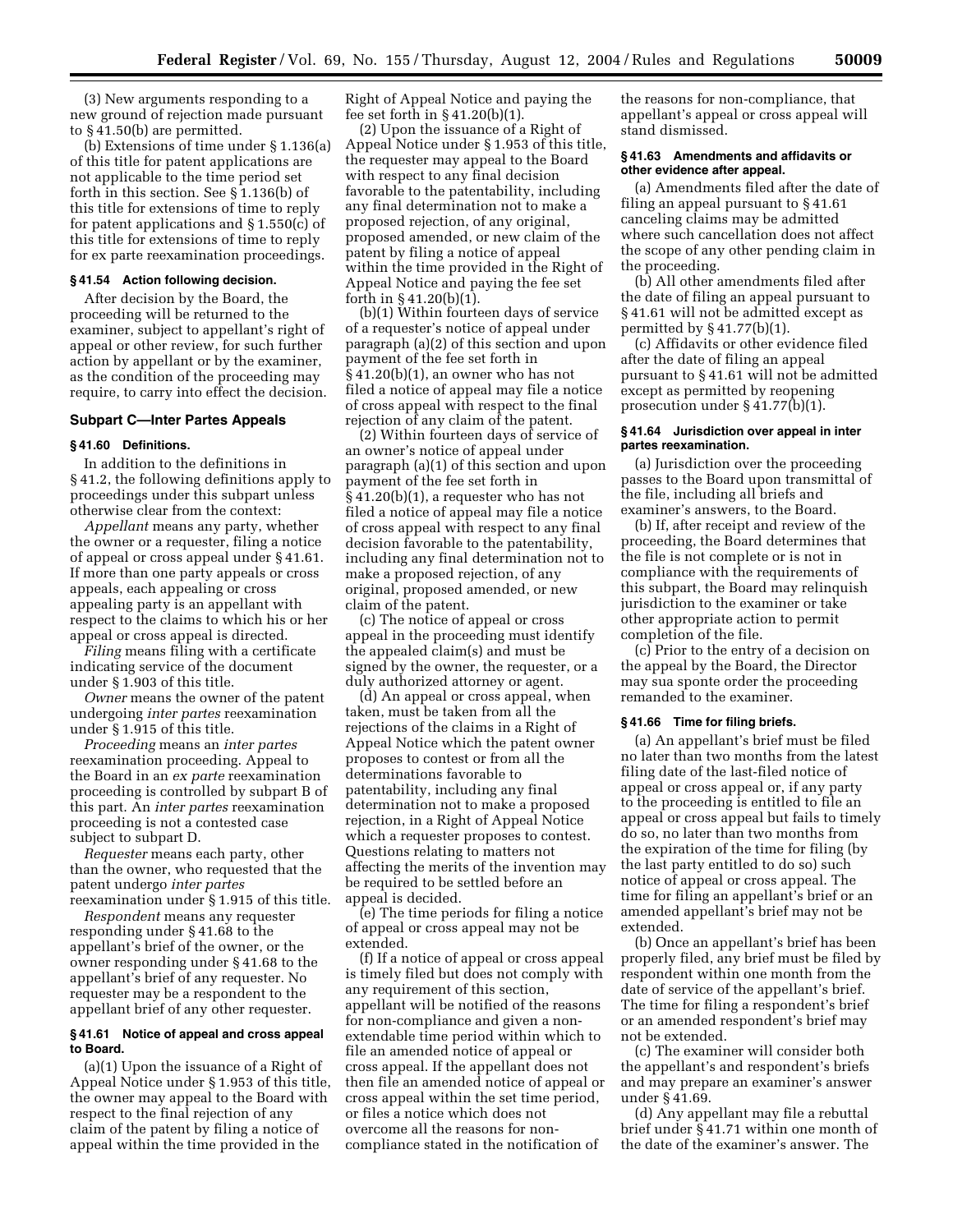(3) New arguments responding to a new ground of rejection made pursuant to § 41.50(b) are permitted.

(b) Extensions of time under § 1.136(a) of this title for patent applications are not applicable to the time period set forth in this section. See § 1.136(b) of this title for extensions of time to reply for patent applications and § 1.550(c) of this title for extensions of time to reply for ex parte reexamination proceedings.

#### § 41.54 Action following decision.

After decision by the Board, the proceeding will be returned to the examiner, subject to appellant's right of appeal or other review, for such further action by appellant or by the examiner, as the condition of the proceeding may require, to carry into effect the decision.

### Subpart C—Inter Partes Appeals

#### § 41.60 Definitions.

In addition to the definitions in § 41.2, the following definitions apply to proceedings under this subpart unless otherwise clear from the context:

*Appellant* means any party, whether the owner or a requester, filing a notice of appeal or cross appeal under § 41.61. If more than one party appeals or cross appeals, each appealing or cross appealing party is an appellant with respect to the claims to which his or her appeal or cross appeal is directed.

*Filing* means filing with a certificate indicating service of the document under § 1.903 of this title.

*Owner* means the owner of the patent undergoing *inter partes* reexamination under § 1.915 of this title.

*Proceeding* means an *inter partes* reexamination proceeding. Appeal to the Board in an *ex parte* reexamination proceeding is controlled by subpart B of this part. An *inter partes* reexamination proceeding is not a contested case subject to subpart D.

*Requester* means each party, other than the owner, who requested that the patent undergo *inter partes* reexamination under § 1.915 of this title.

*Respondent* means any requester responding under § 41.68 to the appellant's brief of the owner, or the owner responding under § 41.68 to the appellant's brief of any requester. No requester may be a respondent to the appellant brief of any other requester.

#### § 41.61 Notice of appeal and cross appeal to Board.

(a)(1) Upon the issuance of a Right of Appeal Notice under § 1.953 of this title, the owner may appeal to the Board with respect to the final rejection of any claim of the patent by filing a notice of appeal within the time provided in the Right of Appeal Notice and paying the fee set forth in § 41.20(b)(1).

(2) Upon the issuance of a Right of Appeal Notice under § 1.953 of this title, the requester may appeal to the Board with respect to any final decision favorable to the patentability, including any final determination not to make a proposed rejection, of any original, proposed amended, or new claim of the patent by filing a notice of appeal within the time provided in the Right of Appeal Notice and paying the fee set forth in § 41.20(b)(1).

(b)(1) Within fourteen days of service of a requester's notice of appeal under paragraph (a)(2) of this section and upon payment of the fee set forth in § 41.20(b)(1), an owner who has not filed a notice of appeal may file a notice of cross appeal with respect to the final rejection of any claim of the patent.

(2) Within fourteen days of service of an owner's notice of appeal under paragraph (a)(1) of this section and upon payment of the fee set forth in § 41.20(b)(1), a requester who has not filed a notice of appeal may file a notice of cross appeal with respect to any final decision favorable to the patentability, including any final determination not to make a proposed rejection, of any original, proposed amended, or new claim of the patent.

(c) The notice of appeal or cross appeal in the proceeding must identify the appealed claim(s) and must be signed by the owner, the requester, or a duly authorized attorney or agent.

(d) An appeal or cross appeal, when taken, must be taken from all the rejections of the claims in a Right of Appeal Notice which the patent owner proposes to contest or from all the determinations favorable to patentability, including any final determination not to make a proposed rejection, in a Right of Appeal Notice which a requester proposes to contest. Questions relating to matters not affecting the merits of the invention may be required to be settled before an appeal is decided.

(e) The time periods for filing a notice of appeal or cross appeal may not be extended.

(f) If a notice of appeal or cross appeal is timely filed but does not comply with any requirement of this section, appellant will be notified of the reasons for non-compliance and given a non-extendable time period within which to file an amended notice of appeal or cross appeal. If the appellant does not then file an amended notice of appeal or cross appeal within the set time period, or files a notice which does not overcome all the reasons for non-compliance stated in the notification of the reasons for non-compliance, that appellant's appeal or cross appeal will stand dismissed.

#### § 41.63 Amendments and affidavits or other evidence after appeal.

(a) Amendments filed after the date of filing an appeal pursuant to § 41.61 canceling claims may be admitted where such cancellation does not affect the scope of any other pending claim in the proceeding.

(b) All other amendments filed after the date of filing an appeal pursuant to § 41.61 will not be admitted except as permitted by § 41.77(b)(1).

(c) Affidavits or other evidence filed after the date of filing an appeal pursuant to § 41.61 will not be admitted except as permitted by reopening prosecution under § 41.77(b)(1).

#### § 41.64 Jurisdiction over appeal in inter partes reexamination.

(a) Jurisdiction over the proceeding passes to the Board upon transmittal of the file, including all briefs and examiner's answers, to the Board.

(b) If, after receipt and review of the proceeding, the Board determines that the file is not complete or is not in compliance with the requirements of this subpart, the Board may relinquish jurisdiction to the examiner or take other appropriate action to permit completion of the file.

(c) Prior to the entry of a decision on the appeal by the Board, the Director may sua sponte order the proceeding remanded to the examiner.

#### § 41.66 Time for filing briefs.

(a) An appellant's brief must be filed no later than two months from the latest filing date of the last-filed notice of appeal or cross appeal or, if any party to the proceeding is entitled to file an appeal or cross appeal but fails to timely do so, no later than two months from the expiration of the time for filing (by the last party entitled to do so) such notice of appeal or cross appeal. The time for filing an appellant's brief or an amended appellant's brief may not be extended.

(b) Once an appellant's brief has been properly filed, any brief must be filed by respondent within one month from the date of service of the appellant's brief. The time for filing a respondent's brief or an amended respondent's brief may not be extended.

(c) The examiner will consider both the appellant's and respondent's briefs and may prepare an examiner's answer under § 41.69.

(d) Any appellant may file a rebuttal brief under § 41.71 within one month of the date of the examiner's answer. The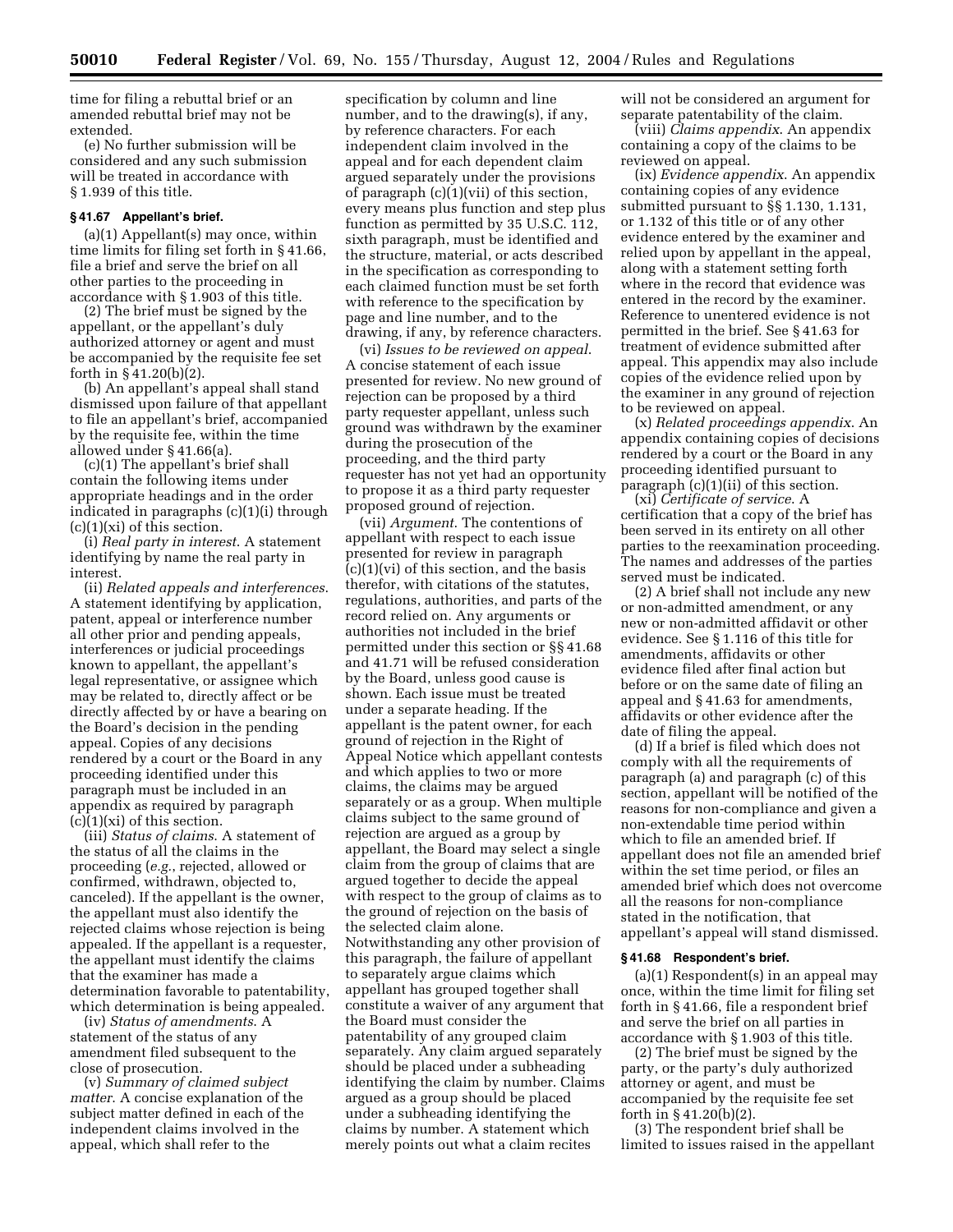time for filing a rebuttal brief or an amended rebuttal brief may not be extended.

(e) No further submission will be considered and any such submission will be treated in accordance with § 1.939 of this title.

### § 41.67 Appellant's brief.

(a)(1) Appellant(s) may once, within time limits for filing set forth in § 41.66, file a brief and serve the brief on all other parties to the proceeding in accordance with § 1.903 of this title.

(2) The brief must be signed by the appellant, or the appellant's duly authorized attorney or agent and must be accompanied by the requisite fee set forth in § 41.20(b)(2).

(b) An appellant's appeal shall stand dismissed upon failure of that appellant to file an appellant's brief, accompanied by the requisite fee, within the time allowed under § 41.66(a).

(c)(1) The appellant's brief shall contain the following items under appropriate headings and in the order indicated in paragraphs (c)(1)(i) through (c)(1)(xi) of this section.

(i) *Real party in interest.* A statement identifying by name the real party in interest.

(ii) *Related appeals and interferences.* A statement identifying by application, patent, appeal or interference number all other prior and pending appeals, interferences or judicial proceedings known to appellant, the appellant's legal representative, or assignee which may be related to, directly affect or be directly affected by or have a bearing on the Board's decision in the pending appeal. Copies of any decisions rendered by a court or the Board in any proceeding identified under this paragraph must be included in an appendix as required by paragraph (c)(1)(xi) of this section.

(iii) *Status of claims.* A statement of the status of all the claims in the proceeding (*e.g.*, rejected, allowed or confirmed, withdrawn, objected to, canceled). If the appellant is the owner, the appellant must also identify the rejected claims whose rejection is being appealed. If the appellant is a requester, the appellant must identify the claims that the examiner has made a determination favorable to patentability, which determination is being appealed.

(iv) *Status of amendments.* A statement of the status of any amendment filed subsequent to the close of prosecution.

(v) *Summary of claimed subject matter.* A concise explanation of the subject matter defined in each of the independent claims involved in the appeal, which shall refer to the specification by column and line number, and to the drawing(s), if any, by reference characters. For each independent claim involved in the appeal and for each dependent claim argued separately under the provisions of paragraph (c)(1)(vii) of this section, every means plus function and step plus function as permitted by 35 U.S.C. 112, sixth paragraph, must be identified and the structure, material, or acts described in the specification as corresponding to each claimed function must be set forth with reference to the specification by page and line number, and to the drawing, if any, by reference characters.

(vi) *Issues to be reviewed on appeal.* A concise statement of each issue presented for review. No new ground of rejection can be proposed by a third party requester appellant, unless such ground was withdrawn by the examiner during the prosecution of the proceeding, and the third party requester has not yet had an opportunity to propose it as a third party requester proposed ground of rejection.

(vii) *Argument.* The contentions of appellant with respect to each issue presented for review in paragraph (c)(1)(vi) of this section, and the basis therefor, with citations of the statutes, regulations, authorities, and parts of the record relied on. Any arguments or authorities not included in the brief permitted under this section or §§ 41.68 and 41.71 will be refused consideration by the Board, unless good cause is shown. Each issue must be treated under a separate heading. If the appellant is the patent owner, for each ground of rejection in the Right of Appeal Notice which appellant contests and which applies to two or more claims, the claims may be argued separately or as a group. When multiple claims subject to the same ground of rejection are argued as a group by appellant, the Board may select a single claim from the group of claims that are argued together to decide the appeal with respect to the group of claims as to the ground of rejection on the basis of the selected claim alone. Notwithstanding any other provision of this paragraph, the failure of appellant to separately argue claims which appellant has grouped together shall constitute a waiver of any argument that the Board must consider the patentability of any grouped claim separately. Any claim argued separately should be placed under a subheading identifying the claim by number. Claims argued as a group should be placed under a subheading identifying the claims by number. A statement which merely points out what a claim recites will not be considered an argument for separate patentability of the claim.

(viii) *Claims appendix.* An appendix containing a copy of the claims to be reviewed on appeal.

(ix) *Evidence appendix.* An appendix containing copies of any evidence submitted pursuant to §§ 1.130, 1.131, or 1.132 of this title or of any other evidence entered by the examiner and relied upon by appellant in the appeal, along with a statement setting forth where in the record that evidence was entered in the record by the examiner. Reference to unentered evidence is not permitted in the brief. See § 41.63 for treatment of evidence submitted after appeal. This appendix may also include copies of the evidence relied upon by the examiner in any ground of rejection to be reviewed on appeal.

(x) *Related proceedings appendix.* An appendix containing copies of decisions rendered by a court or the Board in any proceeding identified pursuant to paragraph (c)(1)(ii) of this section.

(xi) *Certificate of service.* A certification that a copy of the brief has been served in its entirety on all other parties to the reexamination proceeding. The names and addresses of the parties served must be indicated.

(2) A brief shall not include any new or non-admitted amendment, or any new or non-admitted affidavit or other evidence. See § 1.116 of this title for amendments, affidavits or other evidence filed after final action but before or on the same date of filing an appeal and § 41.63 for amendments, affidavits or other evidence after the date of filing the appeal.

(d) If a brief is filed which does not comply with all the requirements of paragraph (a) and paragraph (c) of this section, appellant will be notified of the reasons for non-compliance and given a non-extendable time period within which to file an amended brief. If appellant does not file an amended brief within the set time period, or files an amended brief which does not overcome all the reasons for non-compliance stated in the notification, that appellant's appeal will stand dismissed.

### § 41.68 Respondent's brief.

(a)(1) Respondent(s) in an appeal may once, within the time limit for filing set forth in § 41.66, file a respondent brief and serve the brief on all parties in accordance with § 1.903 of this title.

(2) The brief must be signed by the party, or the party's duly authorized attorney or agent, and must be accompanied by the requisite fee set forth in § 41.20(b)(2).

(3) The respondent brief shall be limited to issues raised in the appellant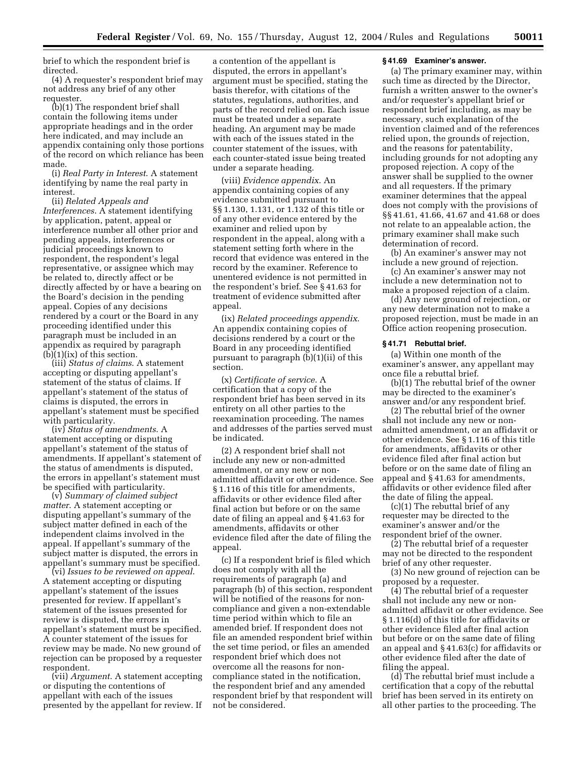brief to which the respondent brief is directed.

(4) A requester's respondent brief may not address any brief of any other requester.

(b)(1) The respondent brief shall contain the following items under appropriate headings and in the order here indicated, and may include an appendix containing only those portions of the record on which reliance has been made.

(i) *Real Party in Interest.* A statement identifying by name the real party in interest.

(ii) *Related Appeals and Interferences.* A statement identifying by application, patent, appeal or interference number all other prior and pending appeals, interferences or judicial proceedings known to respondent, the respondent's legal representative, or assignee which may be related to, directly affect or be directly affected by or have a bearing on the Board's decision in the pending appeal. Copies of any decisions rendered by a court or the Board in any proceeding identified under this paragraph must be included in an appendix as required by paragraph (b)(1)(ix) of this section.

(iii) *Status of claims.* A statement accepting or disputing appellant's statement of the status of claims. If appellant's statement of the status of claims is disputed, the errors in appellant's statement must be specified with particularity.

(iv) *Status of amendments.* A statement accepting or disputing appellant's statement of the status of amendments. If appellant's statement of the status of amendments is disputed, the errors in appellant's statement must be specified with particularity.

(v) *Summary of claimed subject matter.* A statement accepting or disputing appellant's summary of the subject matter defined in each of the independent claims involved in the appeal. If appellant's summary of the subject matter is disputed, the errors in appellant's summary must be specified.

(vi) *Issues to be reviewed on appeal.* A statement accepting or disputing appellant's statement of the issues presented for review. If appellant's statement of the issues presented for review is disputed, the errors in appellant's statement must be specified. A counter statement of the issues for review may be made. No new ground of rejection can be proposed by a requester respondent.

(vii) *Argument.* A statement accepting or disputing the contentions of appellant with each of the issues presented by the appellant for review. If a contention of the appellant is disputed, the errors in appellant's argument must be specified, stating the basis therefor, with citations of the statutes, regulations, authorities, and parts of the record relied on. Each issue must be treated under a separate heading. An argument may be made with each of the issues stated in the counter statement of the issues, with each counter-stated issue being treated under a separate heading.

(viii) *Evidence appendix.* An appendix containing copies of any evidence submitted pursuant to §§ 1.130, 1.131, or 1.132 of this title or of any other evidence entered by the examiner and relied upon by respondent in the appeal, along with a statement setting forth where in the record that evidence was entered in the record by the examiner. Reference to unentered evidence is not permitted in the respondent's brief. See § 41.63 for treatment of evidence submitted after appeal.

(ix) *Related proceedings appendix.* An appendix containing copies of decisions rendered by a court or the Board in any proceeding identified pursuant to paragraph (b)(1)(ii) of this section.

(x) *Certificate of service.* A certification that a copy of the respondent brief has been served in its entirety on all other parties to the reexamination proceeding. The names and addresses of the parties served must be indicated.

(2) A respondent brief shall not include any new or non-admitted amendment, or any new or non-admitted affidavit or other evidence. See § 1.116 of this title for amendments, affidavits or other evidence filed after final action but before or on the same date of filing an appeal and § 41.63 for amendments, affidavits or other evidence filed after the date of filing the appeal.

(c) If a respondent brief is filed which does not comply with all the requirements of paragraph (a) and paragraph (b) of this section, respondent will be notified of the reasons for non-compliance and given a non-extendable time period within which to file an amended brief. If respondent does not file an amended respondent brief within the set time period, or files an amended respondent brief which does not overcome all the reasons for non-compliance stated in the notification, the respondent brief and any amended respondent brief by that respondent will not be considered.

#### § 41.69 Examiner's answer.

(a) The primary examiner may, within such time as directed by the Director, furnish a written answer to the owner's and/or requester's appellant brief or respondent brief including, as may be necessary, such explanation of the invention claimed and of the references relied upon, the grounds of rejection, and the reasons for patentability, including grounds for not adopting any proposed rejection. A copy of the answer shall be supplied to the owner and all requesters. If the primary examiner determines that the appeal does not comply with the provisions of §§ 41.61, 41.66, 41.67 and 41.68 or does not relate to an appealable action, the primary examiner shall make such determination of record.

(b) An examiner's answer may not include a new ground of rejection.

(c) An examiner's answer may not include a new determination not to make a proposed rejection of a claim.

(d) Any new ground of rejection, or any new determination not to make a proposed rejection, must be made in an Office action reopening prosecution.

#### § 41.71 Rebuttal brief.

(a) Within one month of the examiner's answer, any appellant may once file a rebuttal brief.

(b)(1) The rebuttal brief of the owner may be directed to the examiner's answer and/or any respondent brief.

(2) The rebuttal brief of the owner shall not include any new or non-admitted amendment, or an affidavit or other evidence. See § 1.116 of this title for amendments, affidavits or other evidence filed after final action but before or on the same date of filing an appeal and § 41.63 for amendments, affidavits or other evidence filed after the date of filing the appeal.

(c)(1) The rebuttal brief of any requester may be directed to the examiner's answer and/or the respondent brief of the owner.

(2) The rebuttal brief of a requester may not be directed to the respondent brief of any other requester.

(3) No new ground of rejection can be proposed by a requester.

(4) The rebuttal brief of a requester shall not include any new or non-admitted affidavit or other evidence. See § 1.116(d) of this title for affidavits or other evidence filed after final action but before or on the same date of filing an appeal and § 41.63(c) for affidavits or other evidence filed after the date of filing the appeal.

(d) The rebuttal brief must include a certification that a copy of the rebuttal brief has been served in its entirety on all other parties to the proceeding. The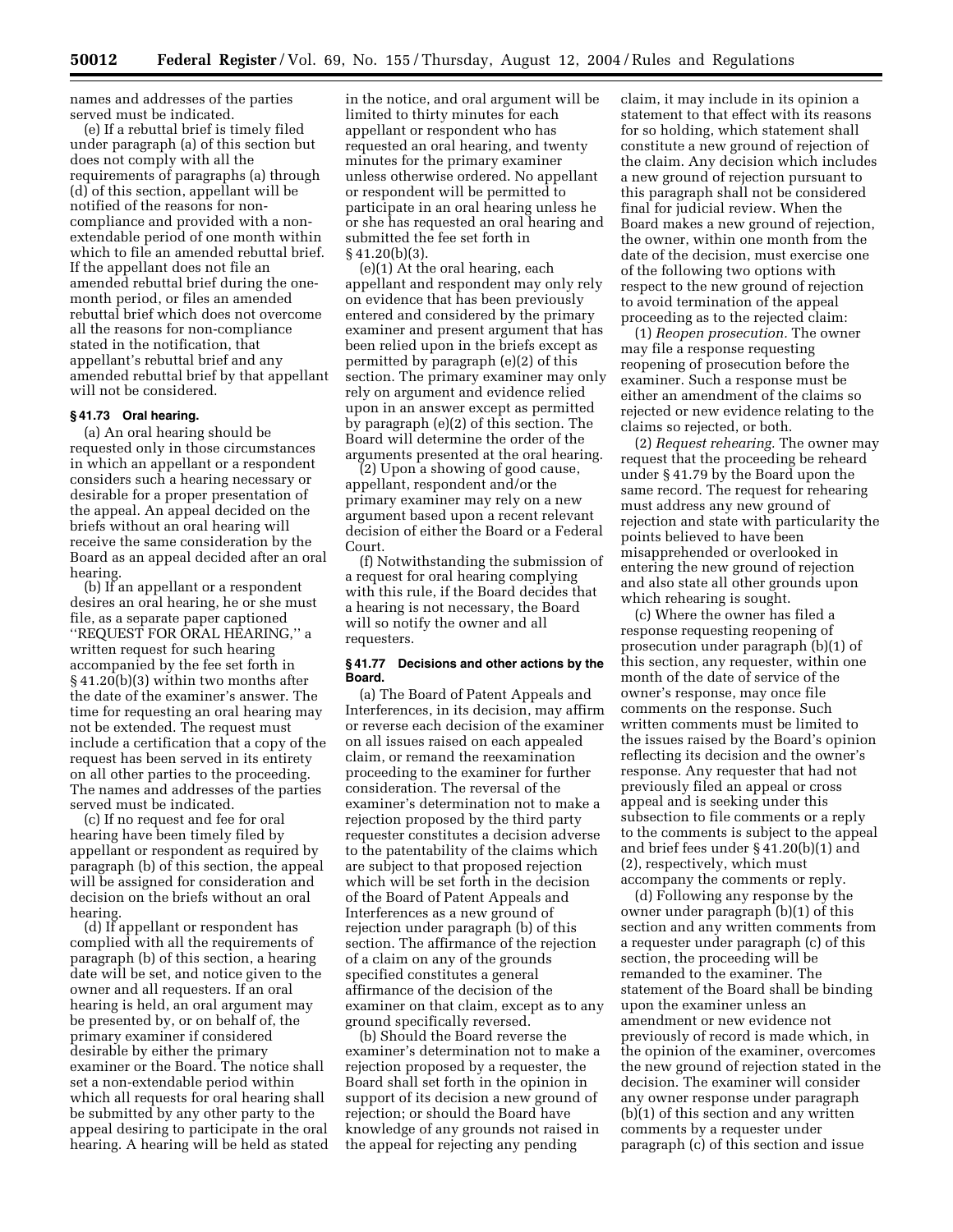names and addresses of the parties served must be indicated.

(e) If a rebuttal brief is timely filed under paragraph (a) of this section but does not comply with all the requirements of paragraphs (a) through (d) of this section, appellant will be notified of the reasons for non-compliance and provided with a non-extendable period of one month within which to file an amended rebuttal brief. If the appellant does not file an amended rebuttal brief during the one-month period, or files an amended rebuttal brief which does not overcome all the reasons for non-compliance stated in the notification, that appellant's rebuttal brief and any amended rebuttal brief by that appellant will not be considered.

### § 41.73 Oral hearing.

(a) An oral hearing should be requested only in those circumstances in which an appellant or a respondent considers such a hearing necessary or desirable for a proper presentation of the appeal. An appeal decided on the briefs without an oral hearing will receive the same consideration by the Board as an appeal decided after an oral hearing.

(b) If an appellant or a respondent desires an oral hearing, he or she must file, as a separate paper captioned "REQUEST FOR ORAL HEARING," a written request for such hearing accompanied by the fee set forth in § 41.20(b)(3) within two months after the date of the examiner's answer. The time for requesting an oral hearing may not be extended. The request must include a certification that a copy of the request has been served in its entirety on all other parties to the proceeding. The names and addresses of the parties served must be indicated.

(c) If no request and fee for oral hearing have been timely filed by appellant or respondent as required by paragraph (b) of this section, the appeal will be assigned for consideration and decision on the briefs without an oral hearing.

(d) If appellant or respondent has complied with all the requirements of paragraph (b) of this section, a hearing date will be set, and notice given to the owner and all requesters. If an oral hearing is held, an oral argument may be presented by, or on behalf of, the primary examiner if considered desirable by either the primary examiner or the Board. The notice shall set a non-extendable period within which all requests for oral hearing shall be submitted by any other party to the appeal desiring to participate in the oral hearing. A hearing will be held as stated in the notice, and oral argument will be limited to thirty minutes for each appellant or respondent who has requested an oral hearing, and twenty minutes for the primary examiner unless otherwise ordered. No appellant or respondent will be permitted to participate in an oral hearing unless he or she has requested an oral hearing and submitted the fee set forth in § 41.20(b)(3).

(e)(1) At the oral hearing, each appellant and respondent may only rely on evidence that has been previously entered and considered by the primary examiner and present argument that has been relied upon in the briefs except as permitted by paragraph (e)(2) of this section. The primary examiner may only rely on argument and evidence relied upon in an answer except as permitted by paragraph (e)(2) of this section. The Board will determine the order of the arguments presented at the oral hearing.

(2) Upon a showing of good cause, appellant, respondent and/or the primary examiner may rely on a new argument based upon a recent relevant decision of either the Board or a Federal Court.

(f) Notwithstanding the submission of a request for oral hearing complying with this rule, if the Board decides that a hearing is not necessary, the Board will so notify the owner and all requesters.

### § 41.77 Decisions and other actions by the Board.

(a) The Board of Patent Appeals and Interferences, in its decision, may affirm or reverse each decision of the examiner on all issues raised on each appealed claim, or remand the reexamination proceeding to the examiner for further consideration. The reversal of the examiner's determination not to make a rejection proposed by the third party requester constitutes a decision adverse to the patentability of the claims which are subject to that proposed rejection which will be set forth in the decision of the Board of Patent Appeals and Interferences as a new ground of rejection under paragraph (b) of this section. The affirmance of the rejection of a claim on any of the grounds specified constitutes a general affirmance of the decision of the examiner on that claim, except as to any ground specifically reversed.

(b) Should the Board reverse the examiner's determination not to make a rejection proposed by a requester, the Board shall set forth in the opinion in support of its decision a new ground of rejection; or should the Board have knowledge of any grounds not raised in the appeal for rejecting any pending claim, it may include in its opinion a statement to that effect with its reasons for so holding, which statement shall constitute a new ground of rejection of the claim. Any decision which includes a new ground of rejection pursuant to this paragraph shall not be considered final for judicial review. When the Board makes a new ground of rejection, the owner, within one month from the date of the decision, must exercise one of the following two options with respect to the new ground of rejection to avoid termination of the appeal proceeding as to the rejected claim:

(1) *Reopen prosecution.* The owner may file a response requesting reopening of prosecution before the examiner. Such a response must be either an amendment of the claims so rejected or new evidence relating to the claims so rejected, or both.

(2) *Request rehearing.* The owner may request that the proceeding be reheard under § 41.79 by the Board upon the same record. The request for rehearing must address any new ground of rejection and state with particularity the points believed to have been misapprehended or overlooked in entering the new ground of rejection and also state all other grounds upon which rehearing is sought.

(c) Where the owner has filed a response requesting reopening of prosecution under paragraph (b)(1) of this section, any requester, within one month of the date of service of the owner's response, may once file comments on the response. Such written comments must be limited to the issues raised by the Board's opinion reflecting its decision and the owner's response. Any requester that had not previously filed an appeal or cross appeal and is seeking under this subsection to file comments or a reply to the comments is subject to the appeal and brief fees under § 41.20(b)(1) and (2), respectively, which must accompany the comments or reply.

(d) Following any response by the owner under paragraph (b)(1) of this section and any written comments from a requester under paragraph (c) of this section, the proceeding will be remanded to the examiner. The statement of the Board shall be binding upon the examiner unless an amendment or new evidence not previously of record is made which, in the opinion of the examiner, overcomes the new ground of rejection stated in the decision. The examiner will consider any owner response under paragraph (b)(1) of this section and any written comments by a requester under paragraph (c) of this section and issue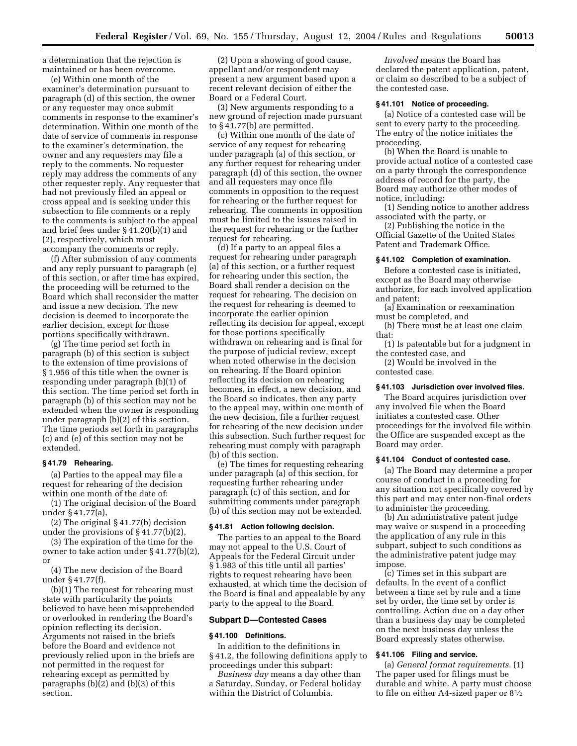a determination that the rejection is maintained or has been overcome.

(e) Within one month of the examiner's determination pursuant to paragraph (d) of this section, the owner or any requester may once submit comments in response to the examiner's determination. Within one month of the date of service of comments in response to the examiner's determination, the owner and any requesters may file a reply to the comments. No requester reply may address the comments of any other requester reply. Any requester that had not previously filed an appeal or cross appeal and is seeking under this subsection to file comments or a reply to the comments is subject to the appeal and brief fees under § 41.20(b)(1) and (2), respectively, which must accompany the comments or reply.

(f) After submission of any comments and any reply pursuant to paragraph (e) of this section, or after time has expired, the proceeding will be returned to the Board which shall reconsider the matter and issue a new decision. The new decision is deemed to incorporate the earlier decision, except for those portions specifically withdrawn.

(g) The time period set forth in paragraph (b) of this section is subject to the extension of time provisions of § 1.956 of this title when the owner is responding under paragraph (b)(1) of this section. The time period set forth in paragraph (b) of this section may not be extended when the owner is responding under paragraph (b)(2) of this section. The time periods set forth in paragraphs (c) and (e) of this section may not be extended.

### § 41.79 Rehearing.

(a) Parties to the appeal may file a request for rehearing of the decision within one month of the date of:

(1) The original decision of the Board under § 41.77(a),

(2) The original § 41.77(b) decision under the provisions of § 41.77(b)(2),

(3) The expiration of the time for the owner to take action under § 41.77(b)(2), or

(4) The new decision of the Board under § 41.77(f).

(b)(1) The request for rehearing must state with particularity the points believed to have been misapprehended or overlooked in rendering the Board's opinion reflecting its decision. Arguments not raised in the briefs before the Board and evidence not previously relied upon in the briefs are not permitted in the request for rehearing except as permitted by paragraphs (b)(2) and (b)(3) of this section.

(2) Upon a showing of good cause, appellant and/or respondent may present a new argument based upon a recent relevant decision of either the Board or a Federal Court.

(3) New arguments responding to a new ground of rejection made pursuant to § 41.77(b) are permitted.

(c) Within one month of the date of service of any request for rehearing under paragraph (a) of this section, or any further request for rehearing under paragraph (d) of this section, the owner and all requesters may once file comments in opposition to the request for rehearing or the further request for rehearing. The comments in opposition must be limited to the issues raised in the request for rehearing or the further request for rehearing.

(d) If a party to an appeal files a request for rehearing under paragraph (a) of this section, or a further request for rehearing under this section, the Board shall render a decision on the request for rehearing. The decision on the request for rehearing is deemed to incorporate the earlier opinion reflecting its decision for appeal, except for those portions specifically withdrawn on rehearing and is final for the purpose of judicial review, except when noted otherwise in the decision on rehearing. If the Board opinion reflecting its decision on rehearing becomes, in effect, a new decision, and the Board so indicates, then any party to the appeal may, within one month of the new decision, file a further request for rehearing of the new decision under this subsection. Such further request for rehearing must comply with paragraph (b) of this section.

(e) The times for requesting rehearing under paragraph (a) of this section, for requesting further rehearing under paragraph (c) of this section, and for submitting comments under paragraph (b) of this section may not be extended.

### § 41.81 Action following decision.

The parties to an appeal to the Board may not appeal to the U.S. Court of Appeals for the Federal Circuit under § 1.983 of this title until all parties' rights to request rehearing have been exhausted, at which time the decision of the Board is final and appealable by any party to the appeal to the Board.

## Subpart D—Contested Cases

### § 41.100 Definitions.

In addition to the definitions in § 41.2, the following definitions apply to proceedings under this subpart:

*Business day* means a day other than a Saturday, Sunday, or Federal holiday within the District of Columbia.

*Involved* means the Board has declared the patent application, patent, or claim so described to be a subject of the contested case.

### § 41.101 Notice of proceeding.

(a) Notice of a contested case will be sent to every party to the proceeding. The entry of the notice initiates the proceeding.

(b) When the Board is unable to provide actual notice of a contested case on a party through the correspondence address of record for the party, the Board may authorize other modes of notice, including:

(1) Sending notice to another address associated with the party, or

(2) Publishing the notice in the Official Gazette of the United States Patent and Trademark Office.

### § 41.102 Completion of examination.

Before a contested case is initiated, except as the Board may otherwise authorize, for each involved application and patent:

(a) Examination or reexamination must be completed, and

(b) There must be at least one claim that:

(1) Is patentable but for a judgment in the contested case, and

(2) Would be involved in the contested case.

### § 41.103 Jurisdiction over involved files.

The Board acquires jurisdiction over any involved file when the Board initiates a contested case. Other proceedings for the involved file within the Office are suspended except as the Board may order.

### § 41.104 Conduct of contested case.

(a) The Board may determine a proper course of conduct in a proceeding for any situation not specifically covered by this part and may enter non-final orders to administer the proceeding.

(b) An administrative patent judge may waive or suspend in a proceeding the application of any rule in this subpart, subject to such conditions as the administrative patent judge may impose.

(c) Times set in this subpart are defaults. In the event of a conflict between a time set by rule and a time set by order, the time set by order is controlling. Action due on a day other than a business day may be completed on the next business day unless the Board expressly states otherwise.

### § 41.106 Filing and service.

(a) *General format requirements.* (1) The paper used for filings must be durable and white. A party must choose to file on either A4-sized paper or 8½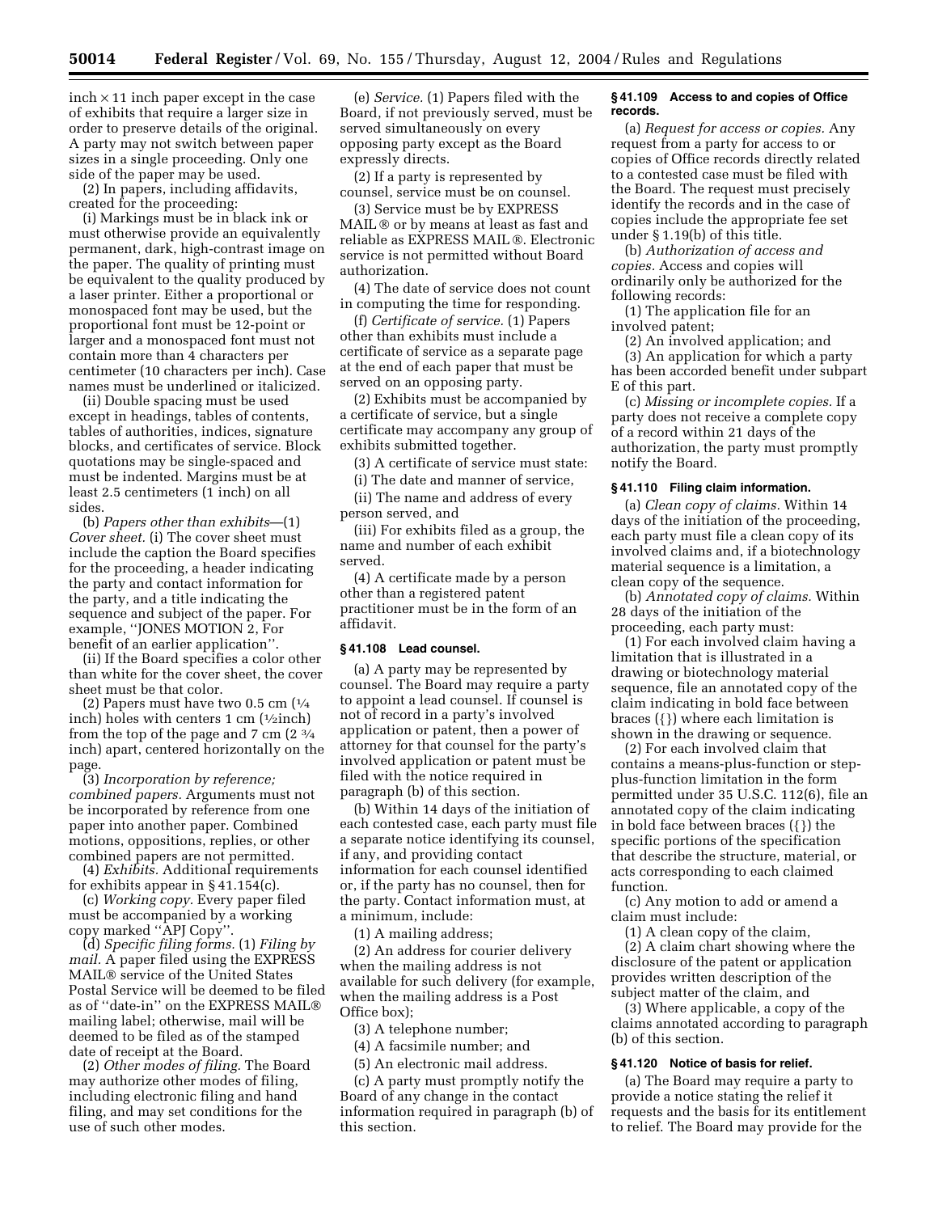inch × 11 inch paper except in the case of exhibits that require a larger size in order to preserve details of the original. A party may not switch between paper sizes in a single proceeding. Only one side of the paper may be used.

(2) In papers, including affidavits, created for the proceeding:

(i) Markings must be in black ink or must otherwise provide an equivalently permanent, dark, high-contrast image on the paper. The quality of printing must be equivalent to the quality produced by a laser printer. Either a proportional or monospaced font may be used, but the proportional font must be 12-point or larger and a monospaced font must not contain more than 4 characters per centimeter (10 characters per inch). Case names must be underlined or italicized.

(ii) Double spacing must be used except in headings, tables of contents, tables of authorities, indices, signature blocks, and certificates of service. Block quotations may be single-spaced and must be indented. Margins must be at least 2.5 centimeters (1 inch) on all sides.

(b) *Papers other than exhibits*—(1) *Cover sheet.* (i) The cover sheet must include the caption the Board specifies for the proceeding, a header indicating the party and contact information for the party, and a title indicating the sequence and subject of the paper. For example, ''JONES MOTION 2, For benefit of an earlier application''.

(ii) If the Board specifies a color other than white for the cover sheet, the cover sheet must be that color.

(2) Papers must have two 0.5 cm (1/4 inch) holes with centers 1 cm (1/2inch) from the top of the page and 7 cm (2 3/4 inch) apart, centered horizontally on the page.

(3) *Incorporation by reference; combined papers.* Arguments must not be incorporated by reference from one paper into another paper. Combined motions, oppositions, replies, or other combined papers are not permitted.

(4) *Exhibits.* Additional requirements for exhibits appear in § 41.154(c).

(c) *Working copy.* Every paper filed must be accompanied by a working copy marked ''APJ Copy''.

(d) *Specific filing forms.* (1) *Filing by mail.* A paper filed using the EXPRESS MAIL® service of the United States Postal Service will be deemed to be filed as of ''date-in'' on the EXPRESS MAIL® mailing label; otherwise, mail will be deemed to be filed as of the stamped date of receipt at the Board.

(2) *Other modes of filing.* The Board may authorize other modes of filing, including electronic filing and hand filing, and may set conditions for the use of such other modes.

(e) *Service.* (1) Papers filed with the Board, if not previously served, must be served simultaneously on every opposing party except as the Board expressly directs.

(2) If a party is represented by counsel, service must be on counsel.

(3) Service must be by EXPRESS MAIL® or by means at least as fast and reliable as EXPRESS MAIL®. Electronic service is not permitted without Board authorization.

(4) The date of service does not count in computing the time for responding.

(f) *Certificate of service.* (1) Papers other than exhibits must include a certificate of service as a separate page at the end of each paper that must be served on an opposing party.

(2) Exhibits must be accompanied by a certificate of service, but a single certificate may accompany any group of exhibits submitted together.

(3) A certificate of service must state:

(i) The date and manner of service,

(ii) The name and address of every person served, and

(iii) For exhibits filed as a group, the name and number of each exhibit served.

(4) A certificate made by a person other than a registered patent practitioner must be in the form of an affidavit.

**§ 41.108 Lead counsel.**

(a) A party may be represented by counsel. The Board may require a party to appoint a lead counsel. If counsel is not of record in a party's involved application or patent, then a power of attorney for that counsel for the party's involved application or patent must be filed with the notice required in paragraph (b) of this section.

(b) Within 14 days of the initiation of each contested case, each party must file a separate notice identifying its counsel, if any, and providing contact information for each counsel identified or, if the party has no counsel, then for the party. Contact information must, at a minimum, include:

(1) A mailing address;

(2) An address for courier delivery when the mailing address is not available for such delivery (for example, when the mailing address is a Post Office box);

(3) A telephone number;

(4) A facsimile number; and

(5) An electronic mail address.

(c) A party must promptly notify the Board of any change in the contact information required in paragraph (b) of this section.

**§ 41.109 Access to and copies of Office records.**

(a) *Request for access or copies.* Any request from a party for access to or copies of Office records directly related to a contested case must be filed with the Board. The request must precisely identify the records and in the case of copies include the appropriate fee set under § 1.19(b) of this title.

(b) *Authorization of access and copies.* Access and copies will ordinarily only be authorized for the following records:

(1) The application file for an involved patent;

(2) An involved application; and

(3) An application for which a party has been accorded benefit under subpart E of this part.

(c) *Missing or incomplete copies.* If a party does not receive a complete copy of a record within 21 days of the authorization, the party must promptly notify the Board.

**§ 41.110 Filing claim information.**

(a) *Clean copy of claims.* Within 14 days of the initiation of the proceeding, each party must file a clean copy of its involved claims and, if a biotechnology material sequence is a limitation, a clean copy of the sequence.

(b) *Annotated copy of claims.* Within 28 days of the initiation of the proceeding, each party must:

(1) For each involved claim having a limitation that is illustrated in a drawing or biotechnology material sequence, file an annotated copy of the claim indicating in bold face between braces ({}) where each limitation is shown in the drawing or sequence.

(2) For each involved claim that contains a means-plus-function or step-plus-function limitation in the form permitted under 35 U.S.C. 112(6), file an annotated copy of the claim indicating in bold face between braces ({}) the specific portions of the specification that describe the structure, material, or acts corresponding to each claimed function.

(c) Any motion to add or amend a claim must include:

(1) A clean copy of the claim,

(2) A claim chart showing where the disclosure of the patent or application provides written description of the subject matter of the claim, and

(3) Where applicable, a copy of the claims annotated according to paragraph (b) of this section.

**§ 41.120 Notice of basis for relief.**

(a) The Board may require a party to provide a notice stating the relief it requests and the basis for its entitlement to relief. The Board may provide for the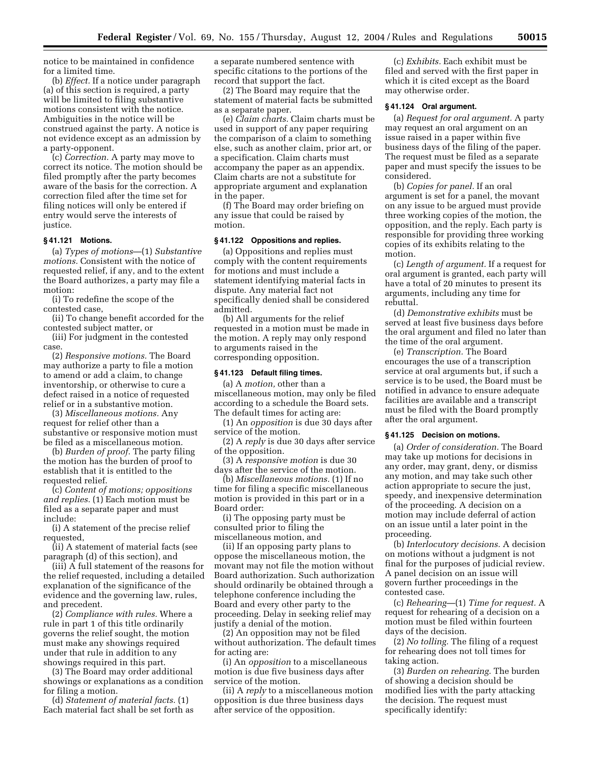notice to be maintained in confidence for a limited time.

(b) *Effect.* If a notice under paragraph (a) of this section is required, a party will be limited to filing substantive motions consistent with the notice. Ambiguities in the notice will be construed against the party. A notice is not evidence except as an admission by a party-opponent.

(c) *Correction.* A party may move to correct its notice. The motion should be filed promptly after the party becomes aware of the basis for the correction. A correction filed after the time set for filing notices will only be entered if entry would serve the interests of justice.

### § 41.121 Motions.

(a) *Types of motions*—(1) *Substantive motions.* Consistent with the notice of requested relief, if any, and to the extent the Board authorizes, a party may file a motion:

(i) To redefine the scope of the contested case,

(ii) To change benefit accorded for the contested subject matter, or

(iii) For judgment in the contested case.

(2) *Responsive motions.* The Board may authorize a party to file a motion to amend or add a claim, to change inventorship, or otherwise to cure a defect raised in a notice of requested relief or in a substantive motion.

(3) *Miscellaneous motions.* Any request for relief other than a substantive or responsive motion must be filed as a miscellaneous motion.

(b) *Burden of proof.* The party filing the motion has the burden of proof to establish that it is entitled to the requested relief.

(c) *Content of motions; oppositions and replies.* (1) Each motion must be filed as a separate paper and must include:

(i) A statement of the precise relief requested,

(ii) A statement of material facts (see paragraph (d) of this section), and

(iii) A full statement of the reasons for the relief requested, including a detailed explanation of the significance of the evidence and the governing law, rules, and precedent.

(2) *Compliance with rules.* Where a rule in part 1 of this title ordinarily governs the relief sought, the motion must make any showings required under that rule in addition to any showings required in this part.

(3) The Board may order additional showings or explanations as a condition for filing a motion.

(d) *Statement of material facts.* (1) Each material fact shall be set forth as a separate numbered sentence with specific citations to the portions of the record that support the fact.

(2) The Board may require that the statement of material facts be submitted as a separate paper.

(e) *Claim charts.* Claim charts must be used in support of any paper requiring the comparison of a claim to something else, such as another claim, prior art, or a specification. Claim charts must accompany the paper as an appendix. Claim charts are not a substitute for appropriate argument and explanation in the paper.

(f) The Board may order briefing on any issue that could be raised by motion.

### § 41.122 Oppositions and replies.

(a) Oppositions and replies must comply with the content requirements for motions and must include a statement identifying material facts in dispute. Any material fact not specifically denied shall be considered admitted.

(b) All arguments for the relief requested in a motion must be made in the motion. A reply may only respond to arguments raised in the corresponding opposition.

### § 41.123 Default filing times.

(a) A *motion,* other than a miscellaneous motion, may only be filed according to a schedule the Board sets. The default times for acting are:

(1) An *opposition* is due 30 days after service of the motion.

(2) A *reply* is due 30 days after service of the opposition.

(3) A *responsive motion* is due 30 days after the service of the motion.

(b) *Miscellaneous motions.* (1) If no time for filing a specific miscellaneous motion is provided in this part or in a Board order:

(i) The opposing party must be consulted prior to filing the miscellaneous motion, and

(ii) If an opposing party plans to oppose the miscellaneous motion, the movant may not file the motion without Board authorization. Such authorization should ordinarily be obtained through a telephone conference including the Board and every other party to the proceeding. Delay in seeking relief may justify a denial of the motion.

(2) An opposition may not be filed without authorization. The default times for acting are:

(i) An *opposition* to a miscellaneous motion is due five business days after service of the motion.

(ii) A *reply* to a miscellaneous motion opposition is due three business days after service of the opposition.

(c) *Exhibits.* Each exhibit must be filed and served with the first paper in which it is cited except as the Board may otherwise order.

### § 41.124 Oral argument.

(a) *Request for oral argument.* A party may request an oral argument on an issue raised in a paper within five business days of the filing of the paper. The request must be filed as a separate paper and must specify the issues to be considered.

(b) *Copies for panel.* If an oral argument is set for a panel, the movant on any issue to be argued must provide three working copies of the motion, the opposition, and the reply. Each party is responsible for providing three working copies of its exhibits relating to the motion.

(c) *Length of argument.* If a request for oral argument is granted, each party will have a total of 20 minutes to present its arguments, including any time for rebuttal.

(d) *Demonstrative exhibits* must be served at least five business days before the oral argument and filed no later than the time of the oral argument.

(e) *Transcription.* The Board encourages the use of a transcription service at oral arguments but, if such a service is to be used, the Board must be notified in advance to ensure adequate facilities are available and a transcript must be filed with the Board promptly after the oral argument.

### § 41.125 Decision on motions.

(a) *Order of consideration.* The Board may take up motions for decisions in any order, may grant, deny, or dismiss any motion, and may take such other action appropriate to secure the just, speedy, and inexpensive determination of the proceeding. A decision on a motion may include deferral of action on an issue until a later point in the proceeding.

(b) *Interlocutory decisions.* A decision on motions without a judgment is not final for the purposes of judicial review. A panel decision on an issue will govern further proceedings in the contested case.

(c) *Rehearing*—(1) *Time for request.* A request for rehearing of a decision on a motion must be filed within fourteen days of the decision.

(2) *No tolling.* The filing of a request for rehearing does not toll times for taking action.

(3) *Burden on rehearing.* The burden of showing a decision should be modified lies with the party attacking the decision. The request must specifically identify: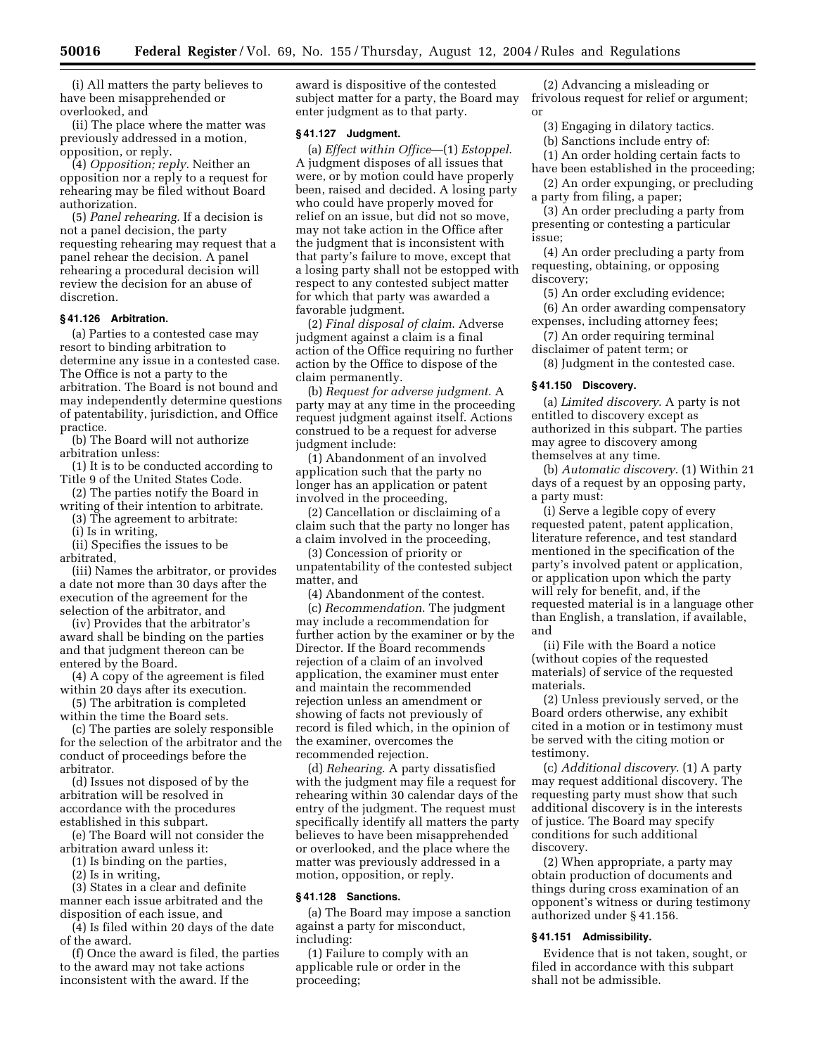(i) All matters the party believes to have been misapprehended or overlooked, and

(ii) The place where the matter was previously addressed in a motion, opposition, or reply.

(4) *Opposition; reply.* Neither an opposition nor a reply to a request for rehearing may be filed without Board authorization.

(5) *Panel rehearing.* If a decision is not a panel decision, the party requesting rehearing may request that a panel rehear the decision. A panel rehearing a procedural decision will review the decision for an abuse of discretion.

### § 41.126 Arbitration.

(a) Parties to a contested case may resort to binding arbitration to determine any issue in a contested case. The Office is not a party to the arbitration. The Board is not bound and may independently determine questions of patentability, jurisdiction, and Office practice.

(b) The Board will not authorize arbitration unless:

(1) It is to be conducted according to Title 9 of the United States Code.

(2) The parties notify the Board in writing of their intention to arbitrate.

(3) The agreement to arbitrate:

(i) Is in writing,

(ii) Specifies the issues to be arbitrated,

(iii) Names the arbitrator, or provides a date not more than 30 days after the execution of the agreement for the selection of the arbitrator, and

(iv) Provides that the arbitrator's award shall be binding on the parties and that judgment thereon can be entered by the Board.

(4) A copy of the agreement is filed within 20 days after its execution.

(5) The arbitration is completed within the time the Board sets.

(c) The parties are solely responsible for the selection of the arbitrator and the conduct of proceedings before the arbitrator.

(d) Issues not disposed of by the arbitration will be resolved in accordance with the procedures established in this subpart.

(e) The Board will not consider the arbitration award unless it:

(1) Is binding on the parties,

(2) Is in writing,

(3) States in a clear and definite manner each issue arbitrated and the disposition of each issue, and

(4) Is filed within 20 days of the date of the award.

(f) Once the award is filed, the parties to the award may not take actions inconsistent with the award. If the award is dispositive of the contested subject matter for a party, the Board may enter judgment as to that party.

### § 41.127 Judgment.

(a) *Effect within Office*—(1) *Estoppel*. A judgment disposes of all issues that were, or by motion could have properly been, raised and decided. A losing party who could have properly moved for relief on an issue, but did not so move, may not take action in the Office after the judgment that is inconsistent with that party's failure to move, except that a losing party shall not be estopped with respect to any contested subject matter for which that party was awarded a favorable judgment.

(2) *Final disposal of claim.* Adverse judgment against a claim is a final action of the Office requiring no further action by the Office to dispose of the claim permanently.

(b) *Request for adverse judgment.* A party may at any time in the proceeding request judgment against itself. Actions construed to be a request for adverse judgment include:

(1) Abandonment of an involved application such that the party no longer has an application or patent involved in the proceeding,

(2) Cancellation or disclaiming of a claim such that the party no longer has a claim involved in the proceeding,

(3) Concession of priority or unpatentability of the contested subject matter, and

(4) Abandonment of the contest.

(c) *Recommendation.* The judgment may include a recommendation for further action by the examiner or by the Director. If the Board recommends rejection of a claim of an involved application, the examiner must enter and maintain the recommended rejection unless an amendment or showing of facts not previously of record is filed which, in the opinion of the examiner, overcomes the recommended rejection.

(d) *Rehearing.* A party dissatisfied with the judgment may file a request for rehearing within 30 calendar days of the entry of the judgment. The request must specifically identify all matters the party believes to have been misapprehended or overlooked, and the place where the matter was previously addressed in a motion, opposition, or reply.

### § 41.128 Sanctions.

(a) The Board may impose a sanction against a party for misconduct, including:

(1) Failure to comply with an applicable rule or order in the proceeding;

(2) Advancing a misleading or frivolous request for relief or argument; or

(3) Engaging in dilatory tactics.

(b) Sanctions include entry of:

(1) An order holding certain facts to have been established in the proceeding;

(2) An order expunging, or precluding a party from filing, a paper;

(3) An order precluding a party from presenting or contesting a particular issue;

(4) An order precluding a party from requesting, obtaining, or opposing discovery;

(5) An order excluding evidence;

(6) An order awarding compensatory expenses, including attorney fees;

(7) An order requiring terminal disclaimer of patent term; or

(8) Judgment in the contested case.

### § 41.150 Discovery.

(a) *Limited discovery*. A party is not entitled to discovery except as authorized in this subpart. The parties may agree to discovery among themselves at any time.

(b) *Automatic discovery*. (1) Within 21 days of a request by an opposing party, a party must:

(i) Serve a legible copy of every requested patent, patent application, literature reference, and test standard mentioned in the specification of the party's involved patent or application, or application upon which the party will rely for benefit, and, if the requested material is in a language other than English, a translation, if available, and

(ii) File with the Board a notice (without copies of the requested materials) of service of the requested materials.

(2) Unless previously served, or the Board orders otherwise, any exhibit cited in a motion or in testimony must be served with the citing motion or testimony.

(c) *Additional discovery*. (1) A party may request additional discovery. The requesting party must show that such additional discovery is in the interests of justice. The Board may specify conditions for such additional discovery.

(2) When appropriate, a party may obtain production of documents and things during cross examination of an opponent's witness or during testimony authorized under § 41.156.

### § 41.151 Admissibility.

Evidence that is not taken, sought, or filed in accordance with this subpart shall not be admissible.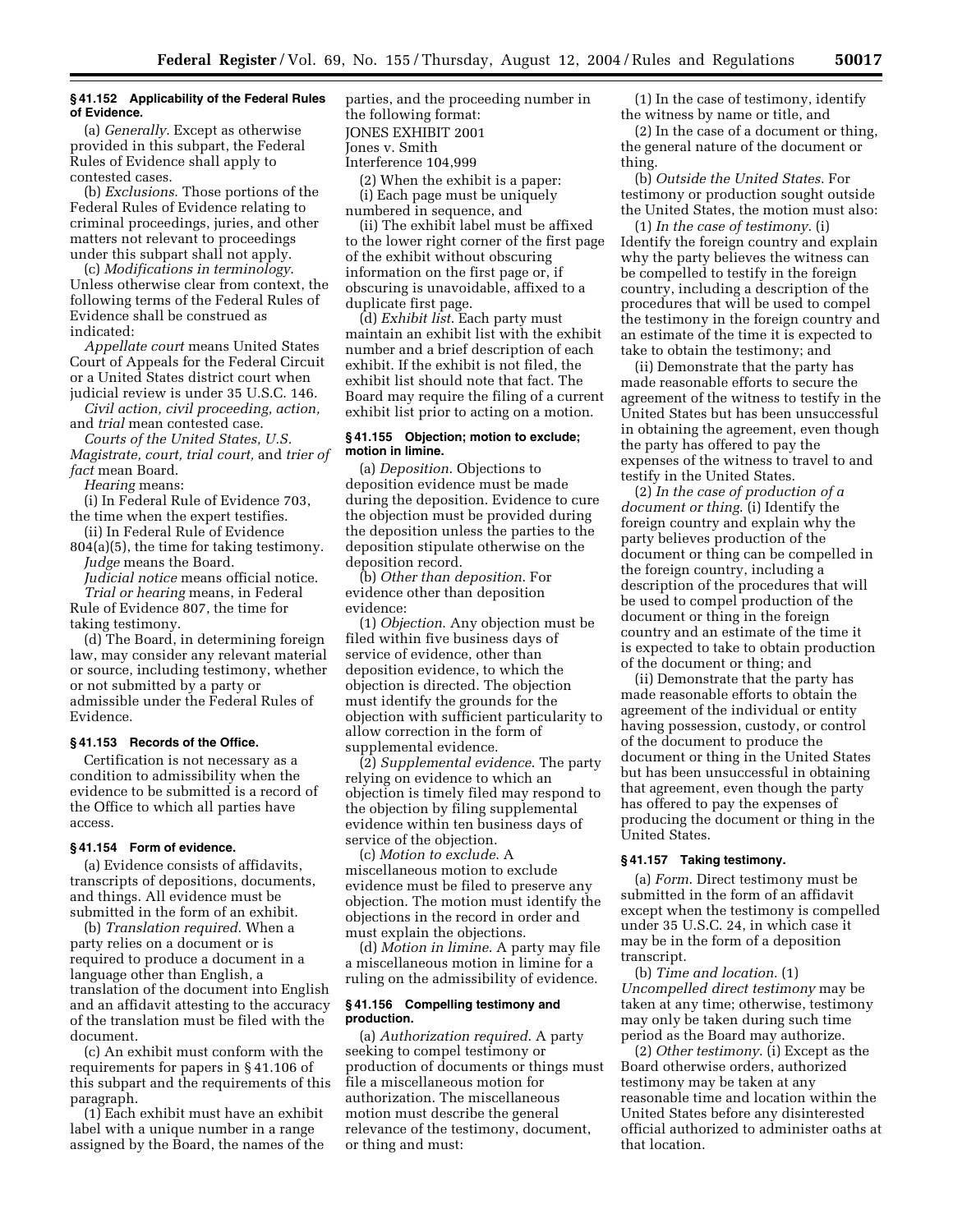### § 41.152 Applicability of the Federal Rules of Evidence.

(a) *Generally.* Except as otherwise provided in this subpart, the Federal Rules of Evidence shall apply to contested cases.

(b) *Exclusions.* Those portions of the Federal Rules of Evidence relating to criminal proceedings, juries, and other matters not relevant to proceedings under this subpart shall not apply.

(c) *Modifications in terminology.* Unless otherwise clear from context, the following terms of the Federal Rules of Evidence shall be construed as indicated:

*Appellate court* means United States Court of Appeals for the Federal Circuit or a United States district court when judicial review is under 35 U.S.C. 146.

*Civil action, civil proceeding, action,* and *trial* mean contested case.

*Courts of the United States, U.S. Magistrate, court, trial court,* and *trier of fact* mean Board.

*Hearing* means:

(i) In Federal Rule of Evidence 703, the time when the expert testifies.

(ii) In Federal Rule of Evidence 804(a)(5), the time for taking testimony.

*Judge* means the Board.

*Judicial notice* means official notice.

*Trial or hearing* means, in Federal Rule of Evidence 807, the time for taking testimony.

(d) The Board, in determining foreign law, may consider any relevant material or source, including testimony, whether or not submitted by a party or admissible under the Federal Rules of Evidence.

### § 41.153 Records of the Office.

Certification is not necessary as a condition to admissibility when the evidence to be submitted is a record of the Office to which all parties have access.

### § 41.154 Form of evidence.

(a) Evidence consists of affidavits, transcripts of depositions, documents, and things. All evidence must be submitted in the form of an exhibit.

(b) *Translation required.* When a party relies on a document or is required to produce a document in a language other than English, a translation of the document into English and an affidavit attesting to the accuracy of the translation must be filed with the document.

(c) An exhibit must conform with the requirements for papers in § 41.106 of this subpart and the requirements of this paragraph.

(1) Each exhibit must have an exhibit label with a unique number in a range assigned by the Board, the names of the parties, and the proceeding number in the following format:

JONES EXHIBIT 2001
Jones v. Smith
Interference 104,999

(2) When the exhibit is a paper:

(i) Each page must be uniquely numbered in sequence, and

(ii) The exhibit label must be affixed to the lower right corner of the first page of the exhibit without obscuring information on the first page or, if obscuring is unavoidable, affixed to a duplicate first page.

(d) *Exhibit list.* Each party must maintain an exhibit list with the exhibit number and a brief description of each exhibit. If the exhibit is not filed, the exhibit list should note that fact. The Board may require the filing of a current exhibit list prior to acting on a motion.

### § 41.155 Objection; motion to exclude; motion in limine.

(a) *Deposition.* Objections to deposition evidence must be made during the deposition. Evidence to cure the objection must be provided during the deposition unless the parties to the deposition stipulate otherwise on the deposition record.

(b) *Other than deposition.* For evidence other than deposition evidence:

(1) *Objection.* Any objection must be filed within five business days of service of evidence, other than deposition evidence, to which the objection is directed. The objection must identify the grounds for the objection with sufficient particularity to allow correction in the form of supplemental evidence.

(2) *Supplemental evidence.* The party relying on evidence to which an objection is timely filed may respond to the objection by filing supplemental evidence within ten business days of service of the objection.

(c) *Motion to exclude.* A miscellaneous motion to exclude evidence must be filed to preserve any objection. The motion must identify the objections in the record in order and must explain the objections.

(d) *Motion in limine.* A party may file a miscellaneous motion in limine for a ruling on the admissibility of evidence.

### § 41.156 Compelling testimony and production.

(a) *Authorization required.* A party seeking to compel testimony or production of documents or things must file a miscellaneous motion for authorization. The miscellaneous motion must describe the general relevance of the testimony, document, or thing and must:

(1) In the case of testimony, identify the witness by name or title, and

(2) In the case of a document or thing, the general nature of the document or thing.

(b) *Outside the United States.* For testimony or production sought outside the United States, the motion must also:

(1) *In the case of testimony.* (i) Identify the foreign country and explain why the party believes the witness can be compelled to testify in the foreign country, including a description of the procedures that will be used to compel the testimony in the foreign country and an estimate of the time it is expected to take to obtain the testimony; and

(ii) Demonstrate that the party has made reasonable efforts to secure the agreement of the witness to testify in the United States but has been unsuccessful in obtaining the agreement, even though the party has offered to pay the expenses of the witness to travel to and testify in the United States.

(2) *In the case of production of a document or thing.* (i) Identify the foreign country and explain why the party believes production of the document or thing can be compelled in the foreign country, including a description of the procedures that will be used to compel production of the document or thing in the foreign country and an estimate of the time it is expected to take to obtain production of the document or thing; and

(ii) Demonstrate that the party has made reasonable efforts to obtain the agreement of the individual or entity having possession, custody, or control of the document to produce the document or thing in the United States but has been unsuccessful in obtaining that agreement, even though the party has offered to pay the expenses of producing the document or thing in the United States.

### § 41.157 Taking testimony.

(a) *Form.* Direct testimony must be submitted in the form of an affidavit except when the testimony is compelled under 35 U.S.C. 24, in which case it may be in the form of a deposition transcript.

(b) *Time and location.* (1) *Uncompelled direct testimony* may be taken at any time; otherwise, testimony may only be taken during such time period as the Board may authorize.

(2) *Other testimony.* (i) Except as the Board otherwise orders, authorized testimony may be taken at any reasonable time and location within the United States before any disinterested official authorized to administer oaths at that location.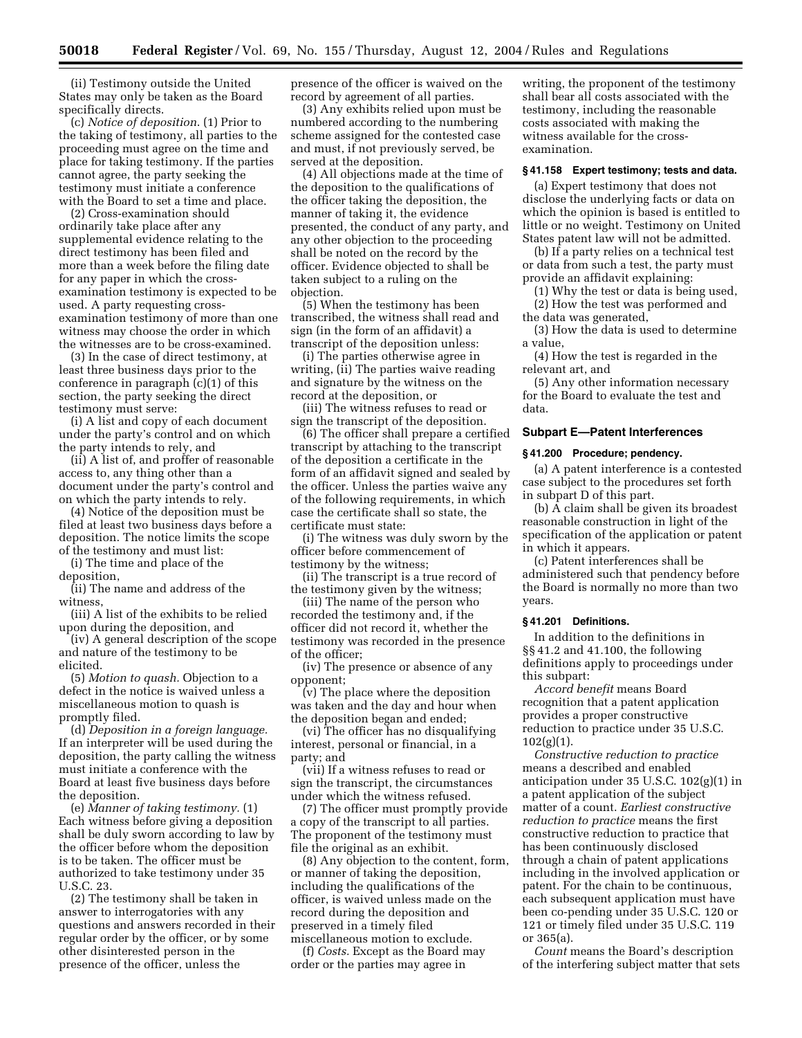(ii) Testimony outside the United States may only be taken as the Board specifically directs.

(c) *Notice of deposition.* (1) Prior to the taking of testimony, all parties to the proceeding must agree on the time and place for taking testimony. If the parties cannot agree, the party seeking the testimony must initiate a conference with the Board to set a time and place.

(2) Cross-examination should ordinarily take place after any supplemental evidence relating to the direct testimony has been filed and more than a week before the filing date for any paper in which the cross-examination testimony is expected to be used. A party requesting cross-examination testimony of more than one witness may choose the order in which the witnesses are to be cross-examined.

(3) In the case of direct testimony, at least three business days prior to the conference in paragraph (c)(1) of this section, the party seeking the direct testimony must serve:

(i) A list and copy of each document under the party's control and on which the party intends to rely, and

(ii) A list of, and proffer of reasonable access to, any thing other than a document under the party's control and on which the party intends to rely.

(4) Notice of the deposition must be filed at least two business days before a deposition. The notice limits the scope of the testimony and must list:

(i) The time and place of the deposition,

(ii) The name and address of the witness,

(iii) A list of the exhibits to be relied upon during the deposition, and

(iv) A general description of the scope and nature of the testimony to be elicited.

(5) *Motion to quash.* Objection to a defect in the notice is waived unless a miscellaneous motion to quash is promptly filed.

(d) *Deposition in a foreign language.* If an interpreter will be used during the deposition, the party calling the witness must initiate a conference with the Board at least five business days before the deposition.

(e) *Manner of taking testimony.* (1) Each witness before giving a deposition shall be duly sworn according to law by the officer before whom the deposition is to be taken. The officer must be authorized to take testimony under 35 U.S.C. 23.

(2) The testimony shall be taken in answer to interrogatories with any questions and answers recorded in their regular order by the officer, or by some other disinterested person in the presence of the officer, unless the presence of the officer is waived on the record by agreement of all parties.

(3) Any exhibits relied upon must be numbered according to the numbering scheme assigned for the contested case and must, if not previously served, be served at the deposition.

(4) All objections made at the time of the deposition to the qualifications of the officer taking the deposition, the manner of taking it, the evidence presented, the conduct of any party, and any other objection to the proceeding shall be noted on the record by the officer. Evidence objected to shall be taken subject to a ruling on the objection.

(5) When the testimony has been transcribed, the witness shall read and sign (in the form of an affidavit) a transcript of the deposition unless:

(i) The parties otherwise agree in writing, (ii) The parties waive reading and signature by the witness on the record at the deposition, or

(iii) The witness refuses to read or sign the transcript of the deposition.

(6) The officer shall prepare a certified transcript by attaching to the transcript of the deposition a certificate in the form of an affidavit signed and sealed by the officer. Unless the parties waive any of the following requirements, in which case the certificate shall so state, the certificate must state:

(i) The witness was duly sworn by the officer before commencement of testimony by the witness;

(ii) The transcript is a true record of the testimony given by the witness;

(iii) The name of the person who recorded the testimony and, if the officer did not record it, whether the testimony was recorded in the presence of the officer;

(iv) The presence or absence of any opponent;

(v) The place where the deposition was taken and the day and hour when the deposition began and ended;

(vi) The officer has no disqualifying interest, personal or financial, in a party; and

(vii) If a witness refuses to read or sign the transcript, the circumstances under which the witness refused.

(7) The officer must promptly provide a copy of the transcript to all parties. The proponent of the testimony must file the original as an exhibit.

(8) Any objection to the content, form, or manner of taking the deposition, including the qualifications of the officer, is waived unless made on the record during the deposition and preserved in a timely filed miscellaneous motion to exclude.

(f) *Costs.* Except as the Board may order or the parties may agree in writing, the proponent of the testimony shall bear all costs associated with the testimony, including the reasonable costs associated with making the witness available for the cross-examination.

**§ 41.158 Expert testimony; tests and data.**

(a) Expert testimony that does not disclose the underlying facts or data on which the opinion is based is entitled to little or no weight. Testimony on United States patent law will not be admitted.

(b) If a party relies on a technical test or data from such a test, the party must provide an affidavit explaining:

(1) Why the test or data is being used,

(2) How the test was performed and the data was generated,

(3) How the data is used to determine a value,

(4) How the test is regarded in the relevant art, and

(5) Any other information necessary for the Board to evaluate the test and data.

## Subpart E—Patent Interferences

**§ 41.200 Procedure; pendency.**

(a) A patent interference is a contested case subject to the procedures set forth in subpart D of this part.

(b) A claim shall be given its broadest reasonable construction in light of the specification of the application or patent in which it appears.

(c) Patent interferences shall be administered such that pendency before the Board is normally no more than two years.

**§ 41.201 Definitions.**

In addition to the definitions in §§ 41.2 and 41.100, the following definitions apply to proceedings under this subpart:

*Accord benefit* means Board recognition that a patent application provides a proper constructive reduction to practice under 35 U.S.C. 102(g)(1).

*Constructive reduction to practice* means a described and enabled anticipation under 35 U.S.C. 102(g)(1) in a patent application of the subject matter of a count. *Earliest constructive reduction to practice* means the first constructive reduction to practice that has been continuously disclosed through a chain of patent applications including in the involved application or patent. For the chain to be continuous, each subsequent application must have been co-pending under 35 U.S.C. 120 or 121 or timely filed under 35 U.S.C. 119 or 365(a).

*Count* means the Board's description of the interfering subject matter that sets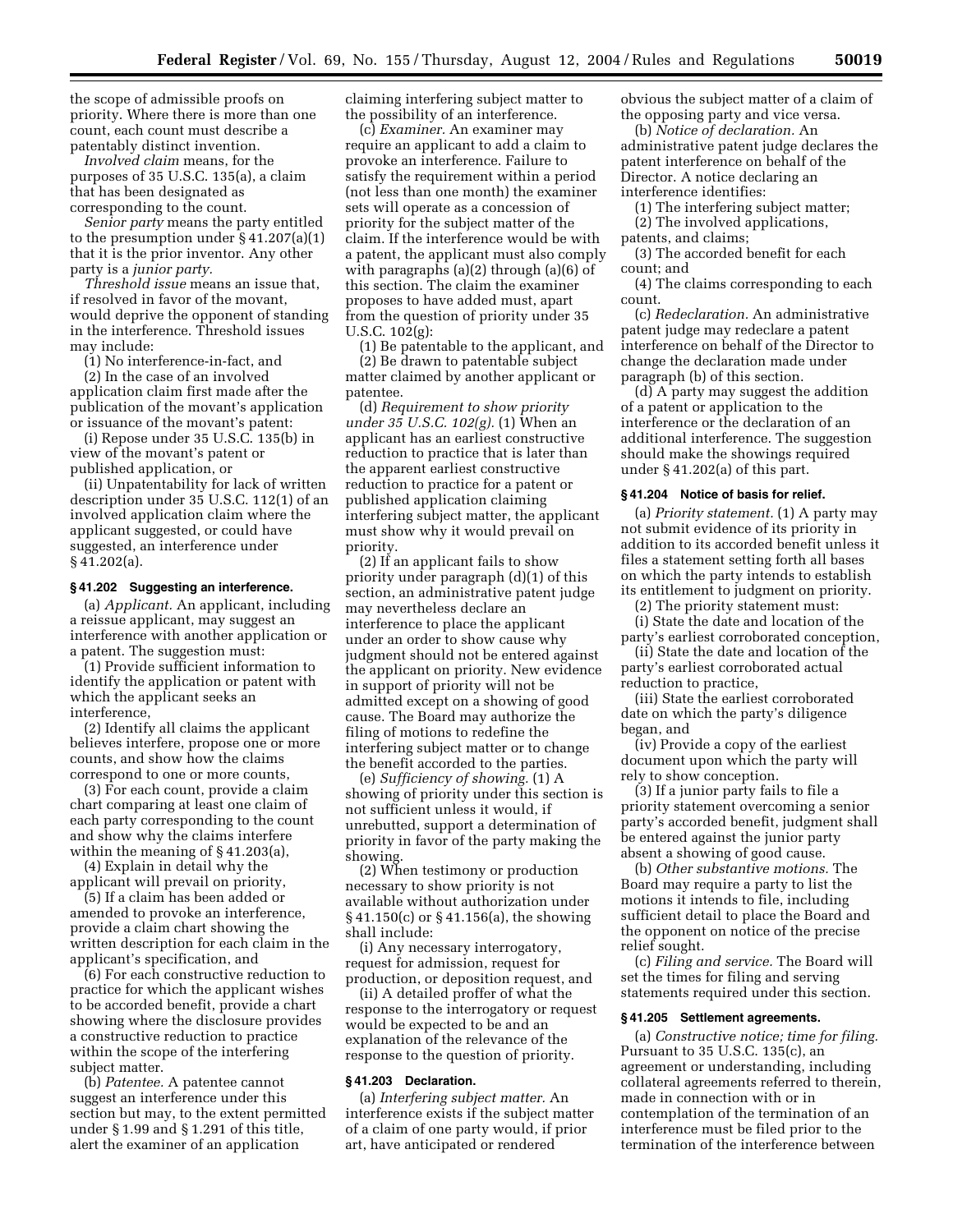the scope of admissible proofs on priority. Where there is more than one count, each count must describe a patentably distinct invention.

*Involved claim* means, for the purposes of 35 U.S.C. 135(a), a claim that has been designated as corresponding to the count.

*Senior party* means the party entitled to the presumption under § 41.207(a)(1) that it is the prior inventor. Any other party is a *junior party*.

*Threshold issue* means an issue that, if resolved in favor of the movant, would deprive the opponent of standing in the interference. Threshold issues may include:

(1) No interference-in-fact, and

(2) In the case of an involved application claim first made after the publication of the movant's application or issuance of the movant's patent:

(i) Repose under 35 U.S.C. 135(b) in view of the movant's patent or published application, or

(ii) Unpatentability for lack of written description under 35 U.S.C. 112(1) of an involved application claim where the applicant suggested, or could have suggested, an interference under § 41.202(a).

#### § 41.202 Suggesting an interference.

(a) *Applicant.* An applicant, including a reissue applicant, may suggest an interference with another application or a patent. The suggestion must:

(1) Provide sufficient information to identify the application or patent with which the applicant seeks an interference,

(2) Identify all claims the applicant believes interfere, propose one or more counts, and show how the claims correspond to one or more counts,

(3) For each count, provide a claim chart comparing at least one claim of each party corresponding to the count and show why the claims interfere within the meaning of § 41.203(a),

(4) Explain in detail why the applicant will prevail on priority,

(5) If a claim has been added or amended to provoke an interference, provide a claim chart showing the written description for each claim in the applicant's specification, and

(6) For each constructive reduction to practice for which the applicant wishes to be accorded benefit, provide a chart showing where the disclosure provides a constructive reduction to practice within the scope of the interfering subject matter.

(b) *Patentee.* A patentee cannot suggest an interference under this section but may, to the extent permitted under § 1.99 and § 1.291 of this title, alert the examiner of an application claiming interfering subject matter to the possibility of an interference.

(c) *Examiner.* An examiner may require an applicant to add a claim to provoke an interference. Failure to satisfy the requirement within a period (not less than one month) the examiner sets will operate as a concession of priority for the subject matter of the claim. If the interference would be with a patent, the applicant must also comply with paragraphs (a)(2) through (a)(6) of this section. The claim the examiner proposes to have added must, apart from the question of priority under 35 U.S.C. 102(g):

(1) Be patentable to the applicant, and

(2) Be drawn to patentable subject matter claimed by another applicant or patentee.

(d) *Requirement to show priority under 35 U.S.C. 102(g).* (1) When an applicant has an earliest constructive reduction to practice that is later than the apparent earliest constructive reduction to practice for a patent or published application claiming interfering subject matter, the applicant must show why it would prevail on priority.

(2) If an applicant fails to show priority under paragraph (d)(1) of this section, an administrative patent judge may nevertheless declare an interference to place the applicant under an order to show cause why judgment should not be entered against the applicant on priority. New evidence in support of priority will not be admitted except on a showing of good cause. The Board may authorize the filing of motions to redefine the interfering subject matter or to change the benefit accorded to the parties.

(e) *Sufficiency of showing.* (1) A showing of priority under this section is not sufficient unless it would, if unrebutted, support a determination of priority in favor of the party making the showing.

(2) When testimony or production necessary to show priority is not available without authorization under § 41.150(c) or § 41.156(a), the showing shall include:

(i) Any necessary interrogatory, request for admission, request for production, or deposition request, and

(ii) A detailed proffer of what the response to the interrogatory or request would be expected to be and an explanation of the relevance of the response to the question of priority.

#### § 41.203 Declaration.

(a) *Interfering subject matter.* An interference exists if the subject matter of a claim of one party would, if prior art, have anticipated or rendered obvious the subject matter of a claim of the opposing party and vice versa.

(b) *Notice of declaration.* An administrative patent judge declares the patent interference on behalf of the Director. A notice declaring an interference identifies:

(1) The interfering subject matter;

(2) The involved applications, patents, and claims;

(3) The accorded benefit for each count; and

(4) The claims corresponding to each count.

(c) *Redeclaration.* An administrative patent judge may redeclare a patent interference on behalf of the Director to change the declaration made under paragraph (b) of this section.

(d) A party may suggest the addition of a patent or application to the interference or the declaration of an additional interference. The suggestion should make the showings required under § 41.202(a) of this part.

#### § 41.204 Notice of basis for relief.

(a) *Priority statement.* (1) A party may not submit evidence of its priority in addition to its accorded benefit unless it files a statement setting forth all bases on which the party intends to establish its entitlement to judgment on priority.

(2) The priority statement must:

(i) State the date and location of the party's earliest corroborated conception,

(ii) State the date and location of the party's earliest corroborated actual reduction to practice,

(iii) State the earliest corroborated date on which the party's diligence began, and

(iv) Provide a copy of the earliest document upon which the party will rely to show conception.

(3) If a junior party fails to file a priority statement overcoming a senior party's accorded benefit, judgment shall be entered against the junior party absent a showing of good cause.

(b) *Other substantive motions.* The Board may require a party to list the motions it intends to file, including sufficient detail to place the Board and the opponent on notice of the precise relief sought.

(c) *Filing and service.* The Board will set the times for filing and serving statements required under this section.

#### § 41.205 Settlement agreements.

(a) *Constructive notice; time for filing.* Pursuant to 35 U.S.C. 135(c), an agreement or understanding, including collateral agreements referred to therein, made in connection with or in contemplation of the termination of an interference must be filed prior to the termination of the interference between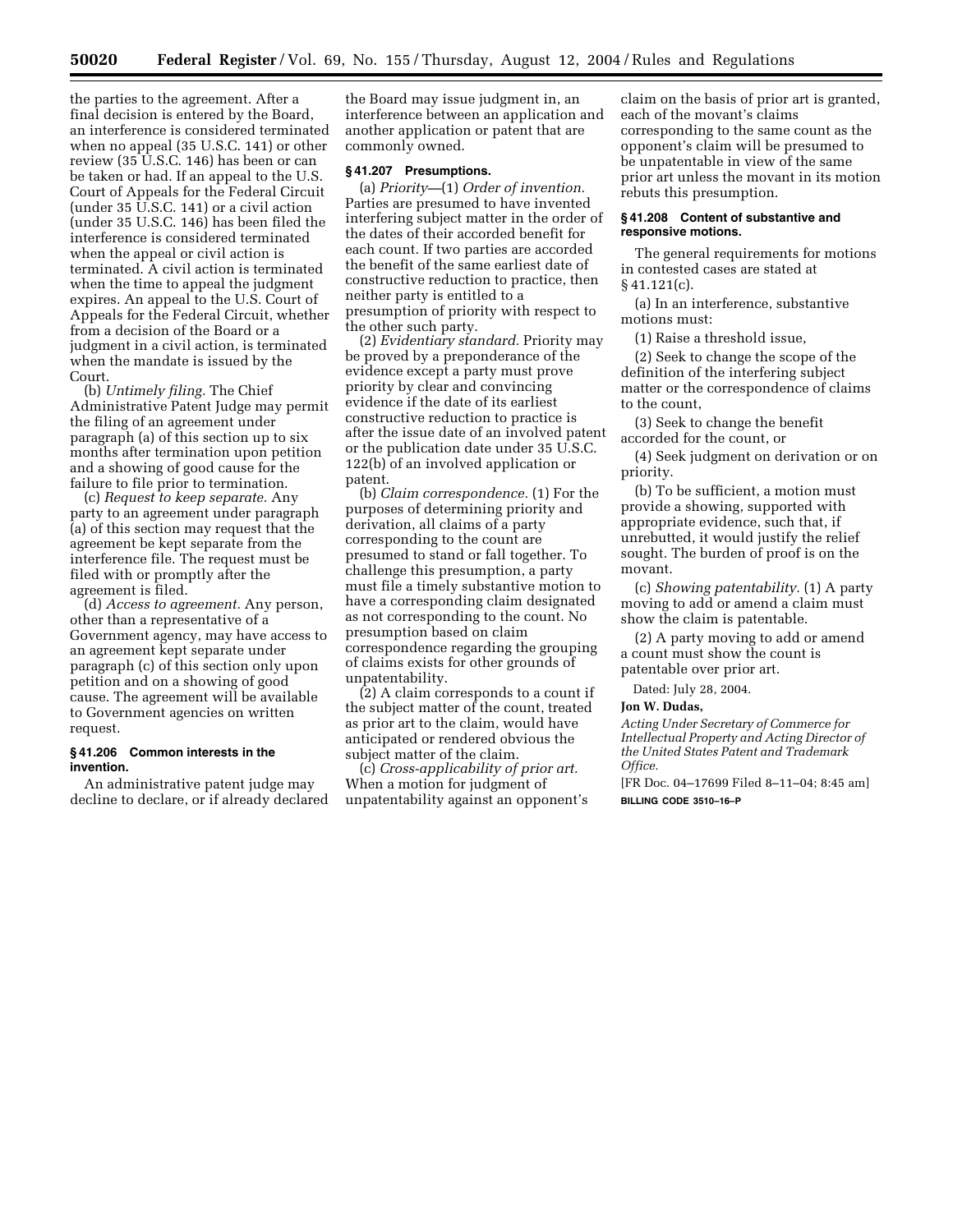the parties to the agreement. After a final decision is entered by the Board, an interference is considered terminated when no appeal (35 U.S.C. 141) or other review (35 U.S.C. 146) has been or can be taken or had. If an appeal to the U.S. Court of Appeals for the Federal Circuit (under 35 U.S.C. 141) or a civil action (under 35 U.S.C. 146) has been filed the interference is considered terminated when the appeal or civil action is terminated. A civil action is terminated when the time to appeal the judgment expires. An appeal to the U.S. Court of Appeals for the Federal Circuit, whether from a decision of the Board or a judgment in a civil action, is terminated when the mandate is issued by the Court.

(b) *Untimely filing.* The Chief Administrative Patent Judge may permit the filing of an agreement under paragraph (a) of this section up to six months after termination upon petition and a showing of good cause for the failure to file prior to termination.

(c) *Request to keep separate.* Any party to an agreement under paragraph (a) of this section may request that the agreement be kept separate from the interference file. The request must be filed with or promptly after the agreement is filed.

(d) *Access to agreement.* Any person, other than a representative of a Government agency, may have access to an agreement kept separate under paragraph (c) of this section only upon petition and on a showing of good cause. The agreement will be available to Government agencies on written request.

**§ 41.206 Common interests in the invention.**

An administrative patent judge may decline to declare, or if already declared the Board may issue judgment in, an interference between an application and another application or patent that are commonly owned.

**§ 41.207 Presumptions.**

(a) *Priority*—(1) *Order of invention.* Parties are presumed to have invented interfering subject matter in the order of the dates of their accorded benefit for each count. If two parties are accorded the benefit of the same earliest date of constructive reduction to practice, then neither party is entitled to a presumption of priority with respect to the other such party.

(2) *Evidentiary standard.* Priority may be proved by a preponderance of the evidence except a party must prove priority by clear and convincing evidence if the date of its earliest constructive reduction to practice is after the issue date of an involved patent or the publication date under 35 U.S.C. 122(b) of an involved application or patent.

(b) *Claim correspondence.* (1) For the purposes of determining priority and derivation, all claims of a party corresponding to the count are presumed to stand or fall together. To challenge this presumption, a party must file a timely substantive motion to have a corresponding claim designated as not corresponding to the count. No presumption based on claim correspondence regarding the grouping of claims exists for other grounds of unpatentability.

(2) A claim corresponds to a count if the subject matter of the count, treated as prior art to the claim, would have anticipated or rendered obvious the subject matter of the claim.

(c) *Cross-applicability of prior art.* When a motion for judgment of unpatentability against an opponent's claim on the basis of prior art is granted, each of the movant's claims corresponding to the same count as the opponent's claim will be presumed to be unpatentable in view of the same prior art unless the movant in its motion rebuts this presumption.

**§ 41.208 Content of substantive and responsive motions.**

The general requirements for motions in contested cases are stated at § 41.121(c).

(a) In an interference, substantive motions must:

(1) Raise a threshold issue,

(2) Seek to change the scope of the definition of the interfering subject matter or the correspondence of claims to the count,

(3) Seek to change the benefit accorded for the count, or

(4) Seek judgment on derivation or on priority.

(b) To be sufficient, a motion must provide a showing, supported with appropriate evidence, such that, if unrebutted, it would justify the relief sought. The burden of proof is on the movant.

(c) *Showing patentability.* (1) A party moving to add or amend a claim must show the claim is patentable.

(2) A party moving to add or amend a count must show the count is patentable over prior art.

Dated: July 28, 2004.

**Jon W. Dudas,**

*Acting Under Secretary of Commerce for Intellectual Property and Acting Director of the United States Patent and Trademark Office.*

[FR Doc. 04–17699 Filed 8–11–04; 8:45 am]

**BILLING CODE 3510–16–P**